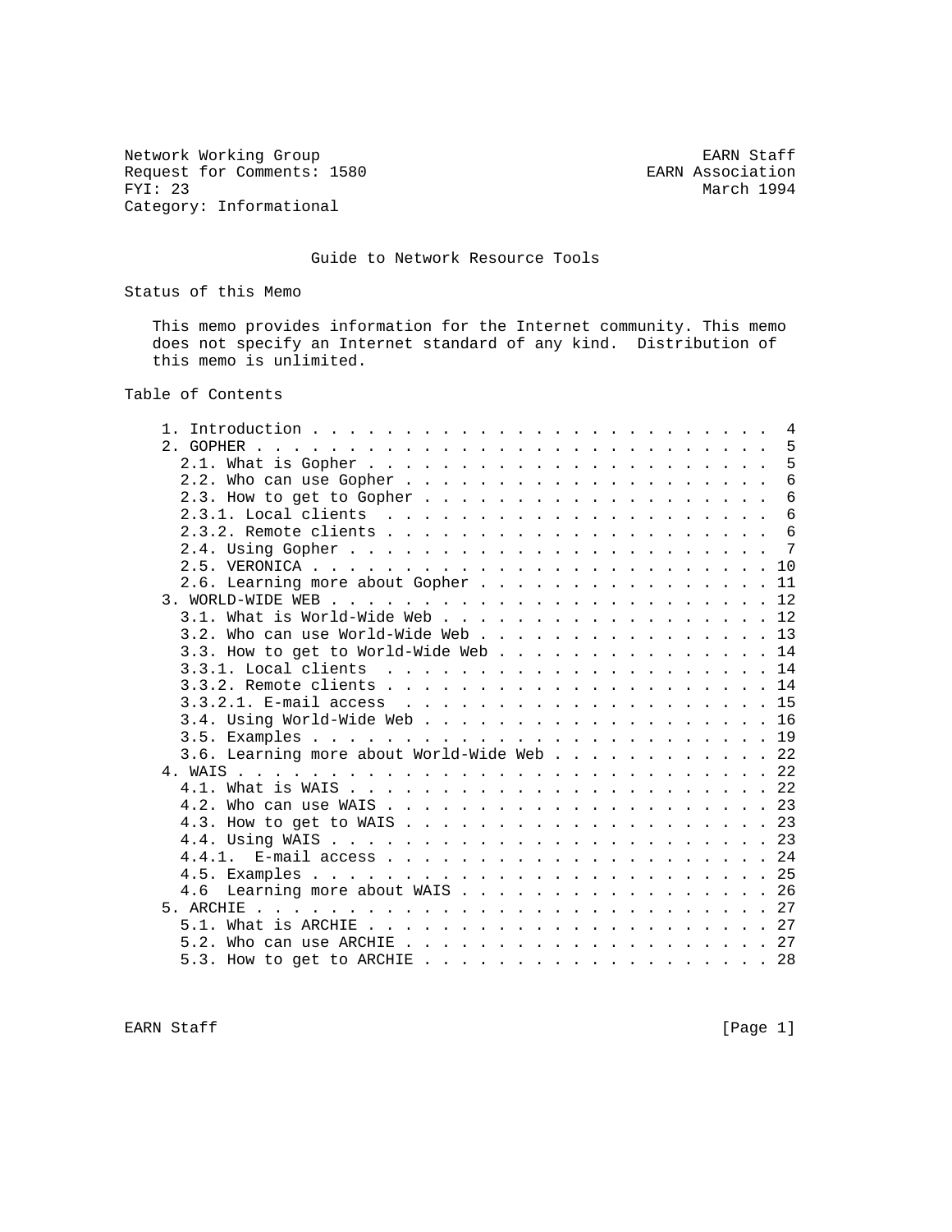Network Working Group                                         EARN Staff
Request for Comments: 1580                              EARN Association
FYI: 23                                                       March 1994
Category: Informational

# Guide to Network Resource Tools

## Status of this Memo

This memo provides information for the Internet community. This memo does not specify an Internet standard of any kind. Distribution of this memo is unlimited.

## Table of Contents

```
   1. Introduction . . . . . . . . . . . . . . . . . . . . . . . . .  4
   2. GOPHER . . . . . . . . . . . . . . . . . . . . . . . . . . . .  5
     2.1. What is Gopher . . . . . . . . . . . . . . . . . . . . . .  5
     2.2. Who can use Gopher . . . . . . . . . . . . . . . . . . . .  6
     2.3. How to get to Gopher . . . . . . . . . . . . . . . . . . .  6
     2.3.1. Local clients  . . . . . . . . . . . . . . . . . . . . .  6
     2.3.2. Remote clients . . . . . . . . . . . . . . . . . . . . .  6
     2.4. Using Gopher . . . . . . . . . . . . . . . . . . . . . . .  7
     2.5. VERONICA . . . . . . . . . . . . . . . . . . . . . . . . . 10
     2.6. Learning more about Gopher . . . . . . . . . . . . . . . . 11
   3. WORLD-WIDE WEB . . . . . . . . . . . . . . . . . . . . . . . . 12
     3.1. What is World-Wide Web . . . . . . . . . . . . . . . . . . 12
     3.2. Who can use World-Wide Web . . . . . . . . . . . . . . . . 13
     3.3. How to get to World-Wide Web . . . . . . . . . . . . . . . 14
     3.3.1. Local clients  . . . . . . . . . . . . . . . . . . . . . 14
     3.3.2. Remote clients . . . . . . . . . . . . . . . . . . . . . 14
     3.3.2.1. E-mail access  . . . . . . . . . . . . . . . . . . . . 15
     3.4. Using World-Wide Web . . . . . . . . . . . . . . . . . . . 16
     3.5. Examples . . . . . . . . . . . . . . . . . . . . . . . . . 19
     3.6. Learning more about World-Wide Web . . . . . . . . . . . . 22
   4. WAIS . . . . . . . . . . . . . . . . . . . . . . . . . . . . . 22
     4.1. What is WAIS . . . . . . . . . . . . . . . . . . . . . . . 22
     4.2. Who can use WAIS . . . . . . . . . . . . . . . . . . . . . 23
     4.3. How to get to WAIS . . . . . . . . . . . . . . . . . . . . 23
     4.4. Using WAIS . . . . . . . . . . . . . . . . . . . . . . . . 23
     4.4.1.  E-mail access . . . . . . . . . . . . . . . . . . . . . 24
     4.5. Examples . . . . . . . . . . . . . . . . . . . . . . . . . 25
     4.6  Learning more about WAIS . . . . . . . . . . . . . . . . . 26
   5. ARCHIE . . . . . . . . . . . . . . . . . . . . . . . . . . . . 27
     5.1. What is ARCHIE . . . . . . . . . . . . . . . . . . . . . . 27
     5.2. Who can use ARCHIE . . . . . . . . . . . . . . . . . . . . 27
     5.3. How to get to ARCHIE . . . . . . . . . . . . . . . . . . . 28
```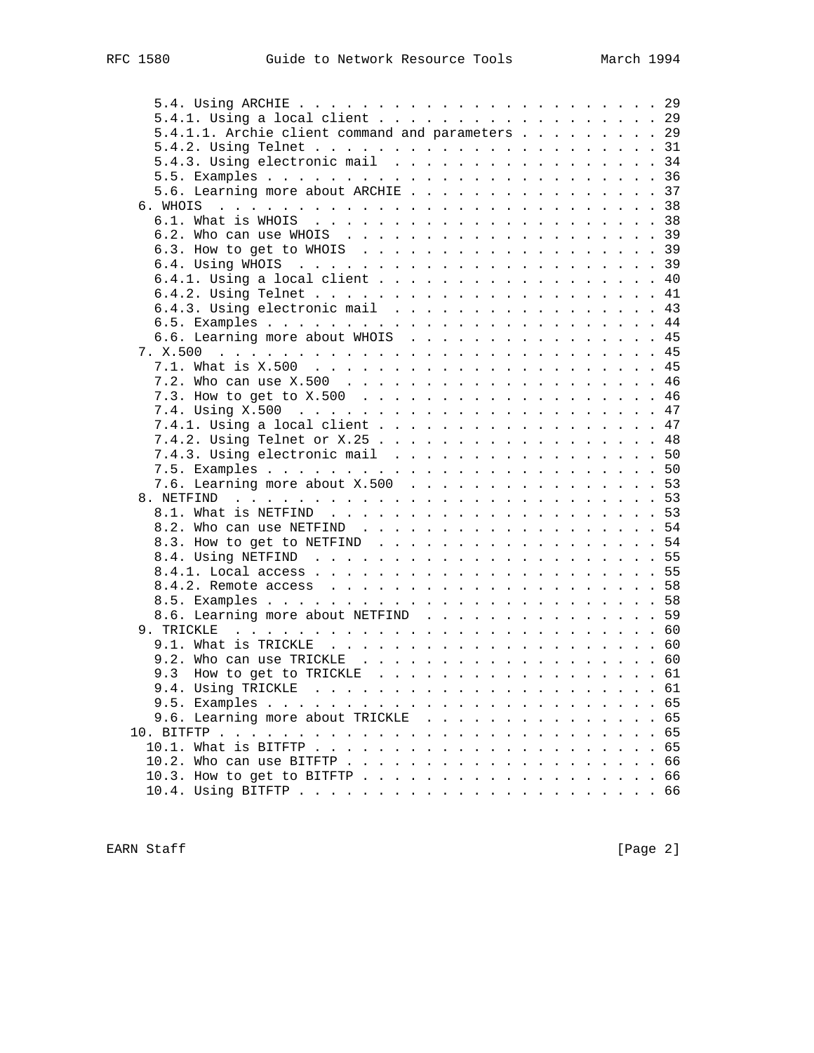```
      5.4. Using ARCHIE . . . . . . . . . . . . . . . . . . . . . . . 29
      5.4.1. Using a local client . . . . . . . . . . . . . . . . . . 29
      5.4.1.1. Archie client command and parameters . . . . . . . . . 29
      5.4.2. Using Telnet . . . . . . . . . . . . . . . . . . . . . . 31
      5.4.3. Using electronic mail  . . . . . . . . . . . . . . . . . 34
      5.5. Examples . . . . . . . . . . . . . . . . . . . . . . . . . 36
      5.6. Learning more about ARCHIE . . . . . . . . . . . . . . . . 37
    6. WHOIS  . . . . . . . . . . . . . . . . . . . . . . . . . . . . 38
      6.1. What is WHOIS  . . . . . . . . . . . . . . . . . . . . . . 38
      6.2. Who can use WHOIS  . . . . . . . . . . . . . . . . . . . . 39
      6.3. How to get to WHOIS  . . . . . . . . . . . . . . . . . . . 39
      6.4. Using WHOIS  . . . . . . . . . . . . . . . . . . . . . . . 39
      6.4.1. Using a local client . . . . . . . . . . . . . . . . . . 40
      6.4.2. Using Telnet . . . . . . . . . . . . . . . . . . . . . . 41
      6.4.3. Using electronic mail  . . . . . . . . . . . . . . . . . 43
      6.5. Examples . . . . . . . . . . . . . . . . . . . . . . . . . 44
      6.6. Learning more about WHOIS  . . . . . . . . . . . . . . . . 45
    7. X.500  . . . . . . . . . . . . . . . . . . . . . . . . . . . . 45
      7.1. What is X.500  . . . . . . . . . . . . . . . . . . . . . . 45
      7.2. Who can use X.500  . . . . . . . . . . . . . . . . . . . . 46
      7.3. How to get to X.500  . . . . . . . . . . . . . . . . . . . 46
      7.4. Using X.500  . . . . . . . . . . . . . . . . . . . . . . . 47
      7.4.1. Using a local client . . . . . . . . . . . . . . . . . . 47
      7.4.2. Using Telnet or X.25 . . . . . . . . . . . . . . . . . . 48
      7.4.3. Using electronic mail  . . . . . . . . . . . . . . . . . 50
      7.5. Examples . . . . . . . . . . . . . . . . . . . . . . . . . 50
      7.6. Learning more about X.500  . . . . . . . . . . . . . . . . 53
    8. NETFIND  . . . . . . . . . . . . . . . . . . . . . . . . . . . 53
      8.1. What is NETFIND  . . . . . . . . . . . . . . . . . . . . . 53
      8.2. Who can use NETFIND  . . . . . . . . . . . . . . . . . . . 54
      8.3. How to get to NETFIND  . . . . . . . . . . . . . . . . . . 54
      8.4. Using NETFIND  . . . . . . . . . . . . . . . . . . . . . . 55
      8.4.1. Local access . . . . . . . . . . . . . . . . . . . . . . 55
      8.4.2. Remote access  . . . . . . . . . . . . . . . . . . . . . 58
      8.5. Examples . . . . . . . . . . . . . . . . . . . . . . . . . 58
      8.6. Learning more about NETFIND  . . . . . . . . . . . . . . . 59
    9. TRICKLE  . . . . . . . . . . . . . . . . . . . . . . . . . . . 60
      9.1. What is TRICKLE  . . . . . . . . . . . . . . . . . . . . . 60
      9.2. Who can use TRICKLE  . . . . . . . . . . . . . . . . . . . 60
      9.3  How to get to TRICKLE  . . . . . . . . . . . . . . . . . . 61
      9.4. Using TRICKLE  . . . . . . . . . . . . . . . . . . . . . . 61
      9.5. Examples . . . . . . . . . . . . . . . . . . . . . . . . . 65
      9.6. Learning more about TRICKLE  . . . . . . . . . . . . . . . 65
   10. BITFTP . . . . . . . . . . . . . . . . . . . . . . . . . . . . 65
     10.1. What is BITFTP . . . . . . . . . . . . . . . . . . . . . . 65
     10.2. Who can use BITFTP . . . . . . . . . . . . . . . . . . . . 66
     10.3. How to get to BITFTP . . . . . . . . . . . . . . . . . . . 66
     10.4. Using BITFTP . . . . . . . . . . . . . . . . . . . . . . . 66
```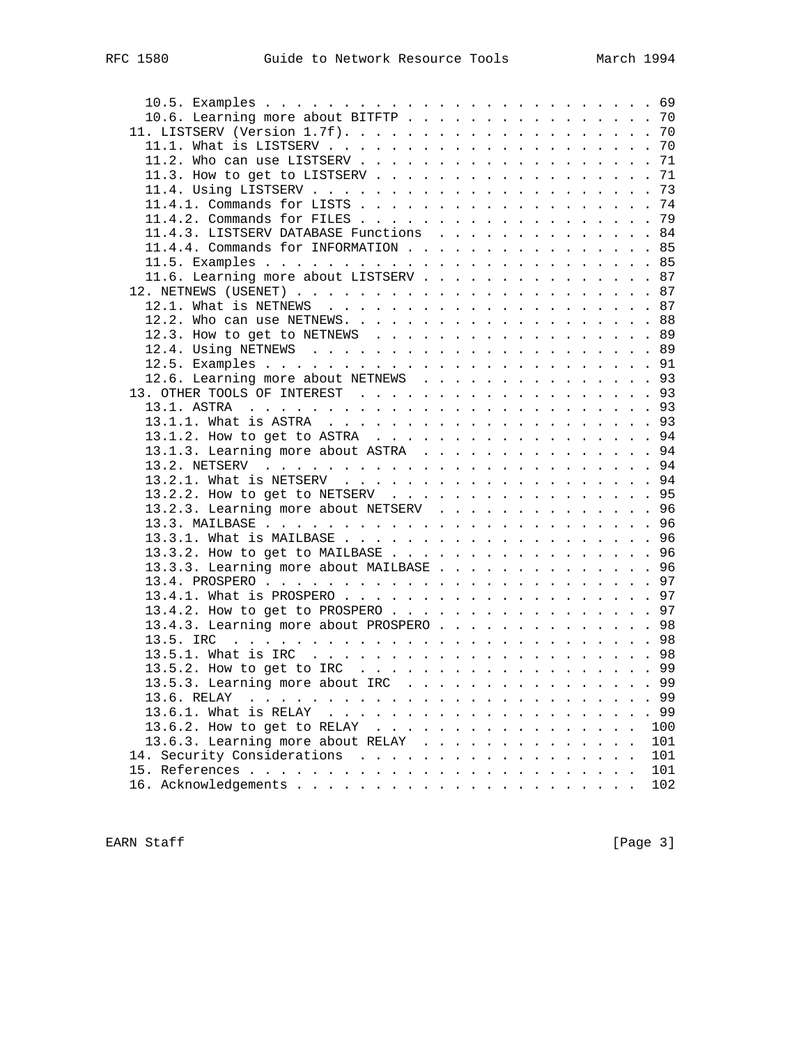```
      10.5. Examples . . . . . . . . . . . . . . . . . . . . . . . . . 69
      10.6. Learning more about BITFTP . . . . . . . . . . . . . . . . 70
   11. LISTSERV (Version 1.7f). . . . . . . . . . . . . . . . . . . . 70
      11.1. What is LISTSERV . . . . . . . . . . . . . . . . . . . . . 70
      11.2. Who can use LISTSERV . . . . . . . . . . . . . . . . . . . 71
      11.3. How to get to LISTSERV . . . . . . . . . . . . . . . . . . 71
      11.4. Using LISTSERV . . . . . . . . . . . . . . . . . . . . . . 73
      11.4.1. Commands for LISTS . . . . . . . . . . . . . . . . . . . 74
      11.4.2. Commands for FILES . . . . . . . . . . . . . . . . . . . 79
      11.4.3. LISTSERV DATABASE Functions  . . . . . . . . . . . . . . 84
      11.4.4. Commands for INFORMATION . . . . . . . . . . . . . . . . 85
      11.5. Examples . . . . . . . . . . . . . . . . . . . . . . . . . 85
      11.6. Learning more about LISTSERV . . . . . . . . . . . . . . . 87
   12. NETNEWS (USENET) . . . . . . . . . . . . . . . . . . . . . . . 87
      12.1. What is NETNEWS  . . . . . . . . . . . . . . . . . . . . . 87
      12.2. Who can use NETNEWS. . . . . . . . . . . . . . . . . . . . 88
      12.3. How to get to NETNEWS  . . . . . . . . . . . . . . . . . . 89
      12.4. Using NETNEWS  . . . . . . . . . . . . . . . . . . . . . . 89
      12.5. Examples . . . . . . . . . . . . . . . . . . . . . . . . . 91
      12.6. Learning more about NETNEWS  . . . . . . . . . . . . . . . 93
   13. OTHER TOOLS OF INTEREST  . . . . . . . . . . . . . . . . . . . 93
      13.1. ASTRA  . . . . . . . . . . . . . . . . . . . . . . . . . . 93
      13.1.1. What is ASTRA  . . . . . . . . . . . . . . . . . . . . . 93
      13.1.2. How to get to ASTRA  . . . . . . . . . . . . . . . . . . 94
      13.1.3. Learning more about ASTRA  . . . . . . . . . . . . . . . 94
      13.2. NETSERV  . . . . . . . . . . . . . . . . . . . . . . . . . 94
      13.2.1. What is NETSERV  . . . . . . . . . . . . . . . . . . . . 94
      13.2.2. How to get to NETSERV  . . . . . . . . . . . . . . . . . 95
      13.2.3. Learning more about NETSERV  . . . . . . . . . . . . . . 96
      13.3. MAILBASE . . . . . . . . . . . . . . . . . . . . . . . . . 96
      13.3.1. What is MAILBASE . . . . . . . . . . . . . . . . . . . . 96
      13.3.2. How to get to MAILBASE . . . . . . . . . . . . . . . . . 96
      13.3.3. Learning more about MAILBASE . . . . . . . . . . . . . . 96
      13.4. PROSPERO . . . . . . . . . . . . . . . . . . . . . . . . . 97
      13.4.1. What is PROSPERO . . . . . . . . . . . . . . . . . . . . 97
      13.4.2. How to get to PROSPERO . . . . . . . . . . . . . . . . . 97
      13.4.3. Learning more about PROSPERO . . . . . . . . . . . . . . 98
      13.5. IRC  . . . . . . . . . . . . . . . . . . . . . . . . . . . 98
      13.5.1. What is IRC  . . . . . . . . . . . . . . . . . . . . . . 98
      13.5.2. How to get to IRC  . . . . . . . . . . . . . . . . . . . 99
      13.5.3. Learning more about IRC  . . . . . . . . . . . . . . . . 99
      13.6. RELAY  . . . . . . . . . . . . . . . . . . . . . . . . . . 99
      13.6.1. What is RELAY  . . . . . . . . . . . . . . . . . . . . . 99
      13.6.2. How to get to RELAY  . . . . . . . . . . . . . . . . .  100
      13.6.3. Learning more about RELAY  . . . . . . . . . . . . . .  101
   14. Security Considerations  . . . . . . . . . . . . . . . . . .  101
   15. References . . . . . . . . . . . . . . . . . . . . . . . . .  101
   16. Acknowledgements . . . . . . . . . . . . . . . . . . . . . .  102
```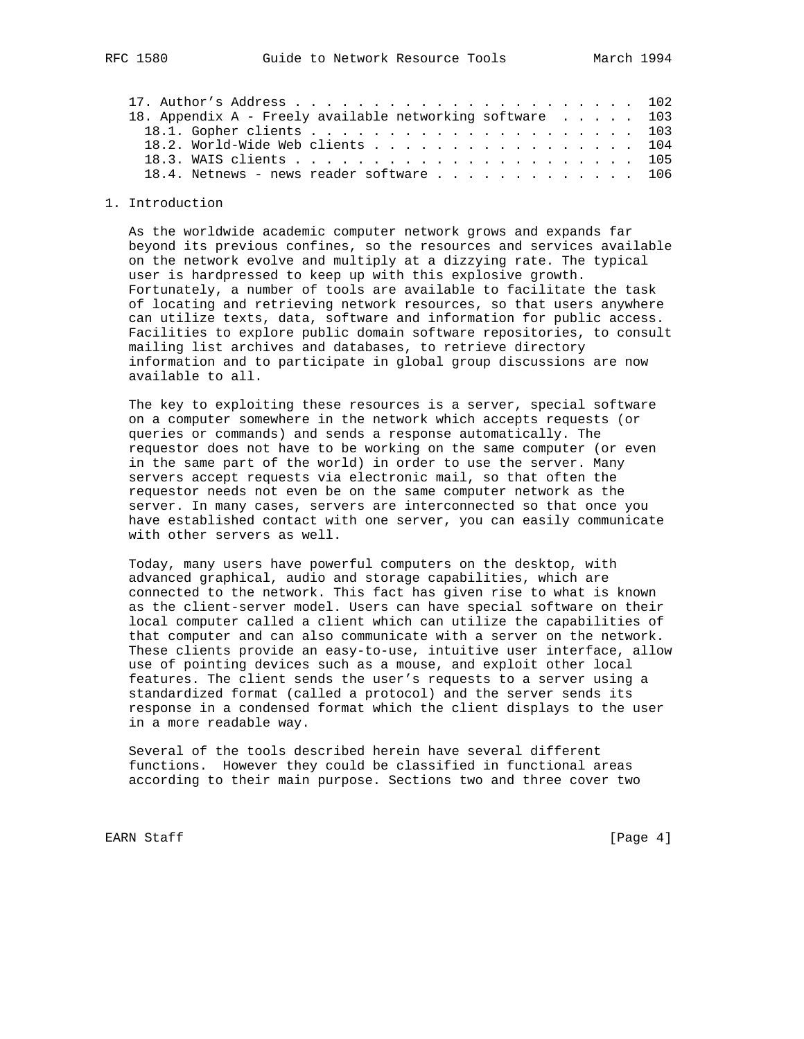17. Author's Address . . . . . . . . . . . . . . . . . . . . . . . 102
18. Appendix A - Freely available networking software . . . . . 103
   18.1. Gopher clients . . . . . . . . . . . . . . . . . . . . . . 103
   18.2. World-Wide Web clients . . . . . . . . . . . . . . . . . 104
   18.3. WAIS clients . . . . . . . . . . . . . . . . . . . . . . 105
   18.4. Netnews - news reader software . . . . . . . . . . . . . 106

# 1. Introduction

As the worldwide academic computer network grows and expands far beyond its previous confines, so the resources and services available on the network evolve and multiply at a dizzying rate. The typical user is hardpressed to keep up with this explosive growth. Fortunately, a number of tools are available to facilitate the task of locating and retrieving network resources, so that users anywhere can utilize texts, data, software and information for public access. Facilities to explore public domain software repositories, to consult mailing list archives and databases, to retrieve directory information and to participate in global group discussions are now available to all.

The key to exploiting these resources is a server, special software on a computer somewhere in the network which accepts requests (or queries or commands) and sends a response automatically. The requestor does not have to be working on the same computer (or even in the same part of the world) in order to use the server. Many servers accept requests via electronic mail, so that often the requestor needs not even be on the same computer network as the server. In many cases, servers are interconnected so that once you have established contact with one server, you can easily communicate with other servers as well.

Today, many users have powerful computers on the desktop, with advanced graphical, audio and storage capabilities, which are connected to the network. This fact has given rise to what is known as the client-server model. Users can have special software on their local computer called a client which can utilize the capabilities of that computer and can also communicate with a server on the network. These clients provide an easy-to-use, intuitive user interface, allow use of pointing devices such as a mouse, and exploit other local features. The client sends the user's requests to a server using a standardized format (called a protocol) and the server sends its response in a condensed format which the client displays to the user in a more readable way.

Several of the tools described herein have several different functions. However they could be classified in functional areas according to their main purpose. Sections two and three cover two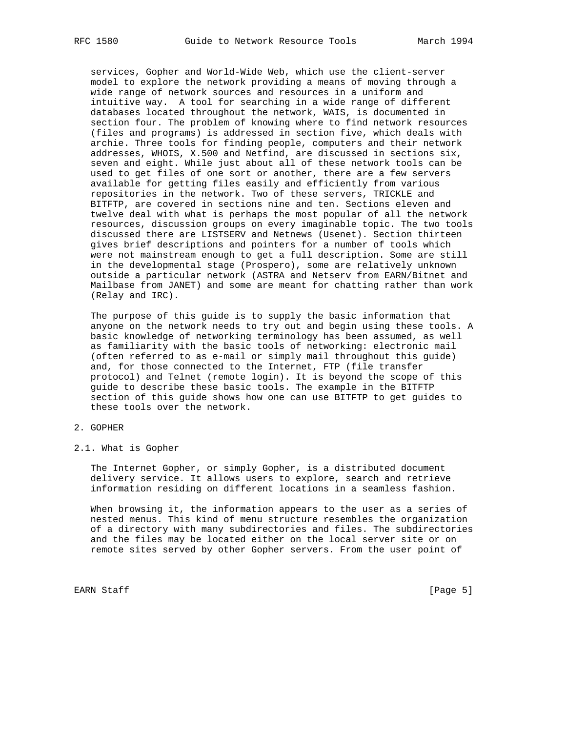services, Gopher and World-Wide Web, which use the client-server model to explore the network providing a means of moving through a wide range of network sources and resources in a uniform and intuitive way. A tool for searching in a wide range of different databases located throughout the network, WAIS, is documented in section four. The problem of knowing where to find network resources (files and programs) is addressed in section five, which deals with archie. Three tools for finding people, computers and their network addresses, WHOIS, X.500 and Netfind, are discussed in sections six, seven and eight. While just about all of these network tools can be used to get files of one sort or another, there are a few servers available for getting files easily and efficiently from various repositories in the network. Two of these servers, TRICKLE and BITFTP, are covered in sections nine and ten. Sections eleven and twelve deal with what is perhaps the most popular of all the network resources, discussion groups on every imaginable topic. The two tools discussed there are LISTSERV and Netnews (Usenet). Section thirteen gives brief descriptions and pointers for a number of tools which were not mainstream enough to get a full description. Some are still in the developmental stage (Prospero), some are relatively unknown outside a particular network (ASTRA and Netserv from EARN/Bitnet and Mailbase from JANET) and some are meant for chatting rather than work (Relay and IRC).

The purpose of this guide is to supply the basic information that anyone on the network needs to try out and begin using these tools. A basic knowledge of networking terminology has been assumed, as well as familiarity with the basic tools of networking: electronic mail (often referred to as e-mail or simply mail throughout this guide) and, for those connected to the Internet, FTP (file transfer protocol) and Telnet (remote login). It is beyond the scope of this guide to describe these basic tools. The example in the BITFTP section of this guide shows how one can use BITFTP to get guides to these tools over the network.

## 2. GOPHER

### 2.1. What is Gopher

The Internet Gopher, or simply Gopher, is a distributed document delivery service. It allows users to explore, search and retrieve information residing on different locations in a seamless fashion.

When browsing it, the information appears to the user as a series of nested menus. This kind of menu structure resembles the organization of a directory with many subdirectories and files. The subdirectories and the files may be located either on the local server site or on remote sites served by other Gopher servers. From the user point of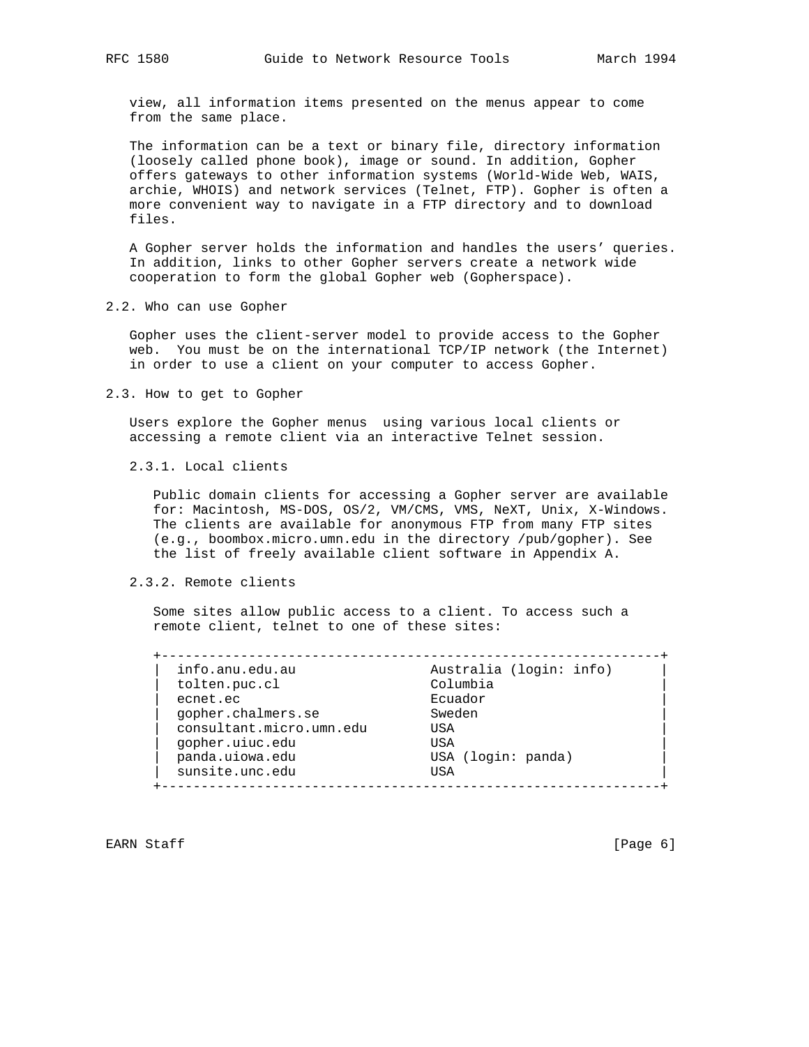view, all information items presented on the menus appear to come from the same place.

The information can be a text or binary file, directory information (loosely called phone book), image or sound. In addition, Gopher offers gateways to other information systems (World-Wide Web, WAIS, archie, WHOIS) and network services (Telnet, FTP). Gopher is often a more convenient way to navigate in a FTP directory and to download files.

A Gopher server holds the information and handles the users' queries. In addition, links to other Gopher servers create a network wide cooperation to form the global Gopher web (Gopherspace).

## 2.2. Who can use Gopher

Gopher uses the client-server model to provide access to the Gopher web. You must be on the international TCP/IP network (the Internet) in order to use a client on your computer to access Gopher.

## 2.3. How to get to Gopher

Users explore the Gopher menus using various local clients or accessing a remote client via an interactive Telnet session.

### 2.3.1. Local clients

Public domain clients for accessing a Gopher server are available for: Macintosh, MS-DOS, OS/2, VM/CMS, VMS, NeXT, Unix, X-Windows. The clients are available for anonymous FTP from many FTP sites (e.g., boombox.micro.umn.edu in the directory /pub/gopher). See the list of freely available client software in Appendix A.

### 2.3.2. Remote clients

Some sites allow public access to a client. To access such a remote client, telnet to one of these sites:

| Site | Location |
|---|---|
| info.anu.edu.au | Australia (login: info) |
| tolten.puc.cl | Columbia |
| ecnet.ec | Ecuador |
| gopher.chalmers.se | Sweden |
| consultant.micro.umn.edu | USA |
| gopher.uiuc.edu | USA |
| panda.uiowa.edu | USA (login: panda) |
| sunsite.unc.edu | USA |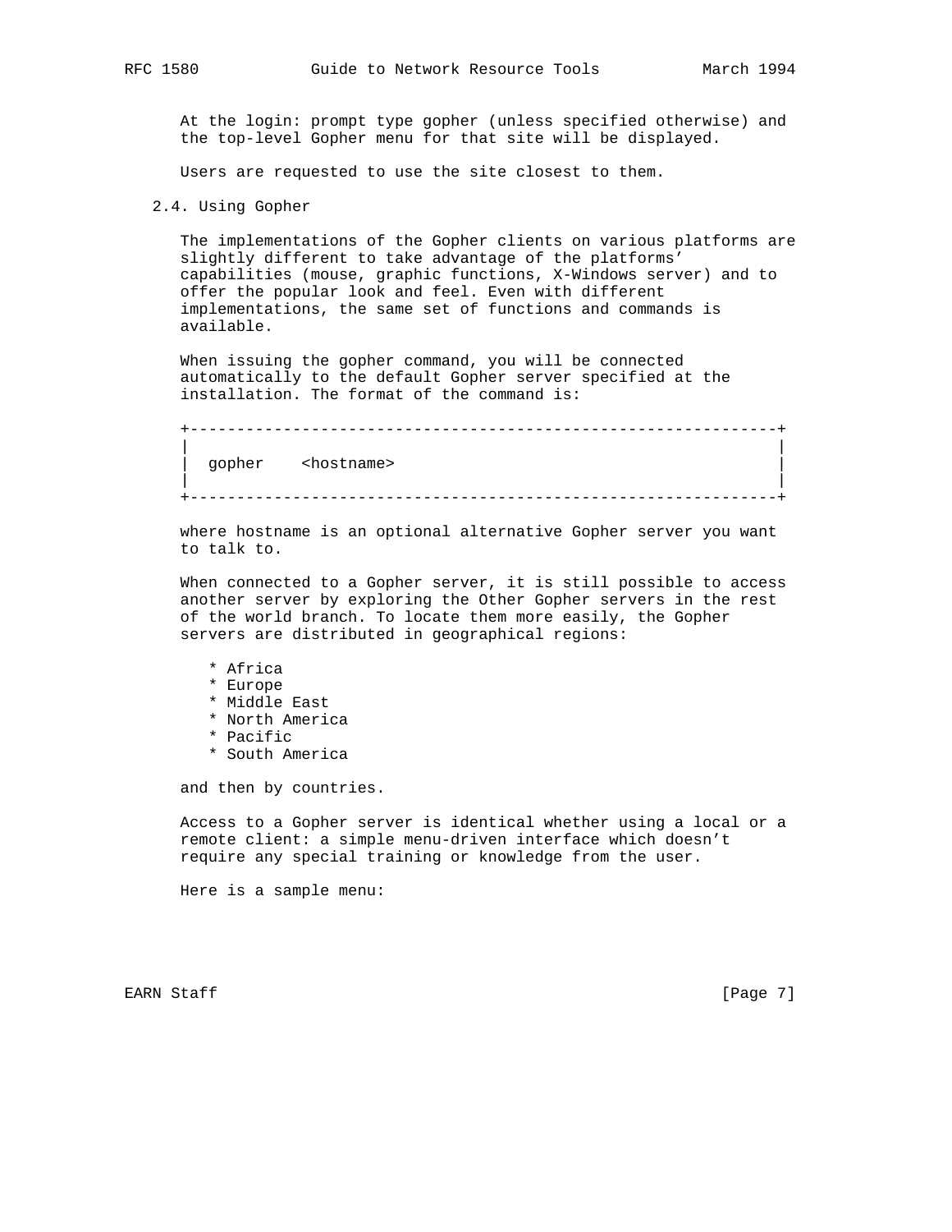At the login: prompt type gopher (unless specified otherwise) and the top-level Gopher menu for that site will be displayed.

Users are requested to use the site closest to them.

## 2.4. Using Gopher

The implementations of the Gopher clients on various platforms are slightly different to take advantage of the platforms' capabilities (mouse, graphic functions, X-Windows server) and to offer the popular look and feel. Even with different implementations, the same set of functions and commands is available.

When issuing the gopher command, you will be connected automatically to the default Gopher server specified at the installation. The format of the command is:

```
+--------------------------------------------------------------+
|                                                              |
|  gopher    <hostname>                                        |
|                                                              |
+--------------------------------------------------------------+
```

where hostname is an optional alternative Gopher server you want to talk to.

When connected to a Gopher server, it is still possible to access another server by exploring the Other Gopher servers in the rest of the world branch. To locate them more easily, the Gopher servers are distributed in geographical regions:

* Africa
* Europe
* Middle East
* North America
* Pacific
* South America

and then by countries.

Access to a Gopher server is identical whether using a local or a remote client: a simple menu-driven interface which doesn't require any special training or knowledge from the user.

Here is a sample menu: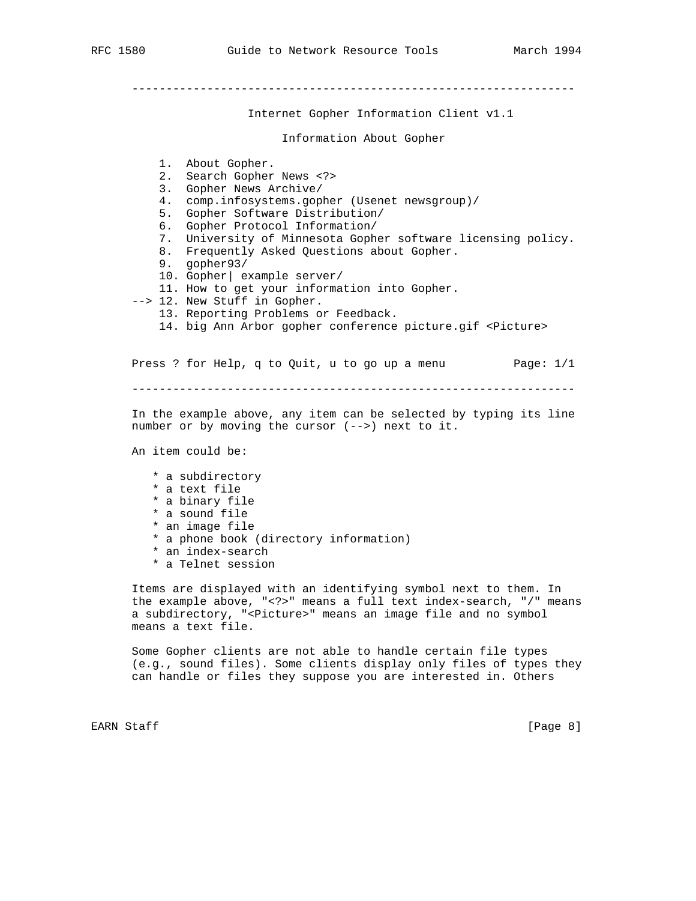```
-----------------------------------------------------------------

                 Internet Gopher Information Client v1.1

                       Information About Gopher

    1.  About Gopher.
    2.  Search Gopher News <?>
    3.  Gopher News Archive/
    4.  comp.infosystems.gopher (Usenet newsgroup)/
    5.  Gopher Software Distribution/
    6.  Gopher Protocol Information/
    7.  University of Minnesota Gopher software licensing policy.
    8.  Frequently Asked Questions about Gopher.
    9.  gopher93/
    10. Gopher| example server/
    11. How to get your information into Gopher.
--> 12. New Stuff in Gopher.
    13. Reporting Problems or Feedback.
    14. big Ann Arbor gopher conference picture.gif <Picture>


Press ? for Help, q to Quit, u to go up a menu          Page: 1/1

-----------------------------------------------------------------
```

In the example above, any item can be selected by typing its line number or by moving the cursor (-->) next to it.

An item could be:

* a subdirectory
* a text file
* a binary file
* a sound file
* an image file
* a phone book (directory information)
* an index-search
* a Telnet session

Items are displayed with an identifying symbol next to them. In the example above, "<?>" means a full text index-search, "/" means a subdirectory, "<Picture>" means an image file and no symbol means a text file.

Some Gopher clients are not able to handle certain file types (e.g., sound files). Some clients display only files of types they can handle or files they suppose you are interested in. Others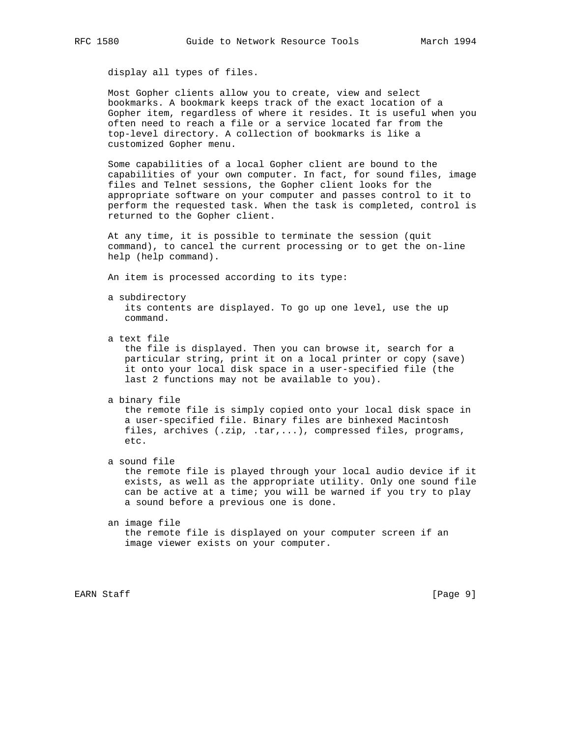display all types of files.

Most Gopher clients allow you to create, view and select bookmarks. A bookmark keeps track of the exact location of a Gopher item, regardless of where it resides. It is useful when you often need to reach a file or a service located far from the top-level directory. A collection of bookmarks is like a customized Gopher menu.

Some capabilities of a local Gopher client are bound to the capabilities of your own computer. In fact, for sound files, image files and Telnet sessions, the Gopher client looks for the appropriate software on your computer and passes control to it to perform the requested task. When the task is completed, control is returned to the Gopher client.

At any time, it is possible to terminate the session (quit command), to cancel the current processing or to get the on-line help (help command).

An item is processed according to its type:

a subdirectory
: its contents are displayed. To go up one level, use the up command.

a text file
: the file is displayed. Then you can browse it, search for a particular string, print it on a local printer or copy (save) it onto your local disk space in a user-specified file (the last 2 functions may not be available to you).

a binary file
: the remote file is simply copied onto your local disk space in a user-specified file. Binary files are binhexed Macintosh files, archives (.zip, .tar,...), compressed files, programs, etc.

a sound file
: the remote file is played through your local audio device if it exists, as well as the appropriate utility. Only one sound file can be active at a time; you will be warned if you try to play a sound before a previous one is done.

an image file
: the remote file is displayed on your computer screen if an image viewer exists on your computer.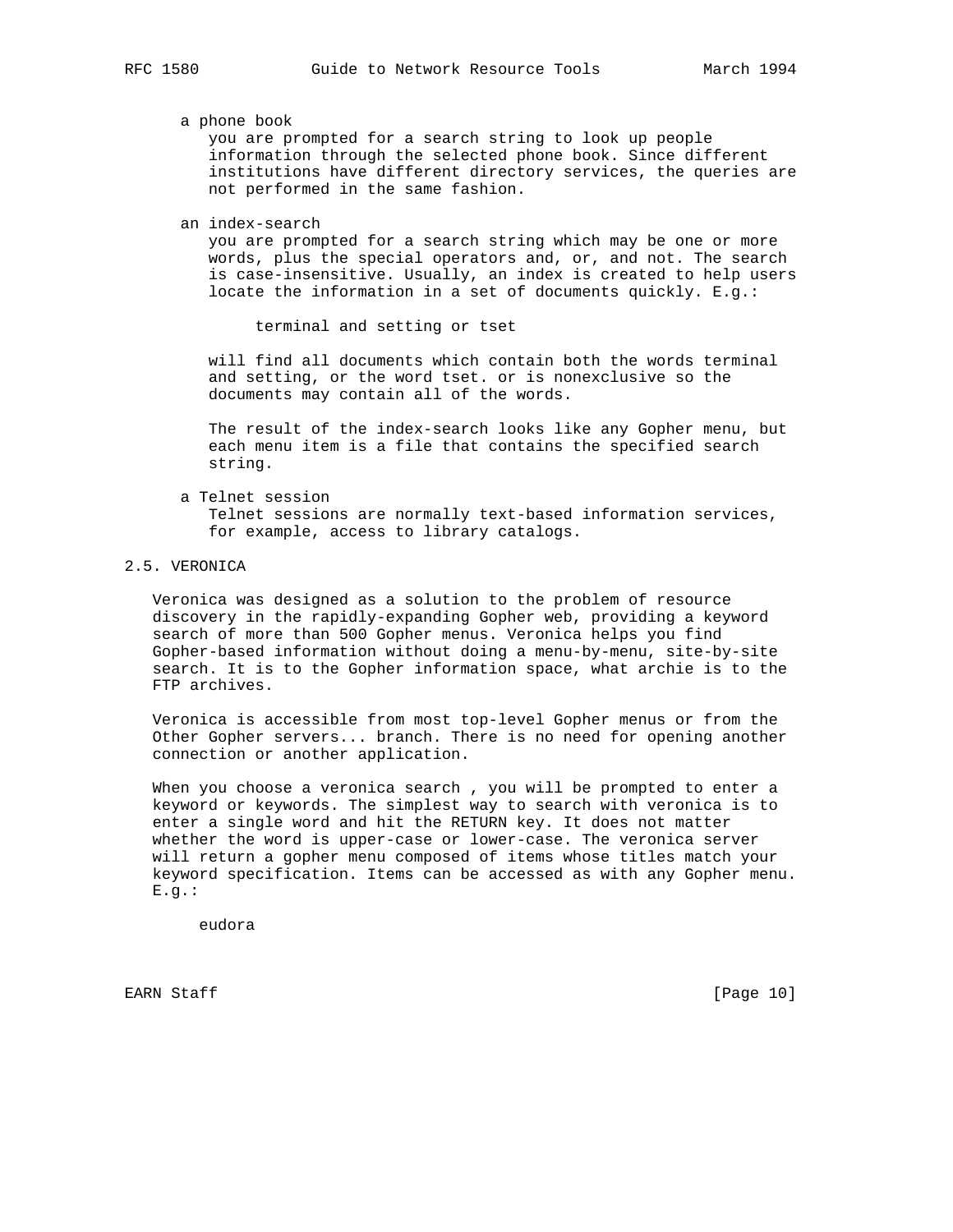a phone book

you are prompted for a search string to look up people information through the selected phone book. Since different institutions have different directory services, the queries are not performed in the same fashion.

an index-search

you are prompted for a search string which may be one or more words, plus the special operators and, or, and not. The search is case-insensitive. Usually, an index is created to help users locate the information in a set of documents quickly. E.g.:

```
terminal and setting or tset
```

will find all documents which contain both the words terminal and setting, or the word tset. or is nonexclusive so the documents may contain all of the words.

The result of the index-search looks like any Gopher menu, but each menu item is a file that contains the specified search string.

a Telnet session

Telnet sessions are normally text-based information services, for example, access to library catalogs.

## 2.5. VERONICA

Veronica was designed as a solution to the problem of resource discovery in the rapidly-expanding Gopher web, providing a keyword search of more than 500 Gopher menus. Veronica helps you find Gopher-based information without doing a menu-by-menu, site-by-site search. It is to the Gopher information space, what archie is to the FTP archives.

Veronica is accessible from most top-level Gopher menus or from the Other Gopher servers... branch. There is no need for opening another connection or another application.

When you choose a veronica search , you will be prompted to enter a keyword or keywords. The simplest way to search with veronica is to enter a single word and hit the RETURN key. It does not matter whether the word is upper-case or lower-case. The veronica server will return a gopher menu composed of items whose titles match your keyword specification. Items can be accessed as with any Gopher menu. E.g.:

```
eudora
```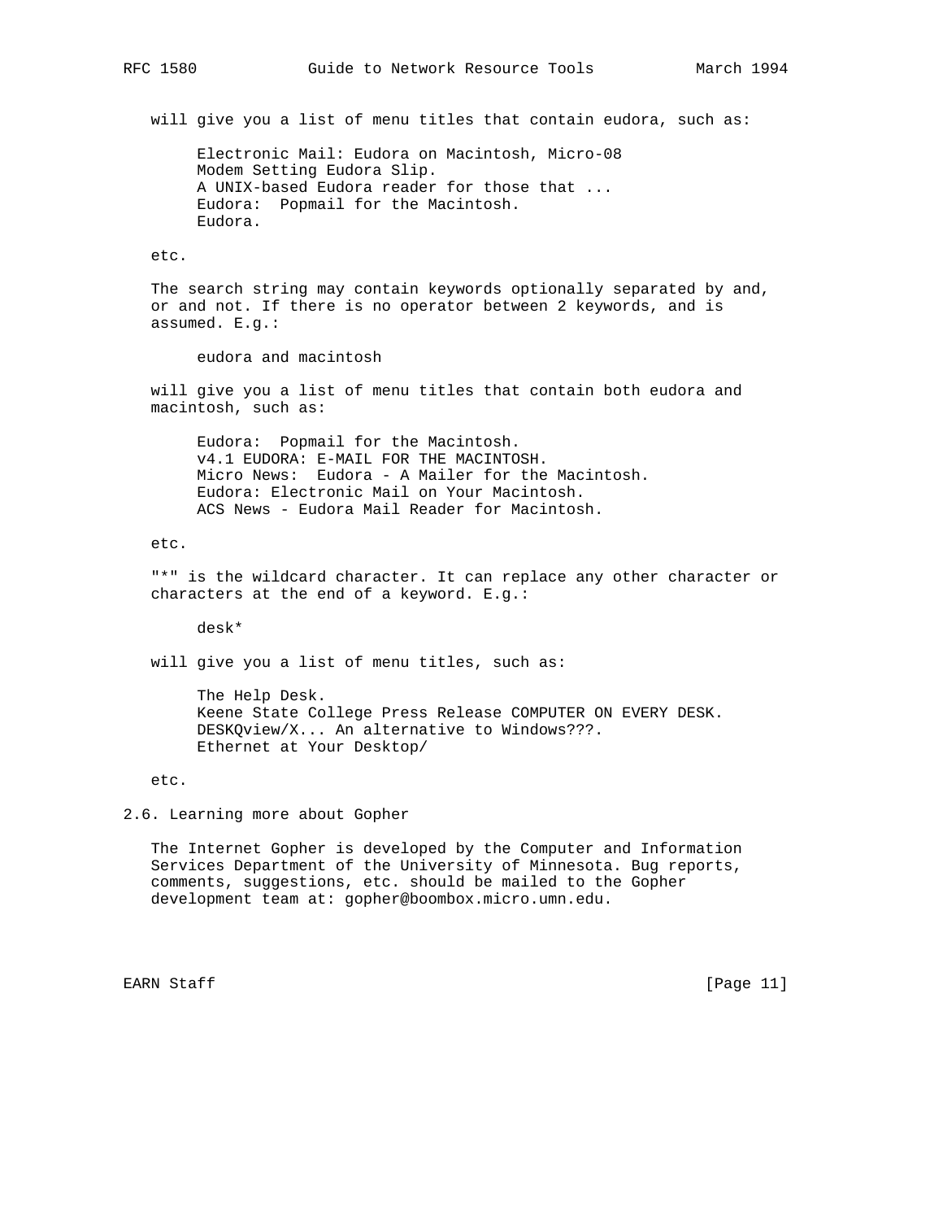will give you a list of menu titles that contain eudora, such as:

```
Electronic Mail: Eudora on Macintosh, Micro-08
Modem Setting Eudora Slip.
A UNIX-based Eudora reader for those that ...
Eudora:  Popmail for the Macintosh.
Eudora.
```

etc.

The search string may contain keywords optionally separated by and, or and not. If there is no operator between 2 keywords, and is assumed. E.g.:

```
eudora and macintosh
```

will give you a list of menu titles that contain both eudora and macintosh, such as:

```
Eudora:  Popmail for the Macintosh.
v4.1 EUDORA: E-MAIL FOR THE MACINTOSH.
Micro News:  Eudora - A Mailer for the Macintosh.
Eudora: Electronic Mail on Your Macintosh.
ACS News - Eudora Mail Reader for Macintosh.
```

etc.

"*" is the wildcard character. It can replace any other character or characters at the end of a keyword. E.g.:

```
desk*
```

will give you a list of menu titles, such as:

```
The Help Desk.
Keene State College Press Release COMPUTER ON EVERY DESK.
DESKQview/X... An alternative to Windows???.
Ethernet at Your Desktop/
```

etc.

## 2.6. Learning more about Gopher

The Internet Gopher is developed by the Computer and Information Services Department of the University of Minnesota. Bug reports, comments, suggestions, etc. should be mailed to the Gopher development team at: gopher@boombox.micro.umn.edu.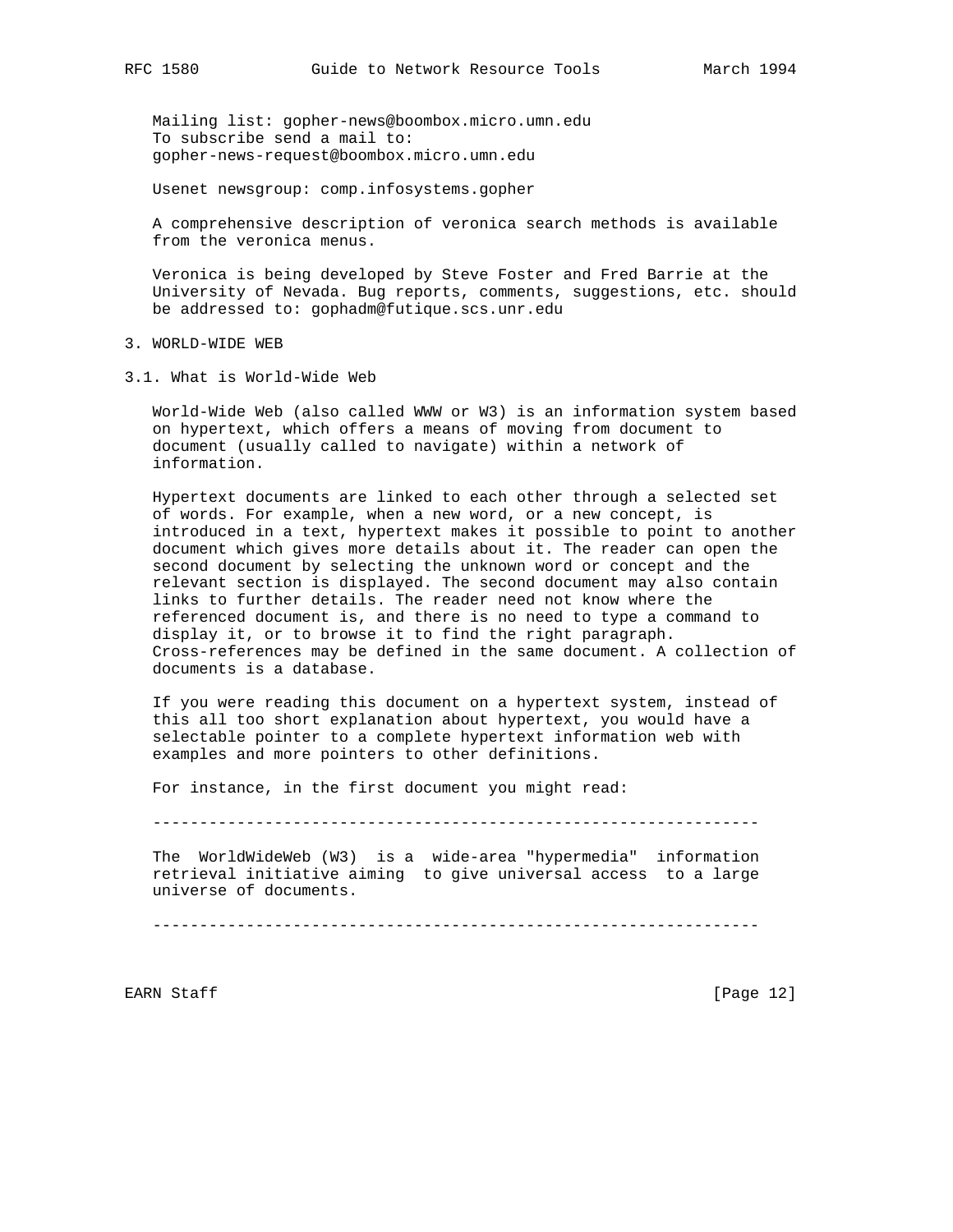Mailing list: gopher-news@boombox.micro.umn.edu
To subscribe send a mail to:
gopher-news-request@boombox.micro.umn.edu

Usenet newsgroup: comp.infosystems.gopher

A comprehensive description of veronica search methods is available from the veronica menus.

Veronica is being developed by Steve Foster and Fred Barrie at the University of Nevada. Bug reports, comments, suggestions, etc. should be addressed to: gophadm@futique.scs.unr.edu

# 3. WORLD-WIDE WEB

## 3.1. What is World-Wide Web

World-Wide Web (also called WWW or W3) is an information system based on hypertext, which offers a means of moving from document to document (usually called to navigate) within a network of information.

Hypertext documents are linked to each other through a selected set of words. For example, when a new word, or a new concept, is introduced in a text, hypertext makes it possible to point to another document which gives more details about it. The reader can open the second document by selecting the unknown word or concept and the relevant section is displayed. The second document may also contain links to further details. The reader need not know where the referenced document is, and there is no need to type a command to display it, or to browse it to find the right paragraph. Cross-references may be defined in the same document. A collection of documents is a database.

If you were reading this document on a hypertext system, instead of this all too short explanation about hypertext, you would have a selectable pointer to a complete hypertext information web with examples and more pointers to other definitions.

For instance, in the first document you might read:

```
-----------------------------------------------------------------

The  WorldWideWeb (W3)  is a  wide-area "hypermedia"  information
retrieval initiative aiming  to give universal access  to a large
universe of documents.

-----------------------------------------------------------------
```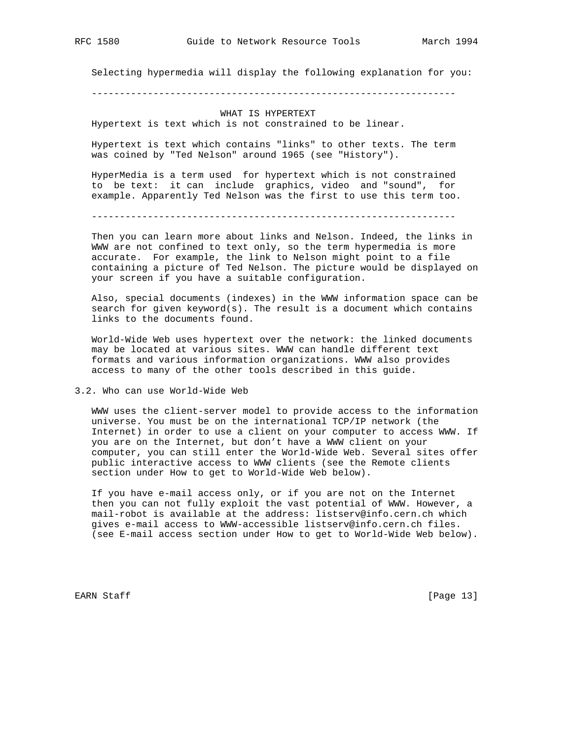Selecting hypermedia will display the following explanation for you:

---

WHAT IS HYPERTEXT

Hypertext is text which is not constrained to be linear.

Hypertext is text which contains "links" to other texts. The term was coined by "Ted Nelson" around 1965 (see "History").

HyperMedia is a term used for hypertext which is not constrained to be text: it can include graphics, video and "sound", for example. Apparently Ted Nelson was the first to use this term too.

---

Then you can learn more about links and Nelson. Indeed, the links in WWW are not confined to text only, so the term hypermedia is more accurate. For example, the link to Nelson might point to a file containing a picture of Ted Nelson. The picture would be displayed on your screen if you have a suitable configuration.

Also, special documents (indexes) in the WWW information space can be search for given keyword(s). The result is a document which contains links to the documents found.

World-Wide Web uses hypertext over the network: the linked documents may be located at various sites. WWW can handle different text formats and various information organizations. WWW also provides access to many of the other tools described in this guide.

## 3.2. Who can use World-Wide Web

WWW uses the client-server model to provide access to the information universe. You must be on the international TCP/IP network (the Internet) in order to use a client on your computer to access WWW. If you are on the Internet, but don't have a WWW client on your computer, you can still enter the World-Wide Web. Several sites offer public interactive access to WWW clients (see the Remote clients section under How to get to World-Wide Web below).

If you have e-mail access only, or if you are not on the Internet then you can not fully exploit the vast potential of WWW. However, a mail-robot is available at the address: listserv@info.cern.ch which gives e-mail access to WWW-accessible listserv@info.cern.ch files. (see E-mail access section under How to get to World-Wide Web below).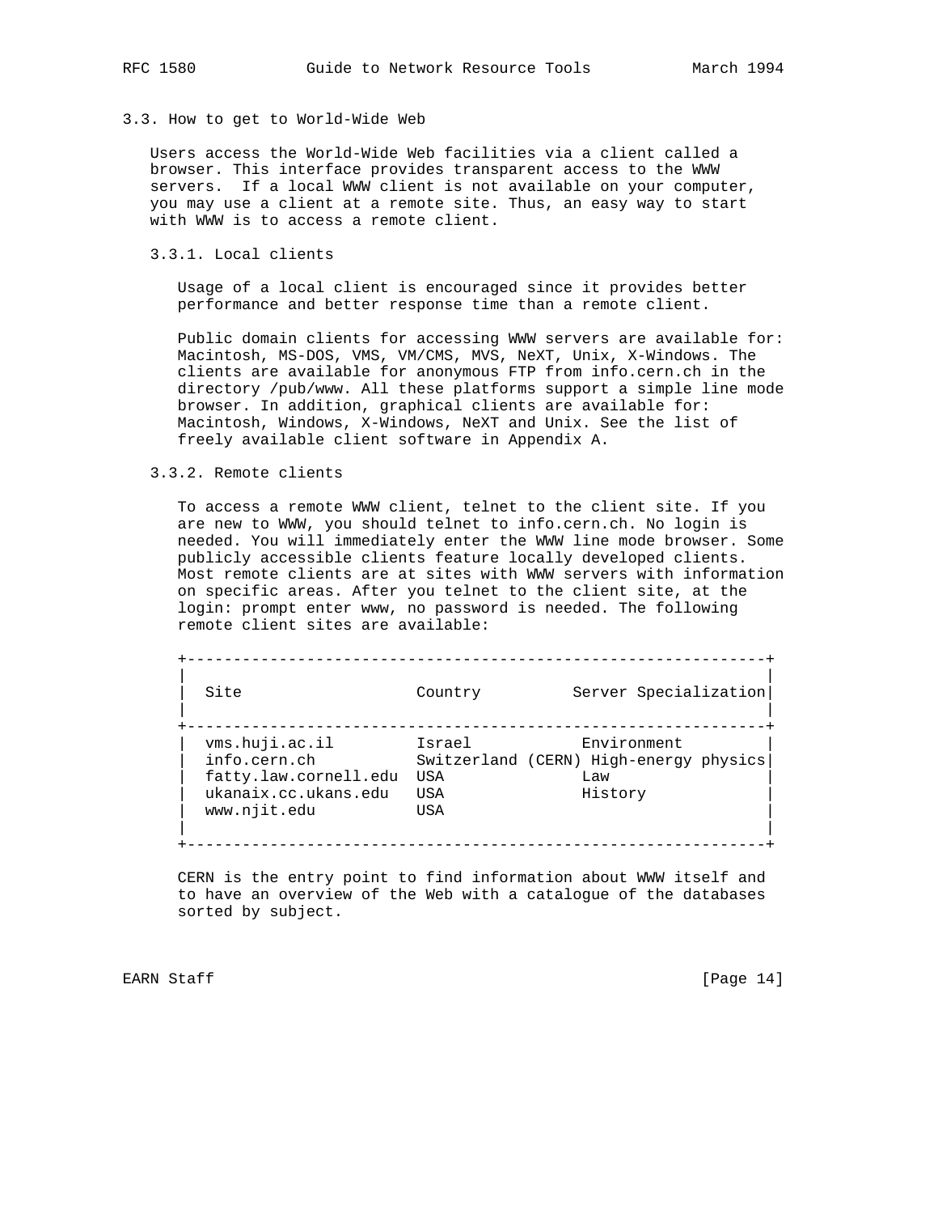### 3.3. How to get to World-Wide Web

Users access the World-Wide Web facilities via a client called a browser. This interface provides transparent access to the WWW servers. If a local WWW client is not available on your computer, you may use a client at a remote site. Thus, an easy way to start with WWW is to access a remote client.

#### 3.3.1. Local clients

Usage of a local client is encouraged since it provides better performance and better response time than a remote client.

Public domain clients for accessing WWW servers are available for: Macintosh, MS-DOS, VMS, VM/CMS, MVS, NeXT, Unix, X-Windows. The clients are available for anonymous FTP from info.cern.ch in the directory /pub/www. All these platforms support a simple line mode browser. In addition, graphical clients are available for: Macintosh, Windows, X-Windows, NeXT and Unix. See the list of freely available client software in Appendix A.

#### 3.3.2. Remote clients

To access a remote WWW client, telnet to the client site. If you are new to WWW, you should telnet to info.cern.ch. No login is needed. You will immediately enter the WWW line mode browser. Some publicly accessible clients feature locally developed clients. Most remote clients are at sites with WWW servers with information on specific areas. After you telnet to the client site, at the login: prompt enter www, no password is needed. The following remote client sites are available:

| Site | Country | Server Specialization |
|---|---|---|
| vms.huji.ac.il | Israel | Environment |
| info.cern.ch | Switzerland (CERN) | High-energy physics |
| fatty.law.cornell.edu | USA | Law |
| ukanaix.cc.ukans.edu | USA | History |
| www.njit.edu | USA | |

CERN is the entry point to find information about WWW itself and to have an overview of the Web with a catalogue of the databases sorted by subject.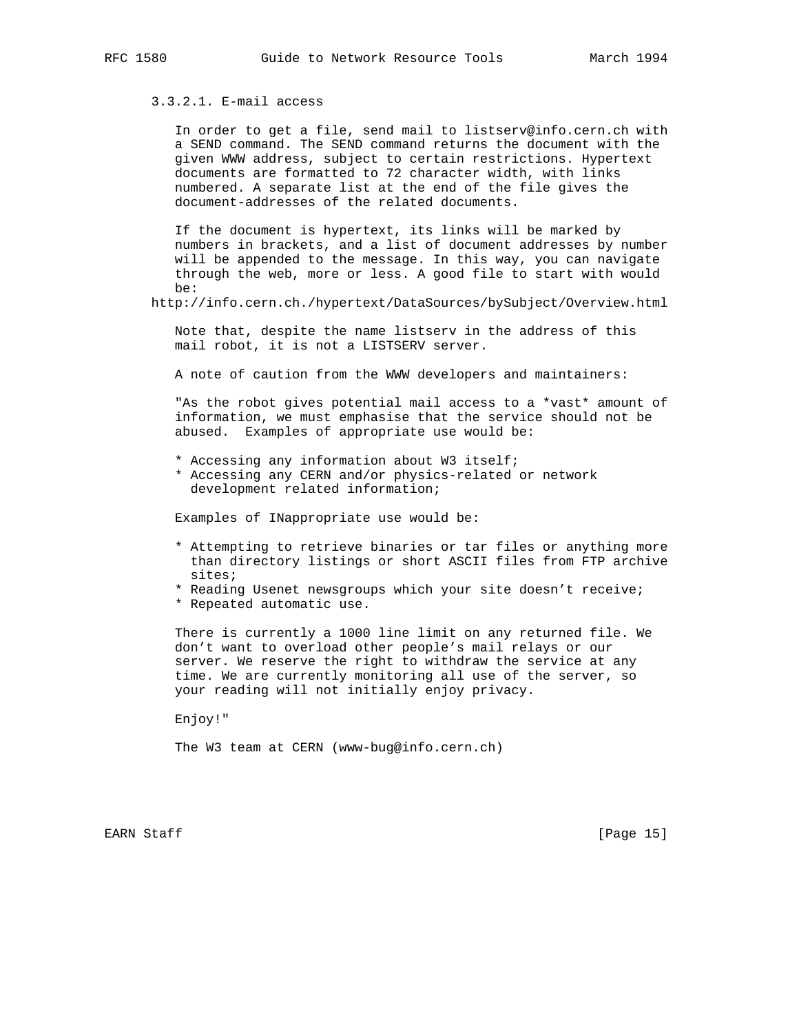#### 3.3.2.1. E-mail access

In order to get a file, send mail to listserv@info.cern.ch with a SEND command. The SEND command returns the document with the given WWW address, subject to certain restrictions. Hypertext documents are formatted to 72 character width, with links numbered. A separate list at the end of the file gives the document-addresses of the related documents.

If the document is hypertext, its links will be marked by numbers in brackets, and a list of document addresses by number will be appended to the message. In this way, you can navigate through the web, more or less. A good file to start with would be:

http://info.cern.ch./hypertext/DataSources/bySubject/Overview.html

Note that, despite the name listserv in the address of this mail robot, it is not a LISTSERV server.

A note of caution from the WWW developers and maintainers:

"As the robot gives potential mail access to a *vast* amount of information, we must emphasise that the service should not be abused.  Examples of appropriate use would be:

* Accessing any information about W3 itself;
* Accessing any CERN and/or physics-related or network development related information;

Examples of INappropriate use would be:

* Attempting to retrieve binaries or tar files or anything more than directory listings or short ASCII files from FTP archive sites;
* Reading Usenet newsgroups which your site doesn't receive;
* Repeated automatic use.

There is currently a 1000 line limit on any returned file. We don't want to overload other people's mail relays or our server. We reserve the right to withdraw the service at any time. We are currently monitoring all use of the server, so your reading will not initially enjoy privacy.

Enjoy!"

The W3 team at CERN (www-bug@info.cern.ch)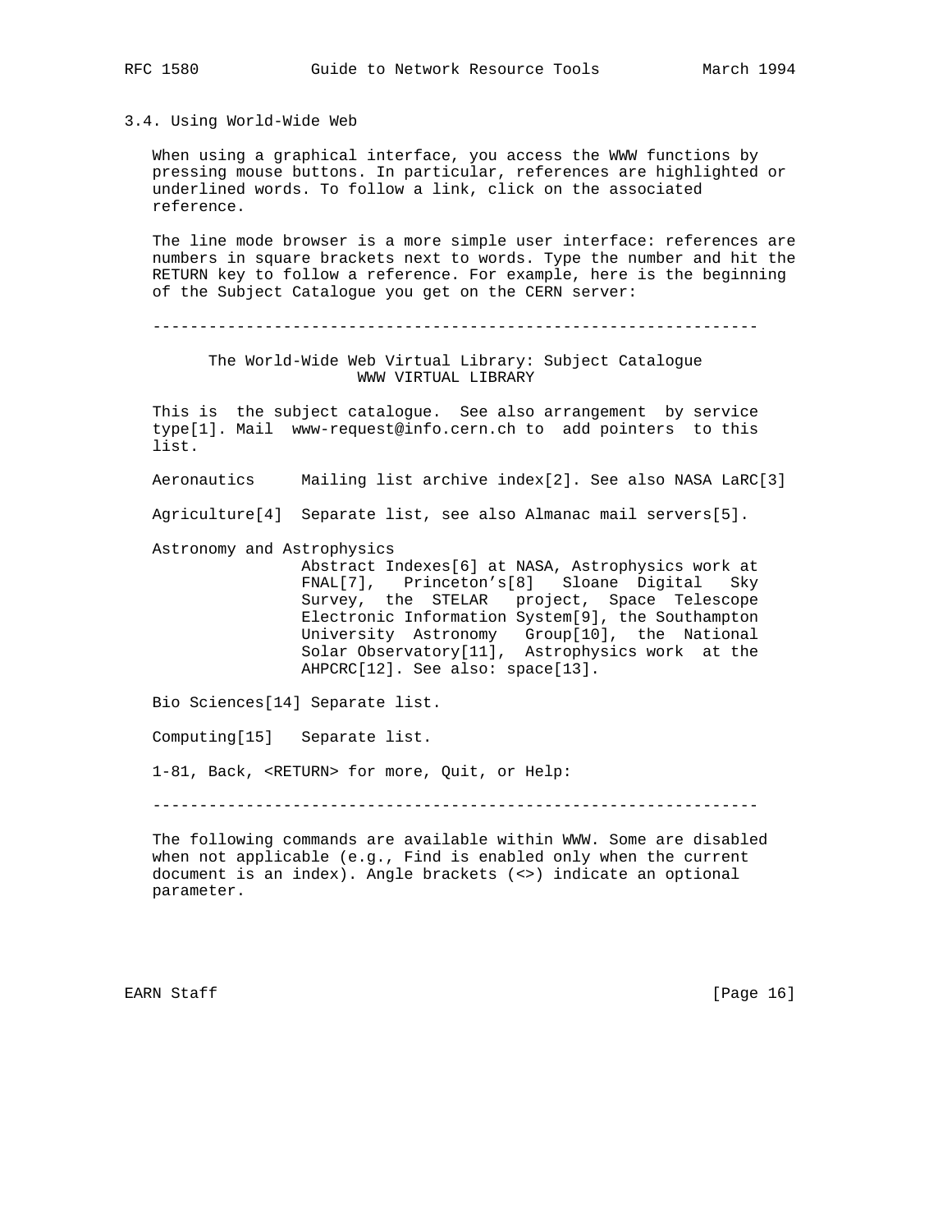### 3.4. Using World-Wide Web

When using a graphical interface, you access the WWW functions by pressing mouse buttons. In particular, references are highlighted or underlined words. To follow a link, click on the associated reference.

The line mode browser is a more simple user interface: references are numbers in square brackets next to words. Type the number and hit the RETURN key to follow a reference. For example, here is the beginning of the Subject Catalogue you get on the CERN server:

```
-----------------------------------------------------------------

      The World-Wide Web Virtual Library: Subject Catalogue
                       WWW VIRTUAL LIBRARY

This is  the subject catalogue.  See also arrangement  by service
type[1]. Mail  www-request@info.cern.ch to  add pointers  to this
list.

Aeronautics     Mailing list archive index[2]. See also NASA LaRC[3]

Agriculture[4]  Separate list, see also Almanac mail servers[5].

Astronomy and Astrophysics
                Abstract Indexes[6] at NASA, Astrophysics work at
                FNAL[7],  Princeton's[8]  Sloane  Digital  Sky
                Survey, the STELAR  project, Space Telescope
                Electronic Information System[9], the Southampton
                University  Astronomy  Group[10], the  National
                Solar Observatory[11], Astrophysics work  at the
                AHPCRC[12]. See also: space[13].

Bio Sciences[14] Separate list.

Computing[15]   Separate list.

1-81, Back, <RETURN> for more, Quit, or Help:

-----------------------------------------------------------------
```

The following commands are available within WWW. Some are disabled when not applicable (e.g., Find is enabled only when the current document is an index). Angle brackets (<>) indicate an optional parameter.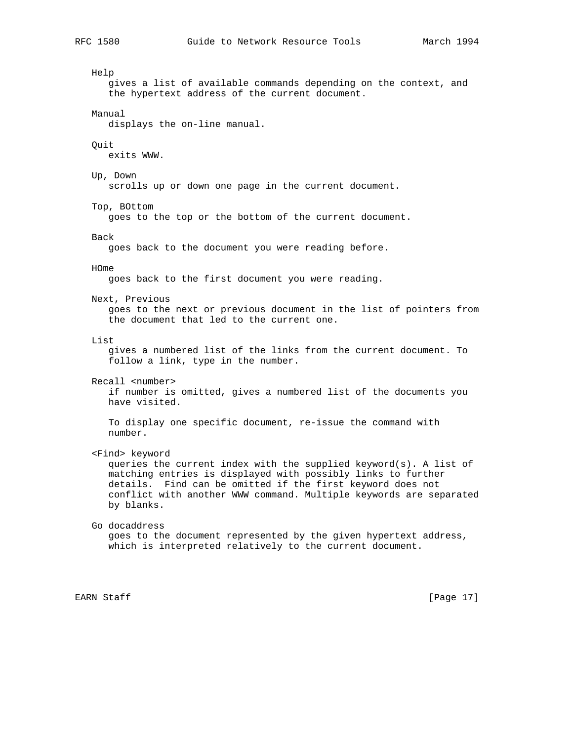Help
: gives a list of available commands depending on the context, and the hypertext address of the current document.

Manual
: displays the on-line manual.

Quit
: exits WWW.

Up, Down
: scrolls up or down one page in the current document.

Top, BOttom
: goes to the top or the bottom of the current document.

Back
: goes back to the document you were reading before.

HOme
: goes back to the first document you were reading.

Next, Previous
: goes to the next or previous document in the list of pointers from the document that led to the current one.

List
: gives a numbered list of the links from the current document. To follow a link, type in the number.

Recall <number>
: if number is omitted, gives a numbered list of the documents you have visited.

  To display one specific document, re-issue the command with number.

<Find> keyword
: queries the current index with the supplied keyword(s). A list of matching entries is displayed with possibly links to further details. Find can be omitted if the first keyword does not conflict with another WWW command. Multiple keywords are separated by blanks.

Go docaddress
: goes to the document represented by the given hypertext address, which is interpreted relatively to the current document.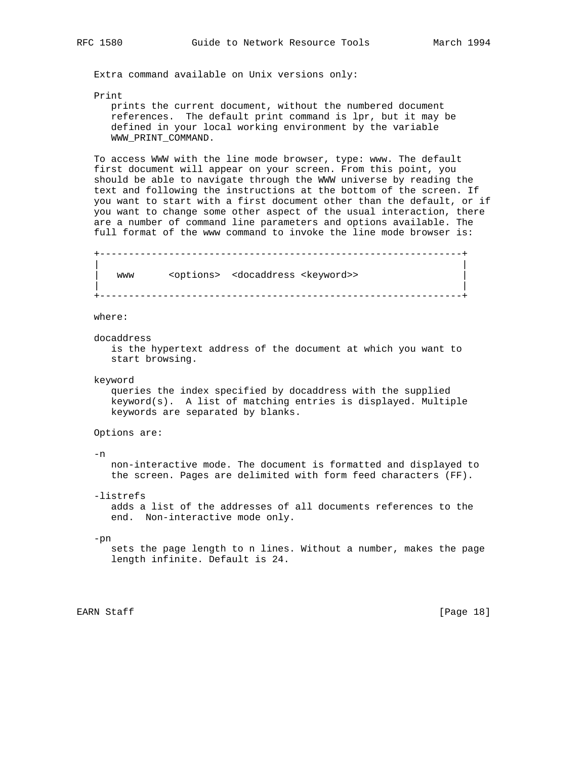Extra command available on Unix versions only:

Print
prints the current document, without the numbered document references. The default print command is lpr, but it may be defined in your local working environment by the variable WWW_PRINT_COMMAND.

To access WWW with the line mode browser, type: www. The default first document will appear on your screen. From this point, you should be able to navigate through the WWW universe by reading the text and following the instructions at the bottom of the screen. If you want to start with a first document other than the default, or if you want to change some other aspect of the usual interaction, there are a number of command line parameters and options available. The full format of the www command to invoke the line mode browser is:

```
+---------------------------------------------------------------+
|                                                               |
|   www      <options>  <docaddress <keyword>>                  |
|                                                               |
+---------------------------------------------------------------+
```

where:

docaddress
is the hypertext address of the document at which you want to start browsing.

keyword
queries the index specified by docaddress with the supplied keyword(s). A list of matching entries is displayed. Multiple keywords are separated by blanks.

Options are:

-n
non-interactive mode. The document is formatted and displayed to the screen. Pages are delimited with form feed characters (FF).

-listrefs
adds a list of the addresses of all documents references to the end. Non-interactive mode only.

-pn
sets the page length to n lines. Without a number, makes the page length infinite. Default is 24.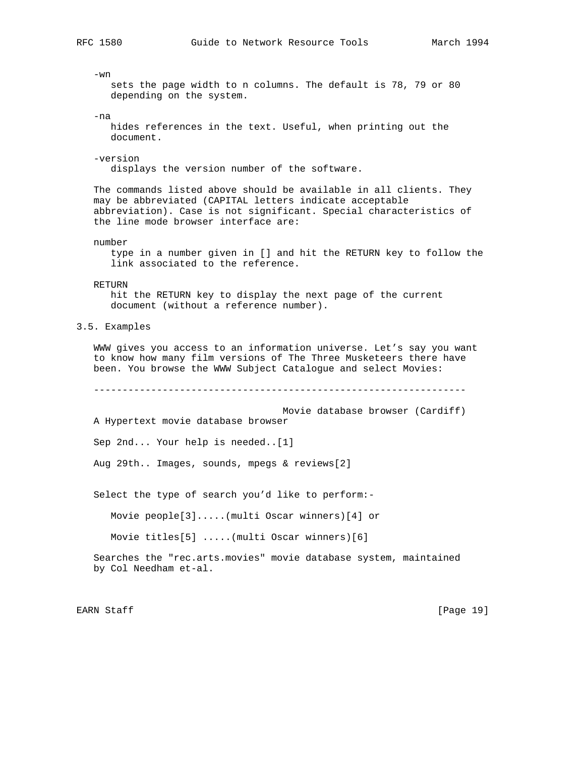-wn
sets the page width to n columns. The default is 78, 79 or 80 depending on the system.

-na
hides references in the text. Useful, when printing out the document.

-version
displays the version number of the software.

The commands listed above should be available in all clients. They may be abbreviated (CAPITAL letters indicate acceptable abbreviation). Case is not significant. Special characteristics of the line mode browser interface are:

number
type in a number given in [] and hit the RETURN key to follow the link associated to the reference.

RETURN
hit the RETURN key to display the next page of the current document (without a reference number).

## 3.5. Examples

WWW gives you access to an information universe. Let's say you want to know how many film versions of The Three Musketeers there have been. You browse the WWW Subject Catalogue and select Movies:

```
-----------------------------------------------------------------

                                Movie database browser (Cardiff)
A Hypertext movie database browser

Sep 2nd... Your help is needed..[1]

Aug 29th.. Images, sounds, mpegs & reviews[2]


Select the type of search you'd like to perform:-

   Movie people[3].....(multi Oscar winners)[4] or

   Movie titles[5] .....(multi Oscar winners)[6]

Searches the "rec.arts.movies" movie database system, maintained
by Col Needham et-al.
```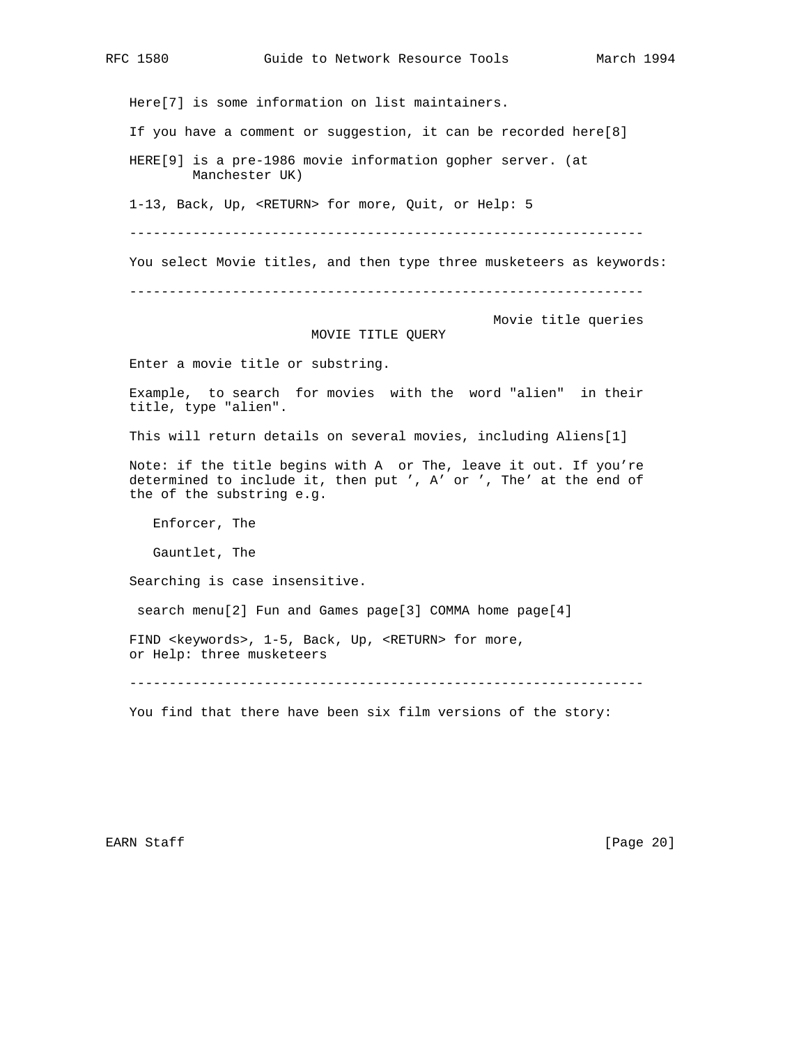Here[7] is some information on list maintainers.

If you have a comment or suggestion, it can be recorded here[8]

HERE[9] is a pre-1986 movie information gopher server. (at
        Manchester UK)

1-13, Back, Up, <RETURN> for more, Quit, or Help: 5

----------------------------------------------------------------

You select Movie titles, and then type three musketeers as keywords:

----------------------------------------------------------------

Movie title queries
MOVIE TITLE QUERY

Enter a movie title or substring.

Example,  to search  for movies  with the  word "alien"  in their
title, type "alien".

This will return details on several movies, including Aliens[1]

Note: if the title begins with A  or The, leave it out. If you're
determined to include it, then put ', A' or ', The' at the end of
the of the substring e.g.

Enforcer, The

Gauntlet, The

Searching is case insensitive.

search menu[2] Fun and Games page[3] COMMA home page[4]

FIND <keywords>, 1-5, Back, Up, <RETURN> for more,
or Help: three musketeers

----------------------------------------------------------------

You find that there have been six film versions of the story: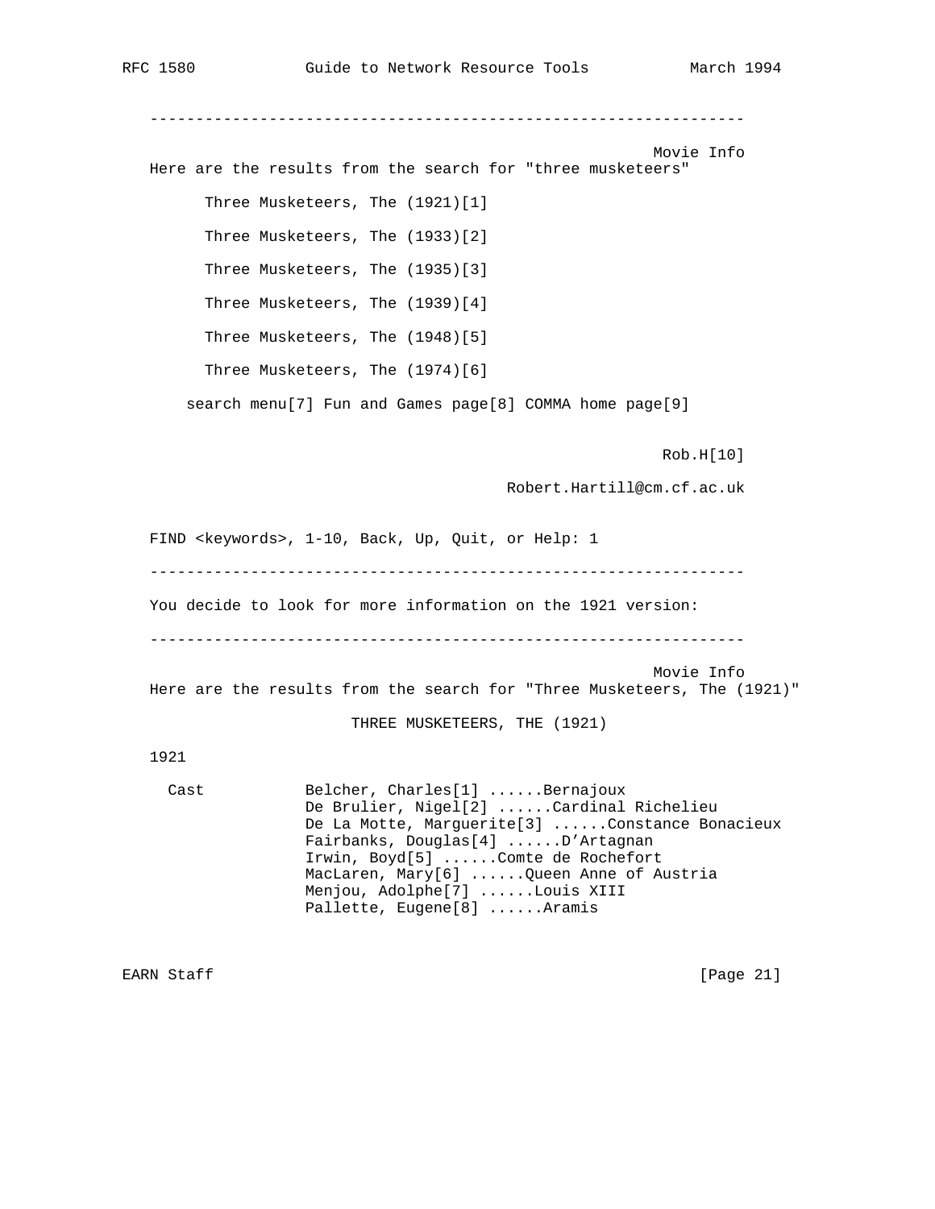```
-----------------------------------------------------------------

                                                       Movie Info
Here are the results from the search for "three musketeers"

      Three Musketeers, The (1921)[1]

      Three Musketeers, The (1933)[2]

      Three Musketeers, The (1935)[3]

      Three Musketeers, The (1939)[4]

      Three Musketeers, The (1948)[5]

      Three Musketeers, The (1974)[6]

    search menu[7] Fun and Games page[8] COMMA home page[9]


                                                         Rob.H[10]

                                          Robert.Hartill@cm.cf.ac.uk


FIND <keywords>, 1-10, Back, Up, Quit, or Help: 1

-----------------------------------------------------------------

You decide to look for more information on the 1921 version:

-----------------------------------------------------------------

                                                       Movie Info
Here are the results from the search for "Three Musketeers, The (1921)"

                      THREE MUSKETEERS, THE (1921)

1921

  Cast           Belcher, Charles[1] ......Bernajoux
                 De Brulier, Nigel[2] ......Cardinal Richelieu
                 De La Motte, Marguerite[3] ......Constance Bonacieux
                 Fairbanks, Douglas[4] ......D'Artagnan
                 Irwin, Boyd[5] ......Comte de Rochefort
                 MacLaren, Mary[6] ......Queen Anne of Austria
                 Menjou, Adolphe[7] ......Louis XIII
                 Pallette, Eugene[8] ......Aramis
```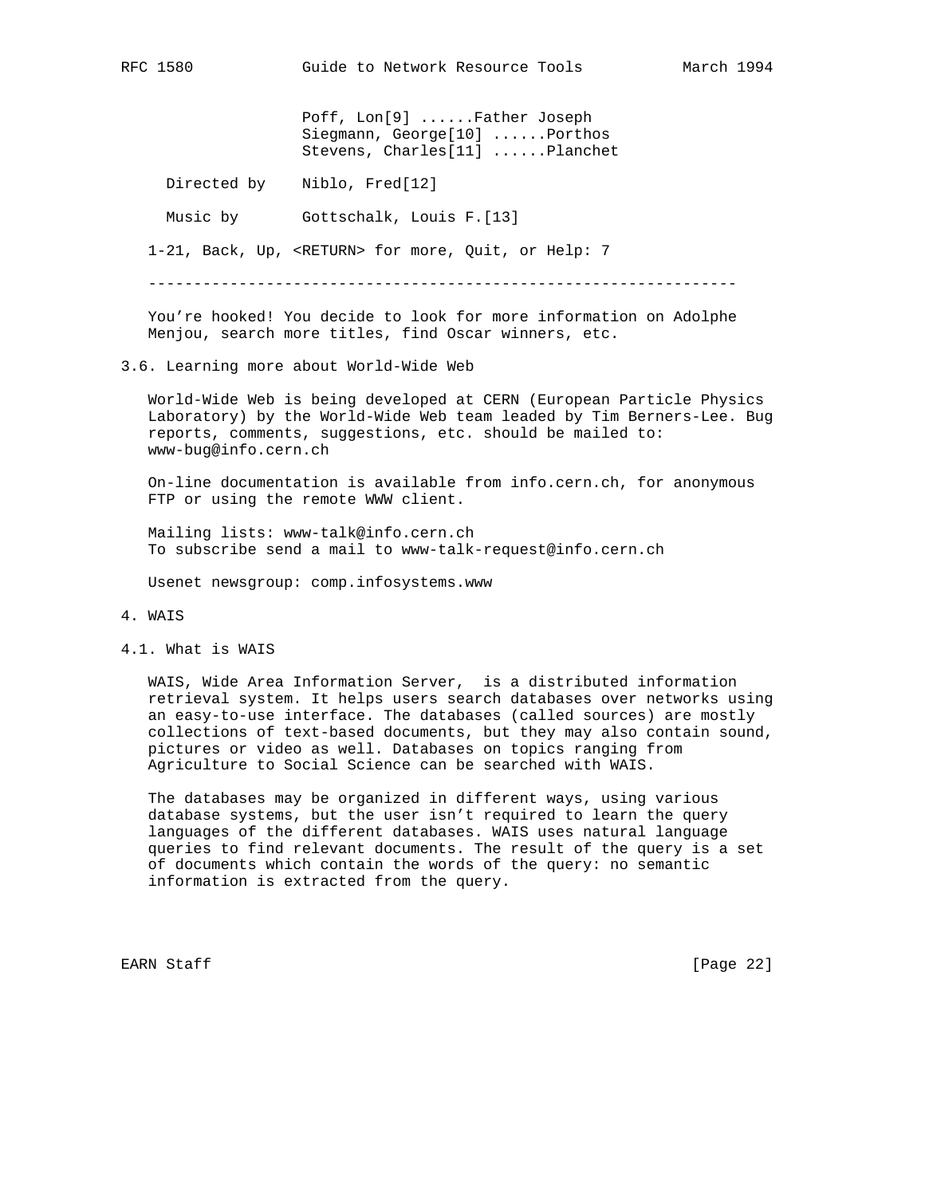```
                  Poff, Lon[9] ......Father Joseph
                  Siegmann, George[10] ......Porthos
                  Stevens, Charles[11] ......Planchet

     Directed by   Niblo, Fred[12]

     Music by      Gottschalk, Louis F.[13]

   1-21, Back, Up, <RETURN> for more, Quit, or Help: 7

   ------------------------------------------------------------------
```

You're hooked! You decide to look for more information on Adolphe Menjou, search more titles, find Oscar winners, etc.

### 3.6. Learning more about World-Wide Web

World-Wide Web is being developed at CERN (European Particle Physics Laboratory) by the World-Wide Web team leaded by Tim Berners-Lee. Bug reports, comments, suggestions, etc. should be mailed to: www-bug@info.cern.ch

On-line documentation is available from info.cern.ch, for anonymous FTP or using the remote WWW client.

Mailing lists: www-talk@info.cern.ch
To subscribe send a mail to www-talk-request@info.cern.ch

Usenet newsgroup: comp.infosystems.www

## 4. WAIS

### 4.1. What is WAIS

WAIS, Wide Area Information Server, is a distributed information retrieval system. It helps users search databases over networks using an easy-to-use interface. The databases (called sources) are mostly collections of text-based documents, but they may also contain sound, pictures or video as well. Databases on topics ranging from Agriculture to Social Science can be searched with WAIS.

The databases may be organized in different ways, using various database systems, but the user isn't required to learn the query languages of the different databases. WAIS uses natural language queries to find relevant documents. The result of the query is a set of documents which contain the words of the query: no semantic information is extracted from the query.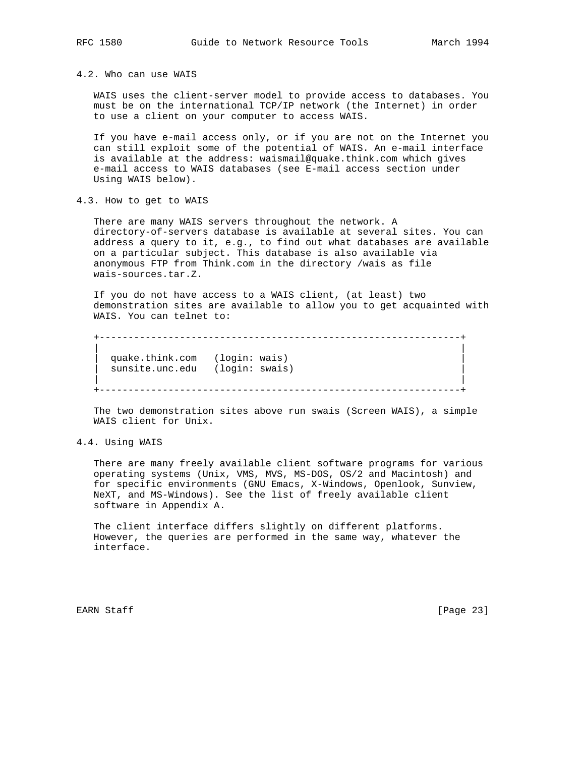### 4.2. Who can use WAIS

WAIS uses the client-server model to provide access to databases. You must be on the international TCP/IP network (the Internet) in order to use a client on your computer to access WAIS.

If you have e-mail access only, or if you are not on the Internet you can still exploit some of the potential of WAIS. An e-mail interface is available at the address: waismail@quake.think.com which gives e-mail access to WAIS databases (see E-mail access section under Using WAIS below).

### 4.3. How to get to WAIS

There are many WAIS servers throughout the network. A directory-of-servers database is available at several sites. You can address a query to it, e.g., to find out what databases are available on a particular subject. This database is also available via anonymous FTP from Think.com in the directory /wais as file wais-sources.tar.Z.

If you do not have access to a WAIS client, (at least) two demonstration sites are available to allow you to get acquainted with WAIS. You can telnet to:

```
+--------------------------------------------------------------+
|                                                              |
|  quake.think.com   (login: wais)                             |
|  sunsite.unc.edu   (login: swais)                            |
|                                                              |
+--------------------------------------------------------------+
```

The two demonstration sites above run swais (Screen WAIS), a simple WAIS client for Unix.

### 4.4. Using WAIS

There are many freely available client software programs for various operating systems (Unix, VMS, MVS, MS-DOS, OS/2 and Macintosh) and for specific environments (GNU Emacs, X-Windows, Openlook, Sunview, NeXT, and MS-Windows). See the list of freely available client software in Appendix A.

The client interface differs slightly on different platforms. However, the queries are performed in the same way, whatever the interface.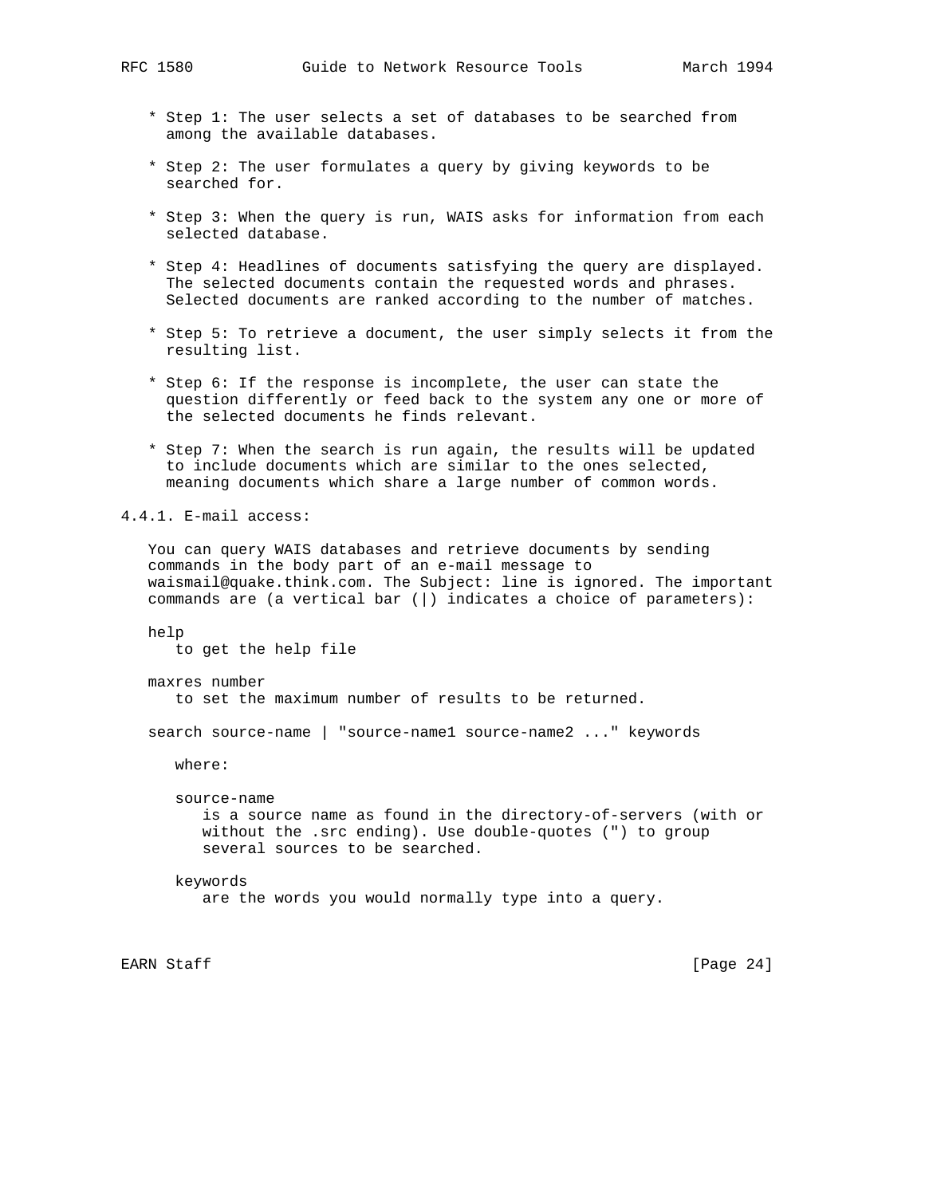* Step 1: The user selects a set of databases to be searched from among the available databases.

* Step 2: The user formulates a query by giving keywords to be searched for.

* Step 3: When the query is run, WAIS asks for information from each selected database.

* Step 4: Headlines of documents satisfying the query are displayed. The selected documents contain the requested words and phrases. Selected documents are ranked according to the number of matches.

* Step 5: To retrieve a document, the user simply selects it from the resulting list.

* Step 6: If the response is incomplete, the user can state the question differently or feed back to the system any one or more of the selected documents he finds relevant.

* Step 7: When the search is run again, the results will be updated to include documents which are similar to the ones selected, meaning documents which share a large number of common words.

### 4.4.1. E-mail access:

You can query WAIS databases and retrieve documents by sending commands in the body part of an e-mail message to waismail@quake.think.com. The Subject: line is ignored. The important commands are (a vertical bar (|) indicates a choice of parameters):

help
    to get the help file

maxres number
    to set the maximum number of results to be returned.

search source-name | "source-name1 source-name2 ..." keywords

    where:

    source-name
        is a source name as found in the directory-of-servers (with or without the .src ending). Use double-quotes (") to group several sources to be searched.

    keywords
        are the words you would normally type into a query.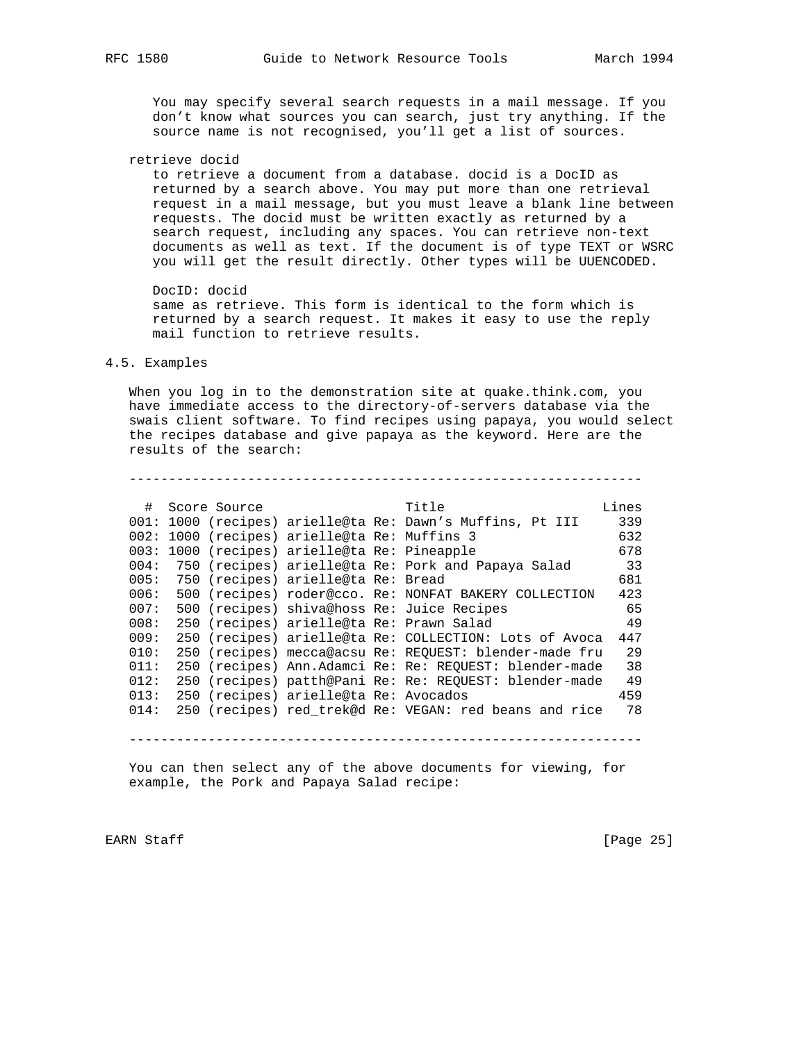You may specify several search requests in a mail message. If you don't know what sources you can search, just try anything. If the source name is not recognised, you'll get a list of sources.

retrieve docid

to retrieve a document from a database. docid is a DocID as returned by a search above. You may put more than one retrieval request in a mail message, but you must leave a blank line between requests. The docid must be written exactly as returned by a search request, including any spaces. You can retrieve non-text documents as well as text. If the document is of type TEXT or WSRC you will get the result directly. Other types will be UUENCODED.

DocID: docid

same as retrieve. This form is identical to the form which is returned by a search request. It makes it easy to use the reply mail function to retrieve results.

## 4.5. Examples

When you log in to the demonstration site at quake.think.com, you have immediate access to the directory-of-servers database via the swais client software. To find recipes using papaya, you would select the recipes database and give papaya as the keyword. Here are the results of the search:

```
----------------------------------------------------------------

  #  Score Source                 Title                      Lines
001: 1000 (recipes) arielle@ta Re: Dawn's Muffins, Pt III     339
002: 1000 (recipes) arielle@ta Re: Muffins 3                  632
003: 1000 (recipes) arielle@ta Re: Pineapple                  678
004:  750 (recipes) arielle@ta Re: Pork and Papaya Salad       33
005:  750 (recipes) arielle@ta Re: Bread                      681
006:  500 (recipes) roder@cco. Re: NONFAT BAKERY COLLECTION   423
007:  500 (recipes) shiva@hoss Re: Juice Recipes               65
008:  250 (recipes) arielle@ta Re: Prawn Salad                 49
009:  250 (recipes) arielle@ta Re: COLLECTION: Lots of Avoca  447
010:  250 (recipes) mecca@acsu Re: REQUEST: blender-made fru   29
011:  250 (recipes) Ann.Adamci Re: Re: REQUEST: blender-made   38
012:  250 (recipes) patth@Pani Re: Re: REQUEST: blender-made   49
013:  250 (recipes) arielle@ta Re: Avocados                   459
014:  250 (recipes) red_trek@d Re: VEGAN: red beans and rice   78

----------------------------------------------------------------
```

You can then select any of the above documents for viewing, for example, the Pork and Papaya Salad recipe: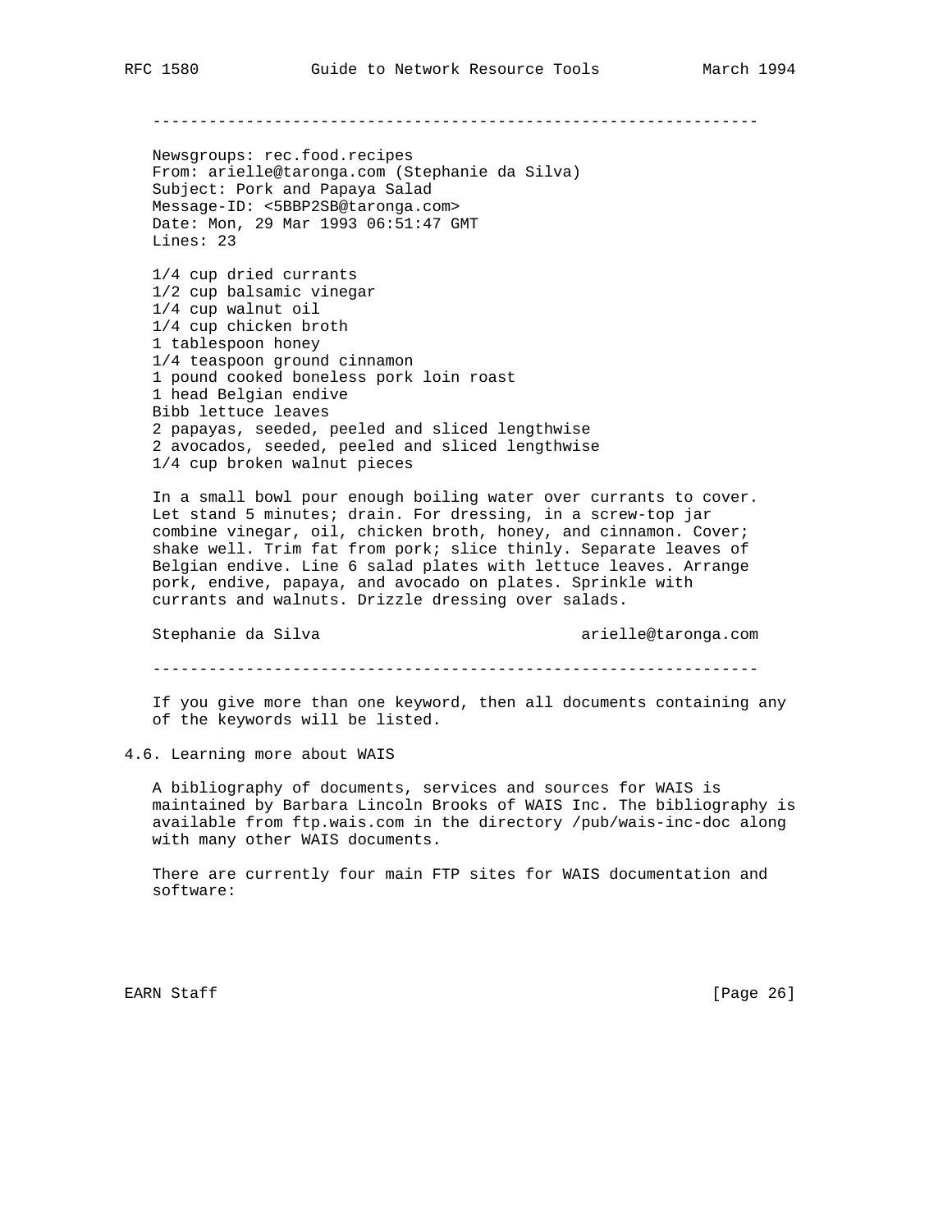```
------------------------------------------------------------------

Newsgroups: rec.food.recipes
From: arielle@taronga.com (Stephanie da Silva)
Subject: Pork and Papaya Salad
Message-ID: <5BBP2SB@taronga.com>
Date: Mon, 29 Mar 1993 06:51:47 GMT
Lines: 23

1/4 cup dried currants
1/2 cup balsamic vinegar
1/4 cup walnut oil
1/4 cup chicken broth
1 tablespoon honey
1/4 teaspoon ground cinnamon
1 pound cooked boneless pork loin roast
1 head Belgian endive
Bibb lettuce leaves
2 papayas, seeded, peeled and sliced lengthwise
2 avocados, seeded, peeled and sliced lengthwise
1/4 cup broken walnut pieces

In a small bowl pour enough boiling water over currants to cover.
Let stand 5 minutes; drain. For dressing, in a screw-top jar
combine vinegar, oil, chicken broth, honey, and cinnamon. Cover;
shake well. Trim fat from pork; slice thinly. Separate leaves of
Belgian endive. Line 6 salad plates with lettuce leaves. Arrange
pork, endive, papaya, and avocado on plates. Sprinkle with
currants and walnuts. Drizzle dressing over salads.

Stephanie da Silva                           arielle@taronga.com

------------------------------------------------------------------
```

If you give more than one keyword, then all documents containing any of the keywords will be listed.

## 4.6. Learning more about WAIS

A bibliography of documents, services and sources for WAIS is maintained by Barbara Lincoln Brooks of WAIS Inc. The bibliography is available from ftp.wais.com in the directory /pub/wais-inc-doc along with many other WAIS documents.

There are currently four main FTP sites for WAIS documentation and software: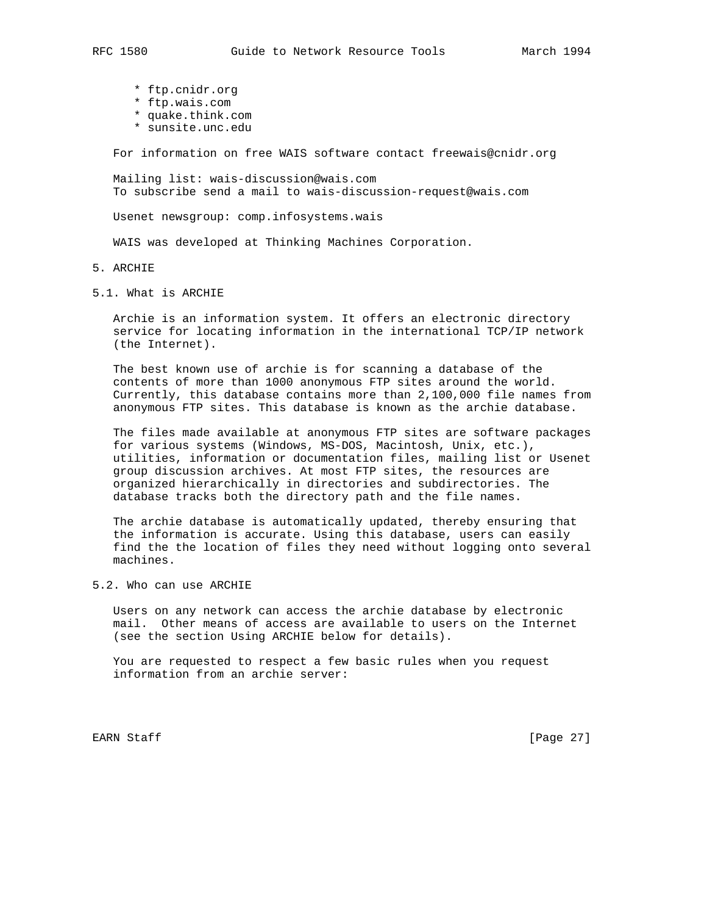* ftp.cnidr.org
* ftp.wais.com
* quake.think.com
* sunsite.unc.edu

For information on free WAIS software contact freewais@cnidr.org

Mailing list: wais-discussion@wais.com
To subscribe send a mail to wais-discussion-request@wais.com

Usenet newsgroup: comp.infosystems.wais

WAIS was developed at Thinking Machines Corporation.

# 5. ARCHIE

## 5.1. What is ARCHIE

Archie is an information system. It offers an electronic directory service for locating information in the international TCP/IP network (the Internet).

The best known use of archie is for scanning a database of the contents of more than 1000 anonymous FTP sites around the world. Currently, this database contains more than 2,100,000 file names from anonymous FTP sites. This database is known as the archie database.

The files made available at anonymous FTP sites are software packages for various systems (Windows, MS-DOS, Macintosh, Unix, etc.), utilities, information or documentation files, mailing list or Usenet group discussion archives. At most FTP sites, the resources are organized hierarchically in directories and subdirectories. The database tracks both the directory path and the file names.

The archie database is automatically updated, thereby ensuring that the information is accurate. Using this database, users can easily find the the location of files they need without logging onto several machines.

## 5.2. Who can use ARCHIE

Users on any network can access the archie database by electronic mail. Other means of access are available to users on the Internet (see the section Using ARCHIE below for details).

You are requested to respect a few basic rules when you request information from an archie server: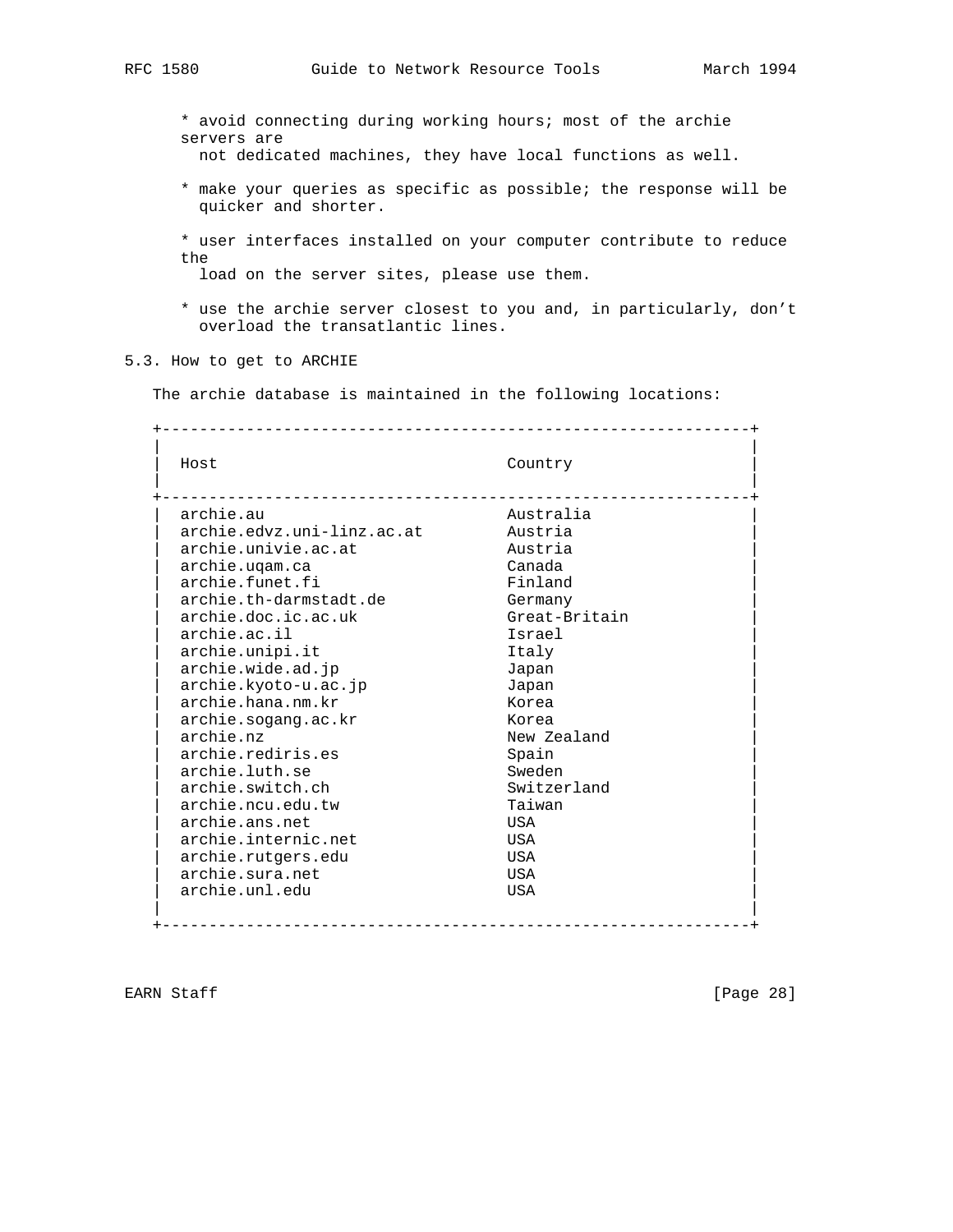* avoid connecting during working hours; most of the archie servers are not dedicated machines, they have local functions as well.

* make your queries as specific as possible; the response will be quicker and shorter.

* user interfaces installed on your computer contribute to reduce the load on the server sites, please use them.

* use the archie server closest to you and, in particularly, don't overload the transatlantic lines.

## 5.3. How to get to ARCHIE

The archie database is maintained in the following locations:

| Host | Country |
|---|---|
| archie.au | Australia |
| archie.edvz.uni-linz.ac.at | Austria |
| archie.univie.ac.at | Austria |
| archie.uqam.ca | Canada |
| archie.funet.fi | Finland |
| archie.th-darmstadt.de | Germany |
| archie.doc.ic.ac.uk | Great-Britain |
| archie.ac.il | Israel |
| archie.unipi.it | Italy |
| archie.wide.ad.jp | Japan |
| archie.kyoto-u.ac.jp | Japan |
| archie.hana.nm.kr | Korea |
| archie.sogang.ac.kr | Korea |
| archie.nz | New Zealand |
| archie.rediris.es | Spain |
| archie.luth.se | Sweden |
| archie.switch.ch | Switzerland |
| archie.ncu.edu.tw | Taiwan |
| archie.ans.net | USA |
| archie.internic.net | USA |
| archie.rutgers.edu | USA |
| archie.sura.net | USA |
| archie.unl.edu | USA |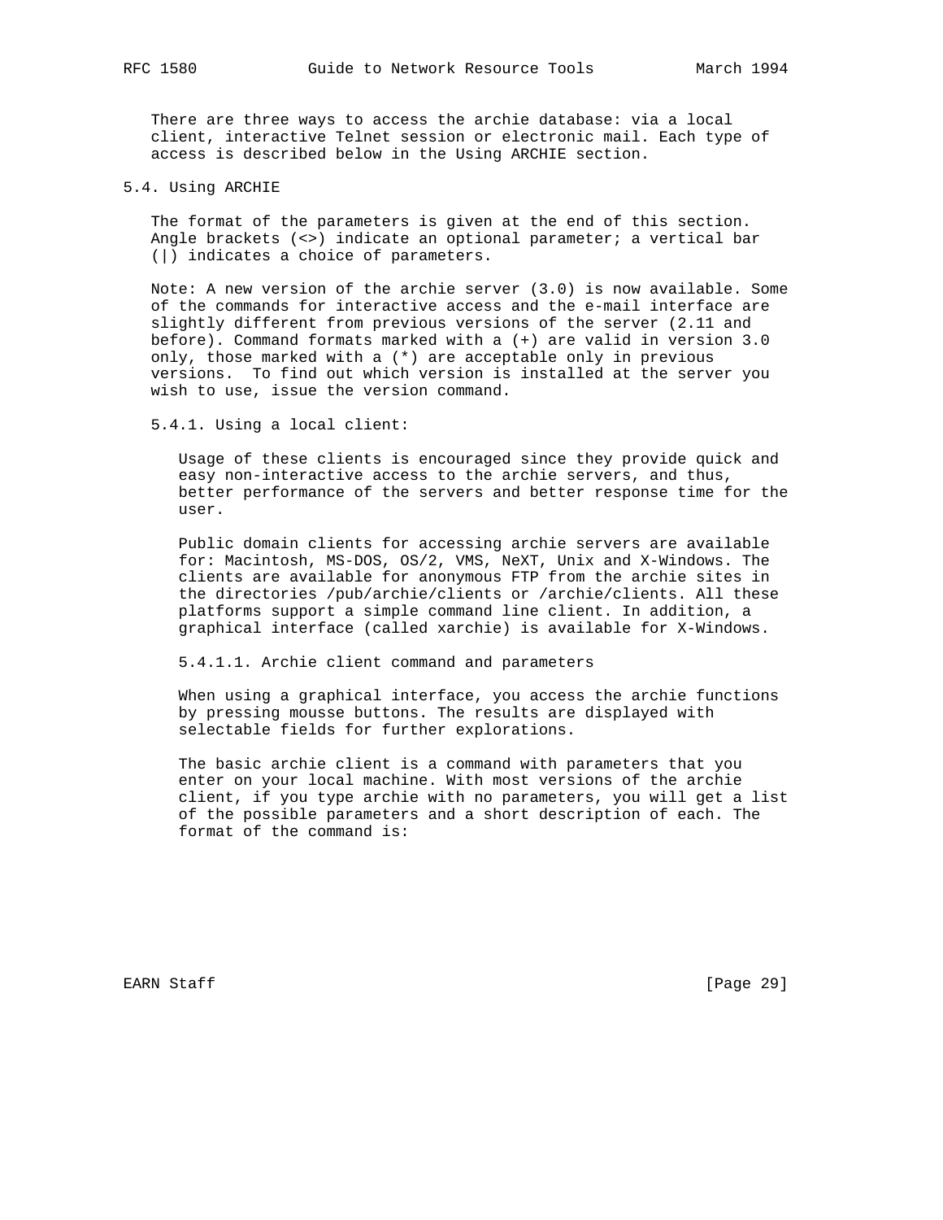There are three ways to access the archie database: via a local client, interactive Telnet session or electronic mail. Each type of access is described below in the Using ARCHIE section.

## 5.4. Using ARCHIE

The format of the parameters is given at the end of this section. Angle brackets (<>) indicate an optional parameter; a vertical bar (|) indicates a choice of parameters.

Note: A new version of the archie server (3.0) is now available. Some of the commands for interactive access and the e-mail interface are slightly different from previous versions of the server (2.11 and before). Command formats marked with a (+) are valid in version 3.0 only, those marked with a (*) are acceptable only in previous versions.  To find out which version is installed at the server you wish to use, issue the version command.

### 5.4.1. Using a local client:

Usage of these clients is encouraged since they provide quick and easy non-interactive access to the archie servers, and thus, better performance of the servers and better response time for the user.

Public domain clients for accessing archie servers are available for: Macintosh, MS-DOS, OS/2, VMS, NeXT, Unix and X-Windows. The clients are available for anonymous FTP from the archie sites in the directories /pub/archie/clients or /archie/clients. All these platforms support a simple command line client. In addition, a graphical interface (called xarchie) is available for X-Windows.

#### 5.4.1.1. Archie client command and parameters

When using a graphical interface, you access the archie functions by pressing mousse buttons. The results are displayed with selectable fields for further explorations.

The basic archie client is a command with parameters that you enter on your local machine. With most versions of the archie client, if you type archie with no parameters, you will get a list of the possible parameters and a short description of each. The format of the command is: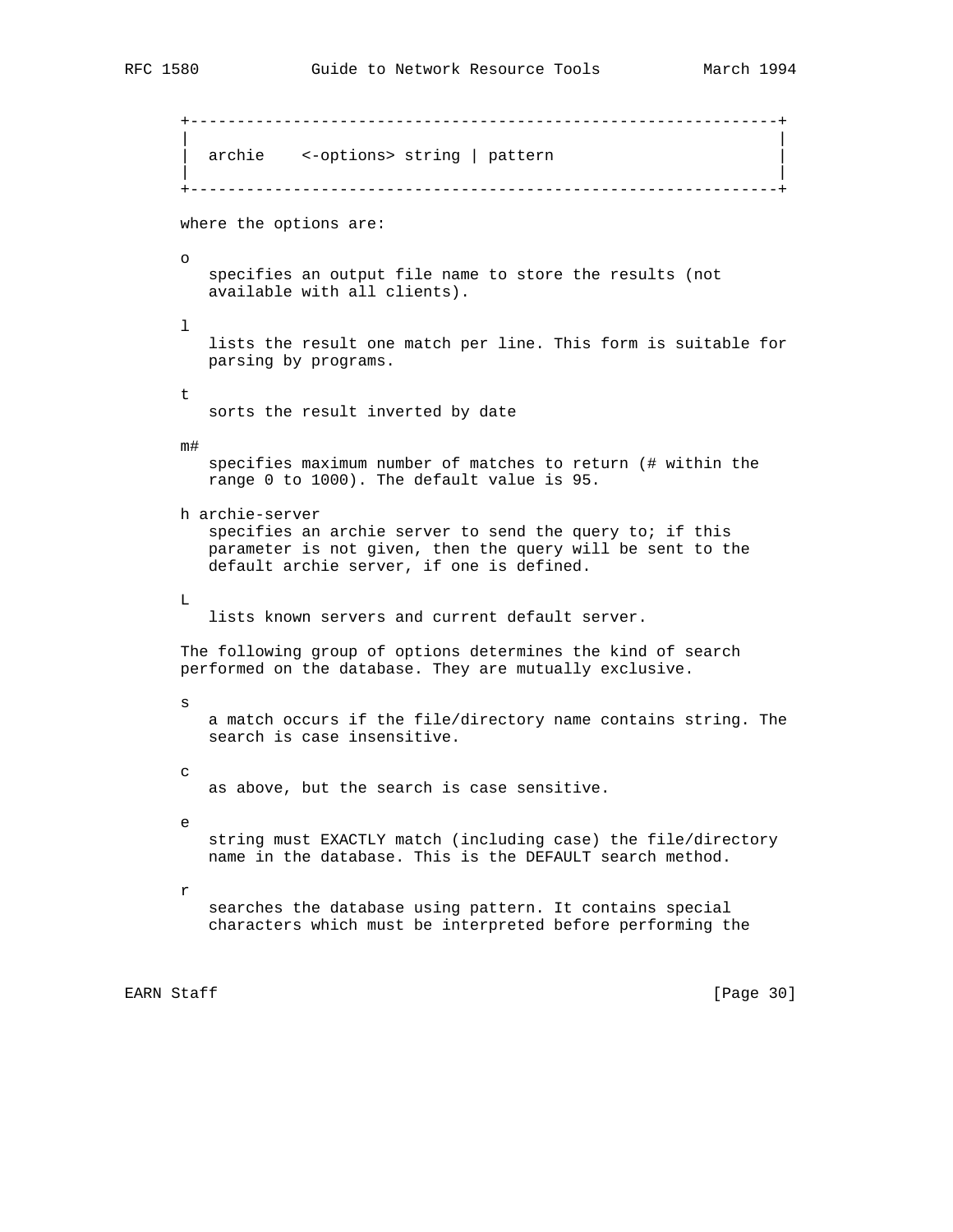```
+--------------------------------------------------------------+
|                                                              |
|  archie    <-options> string | pattern                       |
|                                                              |
+--------------------------------------------------------------+
```

where the options are:

o
  specifies an output file name to store the results (not available with all clients).

l
  lists the result one match per line. This form is suitable for parsing by programs.

t
  sorts the result inverted by date

m#
  specifies maximum number of matches to return (# within the range 0 to 1000). The default value is 95.

h archie-server
  specifies an archie server to send the query to; if this parameter is not given, then the query will be sent to the default archie server, if one is defined.

L
  lists known servers and current default server.

The following group of options determines the kind of search performed on the database. They are mutually exclusive.

s
  a match occurs if the file/directory name contains string. The search is case insensitive.

c
  as above, but the search is case sensitive.

e
  string must EXACTLY match (including case) the file/directory name in the database. This is the DEFAULT search method.

r
  searches the database using pattern. It contains special characters which must be interpreted before performing the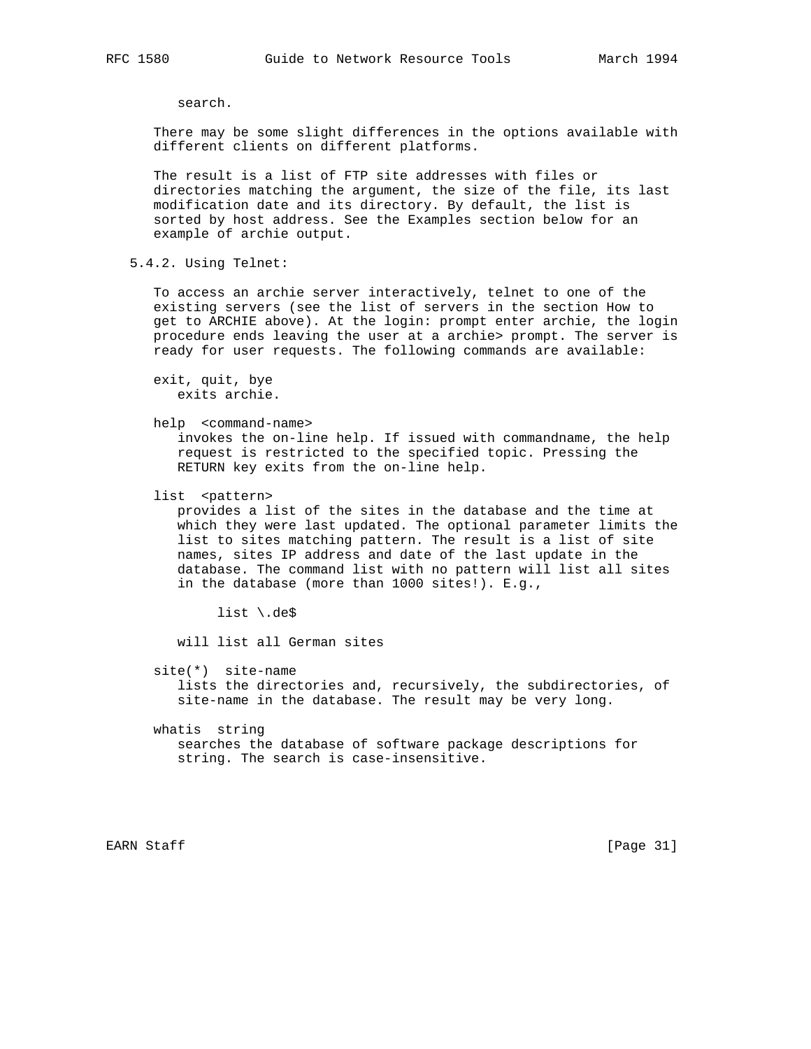search.

There may be some slight differences in the options available with different clients on different platforms.

The result is a list of FTP site addresses with files or directories matching the argument, the size of the file, its last modification date and its directory. By default, the list is sorted by host address. See the Examples section below for an example of archie output.

### 5.4.2. Using Telnet:

To access an archie server interactively, telnet to one of the existing servers (see the list of servers in the section How to get to ARCHIE above). At the login: prompt enter archie, the login procedure ends leaving the user at a archie> prompt. The server is ready for user requests. The following commands are available:

exit, quit, bye
: exits archie.

help <command-name>
: invokes the on-line help. If issued with commandname, the help request is restricted to the specified topic. Pressing the RETURN key exits from the on-line help.

list <pattern>
: provides a list of the sites in the database and the time at which they were last updated. The optional parameter limits the list to sites matching pattern. The result is a list of site names, sites IP address and date of the last update in the database. The command list with no pattern will list all sites in the database (more than 1000 sites!). E.g.,

```
list \.de$
```

will list all German sites

site(*) site-name
: lists the directories and, recursively, the subdirectories, of site-name in the database. The result may be very long.

whatis string
: searches the database of software package descriptions for string. The search is case-insensitive.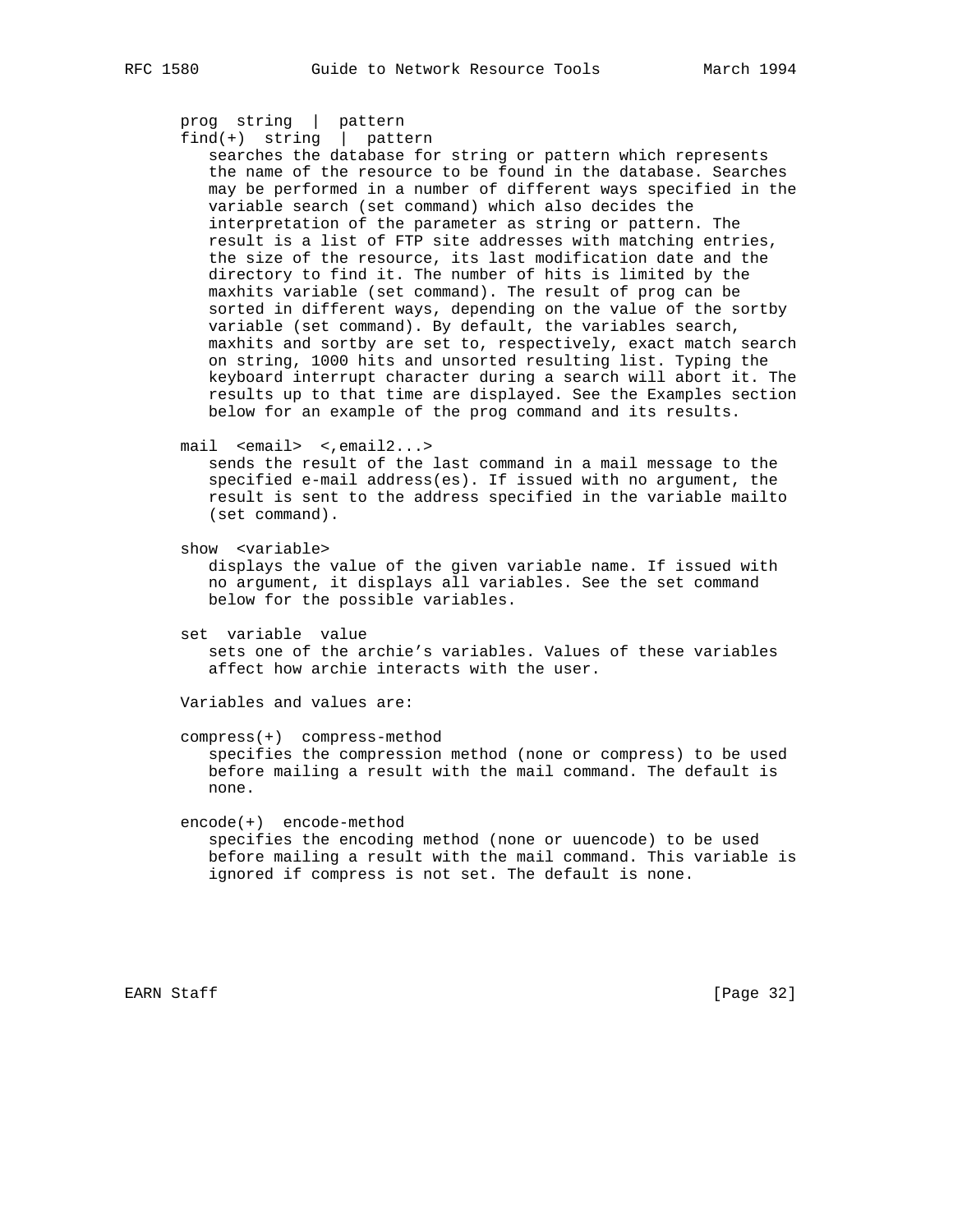prog  string  |  pattern
find(+)  string  |  pattern

searches the database for string or pattern which represents the name of the resource to be found in the database. Searches may be performed in a number of different ways specified in the variable search (set command) which also decides the interpretation of the parameter as string or pattern. The result is a list of FTP site addresses with matching entries, the size of the resource, its last modification date and the directory to find it. The number of hits is limited by the maxhits variable (set command). The result of prog can be sorted in different ways, depending on the value of the sortby variable (set command). By default, the variables search, maxhits and sortby are set to, respectively, exact match search on string, 1000 hits and unsorted resulting list. Typing the keyboard interrupt character during a search will abort it. The results up to that time are displayed. See the Examples section below for an example of the prog command and its results.

mail  <email>  <,email2...>

sends the result of the last command in a mail message to the specified e-mail address(es). If issued with no argument, the result is sent to the address specified in the variable mailto (set command).

show  <variable>

displays the value of the given variable name. If issued with no argument, it displays all variables. See the set command below for the possible variables.

set  variable  value

sets one of the archie's variables. Values of these variables affect how archie interacts with the user.

Variables and values are:

compress(+)  compress-method

specifies the compression method (none or compress) to be used before mailing a result with the mail command. The default is none.

encode(+)  encode-method

specifies the encoding method (none or uuencode) to be used before mailing a result with the mail command. This variable is ignored if compress is not set. The default is none.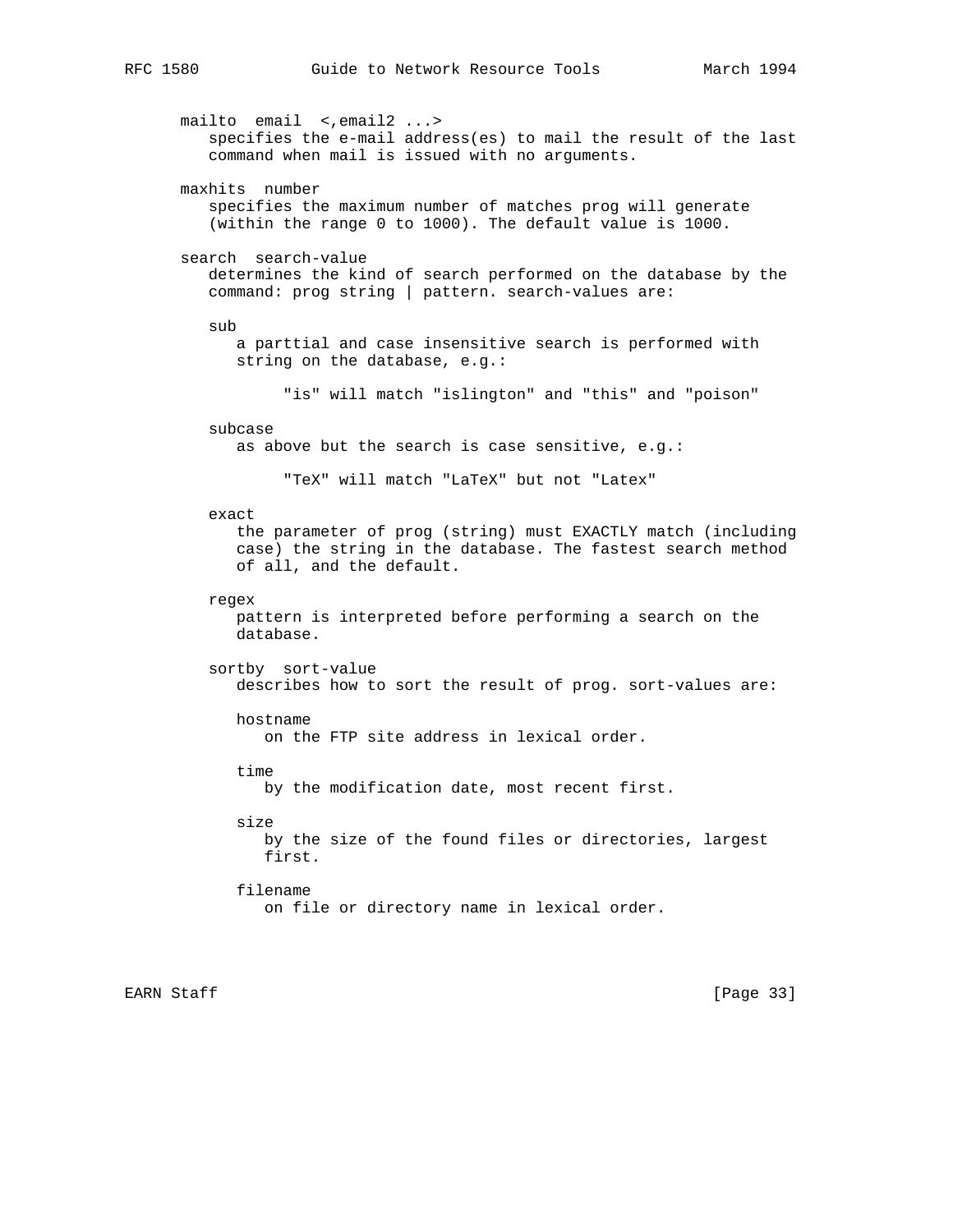mailto  email  <,email2 ...>
   specifies the e-mail address(es) to mail the result of the last command when mail is issued with no arguments.

maxhits  number
   specifies the maximum number of matches prog will generate (within the range 0 to 1000). The default value is 1000.

search  search-value
   determines the kind of search performed on the database by the command: prog string | pattern. search-values are:

   sub
      a parttial and case insensitive search is performed with string on the database, e.g.:

         "is" will match "islington" and "this" and "poison"

   subcase
      as above but the search is case sensitive, e.g.:

         "TeX" will match "LaTeX" but not "Latex"

   exact
      the parameter of prog (string) must EXACTLY match (including case) the string in the database. The fastest search method of all, and the default.

   regex
      pattern is interpreted before performing a search on the database.

   sortby  sort-value
      describes how to sort the result of prog. sort-values are:

      hostname
         on the FTP site address in lexical order.

      time
         by the modification date, most recent first.

      size
         by the size of the found files or directories, largest first.

      filename
         on file or directory name in lexical order.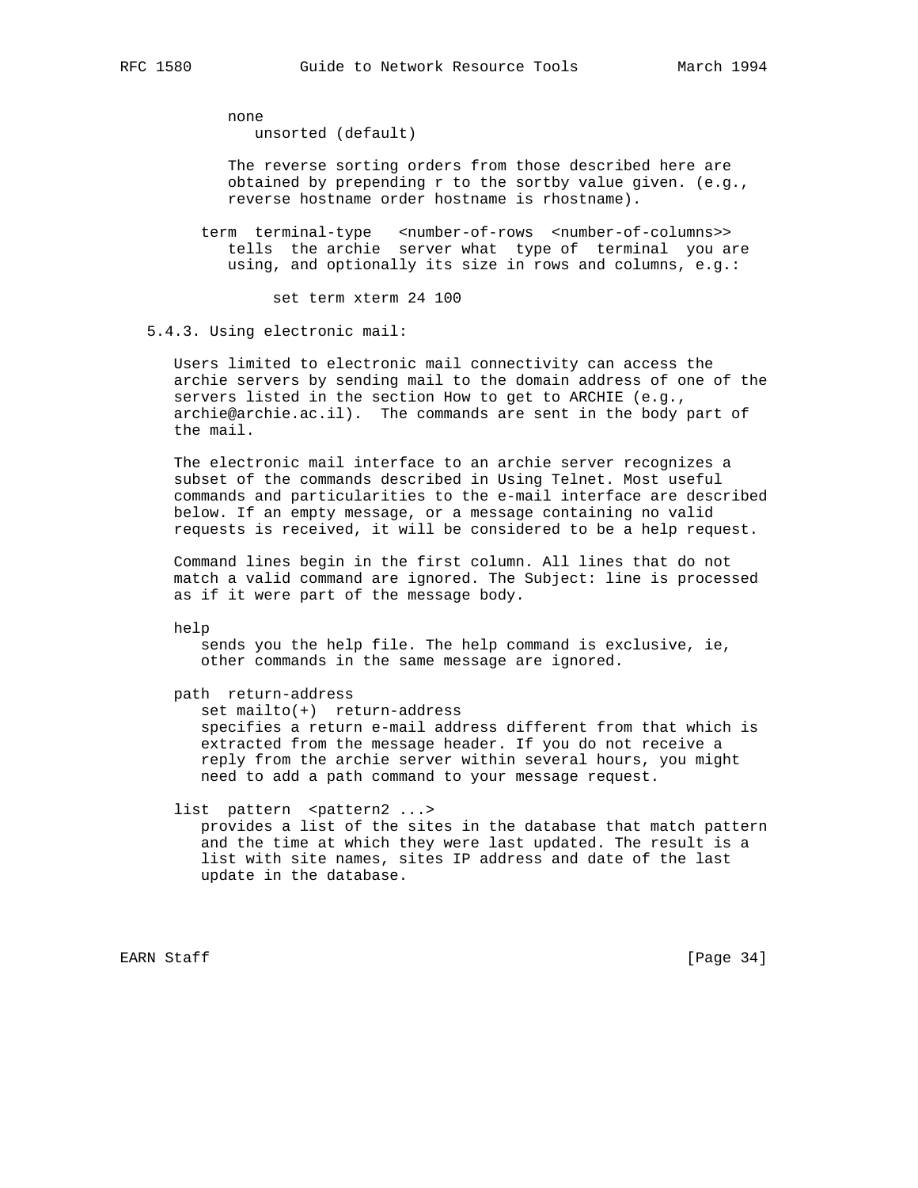none
unsorted (default)

The reverse sorting orders from those described here are obtained by prepending r to the sortby value given. (e.g., reverse hostname order hostname is rhostname).

term terminal-type <number-of-rows <number-of-columns>>
tells the archie server what type of terminal you are using, and optionally its size in rows and columns, e.g.:

```
set term xterm 24 100
```

### 5.4.3. Using electronic mail:

Users limited to electronic mail connectivity can access the archie servers by sending mail to the domain address of one of the servers listed in the section How to get to ARCHIE (e.g., archie@archie.ac.il). The commands are sent in the body part of the mail.

The electronic mail interface to an archie server recognizes a subset of the commands described in Using Telnet. Most useful commands and particularities to the e-mail interface are described below. If an empty message, or a message containing no valid requests is received, it will be considered to be a help request.

Command lines begin in the first column. All lines that do not match a valid command are ignored. The Subject: line is processed as if it were part of the message body.

help
sends you the help file. The help command is exclusive, ie, other commands in the same message are ignored.

path return-address
set mailto(+) return-address
specifies a return e-mail address different from that which is extracted from the message header. If you do not receive a reply from the archie server within several hours, you might need to add a path command to your message request.

list pattern <pattern2 ...>
provides a list of the sites in the database that match pattern and the time at which they were last updated. The result is a list with site names, sites IP address and date of the last update in the database.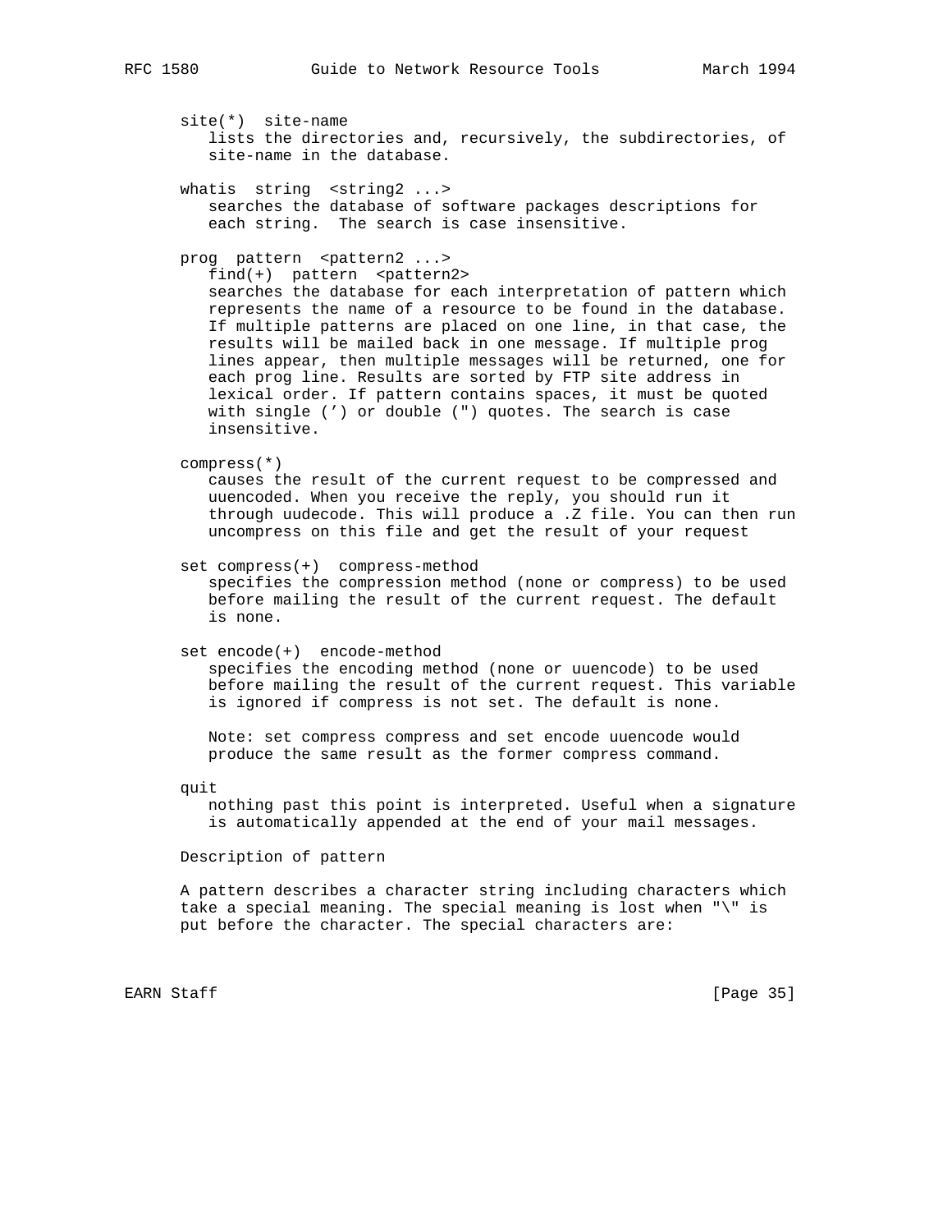site(*)  site-name
   lists the directories and, recursively, the subdirectories, of site-name in the database.

whatis  string  <string2 ...>
   searches the database of software packages descriptions for each string.  The search is case insensitive.

prog  pattern  <pattern2 ...>
   find(+)  pattern  <pattern2>
   searches the database for each interpretation of pattern which represents the name of a resource to be found in the database. If multiple patterns are placed on one line, in that case, the results will be mailed back in one message. If multiple prog lines appear, then multiple messages will be returned, one for each prog line. Results are sorted by FTP site address in lexical order. If pattern contains spaces, it must be quoted with single (') or double (") quotes. The search is case insensitive.

compress(*)
   causes the result of the current request to be compressed and uuencoded. When you receive the reply, you should run it through uudecode. This will produce a .Z file. You can then run uncompress on this file and get the result of your request

set compress(+)  compress-method
   specifies the compression method (none or compress) to be used before mailing the result of the current request. The default is none.

set encode(+)  encode-method
   specifies the encoding method (none or uuencode) to be used before mailing the result of the current request. This variable is ignored if compress is not set. The default is none.

   Note: set compress compress and set encode uuencode would produce the same result as the former compress command.

quit
   nothing past this point is interpreted. Useful when a signature is automatically appended at the end of your mail messages.

Description of pattern

A pattern describes a character string including characters which take a special meaning. The special meaning is lost when "\" is put before the character. The special characters are: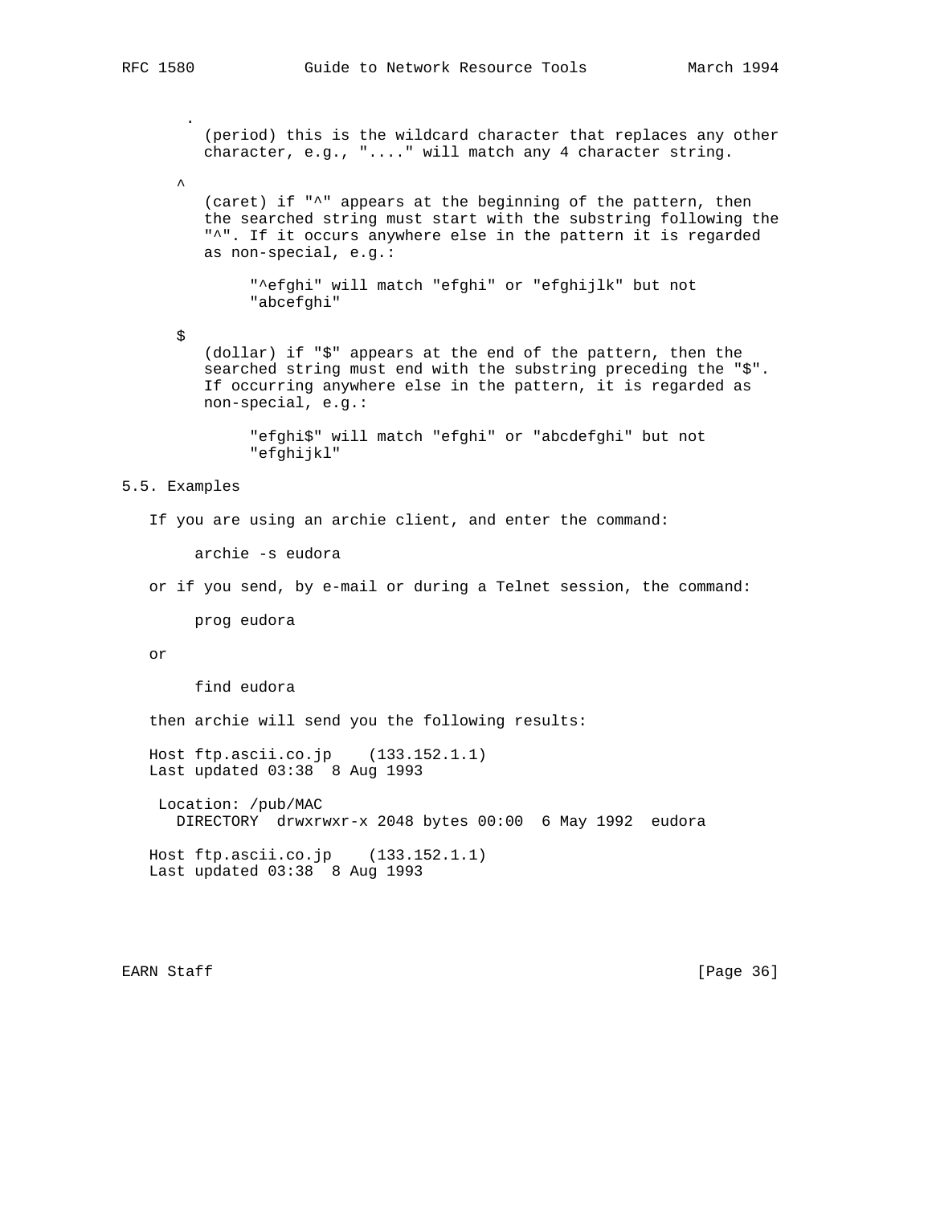.

(period) this is the wildcard character that replaces any other character, e.g., "...." will match any 4 character string.

^

(caret) if "^" appears at the beginning of the pattern, then the searched string must start with the substring following the "^". If it occurs anywhere else in the pattern it is regarded as non-special, e.g.:

> "^efghi" will match "efghi" or "efghijlk" but not "abcefghi"

$

(dollar) if "$" appears at the end of the pattern, then the searched string must end with the substring preceding the "$". If occurring anywhere else in the pattern, it is regarded as non-special, e.g.:

> "efghi$" will match "efghi" or "abcdefghi" but not "efghijkl"

## 5.5. Examples

If you are using an archie client, and enter the command:

```
archie -s eudora
```

or if you send, by e-mail or during a Telnet session, the command:

```
prog eudora
```

or

```
find eudora
```

then archie will send you the following results:

```
Host ftp.ascii.co.jp    (133.152.1.1)
Last updated 03:38  8 Aug 1993

 Location: /pub/MAC
   DIRECTORY  drwxrwxr-x 2048 bytes 00:00  6 May 1992  eudora

Host ftp.ascii.co.jp    (133.152.1.1)
Last updated 03:38  8 Aug 1993
```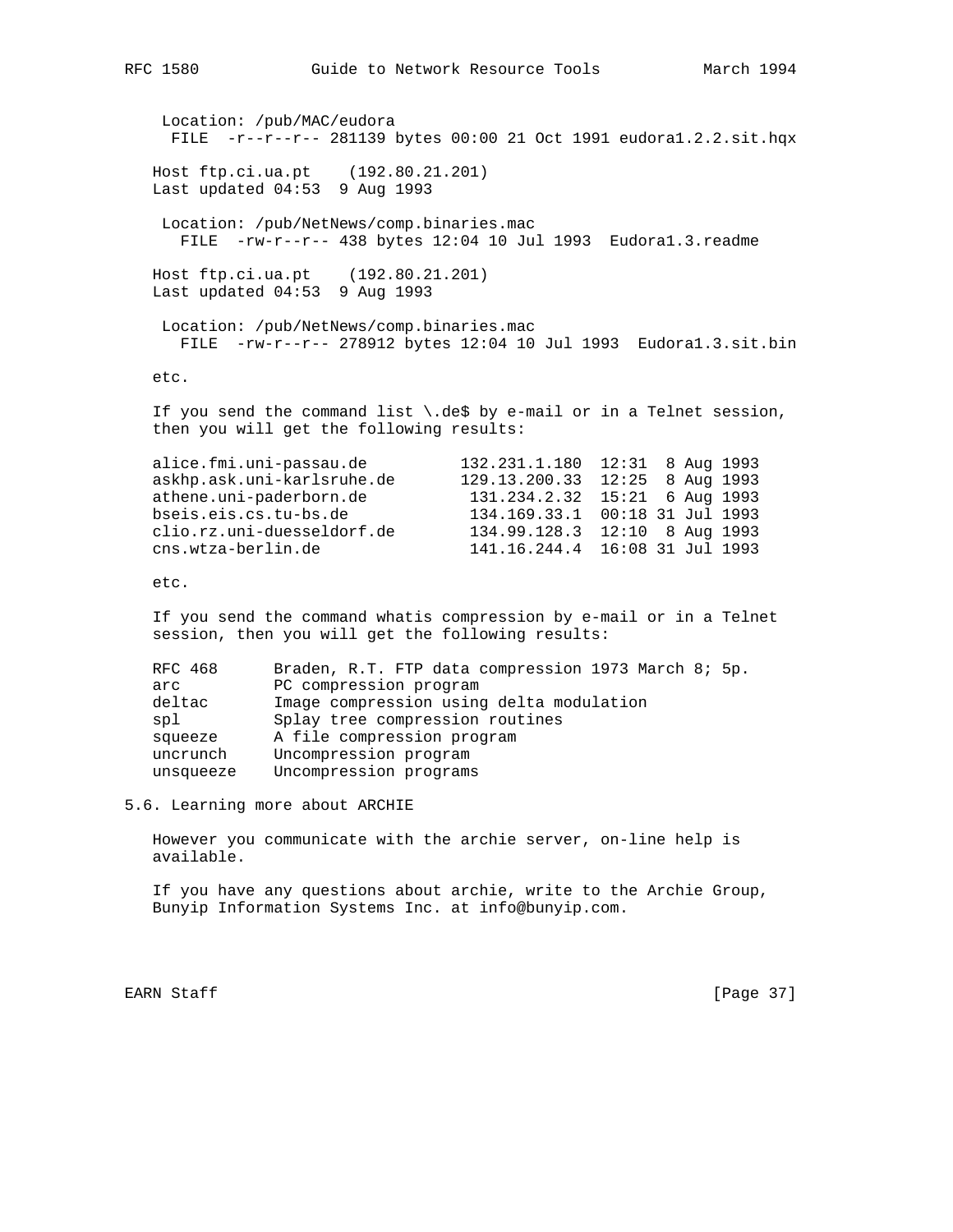```
  Location: /pub/MAC/eudora
   FILE  -r--r--r-- 281139 bytes 00:00 21 Oct 1991 eudora1.2.2.sit.hqx

Host ftp.ci.ua.pt    (192.80.21.201)
Last updated 04:53  9 Aug 1993

  Location: /pub/NetNews/comp.binaries.mac
    FILE  -rw-r--r-- 438 bytes 12:04 10 Jul 1993  Eudora1.3.readme

Host ftp.ci.ua.pt    (192.80.21.201)
Last updated 04:53  9 Aug 1993

  Location: /pub/NetNews/comp.binaries.mac
    FILE  -rw-r--r-- 278912 bytes 12:04 10 Jul 1993  Eudora1.3.sit.bin
```

etc.

If you send the command list \.de$ by e-mail or in a Telnet session, then you will get the following results:

```
alice.fmi.uni-passau.de          132.231.1.180  12:31  8 Aug 1993
askhp.ask.uni-karlsruhe.de       129.13.200.33  12:25  8 Aug 1993
athene.uni-paderborn.de           131.234.2.32  15:21  6 Aug 1993
bseis.eis.cs.tu-bs.de             134.169.33.1  00:18 31 Jul 1993
clio.rz.uni-duesseldorf.de        134.99.128.3  12:10  8 Aug 1993
cns.wtza-berlin.de                141.16.244.4  16:08 31 Jul 1993
```

etc.

If you send the command whatis compression by e-mail or in a Telnet session, then you will get the following results:

```
RFC 468      Braden, R.T. FTP data compression 1973 March 8; 5p.
arc          PC compression program
deltac       Image compression using delta modulation
spl          Splay tree compression routines
squeeze      A file compression program
uncrunch     Uncompression program
unsqueeze    Uncompression programs
```

## 5.6. Learning more about ARCHIE

However you communicate with the archie server, on-line help is available.

If you have any questions about archie, write to the Archie Group, Bunyip Information Systems Inc. at info@bunyip.com.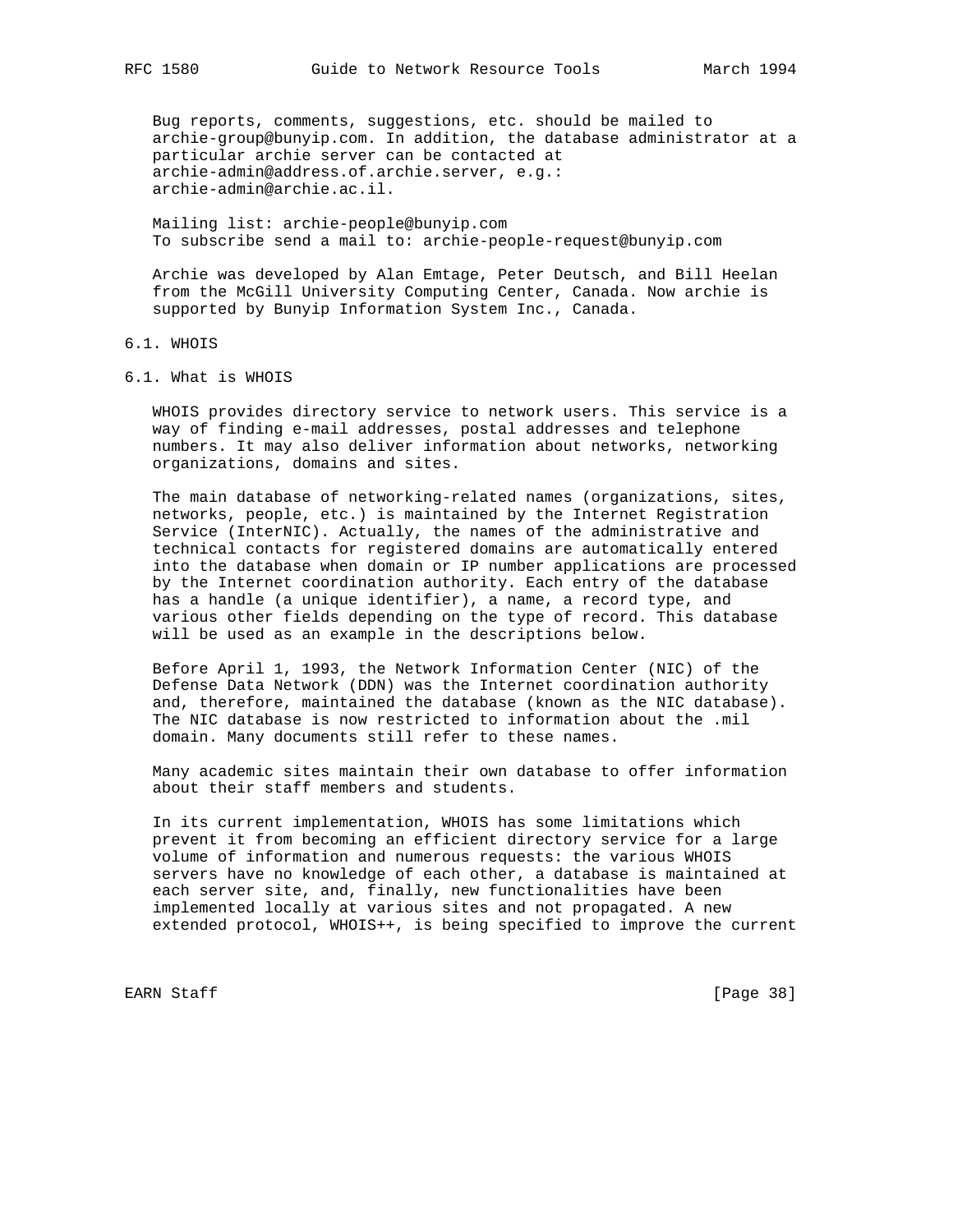Bug reports, comments, suggestions, etc. should be mailed to archie-group@bunyip.com. In addition, the database administrator at a particular archie server can be contacted at archie-admin@address.of.archie.server, e.g.: archie-admin@archie.ac.il.

Mailing list: archie-people@bunyip.com
To subscribe send a mail to: archie-people-request@bunyip.com

Archie was developed by Alan Emtage, Peter Deutsch, and Bill Heelan from the McGill University Computing Center, Canada. Now archie is supported by Bunyip Information System Inc., Canada.

## 6.1. WHOIS

### 6.1. What is WHOIS

WHOIS provides directory service to network users. This service is a way of finding e-mail addresses, postal addresses and telephone numbers. It may also deliver information about networks, networking organizations, domains and sites.

The main database of networking-related names (organizations, sites, networks, people, etc.) is maintained by the Internet Registration Service (InterNIC). Actually, the names of the administrative and technical contacts for registered domains are automatically entered into the database when domain or IP number applications are processed by the Internet coordination authority. Each entry of the database has a handle (a unique identifier), a name, a record type, and various other fields depending on the type of record. This database will be used as an example in the descriptions below.

Before April 1, 1993, the Network Information Center (NIC) of the Defense Data Network (DDN) was the Internet coordination authority and, therefore, maintained the database (known as the NIC database). The NIC database is now restricted to information about the .mil domain. Many documents still refer to these names.

Many academic sites maintain their own database to offer information about their staff members and students.

In its current implementation, WHOIS has some limitations which prevent it from becoming an efficient directory service for a large volume of information and numerous requests: the various WHOIS servers have no knowledge of each other, a database is maintained at each server site, and, finally, new functionalities have been implemented locally at various sites and not propagated. A new extended protocol, WHOIS++, is being specified to improve the current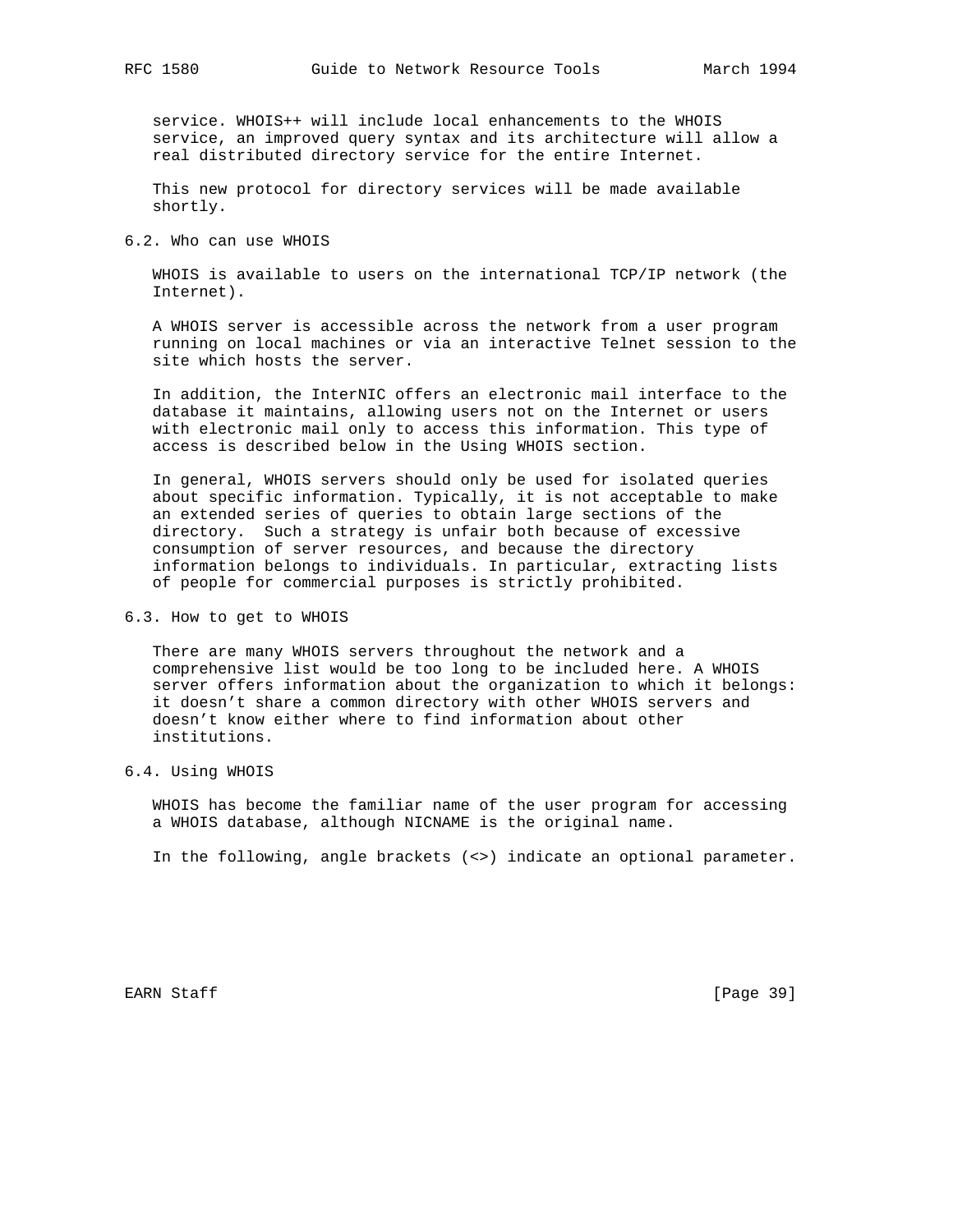service. WHOIS++ will include local enhancements to the WHOIS service, an improved query syntax and its architecture will allow a real distributed directory service for the entire Internet.

This new protocol for directory services will be made available shortly.

### 6.2. Who can use WHOIS

WHOIS is available to users on the international TCP/IP network (the Internet).

A WHOIS server is accessible across the network from a user program running on local machines or via an interactive Telnet session to the site which hosts the server.

In addition, the InterNIC offers an electronic mail interface to the database it maintains, allowing users not on the Internet or users with electronic mail only to access this information. This type of access is described below in the Using WHOIS section.

In general, WHOIS servers should only be used for isolated queries about specific information. Typically, it is not acceptable to make an extended series of queries to obtain large sections of the directory. Such a strategy is unfair both because of excessive consumption of server resources, and because the directory information belongs to individuals. In particular, extracting lists of people for commercial purposes is strictly prohibited.

### 6.3. How to get to WHOIS

There are many WHOIS servers throughout the network and a comprehensive list would be too long to be included here. A WHOIS server offers information about the organization to which it belongs: it doesn't share a common directory with other WHOIS servers and doesn't know either where to find information about other institutions.

### 6.4. Using WHOIS

WHOIS has become the familiar name of the user program for accessing a WHOIS database, although NICNAME is the original name.

In the following, angle brackets (<>) indicate an optional parameter.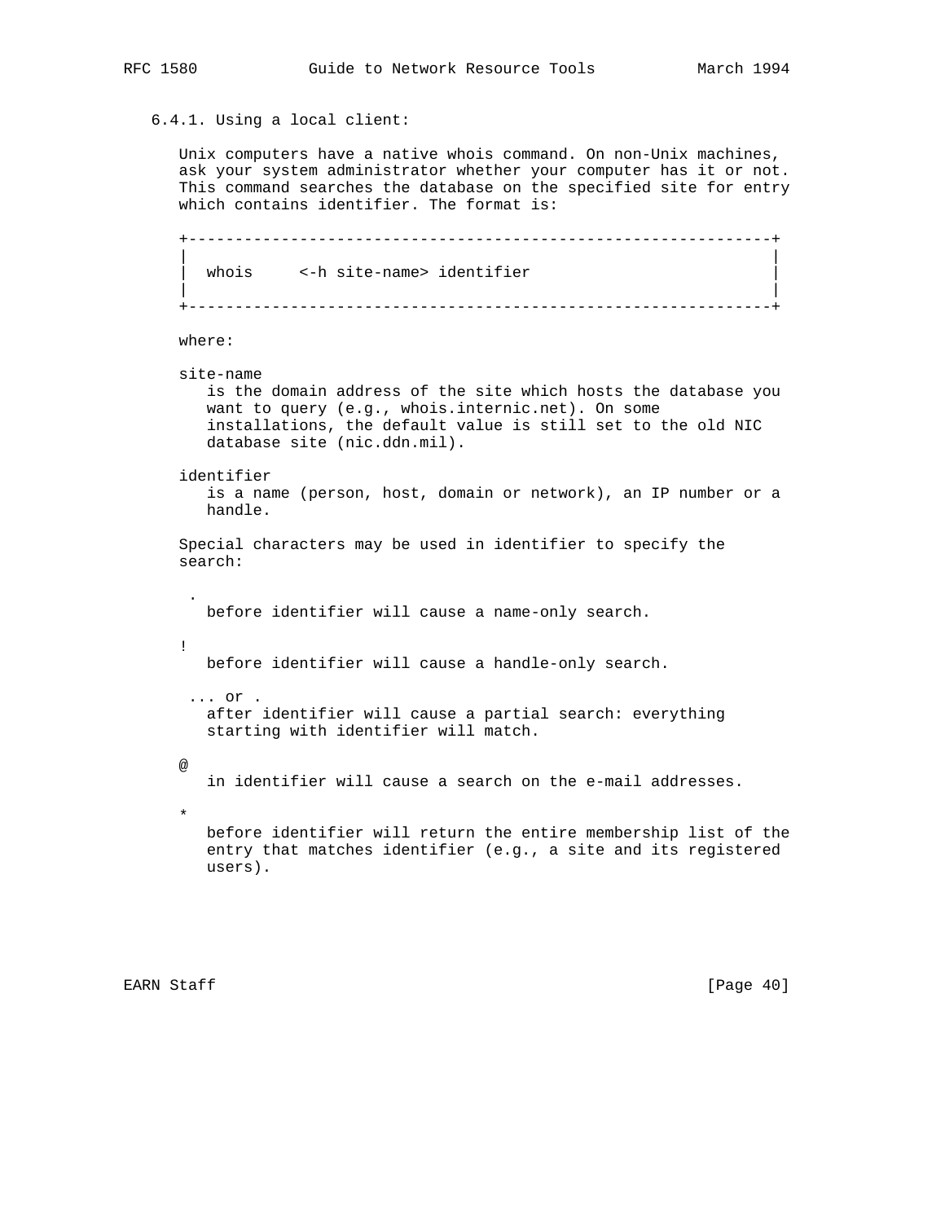### 6.4.1. Using a local client:

Unix computers have a native whois command. On non-Unix machines, ask your system administrator whether your computer has it or not. This command searches the database on the specified site for entry which contains identifier. The format is:

```
+--------------------------------------------------------------+
|                                                              |
|  whois     <-h site-name> identifier                         |
|                                                              |
+--------------------------------------------------------------+
```

where:

site-name
   is the domain address of the site which hosts the database you want to query (e.g., whois.internic.net). On some installations, the default value is still set to the old NIC database site (nic.ddn.mil).

identifier
   is a name (person, host, domain or network), an IP number or a handle.

Special characters may be used in identifier to specify the search:

.
   before identifier will cause a name-only search.

!
   before identifier will cause a handle-only search.

... or .
   after identifier will cause a partial search: everything starting with identifier will match.

@
   in identifier will cause a search on the e-mail addresses.

*
   before identifier will return the entire membership list of the entry that matches identifier (e.g., a site and its registered users).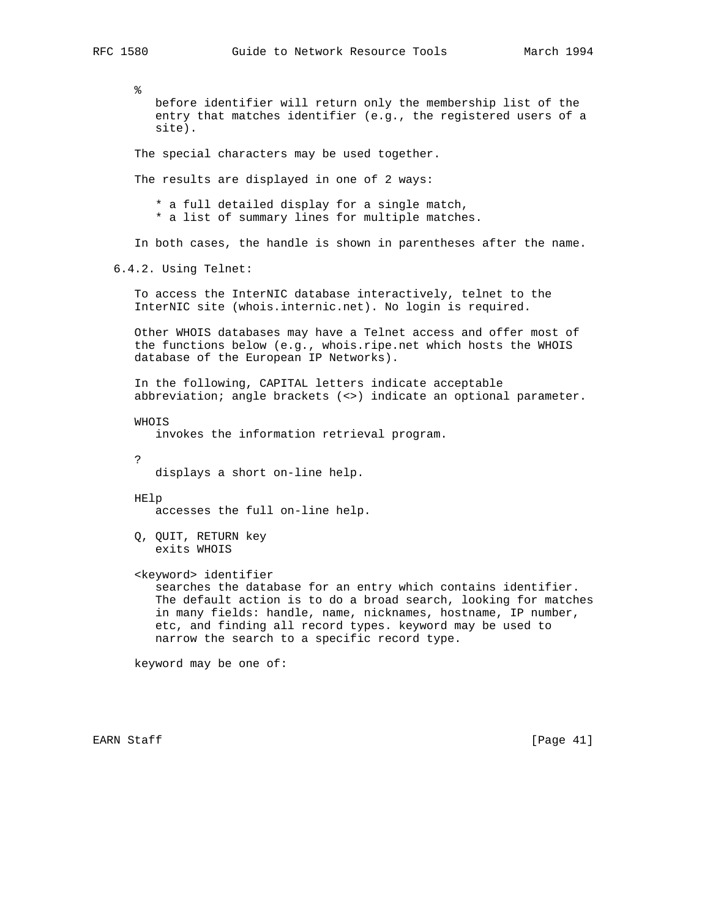%

before identifier will return only the membership list of the entry that matches identifier (e.g., the registered users of a site).

The special characters may be used together.

The results are displayed in one of 2 ways:

* a full detailed display for a single match,
* a list of summary lines for multiple matches.

In both cases, the handle is shown in parentheses after the name.

### 6.4.2. Using Telnet:

To access the InterNIC database interactively, telnet to the InterNIC site (whois.internic.net). No login is required.

Other WHOIS databases may have a Telnet access and offer most of the functions below (e.g., whois.ripe.net which hosts the WHOIS database of the European IP Networks).

In the following, CAPITAL letters indicate acceptable abbreviation; angle brackets (<>) indicate an optional parameter.

WHOIS

invokes the information retrieval program.

?

displays a short on-line help.

HElp

accesses the full on-line help.

Q, QUIT, RETURN key

exits WHOIS

<keyword> identifier

searches the database for an entry which contains identifier. The default action is to do a broad search, looking for matches in many fields: handle, name, nicknames, hostname, IP number, etc, and finding all record types. keyword may be used to narrow the search to a specific record type.

keyword may be one of: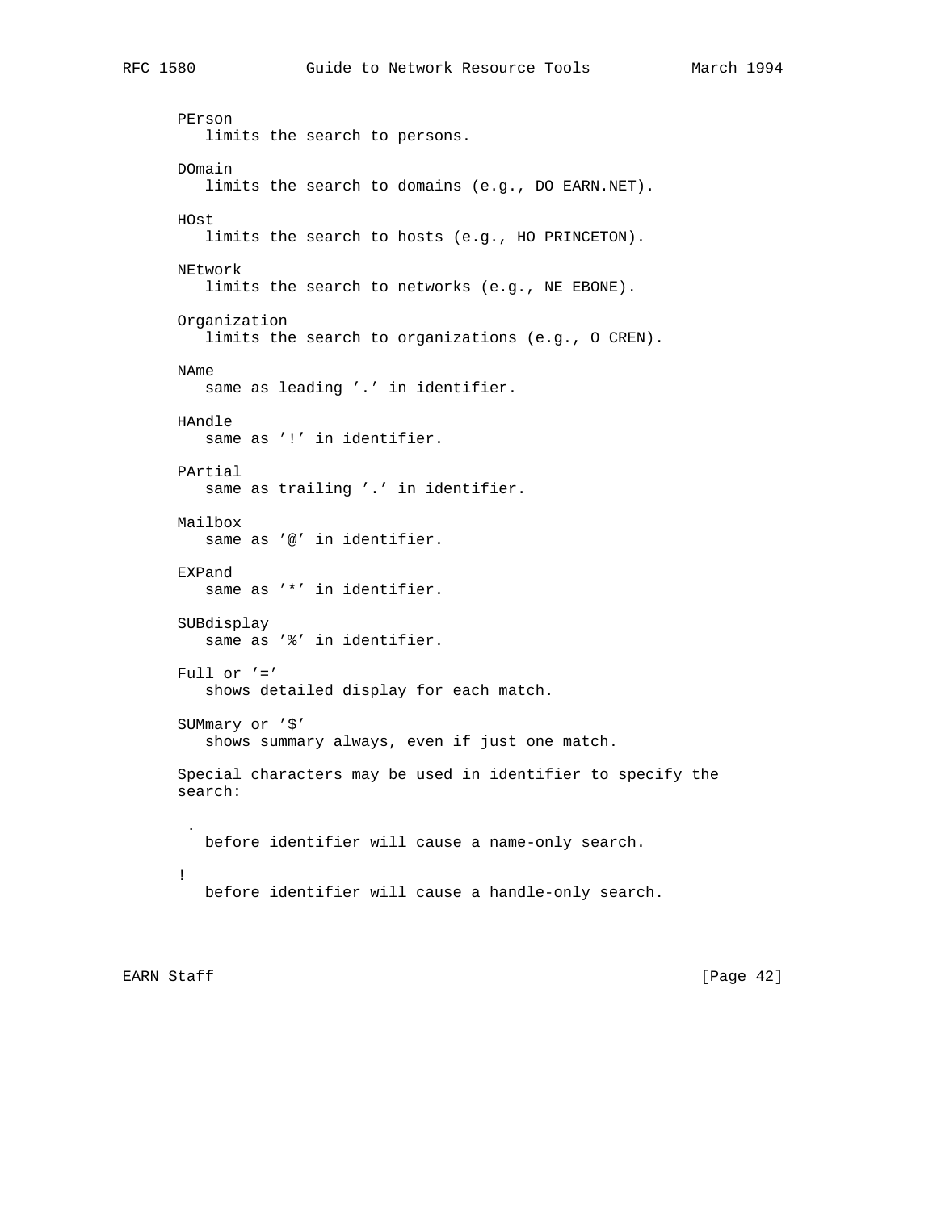PErson
   limits the search to persons.

DOmain
   limits the search to domains (e.g., DO EARN.NET).

HOst
   limits the search to hosts (e.g., HO PRINCETON).

NEtwork
   limits the search to networks (e.g., NE EBONE).

Organization
   limits the search to organizations (e.g., O CREN).

NAme
   same as leading '.' in identifier.

HAndle
   same as '!' in identifier.

PArtial
   same as trailing '.' in identifier.

Mailbox
   same as '@' in identifier.

EXPand
   same as '*' in identifier.

SUBdisplay
   same as '%' in identifier.

Full or '='
   shows detailed display for each match.

SUMmary or '$'
   shows summary always, even if just one match.

Special characters may be used in identifier to specify the search:

.
   before identifier will cause a name-only search.

!
   before identifier will cause a handle-only search.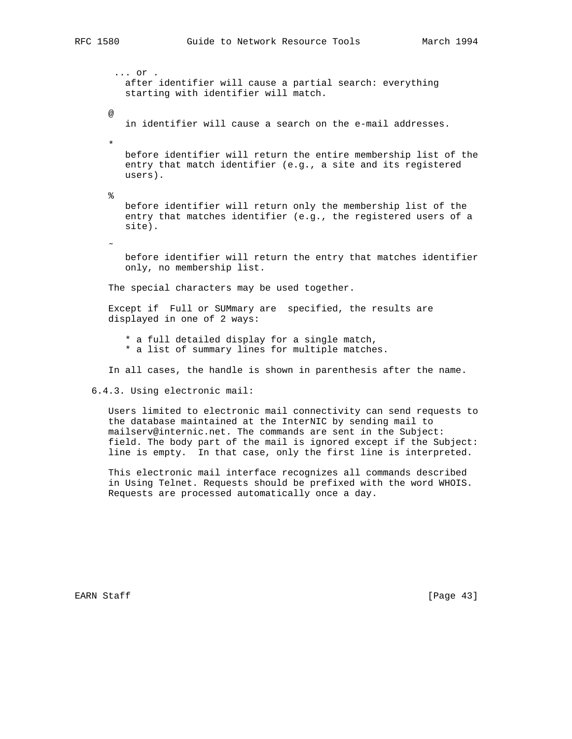... or .

after identifier will cause a partial search: everything starting with identifier will match.

@

in identifier will cause a search on the e-mail addresses.

*

before identifier will return the entire membership list of the entry that match identifier (e.g., a site and its registered users).

%

before identifier will return only the membership list of the entry that matches identifier (e.g., the registered users of a site).

~

before identifier will return the entry that matches identifier only, no membership list.

The special characters may be used together.

Except if Full or SUMmary are specified, the results are displayed in one of 2 ways:

* a full detailed display for a single match,
* a list of summary lines for multiple matches.

In all cases, the handle is shown in parenthesis after the name.

### 6.4.3. Using electronic mail:

Users limited to electronic mail connectivity can send requests to the database maintained at the InterNIC by sending mail to mailserv@internic.net. The commands are sent in the Subject: field. The body part of the mail is ignored except if the Subject: line is empty. In that case, only the first line is interpreted.

This electronic mail interface recognizes all commands described in Using Telnet. Requests should be prefixed with the word WHOIS. Requests are processed automatically once a day.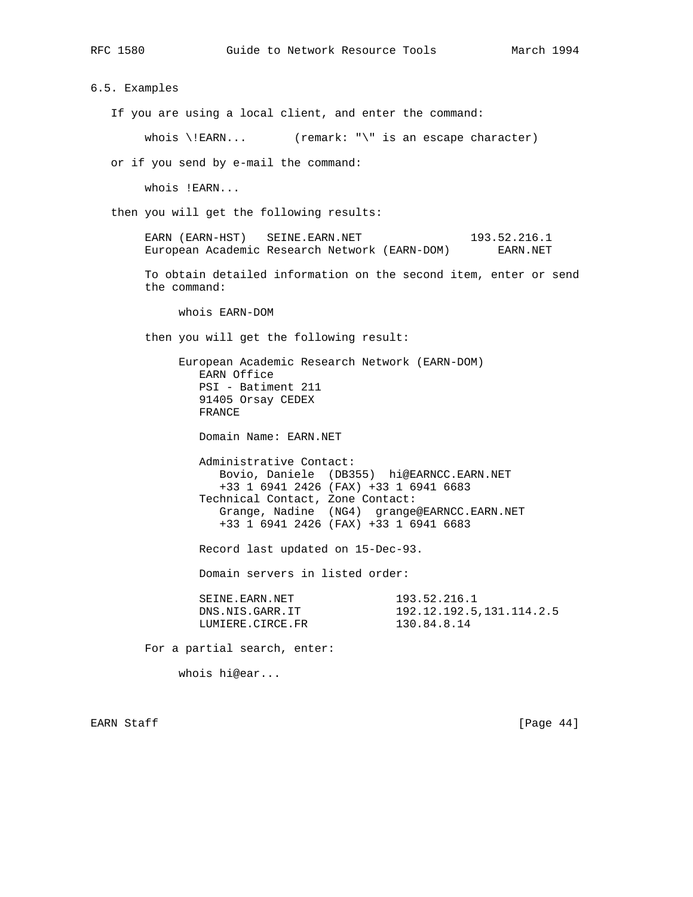### 6.5. Examples

If you are using a local client, and enter the command:

```
whois \!EARN...       (remark: "\" is an escape character)
```

or if you send by e-mail the command:

```
whois !EARN...
```

then you will get the following results:

```
EARN (EARN-HST)   SEINE.EARN.NET               193.52.216.1
European Academic Research Network (EARN-DOM)       EARN.NET
```

To obtain detailed information on the second item, enter or send the command:

```
whois EARN-DOM
```

then you will get the following result:

```
European Academic Research Network (EARN-DOM)
   EARN Office
   PSI - Batiment 211
   91405 Orsay CEDEX
   FRANCE

   Domain Name: EARN.NET

   Administrative Contact:
      Bovio, Daniele  (DB355)  hi@EARNCC.EARN.NET
      +33 1 6941 2426 (FAX) +33 1 6941 6683
   Technical Contact, Zone Contact:
      Grange, Nadine  (NG4)  grange@EARNCC.EARN.NET
      +33 1 6941 2426 (FAX) +33 1 6941 6683

   Record last updated on 15-Dec-93.

   Domain servers in listed order:

   SEINE.EARN.NET              193.52.216.1
   DNS.NIS.GARR.IT             192.12.192.5,131.114.2.5
   LUMIERE.CIRCE.FR            130.84.8.14
```

For a partial search, enter:

```
whois hi@ear...
```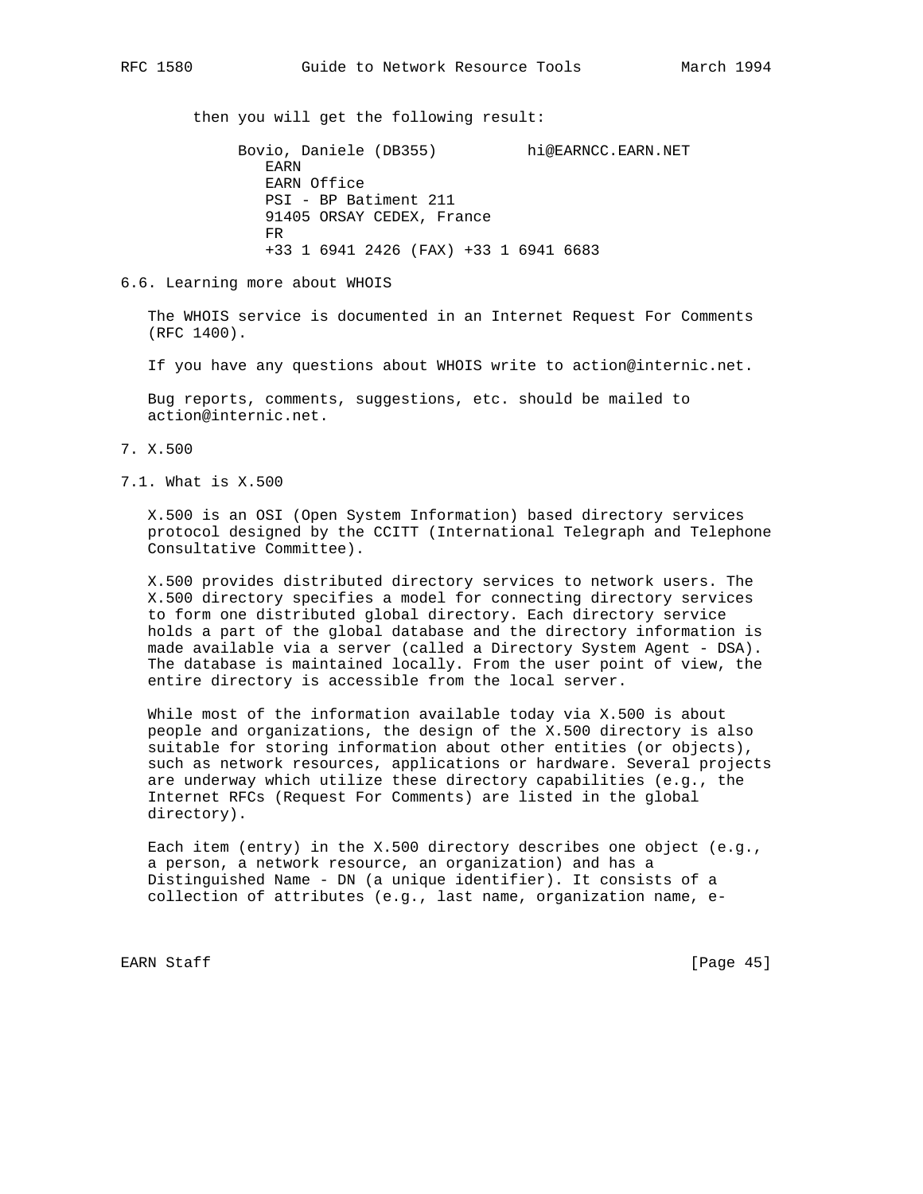then you will get the following result:

```
Bovio, Daniele (DB355)          hi@EARNCC.EARN.NET
   EARN
   EARN Office
   PSI - BP Batiment 211
   91405 ORSAY CEDEX, France
   FR
   +33 1 6941 2426 (FAX) +33 1 6941 6683
```

### 6.6. Learning more about WHOIS

The WHOIS service is documented in an Internet Request For Comments (RFC 1400).

If you have any questions about WHOIS write to action@internic.net.

Bug reports, comments, suggestions, etc. should be mailed to action@internic.net.

## 7. X.500

### 7.1. What is X.500

X.500 is an OSI (Open System Information) based directory services protocol designed by the CCITT (International Telegraph and Telephone Consultative Committee).

X.500 provides distributed directory services to network users. The X.500 directory specifies a model for connecting directory services to form one distributed global directory. Each directory service holds a part of the global database and the directory information is made available via a server (called a Directory System Agent - DSA). The database is maintained locally. From the user point of view, the entire directory is accessible from the local server.

While most of the information available today via X.500 is about people and organizations, the design of the X.500 directory is also suitable for storing information about other entities (or objects), such as network resources, applications or hardware. Several projects are underway which utilize these directory capabilities (e.g., the Internet RFCs (Request For Comments) are listed in the global directory).

Each item (entry) in the X.500 directory describes one object (e.g., a person, a network resource, an organization) and has a Distinguished Name - DN (a unique identifier). It consists of a collection of attributes (e.g., last name, organization name, e-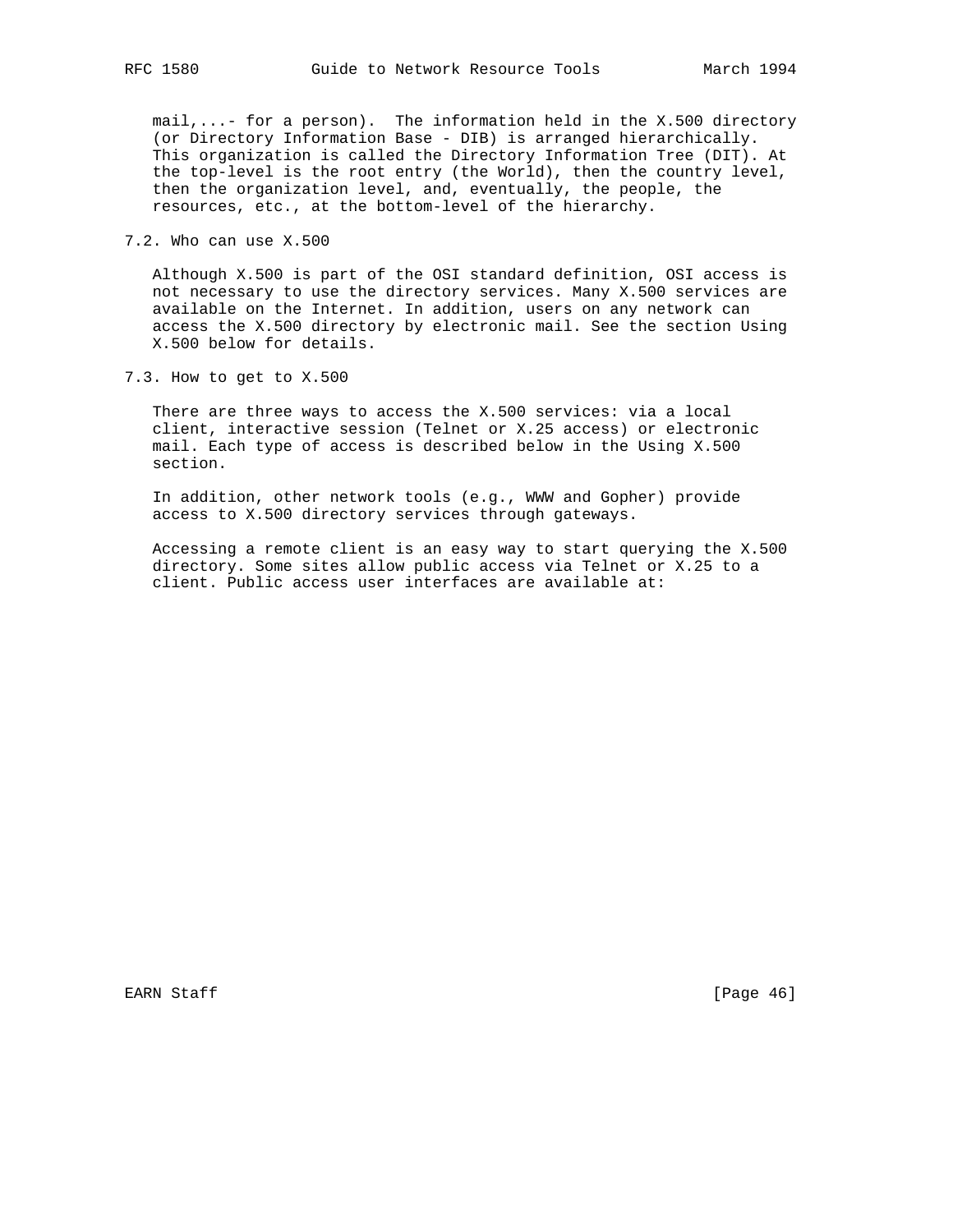mail,...- for a person). The information held in the X.500 directory (or Directory Information Base - DIB) is arranged hierarchically. This organization is called the Directory Information Tree (DIT). At the top-level is the root entry (the World), then the country level, then the organization level, and, eventually, the people, the resources, etc., at the bottom-level of the hierarchy.

## 7.2. Who can use X.500

Although X.500 is part of the OSI standard definition, OSI access is not necessary to use the directory services. Many X.500 services are available on the Internet. In addition, users on any network can access the X.500 directory by electronic mail. See the section Using X.500 below for details.

## 7.3. How to get to X.500

There are three ways to access the X.500 services: via a local client, interactive session (Telnet or X.25 access) or electronic mail. Each type of access is described below in the Using X.500 section.

In addition, other network tools (e.g., WWW and Gopher) provide access to X.500 directory services through gateways.

Accessing a remote client is an easy way to start querying the X.500 directory. Some sites allow public access via Telnet or X.25 to a client. Public access user interfaces are available at: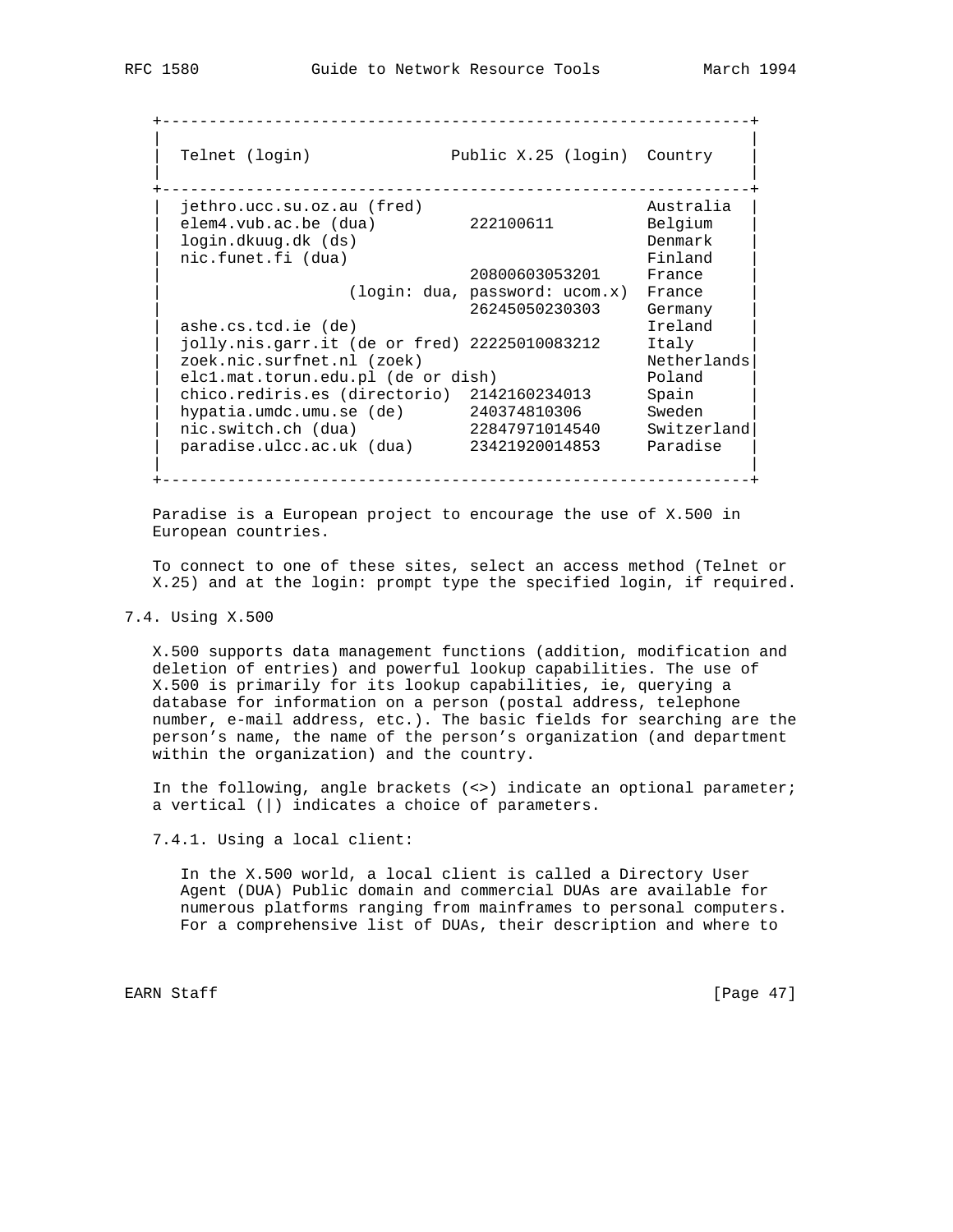| Telnet (login) | Public X.25 (login) | Country |
|---|---|---|
| jethro.ucc.su.oz.au (fred) | | Australia |
| elem4.vub.ac.be (dua) | 222100611 | Belgium |
| login.dkuug.dk (ds) | | Denmark |
| nic.funet.fi (dua) | | Finland |
| | 20800603053201 | France |
| | (login: dua, password: ucom.x) | France |
| | 26245050230303 | Germany |
| ashe.cs.tcd.ie (de) | | Ireland |
| jolly.nis.garr.it (de or fred) | 22225010083212 | Italy |
| zoek.nic.surfnet.nl (zoek) | | Netherlands |
| elc1.mat.torun.edu.pl (de or dish) | | Poland |
| chico.rediris.es (directorio) | 2142160234013 | Spain |
| hypatia.umdc.umu.se (de) | 240374810306 | Sweden |
| nic.switch.ch (dua) | 22847971014540 | Switzerland |
| paradise.ulcc.ac.uk (dua) | 23421920014853 | Paradise |

Paradise is a European project to encourage the use of X.500 in European countries.

To connect to one of these sites, select an access method (Telnet or X.25) and at the login: prompt type the specified login, if required.

### 7.4. Using X.500

X.500 supports data management functions (addition, modification and deletion of entries) and powerful lookup capabilities. The use of X.500 is primarily for its lookup capabilities, ie, querying a database for information on a person (postal address, telephone number, e-mail address, etc.). The basic fields for searching are the person's name, the name of the person's organization (and department within the organization) and the country.

In the following, angle brackets (<>) indicate an optional parameter; a vertical (|) indicates a choice of parameters.

#### 7.4.1. Using a local client:

In the X.500 world, a local client is called a Directory User Agent (DUA) Public domain and commercial DUAs are available for numerous platforms ranging from mainframes to personal computers. For a comprehensive list of DUAs, their description and where to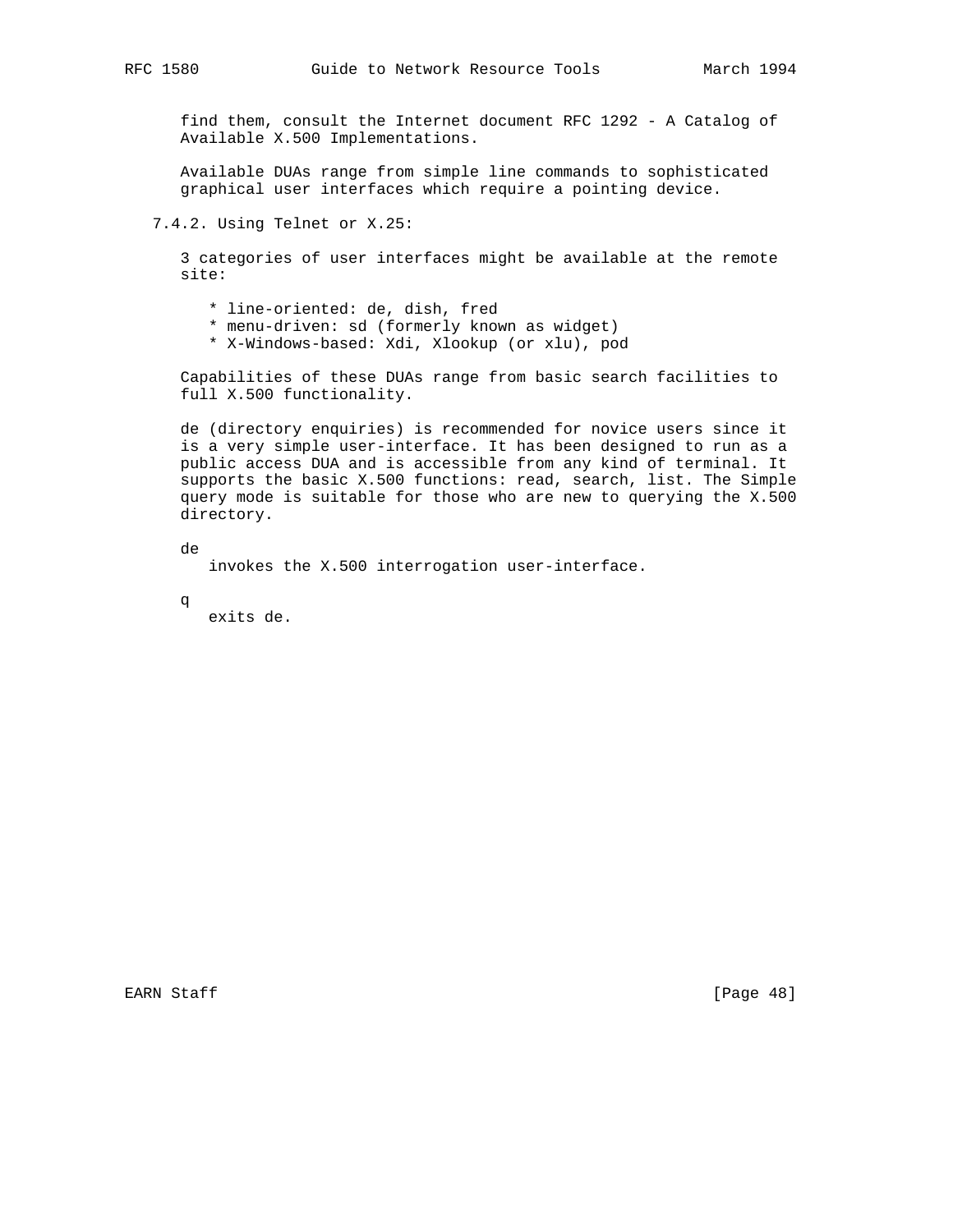find them, consult the Internet document RFC 1292 - A Catalog of Available X.500 Implementations.

Available DUAs range from simple line commands to sophisticated graphical user interfaces which require a pointing device.

### 7.4.2. Using Telnet or X.25:

3 categories of user interfaces might be available at the remote site:

* line-oriented: de, dish, fred
* menu-driven: sd (formerly known as widget)
* X-Windows-based: Xdi, Xlookup (or xlu), pod

Capabilities of these DUAs range from basic search facilities to full X.500 functionality.

de (directory enquiries) is recommended for novice users since it is a very simple user-interface. It has been designed to run as a public access DUA and is accessible from any kind of terminal. It supports the basic X.500 functions: read, search, list. The Simple query mode is suitable for those who are new to querying the X.500 directory.

de
   invokes the X.500 interrogation user-interface.

q
   exits de.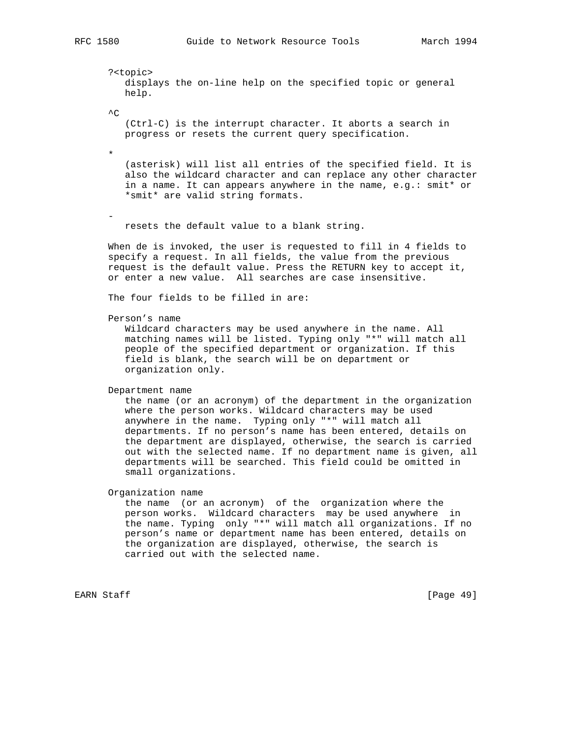?<topic>
displays the on-line help on the specified topic or general help.

^C
(Ctrl-C) is the interrupt character. It aborts a search in progress or resets the current query specification.

*
(asterisk) will list all entries of the specified field. It is also the wildcard character and can replace any other character in a name. It can appears anywhere in the name, e.g.: smit* or *smit* are valid string formats.

-
resets the default value to a blank string.

When de is invoked, the user is requested to fill in 4 fields to specify a request. In all fields, the value from the previous request is the default value. Press the RETURN key to accept it, or enter a new value. All searches are case insensitive.

The four fields to be filled in are:

Person's name
Wildcard characters may be used anywhere in the name. All matching names will be listed. Typing only "*" will match all people of the specified department or organization. If this field is blank, the search will be on department or organization only.

Department name
the name (or an acronym) of the department in the organization where the person works. Wildcard characters may be used anywhere in the name. Typing only "*" will match all departments. If no person's name has been entered, details on the department are displayed, otherwise, the search is carried out with the selected name. If no department name is given, all departments will be searched. This field could be omitted in small organizations.

Organization name
the name (or an acronym) of the organization where the person works. Wildcard characters may be used anywhere in the name. Typing only "*" will match all organizations. If no person's name or department name has been entered, details on the organization are displayed, otherwise, the search is carried out with the selected name.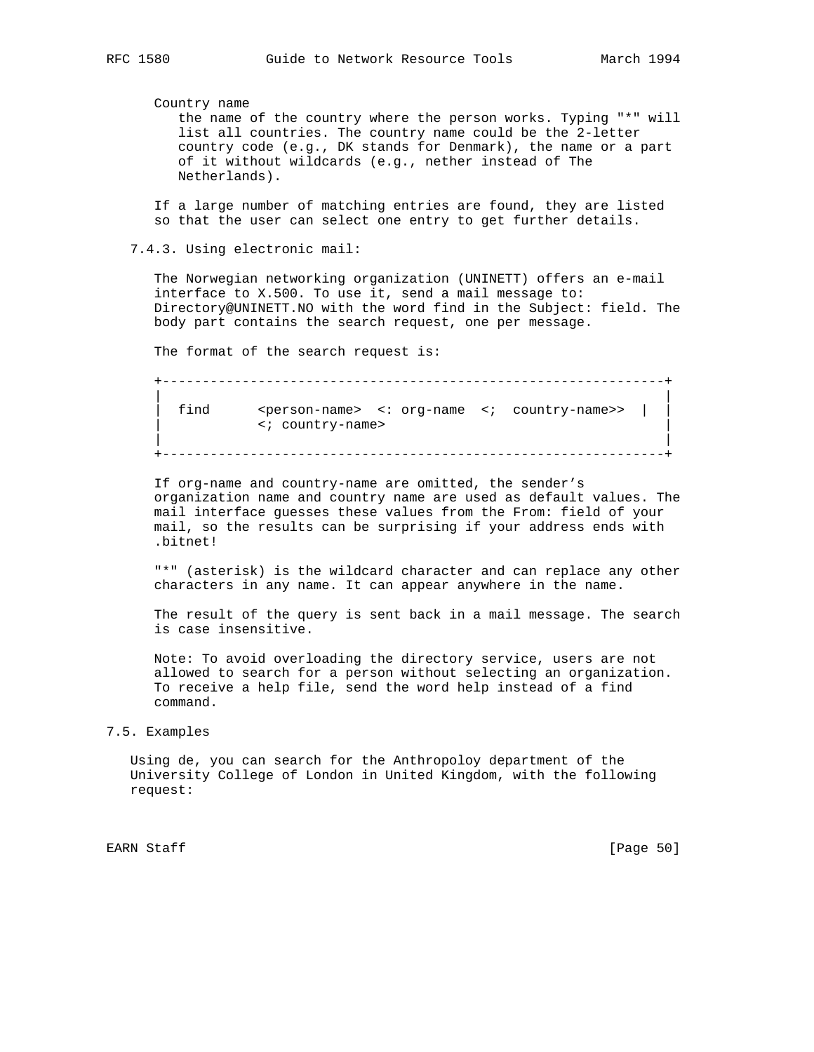Country name
the name of the country where the person works. Typing "*" will list all countries. The country name could be the 2-letter country code (e.g., DK stands for Denmark), the name or a part of it without wildcards (e.g., nether instead of The Netherlands).

If a large number of matching entries are found, they are listed so that the user can select one entry to get further details.

### 7.4.3. Using electronic mail:

The Norwegian networking organization (UNINETT) offers an e-mail interface to X.500. To use it, send a mail message to: Directory@UNINETT.NO with the word find in the Subject: field. The body part contains the search request, one per message.

The format of the search request is:

```
+---------------------------------------------------------------+
|                                                               |
|  find      <person-name>  <: org-name  <;  country-name>>  |  |
|            <; country-name>                                   |
|                                                               |
+---------------------------------------------------------------+
```

If org-name and country-name are omitted, the sender's organization name and country name are used as default values. The mail interface guesses these values from the From: field of your mail, so the results can be surprising if your address ends with .bitnet!

"*" (asterisk) is the wildcard character and can replace any other characters in any name. It can appear anywhere in the name.

The result of the query is sent back in a mail message. The search is case insensitive.

Note: To avoid overloading the directory service, users are not allowed to search for a person without selecting an organization. To receive a help file, send the word help instead of a find command.

## 7.5. Examples

Using de, you can search for the Anthropoloy department of the University College of London in United Kingdom, with the following request: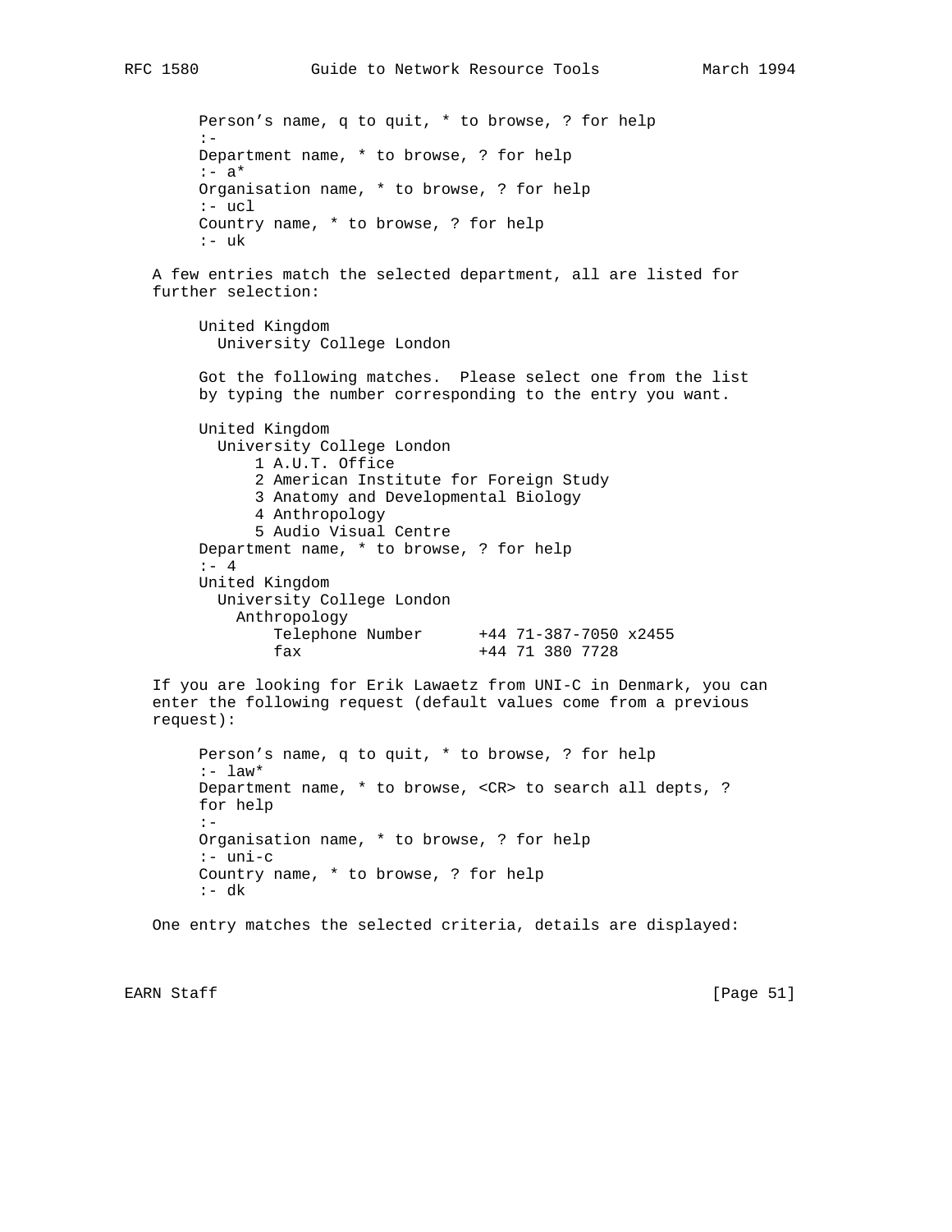```
Person's name, q to quit, * to browse, ? for help
:-
Department name, * to browse, ? for help
:- a*
Organisation name, * to browse, ? for help
:- ucl
Country name, * to browse, ? for help
:- uk
```

A few entries match the selected department, all are listed for further selection:

```
United Kingdom
  University College London

Got the following matches.  Please select one from the list
by typing the number corresponding to the entry you want.

United Kingdom
  University College London
      1 A.U.T. Office
      2 American Institute for Foreign Study
      3 Anatomy and Developmental Biology
      4 Anthropology
      5 Audio Visual Centre
Department name, * to browse, ? for help
:- 4
United Kingdom
  University College London
    Anthropology
        Telephone Number      +44 71-387-7050 x2455
        fax                   +44 71 380 7728
```

If you are looking for Erik Lawaetz from UNI-C in Denmark, you can enter the following request (default values come from a previous request):

```
Person's name, q to quit, * to browse, ? for help
:- law*
Department name, * to browse, <CR> to search all depts, ?
for help
:-
Organisation name, * to browse, ? for help
:- uni-c
Country name, * to browse, ? for help
:- dk
```

One entry matches the selected criteria, details are displayed: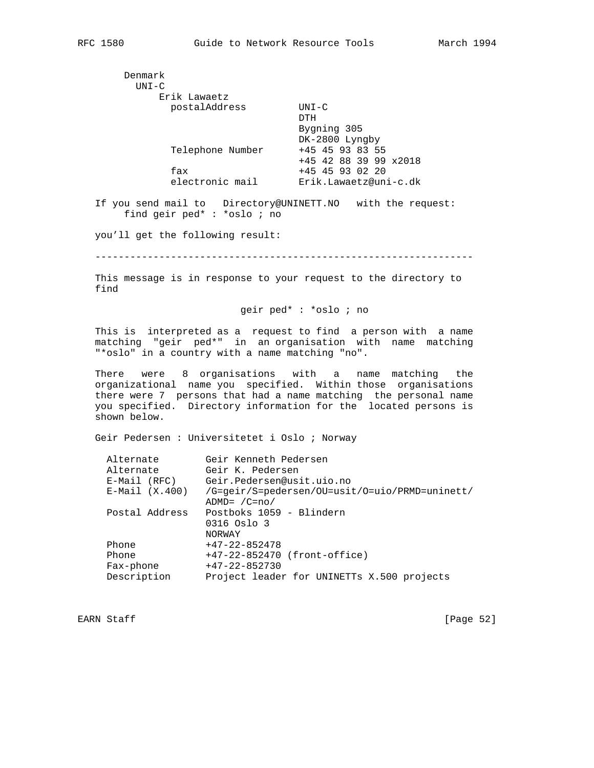```
     Denmark
       UNI-C
           Erik Lawaetz
             postalAddress         UNI-C
                                   DTH
                                   Bygning 305
                                   DK-2800 Lyngby
             Telephone Number      +45 45 93 83 55
                                   +45 42 88 39 99 x2018
             fax                   +45 45 93 02 20
             electronic mail       Erik.Lawaetz@uni-c.dk
```

If you send mail to Directory@UNINETT.NO with the request:

```
     find geir ped* : *oslo ; no
```

you'll get the following result:

```
----------------------------------------------------------------

This message is in response to your request to the directory to
find

                        geir ped* : *oslo ; no

This is  interpreted as a  request to find  a person with  a name
matching  "geir  ped*"  in  an organisation  with  name  matching
"*oslo" in a country with a name matching "no".

There   were   8 organisations   with   a   name matching   the
organizational  name you  specified.  Within those  organisations
there were 7  persons that had a name matching  the personal name
you specified.  Directory information for the  located persons is
shown below.

Geir Pedersen : Universitetet i Oslo ; Norway

  Alternate        Geir Kenneth Pedersen
  Alternate        Geir K. Pedersen
  E-Mail (RFC)     Geir.Pedersen@usit.uio.no
  E-Mail (X.400)   /G=geir/S=pedersen/OU=usit/O=uio/PRMD=uninett/
                   ADMD= /C=no/
  Postal Address   Postboks 1059 - Blindern
                   0316 Oslo 3
                   NORWAY
  Phone            +47-22-852478
  Phone            +47-22-852470 (front-office)
  Fax-phone        +47-22-852730
  Description      Project leader for UNINETTs X.500 projects
```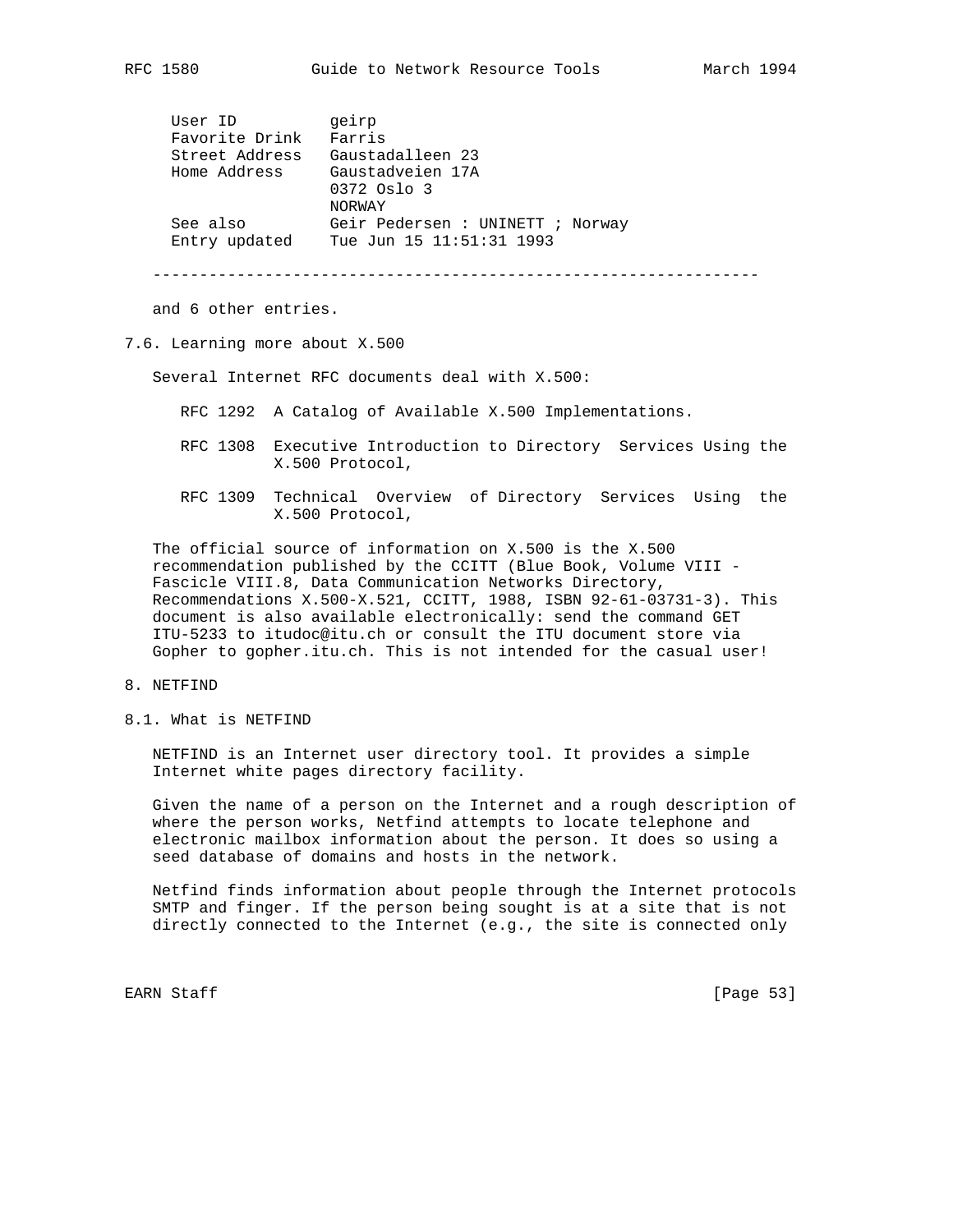```
User ID          geirp
Favorite Drink   Farris
Street Address   Gaustadalleen 23
Home Address     Gaustadveien 17A
                 0372 Oslo 3
                 NORWAY
See also         Geir Pedersen : UNINETT ; Norway
Entry updated    Tue Jun 15 11:51:31 1993

----------------------------------------------------------------
```

and 6 other entries.

## 7.6. Learning more about X.500

Several Internet RFC documents deal with X.500:

- RFC 1292 A Catalog of Available X.500 Implementations.
- RFC 1308 Executive Introduction to Directory Services Using the X.500 Protocol,
- RFC 1309 Technical Overview of Directory Services Using the X.500 Protocol,

The official source of information on X.500 is the X.500 recommendation published by the CCITT (Blue Book, Volume VIII - Fascicle VIII.8, Data Communication Networks Directory, Recommendations X.500-X.521, CCITT, 1988, ISBN 92-61-03731-3). This document is also available electronically: send the command GET ITU-5233 to itudoc@itu.ch or consult the ITU document store via Gopher to gopher.itu.ch. This is not intended for the casual user!

# 8. NETFIND

## 8.1. What is NETFIND

NETFIND is an Internet user directory tool. It provides a simple Internet white pages directory facility.

Given the name of a person on the Internet and a rough description of where the person works, Netfind attempts to locate telephone and electronic mailbox information about the person. It does so using a seed database of domains and hosts in the network.

Netfind finds information about people through the Internet protocols SMTP and finger. If the person being sought is at a site that is not directly connected to the Internet (e.g., the site is connected only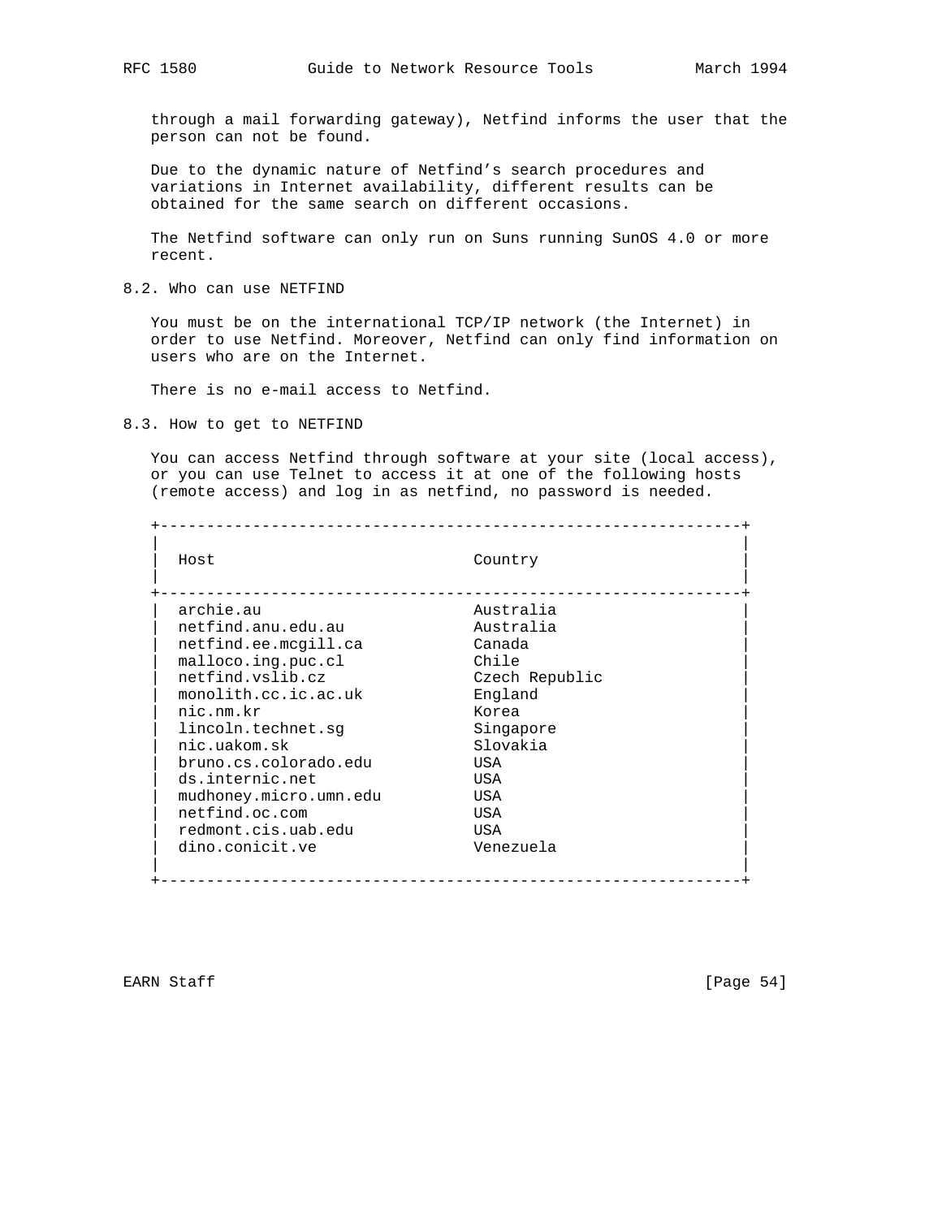through a mail forwarding gateway), Netfind informs the user that the person can not be found.

Due to the dynamic nature of Netfind's search procedures and variations in Internet availability, different results can be obtained for the same search on different occasions.

The Netfind software can only run on Suns running SunOS 4.0 or more recent.

## 8.2. Who can use NETFIND

You must be on the international TCP/IP network (the Internet) in order to use Netfind. Moreover, Netfind can only find information on users who are on the Internet.

There is no e-mail access to Netfind.

## 8.3. How to get to NETFIND

You can access Netfind through software at your site (local access), or you can use Telnet to access it at one of the following hosts (remote access) and log in as netfind, no password is needed.

| Host | Country |
|---|---|
| archie.au | Australia |
| netfind.anu.edu.au | Australia |
| netfind.ee.mcgill.ca | Canada |
| malloco.ing.puc.cl | Chile |
| netfind.vslib.cz | Czech Republic |
| monolith.cc.ic.ac.uk | England |
| nic.nm.kr | Korea |
| lincoln.technet.sg | Singapore |
| nic.uakom.sk | Slovakia |
| bruno.cs.colorado.edu | USA |
| ds.internic.net | USA |
| mudhoney.micro.umn.edu | USA |
| netfind.oc.com | USA |
| redmont.cis.uab.edu | USA |
| dino.conicit.ve | Venezuela |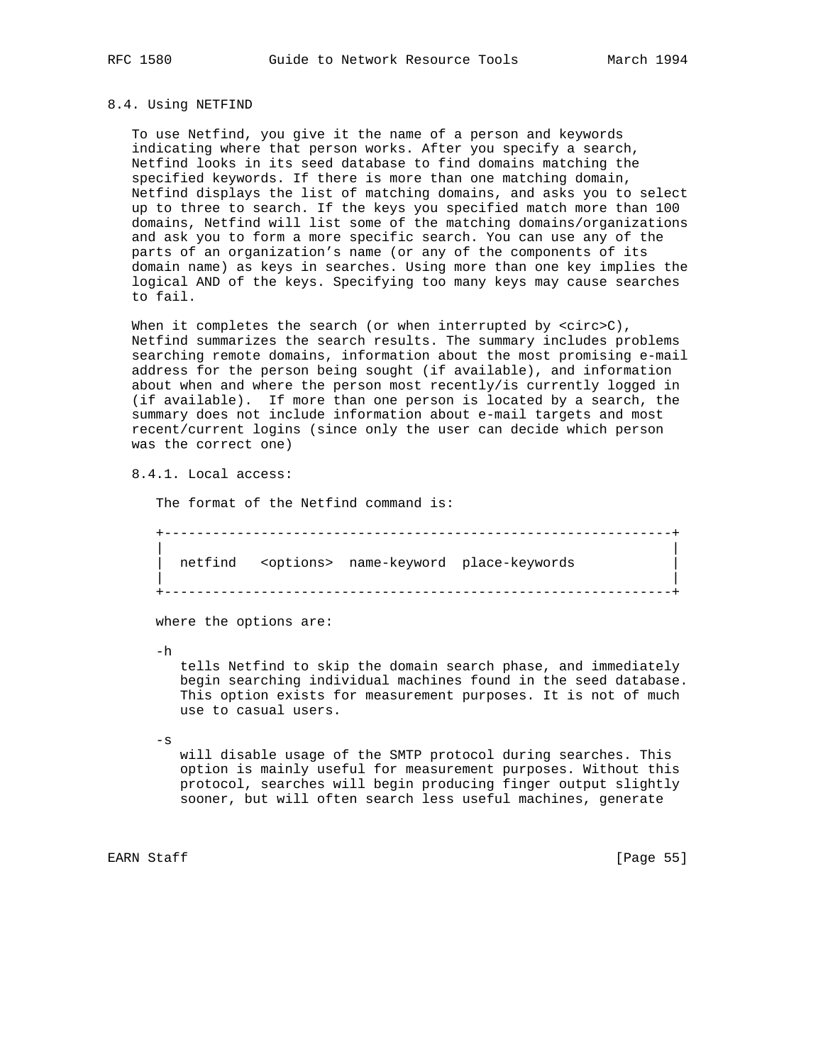## 8.4. Using NETFIND

To use Netfind, you give it the name of a person and keywords indicating where that person works. After you specify a search, Netfind looks in its seed database to find domains matching the specified keywords. If there is more than one matching domain, Netfind displays the list of matching domains, and asks you to select up to three to search. If the keys you specified match more than 100 domains, Netfind will list some of the matching domains/organizations and ask you to form a more specific search. You can use any of the parts of an organization's name (or any of the components of its domain name) as keys in searches. Using more than one key implies the logical AND of the keys. Specifying too many keys may cause searches to fail.

When it completes the search (or when interrupted by <circ>C), Netfind summarizes the search results. The summary includes problems searching remote domains, information about the most promising e-mail address for the person being sought (if available), and information about when and where the person most recently/is currently logged in (if available). If more than one person is located by a search, the summary does not include information about e-mail targets and most recent/current logins (since only the user can decide which person was the correct one)

### 8.4.1. Local access:

The format of the Netfind command is:

```
+---------------------------------------------------------------+
|                                                               |
|  netfind   <options>  name-keyword  place-keywords            |
|                                                               |
+---------------------------------------------------------------+
```

where the options are:

-h

tells Netfind to skip the domain search phase, and immediately begin searching individual machines found in the seed database. This option exists for measurement purposes. It is not of much use to casual users.

-s

will disable usage of the SMTP protocol during searches. This option is mainly useful for measurement purposes. Without this protocol, searches will begin producing finger output slightly sooner, but will often search less useful machines, generate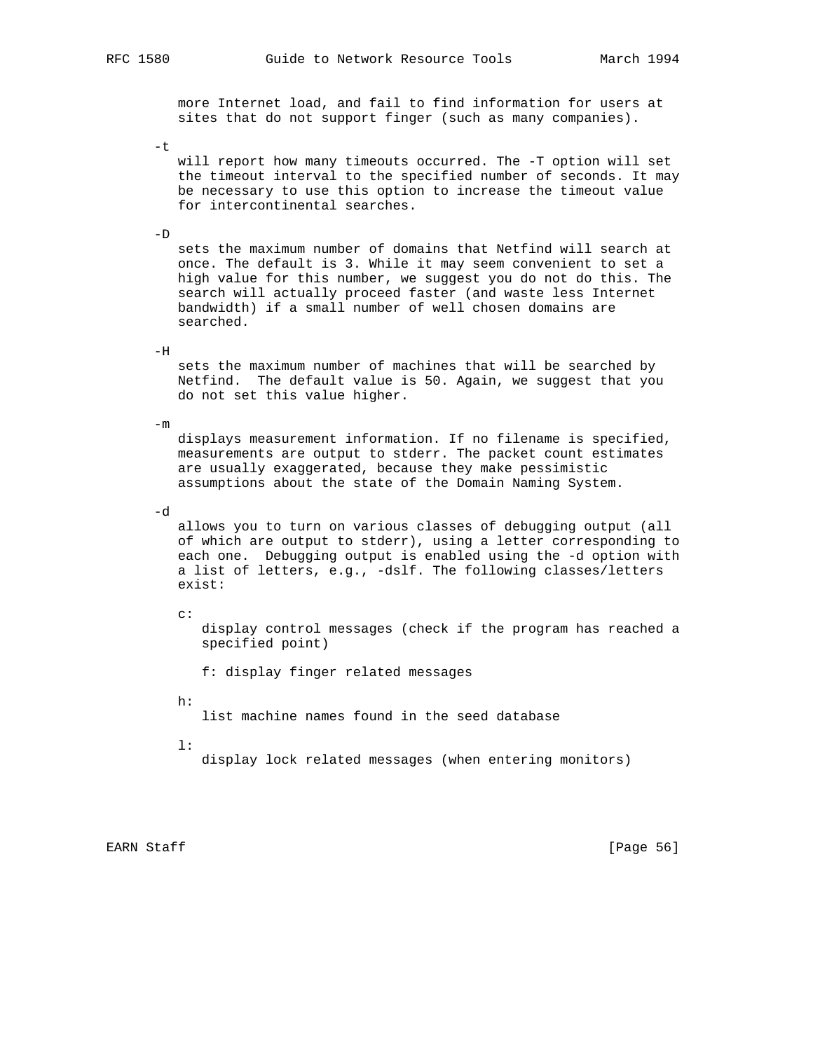more Internet load, and fail to find information for users at sites that do not support finger (such as many companies).

-t

will report how many timeouts occurred. The -T option will set the timeout interval to the specified number of seconds. It may be necessary to use this option to increase the timeout value for intercontinental searches.

-D

sets the maximum number of domains that Netfind will search at once. The default is 3. While it may seem convenient to set a high value for this number, we suggest you do not do this. The search will actually proceed faster (and waste less Internet bandwidth) if a small number of well chosen domains are searched.

-H

sets the maximum number of machines that will be searched by Netfind. The default value is 50. Again, we suggest that you do not set this value higher.

-m

displays measurement information. If no filename is specified, measurements are output to stderr. The packet count estimates are usually exaggerated, because they make pessimistic assumptions about the state of the Domain Naming System.

-d

allows you to turn on various classes of debugging output (all of which are output to stderr), using a letter corresponding to each one. Debugging output is enabled using the -d option with a list of letters, e.g., -dslf. The following classes/letters exist:

c:

display control messages (check if the program has reached a specified point)

f: display finger related messages

h:

list machine names found in the seed database

l:

display lock related messages (when entering monitors)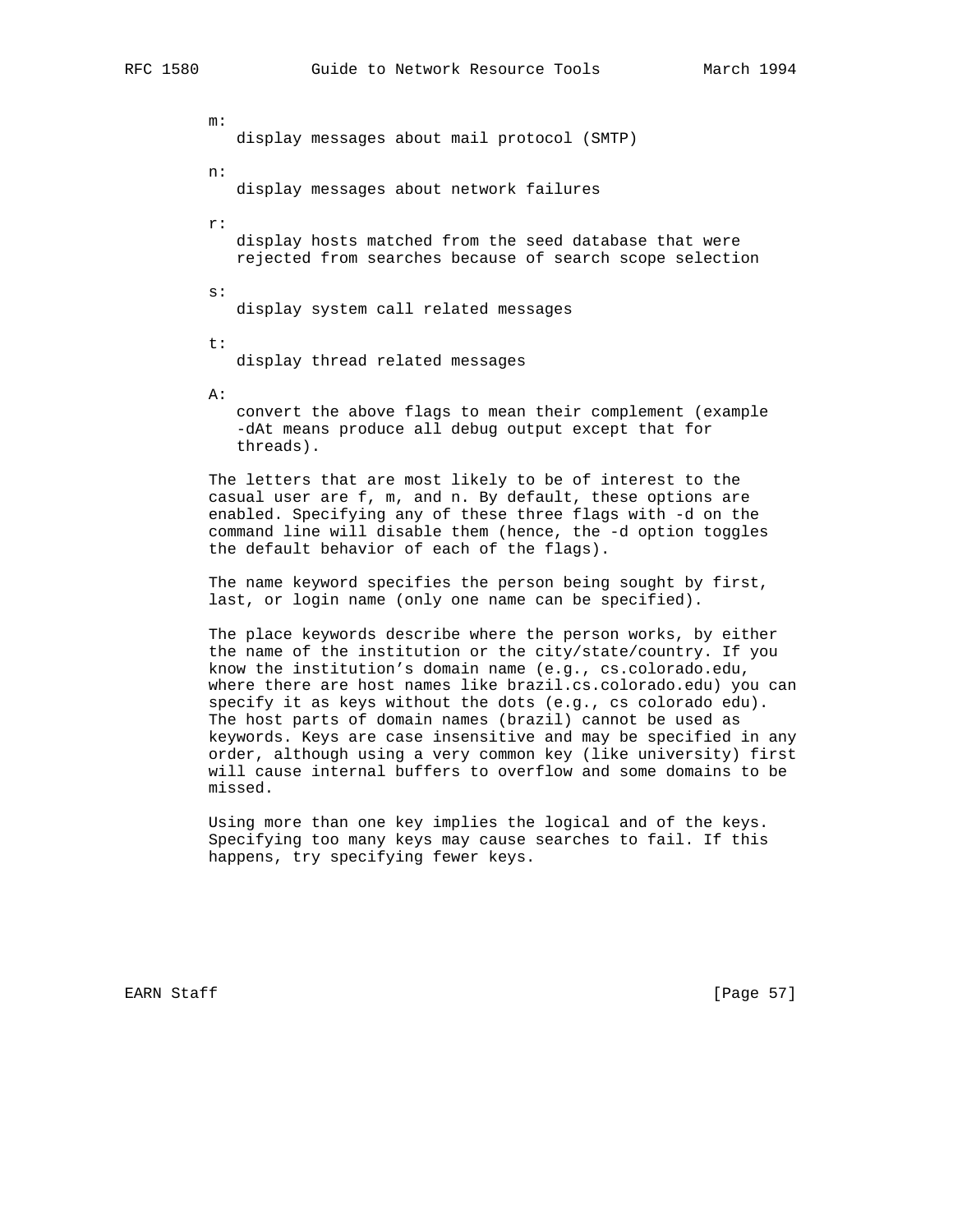m:
display messages about mail protocol (SMTP)

n:
display messages about network failures

r:
display hosts matched from the seed database that were rejected from searches because of search scope selection

s:
display system call related messages

t:
display thread related messages

A:
convert the above flags to mean their complement (example -dAt means produce all debug output except that for threads).

The letters that are most likely to be of interest to the casual user are f, m, and n. By default, these options are enabled. Specifying any of these three flags with -d on the command line will disable them (hence, the -d option toggles the default behavior of each of the flags).

The name keyword specifies the person being sought by first, last, or login name (only one name can be specified).

The place keywords describe where the person works, by either the name of the institution or the city/state/country. If you know the institution's domain name (e.g., cs.colorado.edu, where there are host names like brazil.cs.colorado.edu) you can specify it as keys without the dots (e.g., cs colorado edu). The host parts of domain names (brazil) cannot be used as keywords. Keys are case insensitive and may be specified in any order, although using a very common key (like university) first will cause internal buffers to overflow and some domains to be missed.

Using more than one key implies the logical and of the keys. Specifying too many keys may cause searches to fail. If this happens, try specifying fewer keys.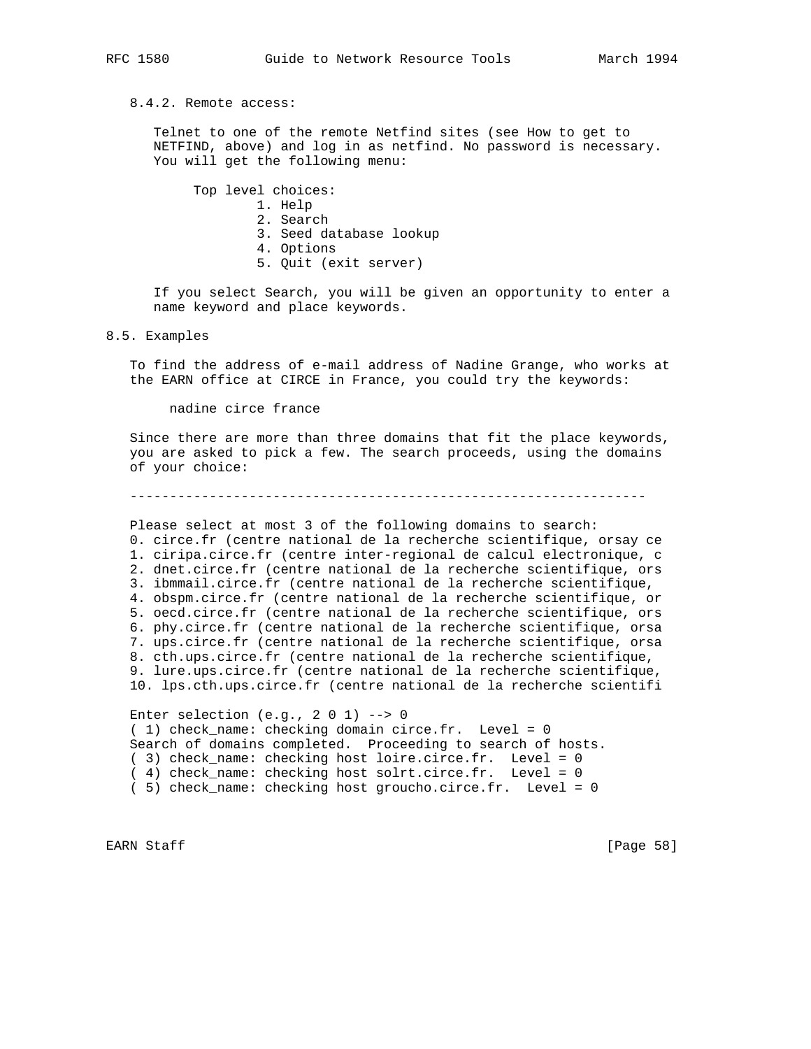### 8.4.2. Remote access:

Telnet to one of the remote Netfind sites (see How to get to NETFIND, above) and log in as netfind. No password is necessary. You will get the following menu:

```
Top level choices:
        1. Help
        2. Search
        3. Seed database lookup
        4. Options
        5. Quit (exit server)
```

If you select Search, you will be given an opportunity to enter a name keyword and place keywords.

## 8.5. Examples

To find the address of e-mail address of Nadine Grange, who works at the EARN office at CIRCE in France, you could try the keywords:

```
nadine circe france
```

Since there are more than three domains that fit the place keywords, you are asked to pick a few. The search proceeds, using the domains of your choice:

```
-----------------------------------------------------------------

Please select at most 3 of the following domains to search:
0. circe.fr (centre national de la recherche scientifique, orsay ce
1. ciripa.circe.fr (centre inter-regional de calcul electronique, c
2. dnet.circe.fr (centre national de la recherche scientifique, ors
3. ibmmail.circe.fr (centre national de la recherche scientifique,
4. obspm.circe.fr (centre national de la recherche scientifique, or
5. oecd.circe.fr (centre national de la recherche scientifique, ors
6. phy.circe.fr (centre national de la recherche scientifique, orsa
7. ups.circe.fr (centre national de la recherche scientifique, orsa
8. cth.ups.circe.fr (centre national de la recherche scientifique,
9. lure.ups.circe.fr (centre national de la recherche scientifique,
10. lps.cth.ups.circe.fr (centre national de la recherche scientifi

Enter selection (e.g., 2 0 1) --> 0
( 1) check_name: checking domain circe.fr.  Level = 0
Search of domains completed.  Proceeding to search of hosts.
( 3) check_name: checking host loire.circe.fr.  Level = 0
( 4) check_name: checking host solrt.circe.fr.  Level = 0
( 5) check_name: checking host groucho.circe.fr.  Level = 0
```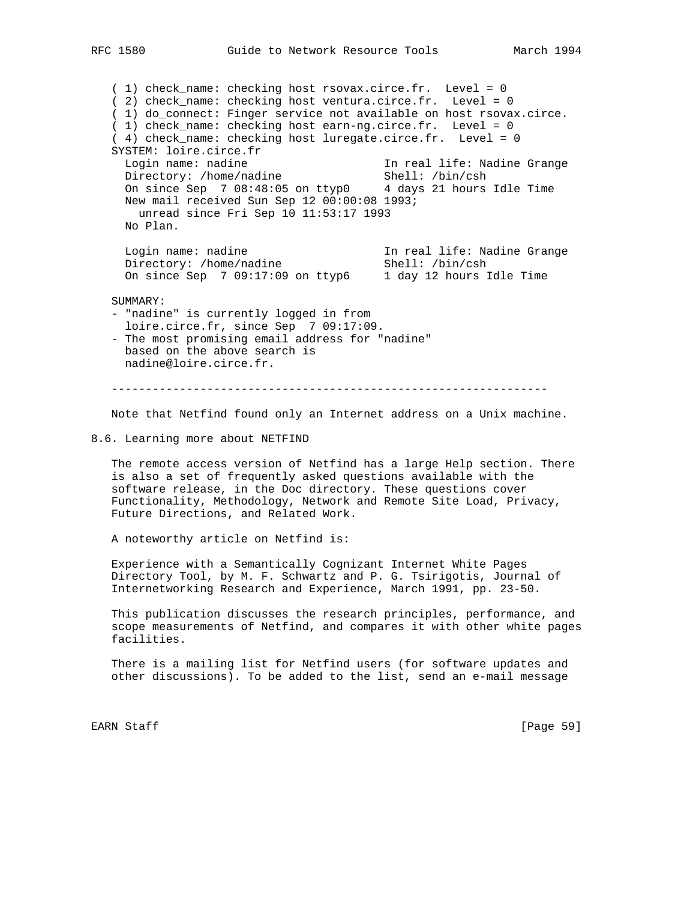```
( 1) check_name: checking host rsovax.circe.fr.  Level = 0
( 2) check_name: checking host ventura.circe.fr.  Level = 0
( 1) do_connect: Finger service not available on host rsovax.circe.
( 1) check_name: checking host earn-ng.circe.fr.  Level = 0
( 4) check_name: checking host luregate.circe.fr.  Level = 0
SYSTEM: loire.circe.fr
  Login name: nadine                    In real life: Nadine Grange
  Directory: /home/nadine               Shell: /bin/csh
  On since Sep  7 08:48:05 on ttyp0     4 days 21 hours Idle Time
  New mail received Sun Sep 12 00:00:08 1993;
    unread since Fri Sep 10 11:53:17 1993
  No Plan.

  Login name: nadine                    In real life: Nadine Grange
  Directory: /home/nadine               Shell: /bin/csh
  On since Sep  7 09:17:09 on ttyp6     1 day 12 hours Idle Time

SUMMARY:
- "nadine" is currently logged in from
  loire.circe.fr, since Sep  7 09:17:09.
- The most promising email address for "nadine"
  based on the above search is
  nadine@loire.circe.fr.

----------------------------------------------------------------
```

Note that Netfind found only an Internet address on a Unix machine.

## 8.6. Learning more about NETFIND

The remote access version of Netfind has a large Help section. There is also a set of frequently asked questions available with the software release, in the Doc directory. These questions cover Functionality, Methodology, Network and Remote Site Load, Privacy, Future Directions, and Related Work.

A noteworthy article on Netfind is:

Experience with a Semantically Cognizant Internet White Pages Directory Tool, by M. F. Schwartz and P. G. Tsirigotis, Journal of Internetworking Research and Experience, March 1991, pp. 23-50.

This publication discusses the research principles, performance, and scope measurements of Netfind, and compares it with other white pages facilities.

There is a mailing list for Netfind users (for software updates and other discussions). To be added to the list, send an e-mail message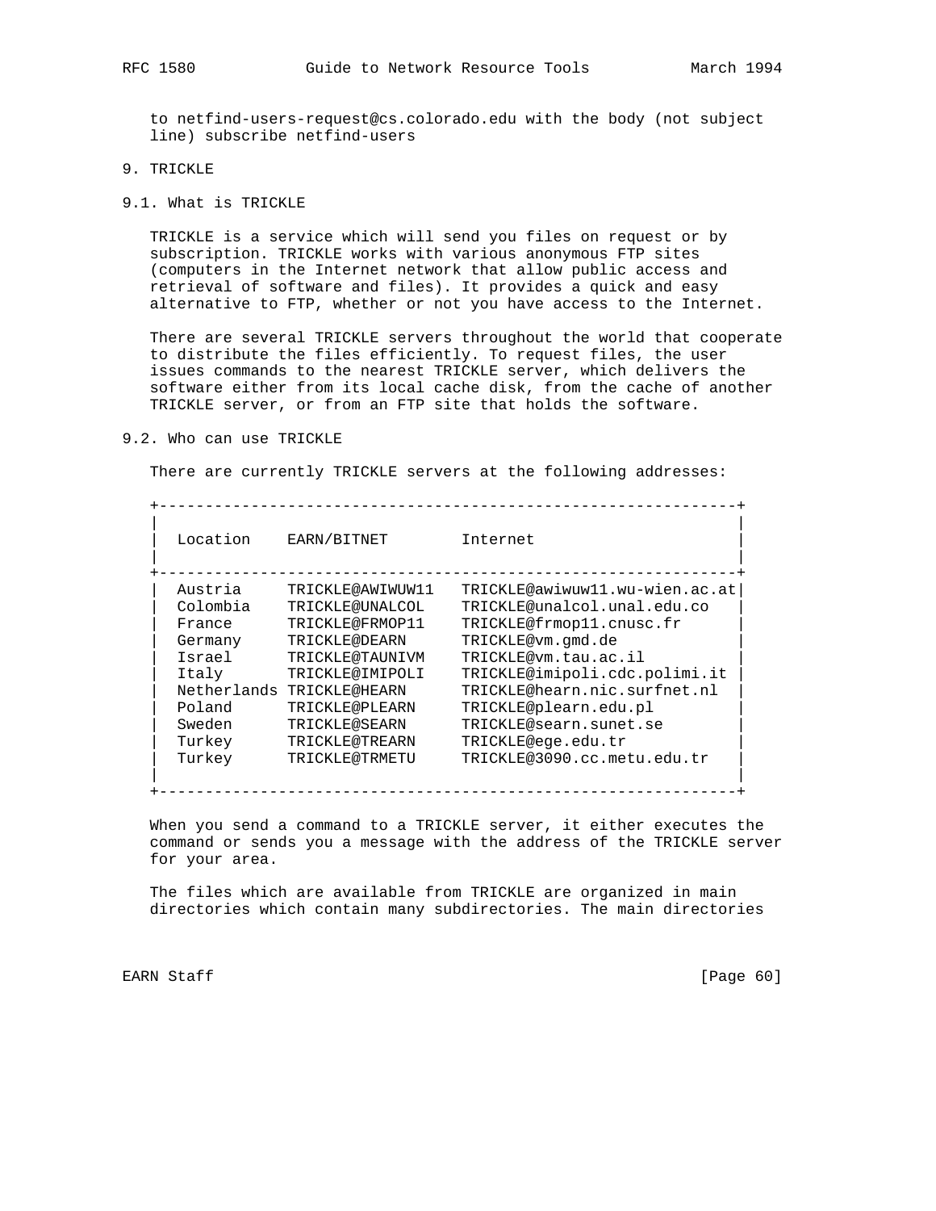to netfind-users-request@cs.colorado.edu with the body (not subject line) subscribe netfind-users

## 9. TRICKLE

### 9.1. What is TRICKLE

TRICKLE is a service which will send you files on request or by subscription. TRICKLE works with various anonymous FTP sites (computers in the Internet network that allow public access and retrieval of software and files). It provides a quick and easy alternative to FTP, whether or not you have access to the Internet.

There are several TRICKLE servers throughout the world that cooperate to distribute the files efficiently. To request files, the user issues commands to the nearest TRICKLE server, which delivers the software either from its local cache disk, from the cache of another TRICKLE server, or from an FTP site that holds the software.

### 9.2. Who can use TRICKLE

There are currently TRICKLE servers at the following addresses:

| Location | EARN/BITNET | Internet |
|---|---|---|
| Austria | TRICKLE@AWIWUW11 | TRICKLE@awiwuw11.wu-wien.ac.at |
| Colombia | TRICKLE@UNALCOL | TRICKLE@unalcol.unal.edu.co |
| France | TRICKLE@FRMOP11 | TRICKLE@frmop11.cnusc.fr |
| Germany | TRICKLE@DEARN | TRICKLE@vm.gmd.de |
| Israel | TRICKLE@TAUNIVM | TRICKLE@vm.tau.ac.il |
| Italy | TRICKLE@IMIPOLI | TRICKLE@imipoli.cdc.polimi.it |
| Netherlands | TRICKLE@HEARN | TRICKLE@hearn.nic.surfnet.nl |
| Poland | TRICKLE@PLEARN | TRICKLE@plearn.edu.pl |
| Sweden | TRICKLE@SEARN | TRICKLE@searn.sunet.se |
| Turkey | TRICKLE@TREARN | TRICKLE@ege.edu.tr |
| Turkey | TRICKLE@TRMETU | TRICKLE@3090.cc.metu.edu.tr |

When you send a command to a TRICKLE server, it either executes the command or sends you a message with the address of the TRICKLE server for your area.

The files which are available from TRICKLE are organized in main directories which contain many subdirectories. The main directories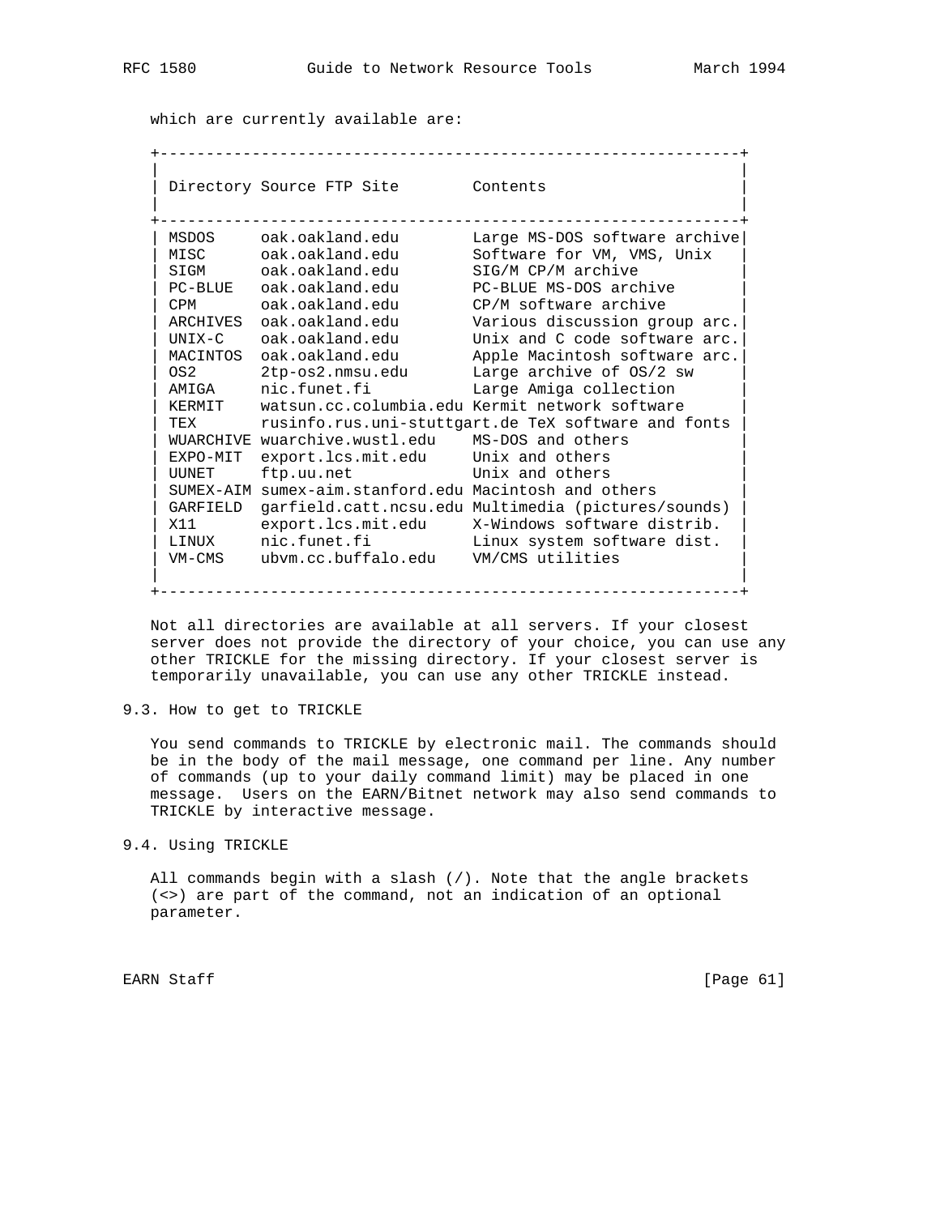which are currently available are:

| Directory | Source FTP Site | Contents |
|---|---|---|
| MSDOS | oak.oakland.edu | Large MS-DOS software archive |
| MISC | oak.oakland.edu | Software for VM, VMS, Unix |
| SIGM | oak.oakland.edu | SIG/M CP/M archive |
| PC-BLUE | oak.oakland.edu | PC-BLUE MS-DOS archive |
| CPM | oak.oakland.edu | CP/M software archive |
| ARCHIVES | oak.oakland.edu | Various discussion group arc. |
| UNIX-C | oak.oakland.edu | Unix and C code software arc. |
| MACINTOS | oak.oakland.edu | Apple Macintosh software arc. |
| OS2 | 2tp-os2.nmsu.edu | Large archive of OS/2 sw |
| AMIGA | nic.funet.fi | Large Amiga collection |
| KERMIT | watsun.cc.columbia.edu | Kermit network software |
| TEX | rusinfo.rus.uni-stuttgart.de | TeX software and fonts |
| WUARCHIVE | wuarchive.wustl.edu | MS-DOS and others |
| EXPO-MIT | export.lcs.mit.edu | Unix and others |
| UUNET | ftp.uu.net | Unix and others |
| SUMEX-AIM | sumex-aim.stanford.edu | Macintosh and others |
| GARFIELD | garfield.catt.ncsu.edu | Multimedia (pictures/sounds) |
| X11 | export.lcs.mit.edu | X-Windows software distrib. |
| LINUX | nic.funet.fi | Linux system software dist. |
| VM-CMS | ubvm.cc.buffalo.edu | VM/CMS utilities |

Not all directories are available at all servers. If your closest server does not provide the directory of your choice, you can use any other TRICKLE for the missing directory. If your closest server is temporarily unavailable, you can use any other TRICKLE instead.

## 9.3. How to get to TRICKLE

You send commands to TRICKLE by electronic mail. The commands should be in the body of the mail message, one command per line. Any number of commands (up to your daily command limit) may be placed in one message. Users on the EARN/Bitnet network may also send commands to TRICKLE by interactive message.

## 9.4. Using TRICKLE

All commands begin with a slash (/). Note that the angle brackets (<>) are part of the command, not an indication of an optional parameter.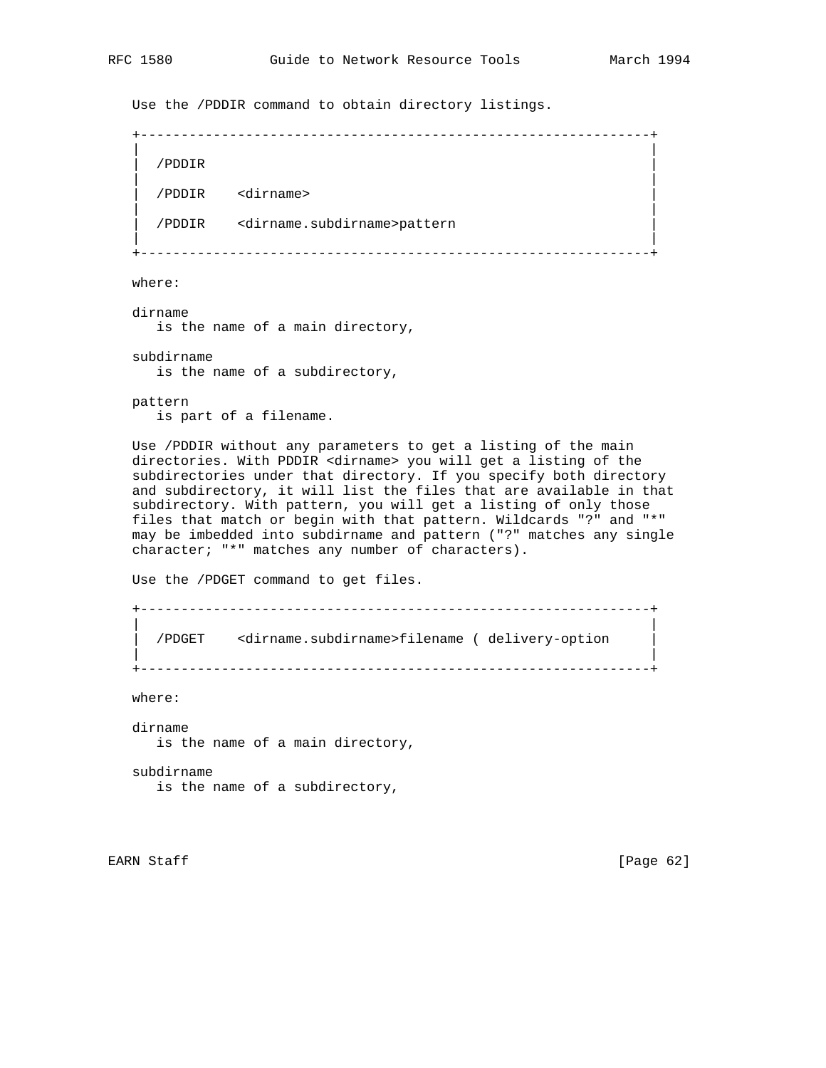Use the /PDDIR command to obtain directory listings.

```
+--------------------------------------------------------------+
|                                                              |
|  /PDDIR                                                      |
|                                                              |
|  /PDDIR    <dirname>                                         |
|                                                              |
|  /PDDIR    <dirname.subdirname>pattern                       |
|                                                              |
+--------------------------------------------------------------+
```

where:

dirname
is the name of a main directory,

subdirname
is the name of a subdirectory,

pattern
is part of a filename.

Use /PDDIR without any parameters to get a listing of the main directories. With PDDIR <dirname> you will get a listing of the subdirectories under that directory. If you specify both directory and subdirectory, it will list the files that are available in that subdirectory. With pattern, you will get a listing of only those files that match or begin with that pattern. Wildcards "?" and "*" may be imbedded into subdirname and pattern ("?" matches any single character; "*" matches any number of characters).

Use the /PDGET command to get files.

```
+--------------------------------------------------------------+
|                                                              |
|  /PDGET    <dirname.subdirname>filename ( delivery-option    |
|                                                              |
+--------------------------------------------------------------+
```

where:

dirname
is the name of a main directory,

subdirname
is the name of a subdirectory,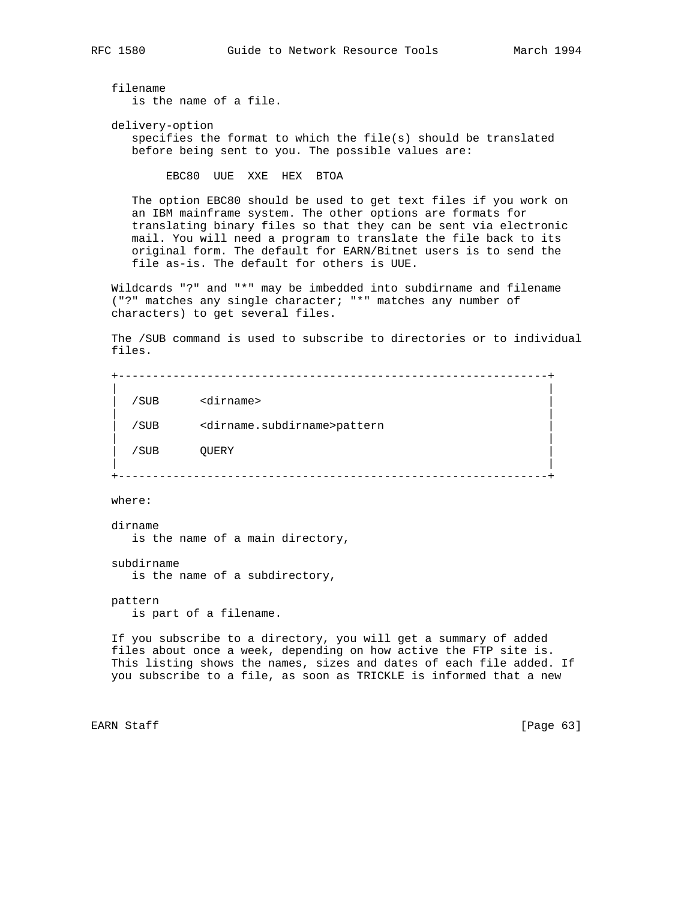filename
   is the name of a file.

delivery-option
   specifies the format to which the file(s) should be translated before being sent to you. The possible values are:

```
EBC80  UUE  XXE  HEX  BTOA
```

   The option EBC80 should be used to get text files if you work on an IBM mainframe system. The other options are formats for translating binary files so that they can be sent via electronic mail. You will need a program to translate the file back to its original form. The default for EARN/Bitnet users is to send the file as-is. The default for others is UUE.

Wildcards "?" and "*" may be imbedded into subdirname and filename ("?" matches any single character; "*" matches any number of characters) to get several files.

The /SUB command is used to subscribe to directories or to individual files.

```
+---------------------------------------------------------------+
|                                                               |
|  /SUB      <dirname>                                          |
|                                                               |
|  /SUB      <dirname.subdirname>pattern                        |
|                                                               |
|  /SUB      QUERY                                              |
|                                                               |
+---------------------------------------------------------------+
```

where:

dirname
   is the name of a main directory,

subdirname
   is the name of a subdirectory,

pattern
   is part of a filename.

If you subscribe to a directory, you will get a summary of added files about once a week, depending on how active the FTP site is. This listing shows the names, sizes and dates of each file added. If you subscribe to a file, as soon as TRICKLE is informed that a new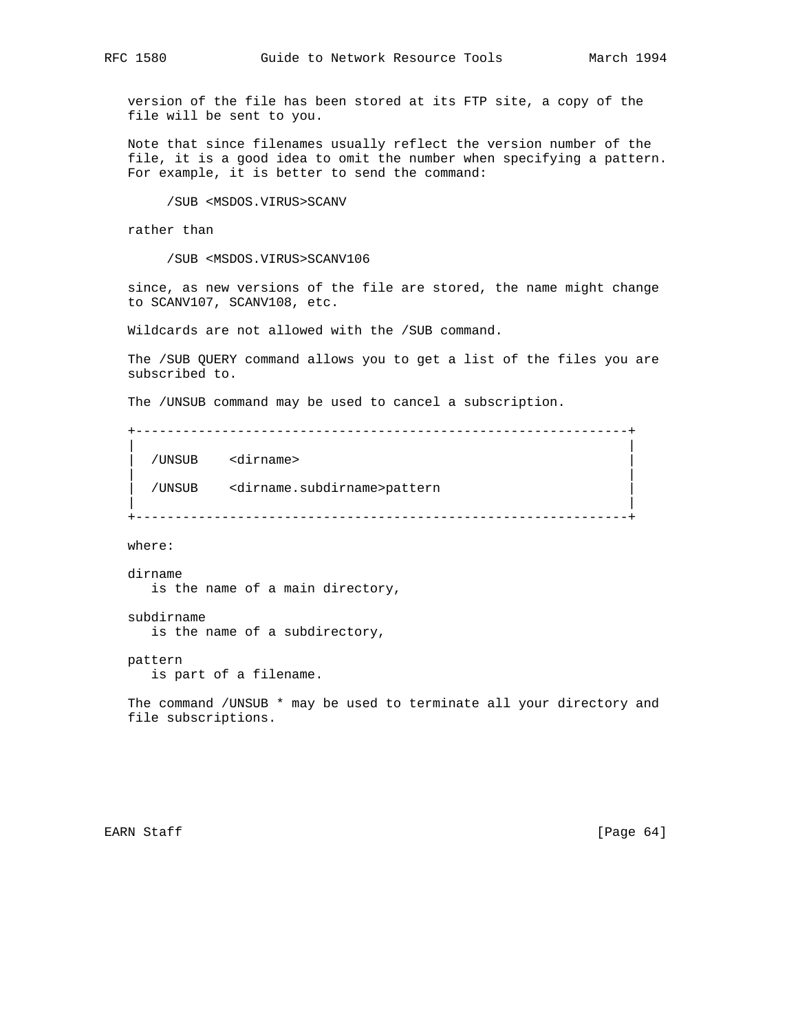version of the file has been stored at its FTP site, a copy of the file will be sent to you.

Note that since filenames usually reflect the version number of the file, it is a good idea to omit the number when specifying a pattern. For example, it is better to send the command:

```
/SUB <MSDOS.VIRUS>SCANV
```

rather than

```
/SUB <MSDOS.VIRUS>SCANV106
```

since, as new versions of the file are stored, the name might change to SCANV107, SCANV108, etc.

Wildcards are not allowed with the /SUB command.

The /SUB QUERY command allows you to get a list of the files you are subscribed to.

The /UNSUB command may be used to cancel a subscription.

```
+----------------------------------------------------------------+
|                                                                |
|  /UNSUB    <dirname>                                           |
|                                                                |
|  /UNSUB    <dirname.subdirname>pattern                         |
|                                                                |
+----------------------------------------------------------------+
```

where:

dirname
   is the name of a main directory,

subdirname
   is the name of a subdirectory,

pattern
   is part of a filename.

The command /UNSUB * may be used to terminate all your directory and file subscriptions.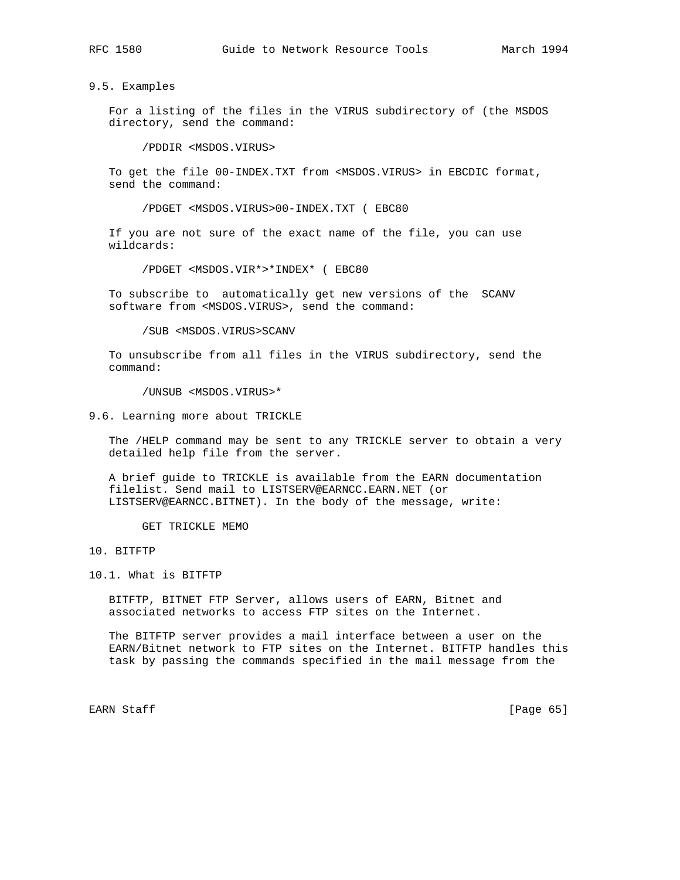## 9.5. Examples

For a listing of the files in the VIRUS subdirectory of (the MSDOS directory, send the command:

```
/PDDIR <MSDOS.VIRUS>
```

To get the file 00-INDEX.TXT from <MSDOS.VIRUS> in EBCDIC format, send the command:

```
/PDGET <MSDOS.VIRUS>00-INDEX.TXT ( EBC80
```

If you are not sure of the exact name of the file, you can use wildcards:

```
/PDGET <MSDOS.VIR*>*INDEX* ( EBC80
```

To subscribe to automatically get new versions of the SCANV software from <MSDOS.VIRUS>, send the command:

```
/SUB <MSDOS.VIRUS>SCANV
```

To unsubscribe from all files in the VIRUS subdirectory, send the command:

```
/UNSUB <MSDOS.VIRUS>*
```

## 9.6. Learning more about TRICKLE

The /HELP command may be sent to any TRICKLE server to obtain a very detailed help file from the server.

A brief guide to TRICKLE is available from the EARN documentation filelist. Send mail to LISTSERV@EARNCC.EARN.NET (or LISTSERV@EARNCC.BITNET). In the body of the message, write:

```
GET TRICKLE MEMO
```

# 10. BITFTP

## 10.1. What is BITFTP

BITFTP, BITNET FTP Server, allows users of EARN, Bitnet and associated networks to access FTP sites on the Internet.

The BITFTP server provides a mail interface between a user on the EARN/Bitnet network to FTP sites on the Internet. BITFTP handles this task by passing the commands specified in the mail message from the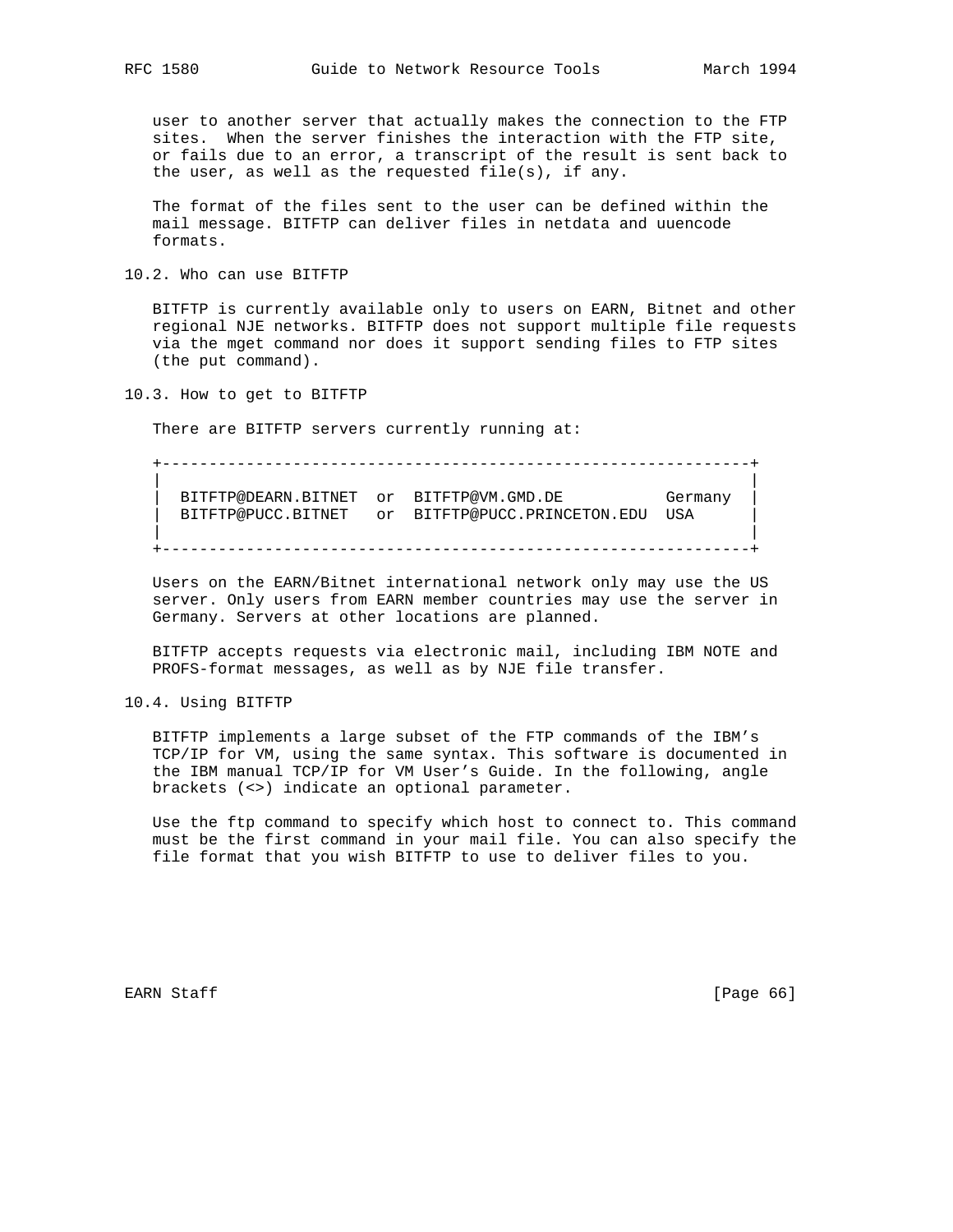user to another server that actually makes the connection to the FTP sites. When the server finishes the interaction with the FTP site, or fails due to an error, a transcript of the result is sent back to the user, as well as the requested file(s), if any.

The format of the files sent to the user can be defined within the mail message. BITFTP can deliver files in netdata and uuencode formats.

## 10.2. Who can use BITFTP

BITFTP is currently available only to users on EARN, Bitnet and other regional NJE networks. BITFTP does not support multiple file requests via the mget command nor does it support sending files to FTP sites (the put command).

## 10.3. How to get to BITFTP

There are BITFTP servers currently running at:

```
+--------------------------------------------------------------+
|                                                              |
|  BITFTP@DEARN.BITNET  or  BITFTP@VM.GMD.DE           Germany |
|  BITFTP@PUCC.BITNET   or  BITFTP@PUCC.PRINCETON.EDU  USA     |
|                                                              |
+--------------------------------------------------------------+
```

Users on the EARN/Bitnet international network only may use the US server. Only users from EARN member countries may use the server in Germany. Servers at other locations are planned.

BITFTP accepts requests via electronic mail, including IBM NOTE and PROFS-format messages, as well as by NJE file transfer.

## 10.4. Using BITFTP

BITFTP implements a large subset of the FTP commands of the IBM's TCP/IP for VM, using the same syntax. This software is documented in the IBM manual TCP/IP for VM User's Guide. In the following, angle brackets (<>) indicate an optional parameter.

Use the ftp command to specify which host to connect to. This command must be the first command in your mail file. You can also specify the file format that you wish BITFTP to use to deliver files to you.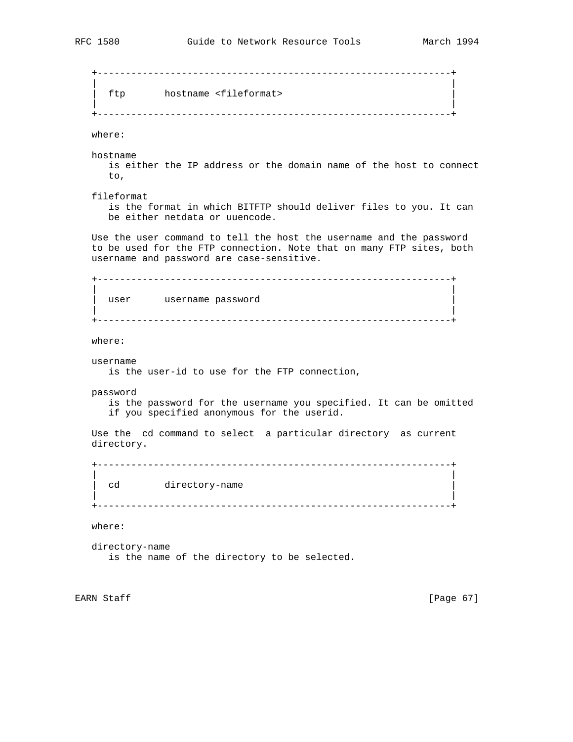```
+----------------------------------------------------------------+
|                                                                |
|  ftp       hostname <fileformat>                               |
|                                                                |
+----------------------------------------------------------------+
```

where:

hostname
   is either the IP address or the domain name of the host to connect to,

fileformat
   is the format in which BITFTP should deliver files to you. It can be either netdata or uuencode.

Use the user command to tell the host the username and the password to be used for the FTP connection. Note that on many FTP sites, both username and password are case-sensitive.

```
+----------------------------------------------------------------+
|                                                                |
|  user      username password                                   |
|                                                                |
+----------------------------------------------------------------+
```

where:

username
   is the user-id to use for the FTP connection,

password
   is the password for the username you specified. It can be omitted if you specified anonymous for the userid.

Use the cd command to select a particular directory as current directory.

```
+----------------------------------------------------------------+
|                                                                |
|  cd        directory-name                                      |
|                                                                |
+----------------------------------------------------------------+
```

where:

directory-name
   is the name of the directory to be selected.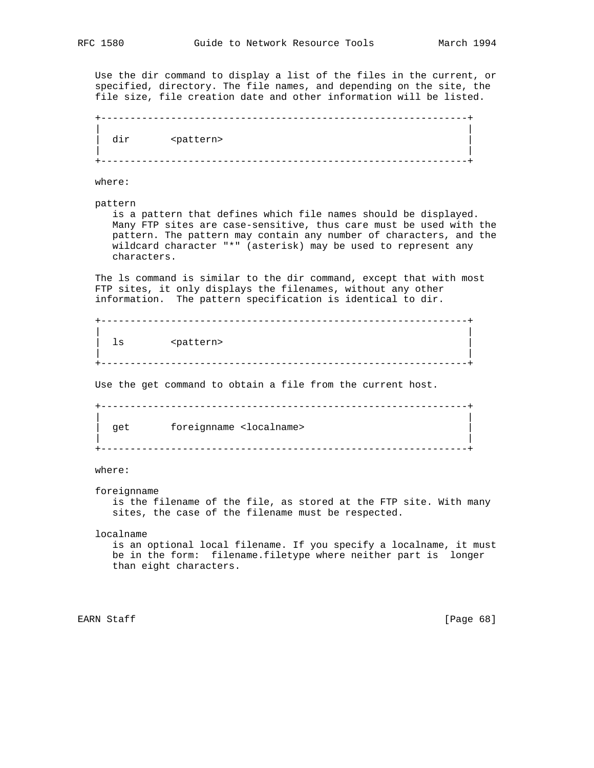Use the dir command to display a list of the files in the current, or specified, directory. The file names, and depending on the site, the file size, file creation date and other information will be listed.

```
+----------------------------------------------------------------+
|                                                                |
|  dir       <pattern>                                           |
|                                                                |
+----------------------------------------------------------------+
```

where:

pattern
   is a pattern that defines which file names should be displayed. Many FTP sites are case-sensitive, thus care must be used with the pattern. The pattern may contain any number of characters, and the wildcard character "*" (asterisk) may be used to represent any characters.

The ls command is similar to the dir command, except that with most FTP sites, it only displays the filenames, without any other information.  The pattern specification is identical to dir.

```
+----------------------------------------------------------------+
|                                                                |
|  ls        <pattern>                                           |
|                                                                |
+----------------------------------------------------------------+
```

Use the get command to obtain a file from the current host.

```
+----------------------------------------------------------------+
|                                                                |
|  get       foreignname <localname>                             |
|                                                                |
+----------------------------------------------------------------+
```

where:

foreignname
   is the filename of the file, as stored at the FTP site. With many sites, the case of the filename must be respected.

localname
   is an optional local filename. If you specify a localname, it must be in the form:  filename.filetype where neither part is  longer than eight characters.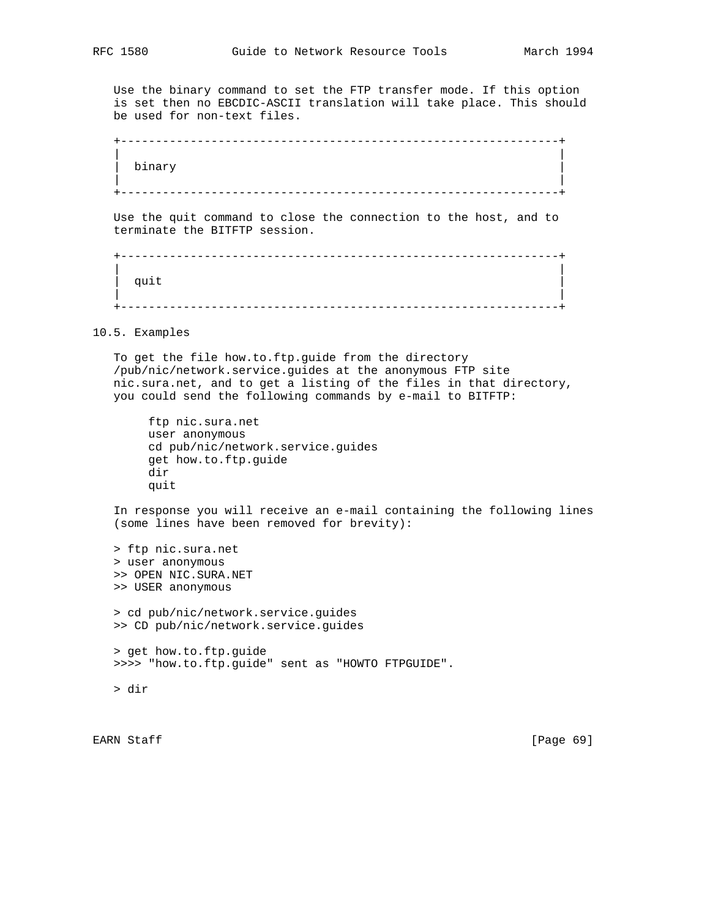Use the binary command to set the FTP transfer mode. If this option is set then no EBCDIC-ASCII translation will take place. This should be used for non-text files.

```
+----------------------------------------------------------------+
|                                                                |
|  binary                                                        |
|                                                                |
+----------------------------------------------------------------+
```

Use the quit command to close the connection to the host, and to terminate the BITFTP session.

```
+----------------------------------------------------------------+
|                                                                |
|  quit                                                          |
|                                                                |
+----------------------------------------------------------------+
```

## 10.5. Examples

To get the file how.to.ftp.guide from the directory /pub/nic/network.service.guides at the anonymous FTP site nic.sura.net, and to get a listing of the files in that directory, you could send the following commands by e-mail to BITFTP:

```
ftp nic.sura.net
user anonymous
cd pub/nic/network.service.guides
get how.to.ftp.guide
dir
quit
```

In response you will receive an e-mail containing the following lines (some lines have been removed for brevity):

```
> ftp nic.sura.net
> user anonymous
>> OPEN NIC.SURA.NET
>> USER anonymous

> cd pub/nic/network.service.guides
>> CD pub/nic/network.service.guides

> get how.to.ftp.guide
>>>> "how.to.ftp.guide" sent as "HOWTO FTPGUIDE".

> dir
```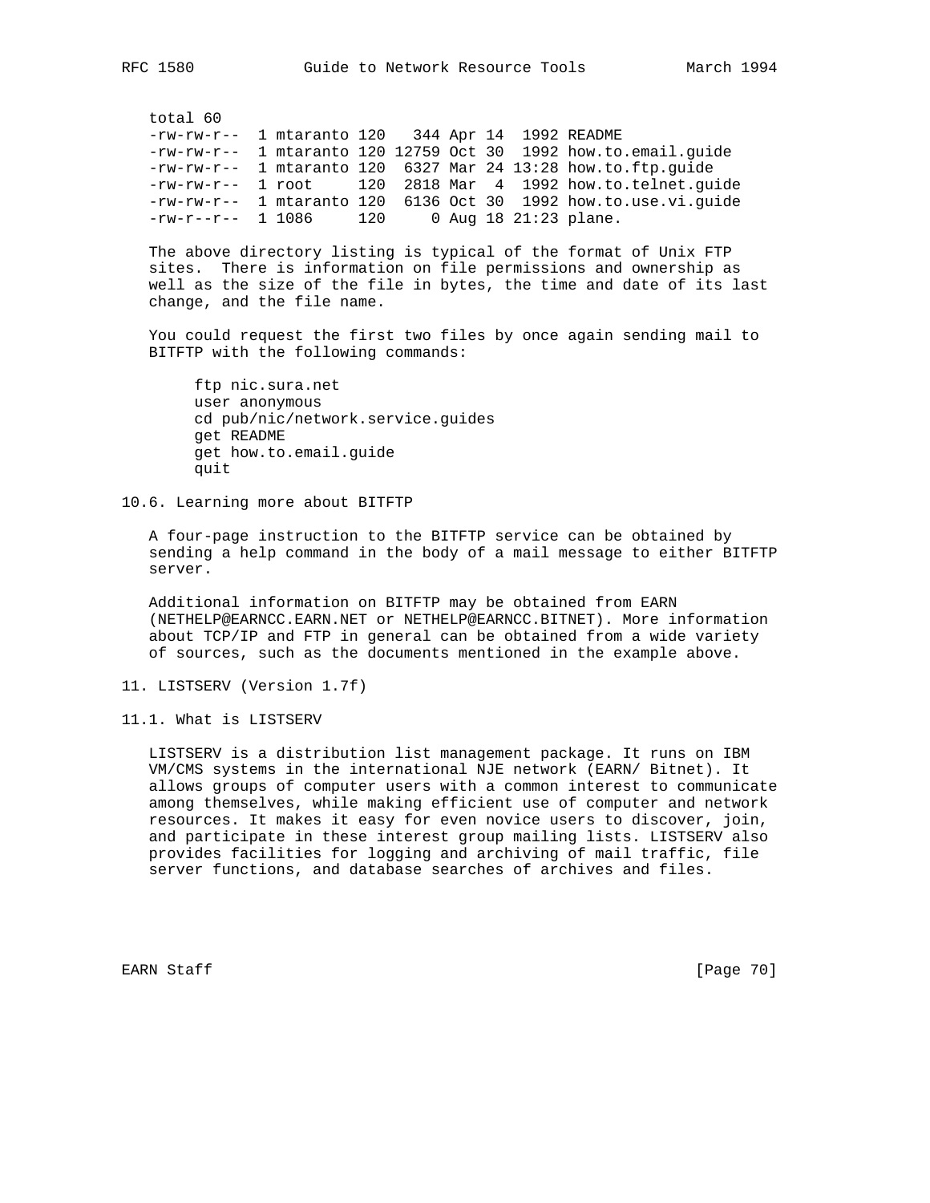```
total 60
-rw-rw-r--  1 mtaranto 120   344 Apr 14  1992 README
-rw-rw-r--  1 mtaranto 120 12759 Oct 30  1992 how.to.email.guide
-rw-rw-r--  1 mtaranto 120  6327 Mar 24 13:28 how.to.ftp.guide
-rw-rw-r--  1 root     120  2818 Mar  4  1992 how.to.telnet.guide
-rw-rw-r--  1 mtaranto 120  6136 Oct 30  1992 how.to.use.vi.guide
-rw-r--r--  1 1086     120     0 Aug 18 21:23 plane.
```

The above directory listing is typical of the format of Unix FTP sites. There is information on file permissions and ownership as well as the size of the file in bytes, the time and date of its last change, and the file name.

You could request the first two files by once again sending mail to BITFTP with the following commands:

```
ftp nic.sura.net
user anonymous
cd pub/nic/network.service.guides
get README
get how.to.email.guide
quit
```

### 10.6. Learning more about BITFTP

A four-page instruction to the BITFTP service can be obtained by sending a help command in the body of a mail message to either BITFTP server.

Additional information on BITFTP may be obtained from EARN (NETHELP@EARNCC.EARN.NET or NETHELP@EARNCC.BITNET). More information about TCP/IP and FTP in general can be obtained from a wide variety of sources, such as the documents mentioned in the example above.

## 11. LISTSERV (Version 1.7f)

### 11.1. What is LISTSERV

LISTSERV is a distribution list management package. It runs on IBM VM/CMS systems in the international NJE network (EARN/ Bitnet). It allows groups of computer users with a common interest to communicate among themselves, while making efficient use of computer and network resources. It makes it easy for even novice users to discover, join, and participate in these interest group mailing lists. LISTSERV also provides facilities for logging and archiving of mail traffic, file server functions, and database searches of archives and files.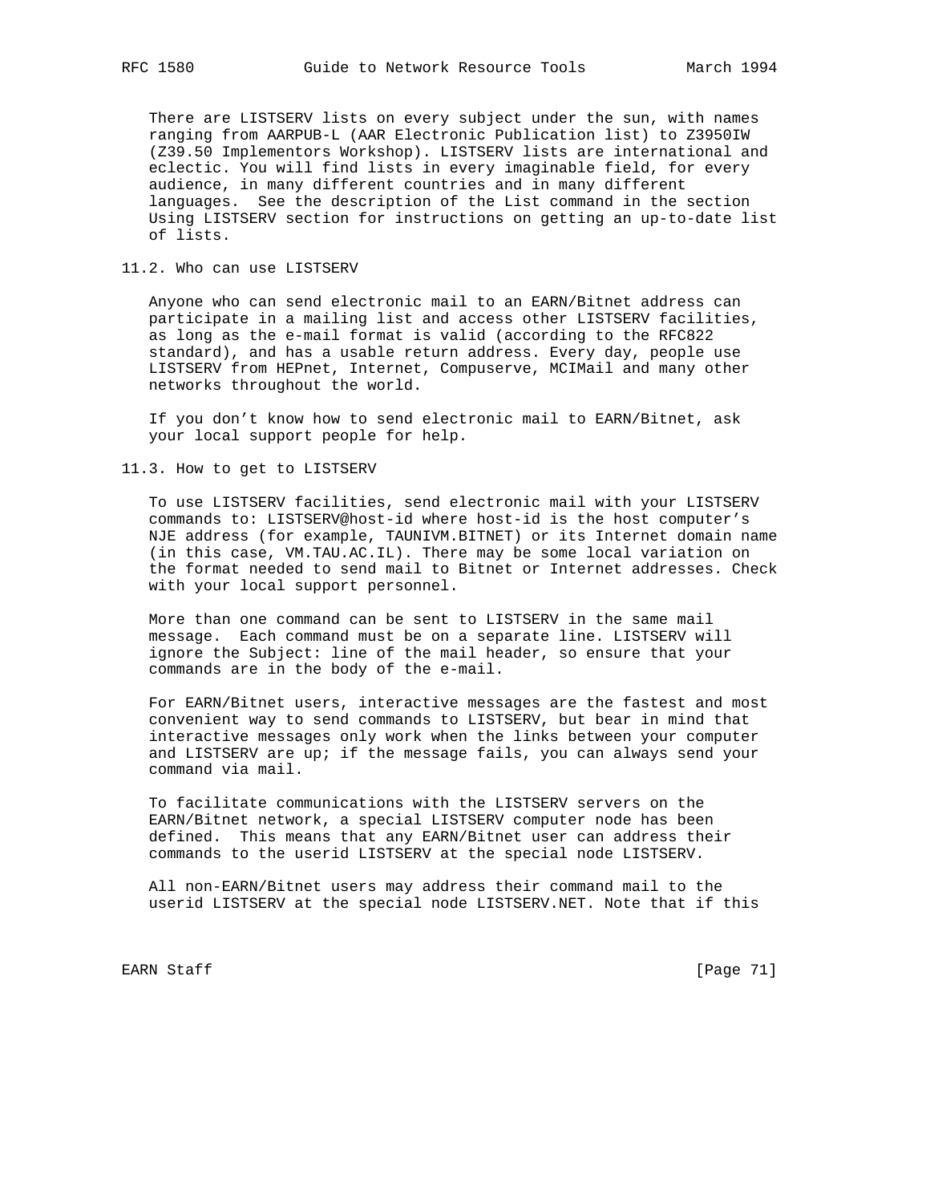There are LISTSERV lists on every subject under the sun, with names ranging from AARPUB-L (AAR Electronic Publication list) to Z3950IW (Z39.50 Implementors Workshop). LISTSERV lists are international and eclectic. You will find lists in every imaginable field, for every audience, in many different countries and in many different languages. See the description of the List command in the section Using LISTSERV section for instructions on getting an up-to-date list of lists.

## 11.2. Who can use LISTSERV

Anyone who can send electronic mail to an EARN/Bitnet address can participate in a mailing list and access other LISTSERV facilities, as long as the e-mail format is valid (according to the RFC822 standard), and has a usable return address. Every day, people use LISTSERV from HEPnet, Internet, Compuserve, MCIMail and many other networks throughout the world.

If you don't know how to send electronic mail to EARN/Bitnet, ask your local support people for help.

## 11.3. How to get to LISTSERV

To use LISTSERV facilities, send electronic mail with your LISTSERV commands to: LISTSERV@host-id where host-id is the host computer's NJE address (for example, TAUNIVM.BITNET) or its Internet domain name (in this case, VM.TAU.AC.IL). There may be some local variation on the format needed to send mail to Bitnet or Internet addresses. Check with your local support personnel.

More than one command can be sent to LISTSERV in the same mail message. Each command must be on a separate line. LISTSERV will ignore the Subject: line of the mail header, so ensure that your commands are in the body of the e-mail.

For EARN/Bitnet users, interactive messages are the fastest and most convenient way to send commands to LISTSERV, but bear in mind that interactive messages only work when the links between your computer and LISTSERV are up; if the message fails, you can always send your command via mail.

To facilitate communications with the LISTSERV servers on the EARN/Bitnet network, a special LISTSERV computer node has been defined. This means that any EARN/Bitnet user can address their commands to the userid LISTSERV at the special node LISTSERV.

All non-EARN/Bitnet users may address their command mail to the userid LISTSERV at the special node LISTSERV.NET. Note that if this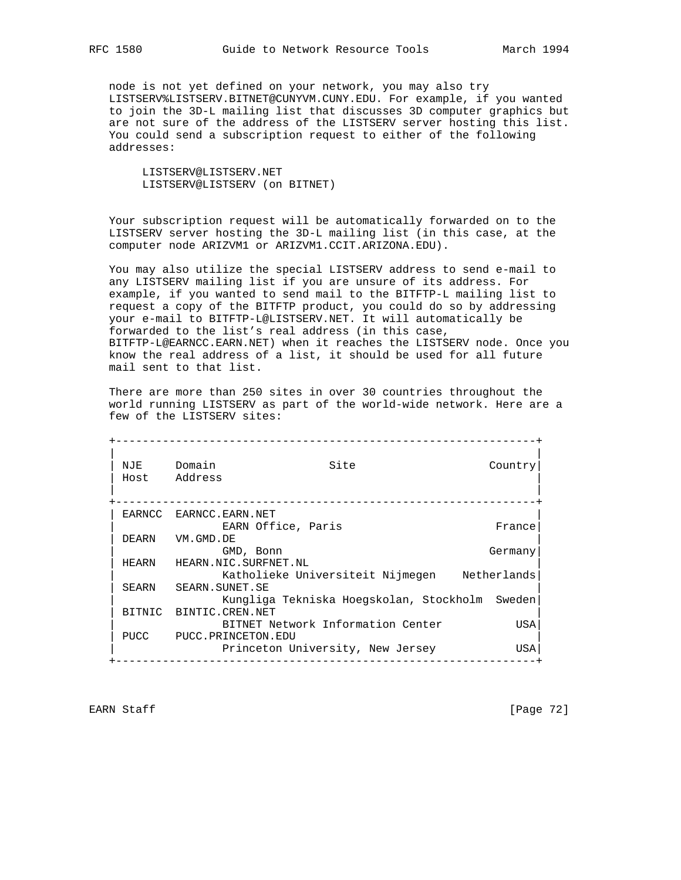node is not yet defined on your network, you may also try LISTSERV%LISTSERV.BITNET@CUNYVM.CUNY.EDU. For example, if you wanted to join the 3D-L mailing list that discusses 3D computer graphics but are not sure of the address of the LISTSERV server hosting this list. You could send a subscription request to either of the following addresses:

```
LISTSERV@LISTSERV.NET
LISTSERV@LISTSERV (on BITNET)
```

Your subscription request will be automatically forwarded on to the LISTSERV server hosting the 3D-L mailing list (in this case, at the computer node ARIZVM1 or ARIZVM1.CCIT.ARIZONA.EDU).

You may also utilize the special LISTSERV address to send e-mail to any LISTSERV mailing list if you are unsure of its address. For example, if you wanted to send mail to the BITFTP-L mailing list to request a copy of the BITFTP product, you could do so by addressing your e-mail to BITFTP-L@LISTSERV.NET. It will automatically be forwarded to the list's real address (in this case, BITFTP-L@EARNCC.EARN.NET) when it reaches the LISTSERV node. Once you know the real address of a list, it should be used for all future mail sent to that list.

There are more than 250 sites in over 30 countries throughout the world running LISTSERV as part of the world-wide network. Here are a few of the LISTSERV sites:

| NJE Host | Domain Address | Site | Country |
|---|---|---|---|
| EARNCC | EARNCC.EARN.NET | EARN Office, Paris | France |
| DEARN | VM.GMD.DE | GMD, Bonn | Germany |
| HEARN | HEARN.NIC.SURFNET.NL | Katholieke Universiteit Nijmegen | Netherlands |
| SEARN | SEARN.SUNET.SE | Kungliga Tekniska Hoegskolan, Stockholm | Sweden |
| BITNIC | BINTIC.CREN.NET | BITNET Network Information Center | USA |
| PUCC | PUCC.PRINCETON.EDU | Princeton University, New Jersey | USA |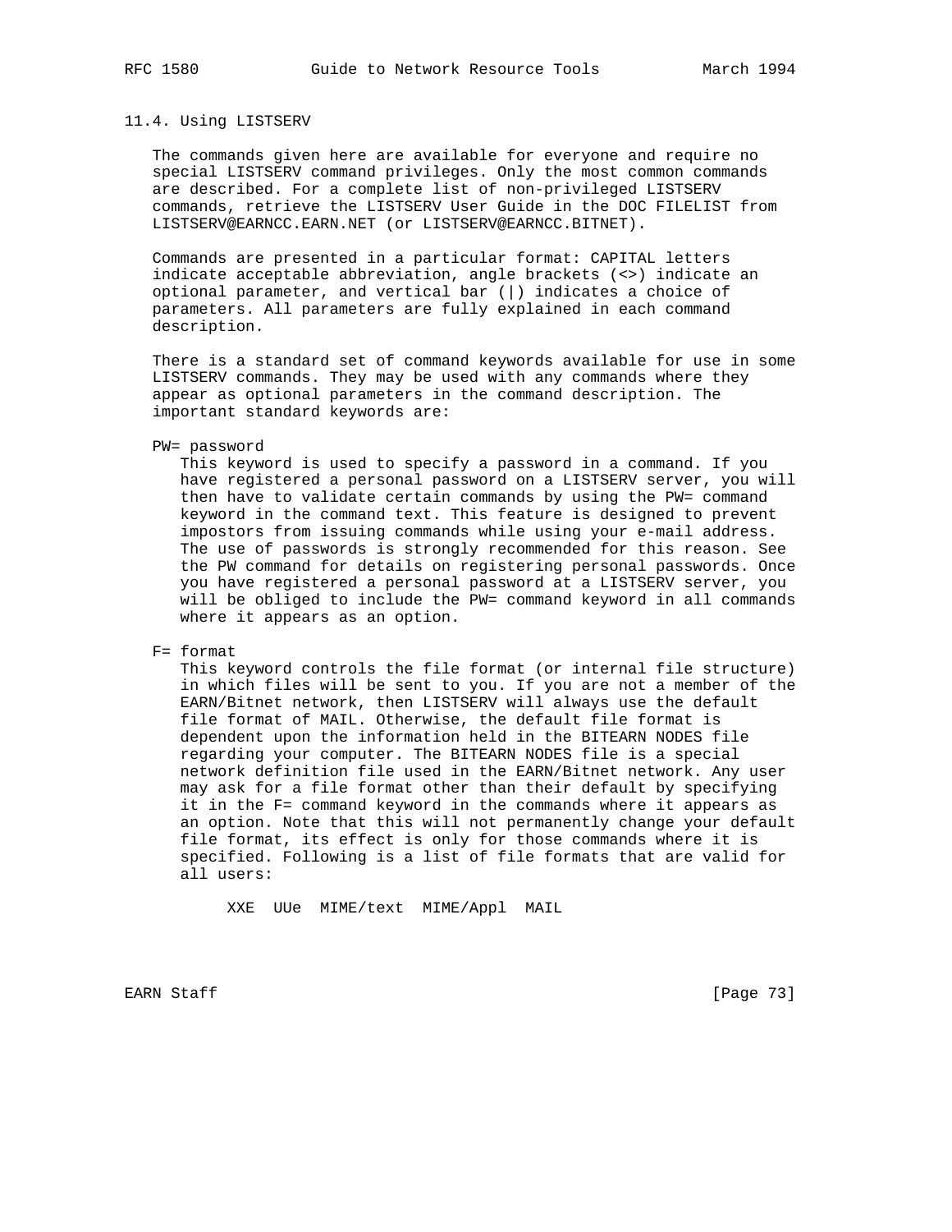## 11.4. Using LISTSERV

The commands given here are available for everyone and require no special LISTSERV command privileges. Only the most common commands are described. For a complete list of non-privileged LISTSERV commands, retrieve the LISTSERV User Guide in the DOC FILELIST from LISTSERV@EARNCC.EARN.NET (or LISTSERV@EARNCC.BITNET).

Commands are presented in a particular format: CAPITAL letters indicate acceptable abbreviation, angle brackets (<>) indicate an optional parameter, and vertical bar (|) indicates a choice of parameters. All parameters are fully explained in each command description.

There is a standard set of command keywords available for use in some LISTSERV commands. They may be used with any commands where they appear as optional parameters in the command description. The important standard keywords are:

PW= password

This keyword is used to specify a password in a command. If you have registered a personal password on a LISTSERV server, you will then have to validate certain commands by using the PW= command keyword in the command text. This feature is designed to prevent impostors from issuing commands while using your e-mail address. The use of passwords is strongly recommended for this reason. See the PW command for details on registering personal passwords. Once you have registered a personal password at a LISTSERV server, you will be obliged to include the PW= command keyword in all commands where it appears as an option.

F= format

This keyword controls the file format (or internal file structure) in which files will be sent to you. If you are not a member of the EARN/Bitnet network, then LISTSERV will always use the default file format of MAIL. Otherwise, the default file format is dependent upon the information held in the BITEARN NODES file regarding your computer. The BITEARN NODES file is a special network definition file used in the EARN/Bitnet network. Any user may ask for a file format other than their default by specifying it in the F= command keyword in the commands where it appears as an option. Note that this will not permanently change your default file format, its effect is only for those commands where it is specified. Following is a list of file formats that are valid for all users:

```
XXE  UUe  MIME/text  MIME/Appl  MAIL
```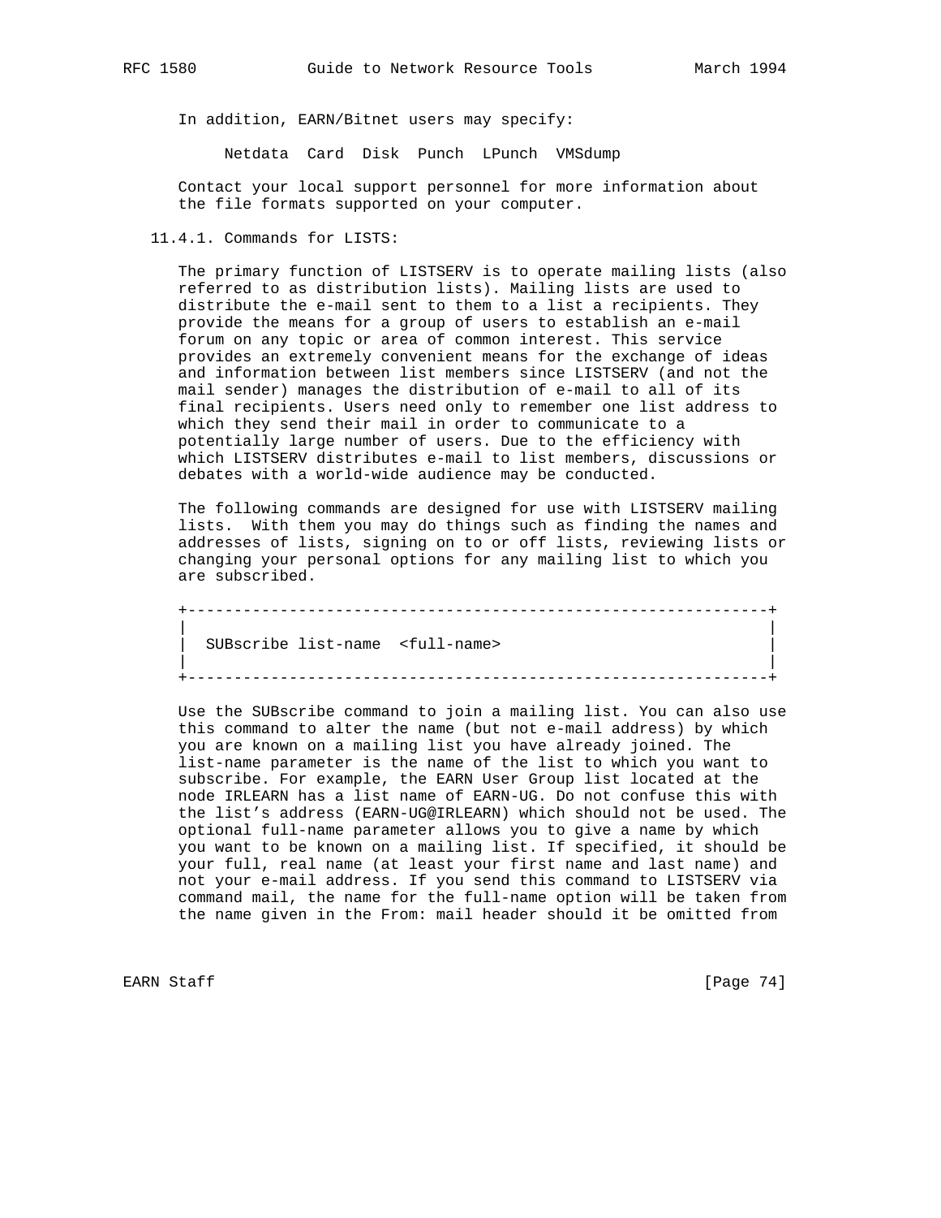In addition, EARN/Bitnet users may specify:

Netdata  Card  Disk  Punch  LPunch  VMSdump

Contact your local support personnel for more information about the file formats supported on your computer.

### 11.4.1. Commands for LISTS:

The primary function of LISTSERV is to operate mailing lists (also referred to as distribution lists). Mailing lists are used to distribute the e-mail sent to them to a list a recipients. They provide the means for a group of users to establish an e-mail forum on any topic or area of common interest. This service provides an extremely convenient means for the exchange of ideas and information between list members since LISTSERV (and not the mail sender) manages the distribution of e-mail to all of its final recipients. Users need only to remember one list address to which they send their mail in order to communicate to a potentially large number of users. Due to the efficiency with which LISTSERV distributes e-mail to list members, discussions or debates with a world-wide audience may be conducted.

The following commands are designed for use with LISTSERV mailing lists.  With them you may do things such as finding the names and addresses of lists, signing on to or off lists, reviewing lists or changing your personal options for any mailing list to which you are subscribed.

```
+---------------------------------------------------------------+
|                                                               |
|  SUBscribe list-name  <full-name>                             |
|                                                               |
+---------------------------------------------------------------+
```

Use the SUBscribe command to join a mailing list. You can also use this command to alter the name (but not e-mail address) by which you are known on a mailing list you have already joined. The list-name parameter is the name of the list to which you want to subscribe. For example, the EARN User Group list located at the node IRLEARN has a list name of EARN-UG. Do not confuse this with the list's address (EARN-UG@IRLEARN) which should not be used. The optional full-name parameter allows you to give a name by which you want to be known on a mailing list. If specified, it should be your full, real name (at least your first name and last name) and not your e-mail address. If you send this command to LISTSERV via command mail, the name for the full-name option will be taken from the name given in the From: mail header should it be omitted from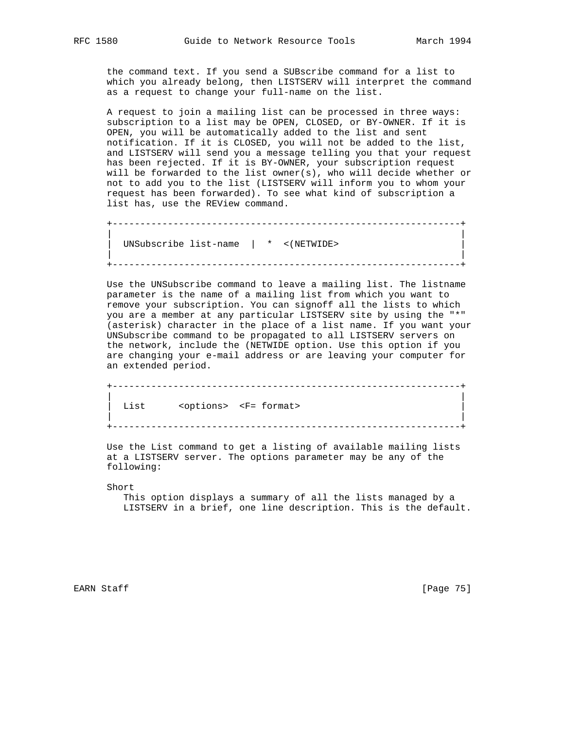the command text. If you send a SUBscribe command for a list to which you already belong, then LISTSERV will interpret the command as a request to change your full-name on the list.

A request to join a mailing list can be processed in three ways: subscription to a list may be OPEN, CLOSED, or BY-OWNER. If it is OPEN, you will be automatically added to the list and sent notification. If it is CLOSED, you will not be added to the list, and LISTSERV will send you a message telling you that your request has been rejected. If it is BY-OWNER, your subscription request will be forwarded to the list owner(s), who will decide whether or not to add you to the list (LISTSERV will inform you to whom your request has been forwarded). To see what kind of subscription a list has, use the REView command.

```
+----------------------------------------------------------------+
|                                                                |
|  UNSubscribe list-name  |  *  <(NETWIDE>                       |
|                                                                |
+----------------------------------------------------------------+
```

Use the UNSubscribe command to leave a mailing list. The listname parameter is the name of a mailing list from which you want to remove your subscription. You can signoff all the lists to which you are a member at any particular LISTSERV site by using the "*" (asterisk) character in the place of a list name. If you want your UNSubscribe command to be propagated to all LISTSERV servers on the network, include the (NETWIDE option. Use this option if you are changing your e-mail address or are leaving your computer for an extended period.

```
+----------------------------------------------------------------+
|                                                                |
|  List      <options>  <F= format>                              |
|                                                                |
+----------------------------------------------------------------+
```

Use the List command to get a listing of available mailing lists at a LISTSERV server. The options parameter may be any of the following:

Short
   This option displays a summary of all the lists managed by a LISTSERV in a brief, one line description. This is the default.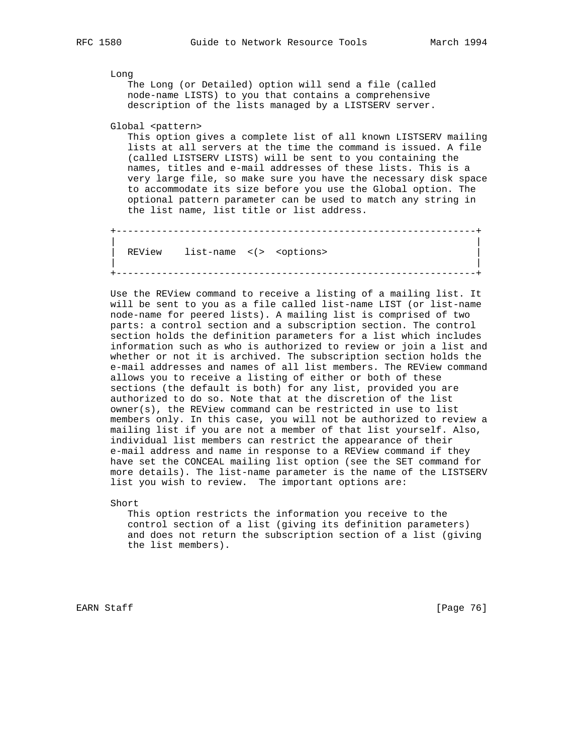Long

The Long (or Detailed) option will send a file (called node-name LISTS) to you that contains a comprehensive description of the lists managed by a LISTSERV server.

Global <pattern>

This option gives a complete list of all known LISTSERV mailing lists at all servers at the time the command is issued. A file (called LISTSERV LISTS) will be sent to you containing the names, titles and e-mail addresses of these lists. This is a very large file, so make sure you have the necessary disk space to accommodate its size before you use the Global option. The optional pattern parameter can be used to match any string in the list name, list title or list address.

```
+---------------------------------------------------------------+
|                                                               |
|  REView    list-name  <(>  <options>                          |
|                                                               |
+---------------------------------------------------------------+
```

Use the REView command to receive a listing of a mailing list. It will be sent to you as a file called list-name LIST (or list-name node-name for peered lists). A mailing list is comprised of two parts: a control section and a subscription section. The control section holds the definition parameters for a list which includes information such as who is authorized to review or join a list and whether or not it is archived. The subscription section holds the e-mail addresses and names of all list members. The REView command allows you to receive a listing of either or both of these sections (the default is both) for any list, provided you are authorized to do so. Note that at the discretion of the list owner(s), the REView command can be restricted in use to list members only. In this case, you will not be authorized to review a mailing list if you are not a member of that list yourself. Also, individual list members can restrict the appearance of their e-mail address and name in response to a REView command if they have set the CONCEAL mailing list option (see the SET command for more details). The list-name parameter is the name of the LISTSERV list you wish to review.  The important options are:

Short

This option restricts the information you receive to the control section of a list (giving its definition parameters) and does not return the subscription section of a list (giving the list members).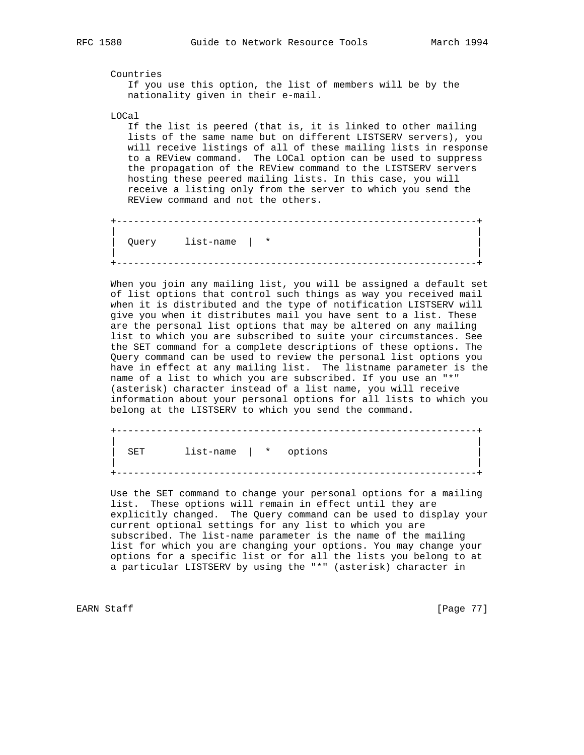Countries

If you use this option, the list of members will be by the nationality given in their e-mail.

LOCal

If the list is peered (that is, it is linked to other mailing lists of the same name but on different LISTSERV servers), you will receive listings of all of these mailing lists in response to a REView command. The LOCal option can be used to suppress the propagation of the REView command to the LISTSERV servers hosting these peered mailing lists. In this case, you will receive a listing only from the server to which you send the REView command and not the others.

```
+--------------------------------------------------------------+
|                                                              |
|  Query     list-name  |  *                                   |
|                                                              |
+--------------------------------------------------------------+
```

When you join any mailing list, you will be assigned a default set of list options that control such things as way you received mail when it is distributed and the type of notification LISTSERV will give you when it distributes mail you have sent to a list. These are the personal list options that may be altered on any mailing list to which you are subscribed to suite your circumstances. See the SET command for a complete descriptions of these options. The Query command can be used to review the personal list options you have in effect at any mailing list. The listname parameter is the name of a list to which you are subscribed. If you use an "*" (asterisk) character instead of a list name, you will receive information about your personal options for all lists to which you belong at the LISTSERV to which you send the command.

```
+--------------------------------------------------------------+
|                                                              |
|  SET       list-name  |  *   options                         |
|                                                              |
+--------------------------------------------------------------+
```

Use the SET command to change your personal options for a mailing list. These options will remain in effect until they are explicitly changed. The Query command can be used to display your current optional settings for any list to which you are subscribed. The list-name parameter is the name of the mailing list for which you are changing your options. You may change your options for a specific list or for all the lists you belong to at a particular LISTSERV by using the "*" (asterisk) character in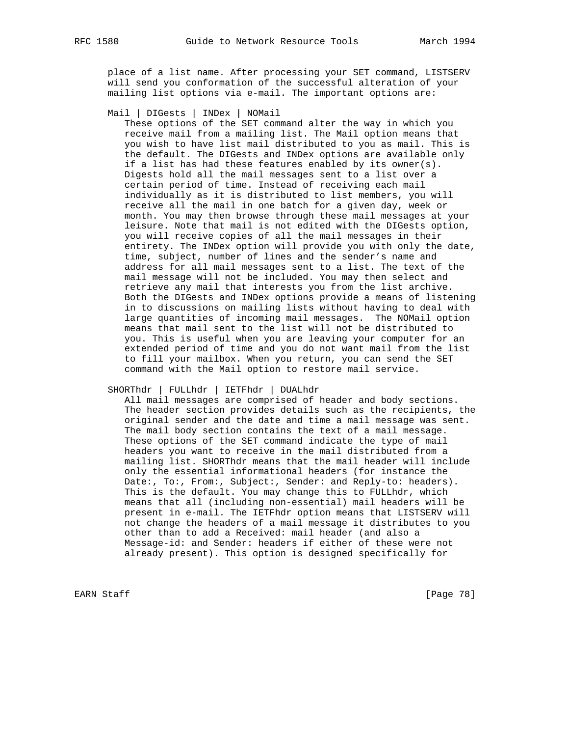place of a list name. After processing your SET command, LISTSERV will send you conformation of the successful alteration of your mailing list options via e-mail. The important options are:

Mail | DIGests | INDex | NOMail

These options of the SET command alter the way in which you receive mail from a mailing list. The Mail option means that you wish to have list mail distributed to you as mail. This is the default. The DIGests and INDex options are available only if a list has had these features enabled by its owner(s). Digests hold all the mail messages sent to a list over a certain period of time. Instead of receiving each mail individually as it is distributed to list members, you will receive all the mail in one batch for a given day, week or month. You may then browse through these mail messages at your leisure. Note that mail is not edited with the DIGests option, you will receive copies of all the mail messages in their entirety. The INDex option will provide you with only the date, time, subject, number of lines and the sender's name and address for all mail messages sent to a list. The text of the mail message will not be included. You may then select and retrieve any mail that interests you from the list archive. Both the DIGests and INDex options provide a means of listening in to discussions on mailing lists without having to deal with large quantities of incoming mail messages.  The NOMail option means that mail sent to the list will not be distributed to you. This is useful when you are leaving your computer for an extended period of time and you do not want mail from the list to fill your mailbox. When you return, you can send the SET command with the Mail option to restore mail service.

SHORThdr | FULLhdr | IETFhdr | DUALhdr

All mail messages are comprised of header and body sections. The header section provides details such as the recipients, the original sender and the date and time a mail message was sent. The mail body section contains the text of a mail message. These options of the SET command indicate the type of mail headers you want to receive in the mail distributed from a mailing list. SHORThdr means that the mail header will include only the essential informational headers (for instance the Date:, To:, From:, Subject:, Sender: and Reply-to: headers). This is the default. You may change this to FULLhdr, which means that all (including non-essential) mail headers will be present in e-mail. The IETFhdr option means that LISTSERV will not change the headers of a mail message it distributes to you other than to add a Received: mail header (and also a Message-id: and Sender: headers if either of these were not already present). This option is designed specifically for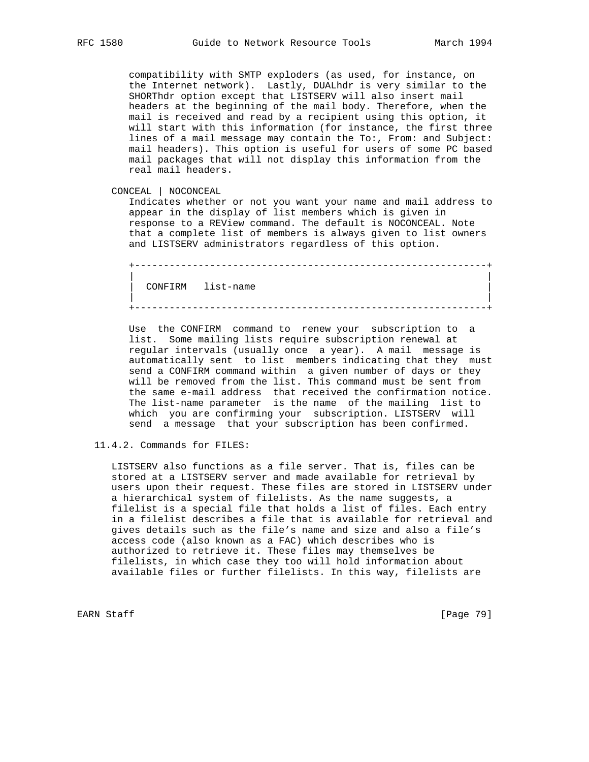compatibility with SMTP exploders (as used, for instance, on the Internet network). Lastly, DUALhdr is very similar to the SHORThdr option except that LISTSERV will also insert mail headers at the beginning of the mail body. Therefore, when the mail is received and read by a recipient using this option, it will start with this information (for instance, the first three lines of a mail message may contain the To:, From: and Subject: mail headers). This option is useful for users of some PC based mail packages that will not display this information from the real mail headers.

CONCEAL | NOCONCEAL

Indicates whether or not you want your name and mail address to appear in the display of list members which is given in response to a REView command. The default is NOCONCEAL. Note that a complete list of members is always given to list owners and LISTSERV administrators regardless of this option.

```
+------------------------------------------------------------+
|                                                            |
|  CONFIRM   list-name                                       |
|                                                            |
+------------------------------------------------------------+
```

Use the CONFIRM command to renew your subscription to a list. Some mailing lists require subscription renewal at regular intervals (usually once a year). A mail message is automatically sent to list members indicating that they must send a CONFIRM command within a given number of days or they will be removed from the list. This command must be sent from the same e-mail address that received the confirmation notice. The list-name parameter is the name of the mailing list to which you are confirming your subscription. LISTSERV will send a message that your subscription has been confirmed.

### 11.4.2. Commands for FILES:

LISTSERV also functions as a file server. That is, files can be stored at a LISTSERV server and made available for retrieval by users upon their request. These files are stored in LISTSERV under a hierarchical system of filelists. As the name suggests, a filelist is a special file that holds a list of files. Each entry in a filelist describes a file that is available for retrieval and gives details such as the file's name and size and also a file's access code (also known as a FAC) which describes who is authorized to retrieve it. These files may themselves be filelists, in which case they too will hold information about available files or further filelists. In this way, filelists are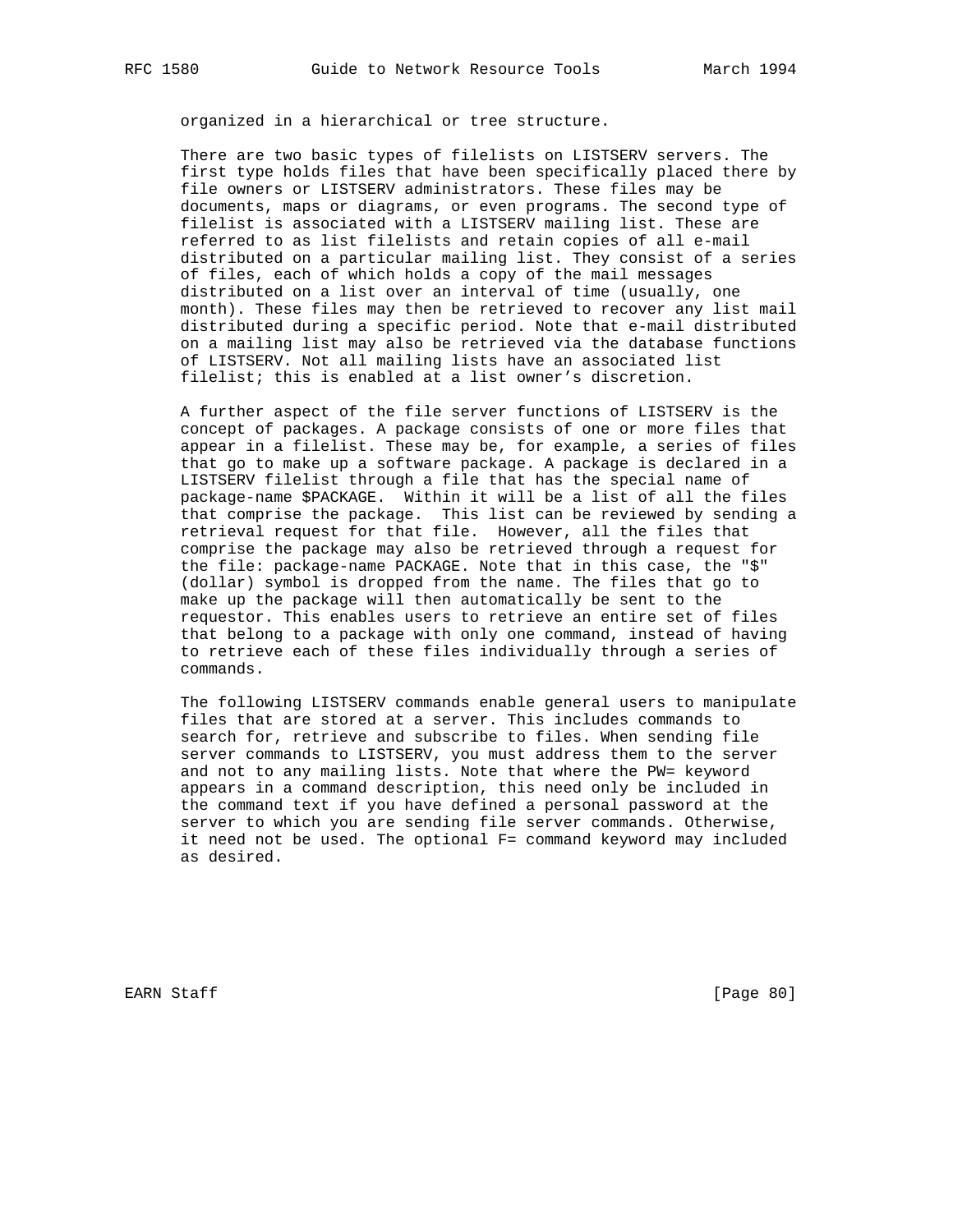organized in a hierarchical or tree structure.

There are two basic types of filelists on LISTSERV servers. The first type holds files that have been specifically placed there by file owners or LISTSERV administrators. These files may be documents, maps or diagrams, or even programs. The second type of filelist is associated with a LISTSERV mailing list. These are referred to as list filelists and retain copies of all e-mail distributed on a particular mailing list. They consist of a series of files, each of which holds a copy of the mail messages distributed on a list over an interval of time (usually, one month). These files may then be retrieved to recover any list mail distributed during a specific period. Note that e-mail distributed on a mailing list may also be retrieved via the database functions of LISTSERV. Not all mailing lists have an associated list filelist; this is enabled at a list owner’s discretion.

A further aspect of the file server functions of LISTSERV is the concept of packages. A package consists of one or more files that appear in a filelist. These may be, for example, a series of files that go to make up a software package. A package is declared in a LISTSERV filelist through a file that has the special name of package-name $PACKAGE. Within it will be a list of all the files that comprise the package. This list can be reviewed by sending a retrieval request for that file. However, all the files that comprise the package may also be retrieved through a request for the file: package-name PACKAGE. Note that in this case, the "$" (dollar) symbol is dropped from the name. The files that go to make up the package will then automatically be sent to the requestor. This enables users to retrieve an entire set of files that belong to a package with only one command, instead of having to retrieve each of these files individually through a series of commands.

The following LISTSERV commands enable general users to manipulate files that are stored at a server. This includes commands to search for, retrieve and subscribe to files. When sending file server commands to LISTSERV, you must address them to the server and not to any mailing lists. Note that where the PW= keyword appears in a command description, this need only be included in the command text if you have defined a personal password at the server to which you are sending file server commands. Otherwise, it need not be used. The optional F= command keyword may included as desired.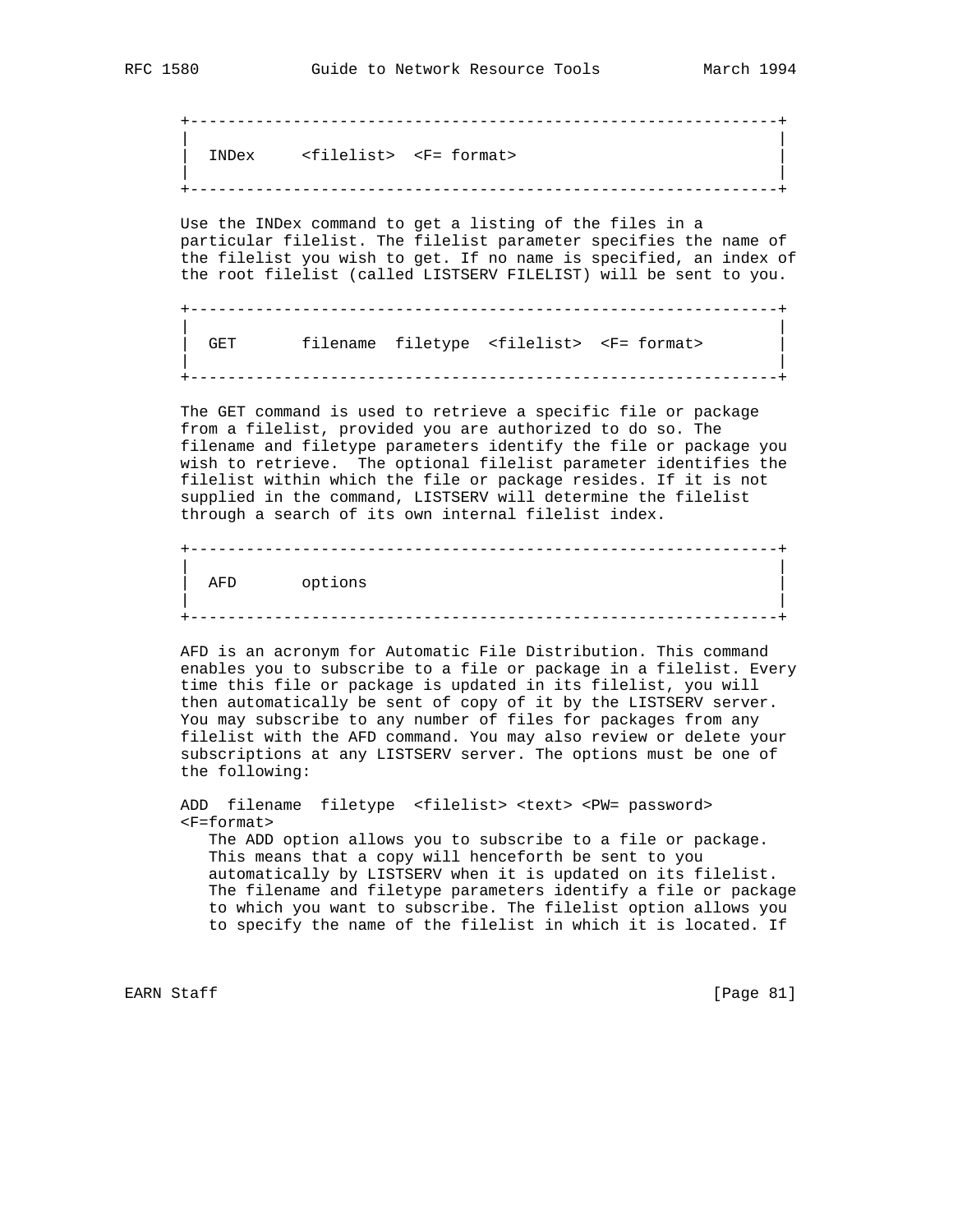```
+---------------------------------------------------------------+
|                                                               |
|  INDex     <filelist>  <F= format>                            |
|                                                               |
+---------------------------------------------------------------+
```

Use the INDex command to get a listing of the files in a particular filelist. The filelist parameter specifies the name of the filelist you wish to get. If no name is specified, an index of the root filelist (called LISTSERV FILELIST) will be sent to you.

```
+---------------------------------------------------------------+
|                                                               |
|  GET       filename  filetype  <filelist>  <F= format>        |
|                                                               |
+---------------------------------------------------------------+
```

The GET command is used to retrieve a specific file or package from a filelist, provided you are authorized to do so. The filename and filetype parameters identify the file or package you wish to retrieve.  The optional filelist parameter identifies the filelist within which the file or package resides. If it is not supplied in the command, LISTSERV will determine the filelist through a search of its own internal filelist index.

```
+---------------------------------------------------------------+
|                                                               |
|  AFD       options                                            |
|                                                               |
+---------------------------------------------------------------+
```

AFD is an acronym for Automatic File Distribution. This command enables you to subscribe to a file or package in a filelist. Every time this file or package is updated in its filelist, you will then automatically be sent of copy of it by the LISTSERV server. You may subscribe to any number of files for packages from any filelist with the AFD command. You may also review or delete your subscriptions at any LISTSERV server. The options must be one of the following:

ADD  filename  filetype  <filelist> <text> <PW= password> <F=format>

The ADD option allows you to subscribe to a file or package. This means that a copy will henceforth be sent to you automatically by LISTSERV when it is updated on its filelist. The filename and filetype parameters identify a file or package to which you want to subscribe. The filelist option allows you to specify the name of the filelist in which it is located. If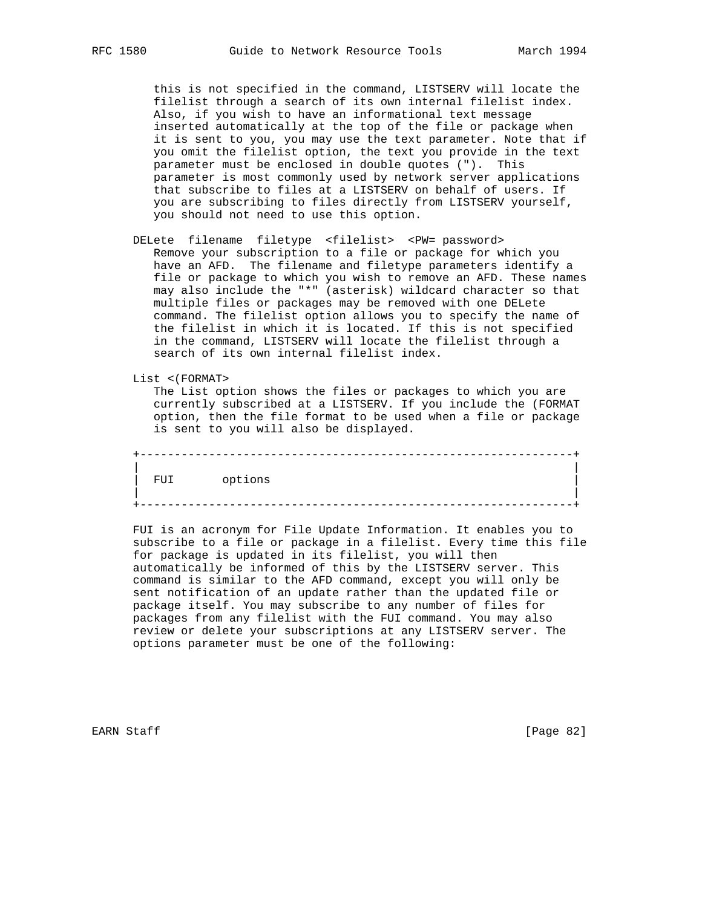this is not specified in the command, LISTSERV will locate the filelist through a search of its own internal filelist index. Also, if you wish to have an informational text message inserted automatically at the top of the file or package when it is sent to you, you may use the text parameter. Note that if you omit the filelist option, the text you provide in the text parameter must be enclosed in double quotes ("). This parameter is most commonly used by network server applications that subscribe to files at a LISTSERV on behalf of users. If you are subscribing to files directly from LISTSERV yourself, you should not need to use this option.

DELete filename filetype <filelist> <PW= password>
Remove your subscription to a file or package for which you have an AFD. The filename and filetype parameters identify a file or package to which you wish to remove an AFD. These names may also include the "*" (asterisk) wildcard character so that multiple files or packages may be removed with one DELete command. The filelist option allows you to specify the name of the filelist in which it is located. If this is not specified in the command, LISTSERV will locate the filelist through a search of its own internal filelist index.

List <(FORMAT>
The List option shows the files or packages to which you are currently subscribed at a LISTSERV. If you include the (FORMAT option, then the file format to be used when a file or package is sent to you will also be displayed.

```
+---------------------------------------------------------------+
|                                                               |
|  FUI       options                                            |
|                                                               |
+---------------------------------------------------------------+
```

FUI is an acronym for File Update Information. It enables you to subscribe to a file or package in a filelist. Every time this file for package is updated in its filelist, you will then automatically be informed of this by the LISTSERV server. This command is similar to the AFD command, except you will only be sent notification of an update rather than the updated file or package itself. You may subscribe to any number of files for packages from any filelist with the FUI command. You may also review or delete your subscriptions at any LISTSERV server. The options parameter must be one of the following: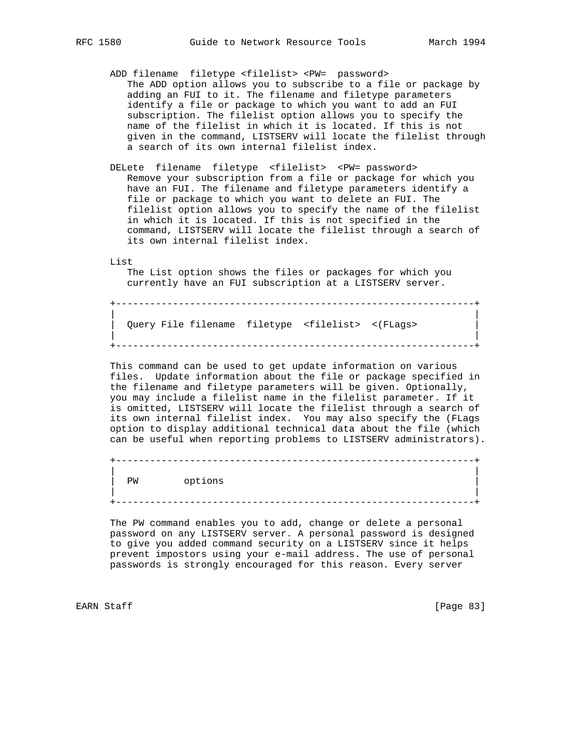ADD filename  filetype <filelist> <PW=  password>

The ADD option allows you to subscribe to a file or package by adding an FUI to it. The filename and filetype parameters identify a file or package to which you want to add an FUI subscription. The filelist option allows you to specify the name of the filelist in which it is located. If this is not given in the command, LISTSERV will locate the filelist through a search of its own internal filelist index.

DELete  filename  filetype  <filelist>  <PW= password>

Remove your subscription from a file or package for which you have an FUI. The filename and filetype parameters identify a file or package to which you want to delete an FUI. The filelist option allows you to specify the name of the filelist in which it is located. If this is not specified in the command, LISTSERV will locate the filelist through a search of its own internal filelist index.

List

The List option shows the files or packages for which you currently have an FUI subscription at a LISTSERV server.

```
+--------------------------------------------------------------+
|                                                              |
|  Query File filename  filetype  <filelist>  <(FLags>         |
|                                                              |
+--------------------------------------------------------------+
```

This command can be used to get update information on various files.  Update information about the file or package specified in the filename and filetype parameters will be given. Optionally, you may include a filelist name in the filelist parameter. If it is omitted, LISTSERV will locate the filelist through a search of its own internal filelist index.  You may also specify the (FLags option to display additional technical data about the file (which can be useful when reporting problems to LISTSERV administrators).

```
+--------------------------------------------------------------+
|                                                              |
|  PW       options                                            |
|                                                              |
+--------------------------------------------------------------+
```

The PW command enables you to add, change or delete a personal password on any LISTSERV server. A personal password is designed to give you added command security on a LISTSERV since it helps prevent impostors using your e-mail address. The use of personal passwords is strongly encouraged for this reason. Every server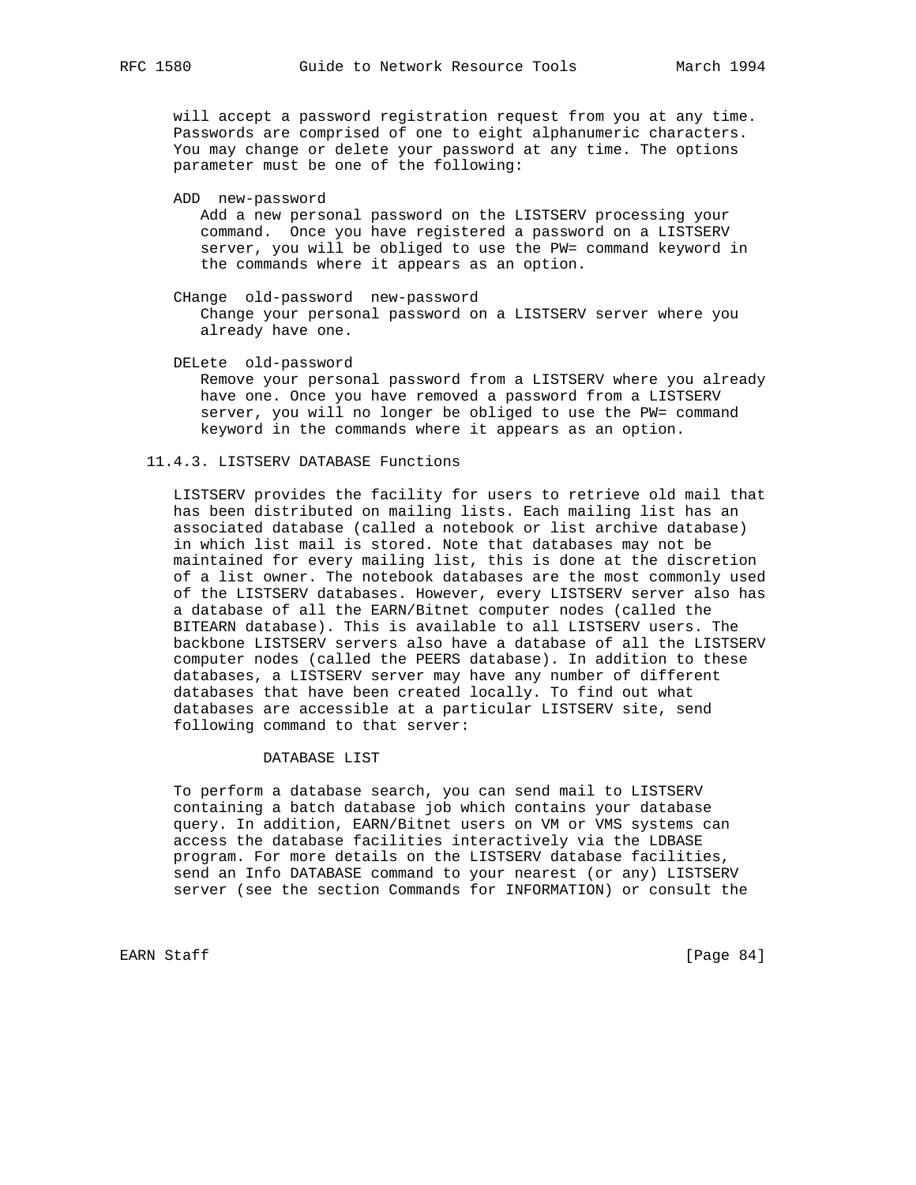will accept a password registration request from you at any time. Passwords are comprised of one to eight alphanumeric characters. You may change or delete your password at any time. The options parameter must be one of the following:

ADD new-password
: Add a new personal password on the LISTSERV processing your command. Once you have registered a password on a LISTSERV server, you will be obliged to use the PW= command keyword in the commands where it appears as an option.

CHange old-password new-password
: Change your personal password on a LISTSERV server where you already have one.

DELete old-password
: Remove your personal password from a LISTSERV where you already have one. Once you have removed a password from a LISTSERV server, you will no longer be obliged to use the PW= command keyword in the commands where it appears as an option.

### 11.4.3. LISTSERV DATABASE Functions

LISTSERV provides the facility for users to retrieve old mail that has been distributed on mailing lists. Each mailing list has an associated database (called a notebook or list archive database) in which list mail is stored. Note that databases may not be maintained for every mailing list, this is done at the discretion of a list owner. The notebook databases are the most commonly used of the LISTSERV databases. However, every LISTSERV server also has a database of all the EARN/Bitnet computer nodes (called the BITEARN database). This is available to all LISTSERV users. The backbone LISTSERV servers also have a database of all the LISTSERV computer nodes (called the PEERS database). In addition to these databases, a LISTSERV server may have any number of different databases that have been created locally. To find out what databases are accessible at a particular LISTSERV site, send following command to that server:

```
DATABASE LIST
```

To perform a database search, you can send mail to LISTSERV containing a batch database job which contains your database query. In addition, EARN/Bitnet users on VM or VMS systems can access the database facilities interactively via the LDBASE program. For more details on the LISTSERV database facilities, send an Info DATABASE command to your nearest (or any) LISTSERV server (see the section Commands for INFORMATION) or consult the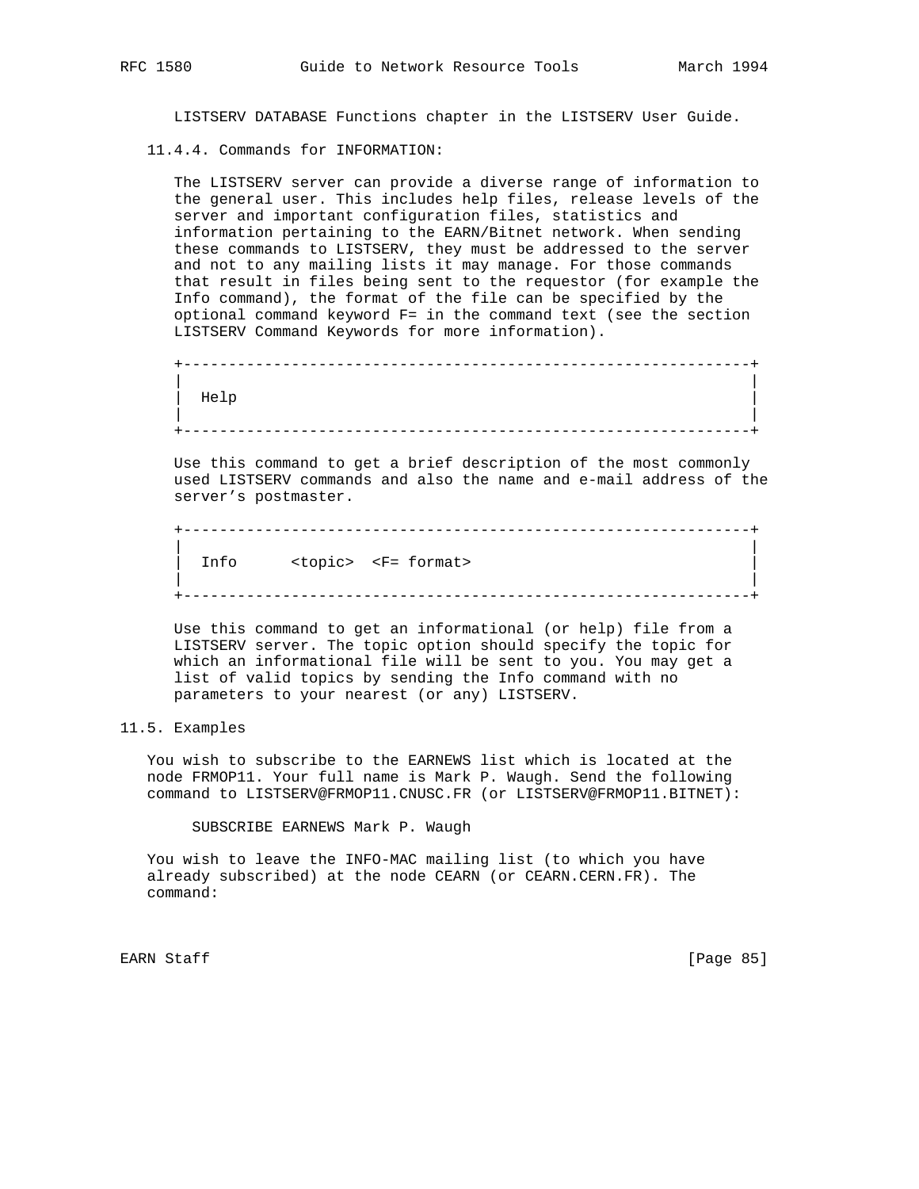LISTSERV DATABASE Functions chapter in the LISTSERV User Guide.

### 11.4.4. Commands for INFORMATION:

The LISTSERV server can provide a diverse range of information to the general user. This includes help files, release levels of the server and important configuration files, statistics and information pertaining to the EARN/Bitnet network. When sending these commands to LISTSERV, they must be addressed to the server and not to any mailing lists it may manage. For those commands that result in files being sent to the requestor (for example the Info command), the format of the file can be specified by the optional command keyword F= in the command text (see the section LISTSERV Command Keywords for more information).

```
+---------------------------------------------------------------+
|                                                               |
|  Help                                                         |
|                                                               |
+---------------------------------------------------------------+
```

Use this command to get a brief description of the most commonly used LISTSERV commands and also the name and e-mail address of the server's postmaster.

```
+---------------------------------------------------------------+
|                                                               |
|  Info      <topic>  <F= format>                               |
|                                                               |
+---------------------------------------------------------------+
```

Use this command to get an informational (or help) file from a LISTSERV server. The topic option should specify the topic for which an informational file will be sent to you. You may get a list of valid topics by sending the Info command with no parameters to your nearest (or any) LISTSERV.

## 11.5. Examples

You wish to subscribe to the EARNEWS list which is located at the node FRMOP11. Your full name is Mark P. Waugh. Send the following command to LISTSERV@FRMOP11.CNUSC.FR (or LISTSERV@FRMOP11.BITNET):

```
SUBSCRIBE EARNEWS Mark P. Waugh
```

You wish to leave the INFO-MAC mailing list (to which you have already subscribed) at the node CEARN (or CEARN.CERN.FR). The command: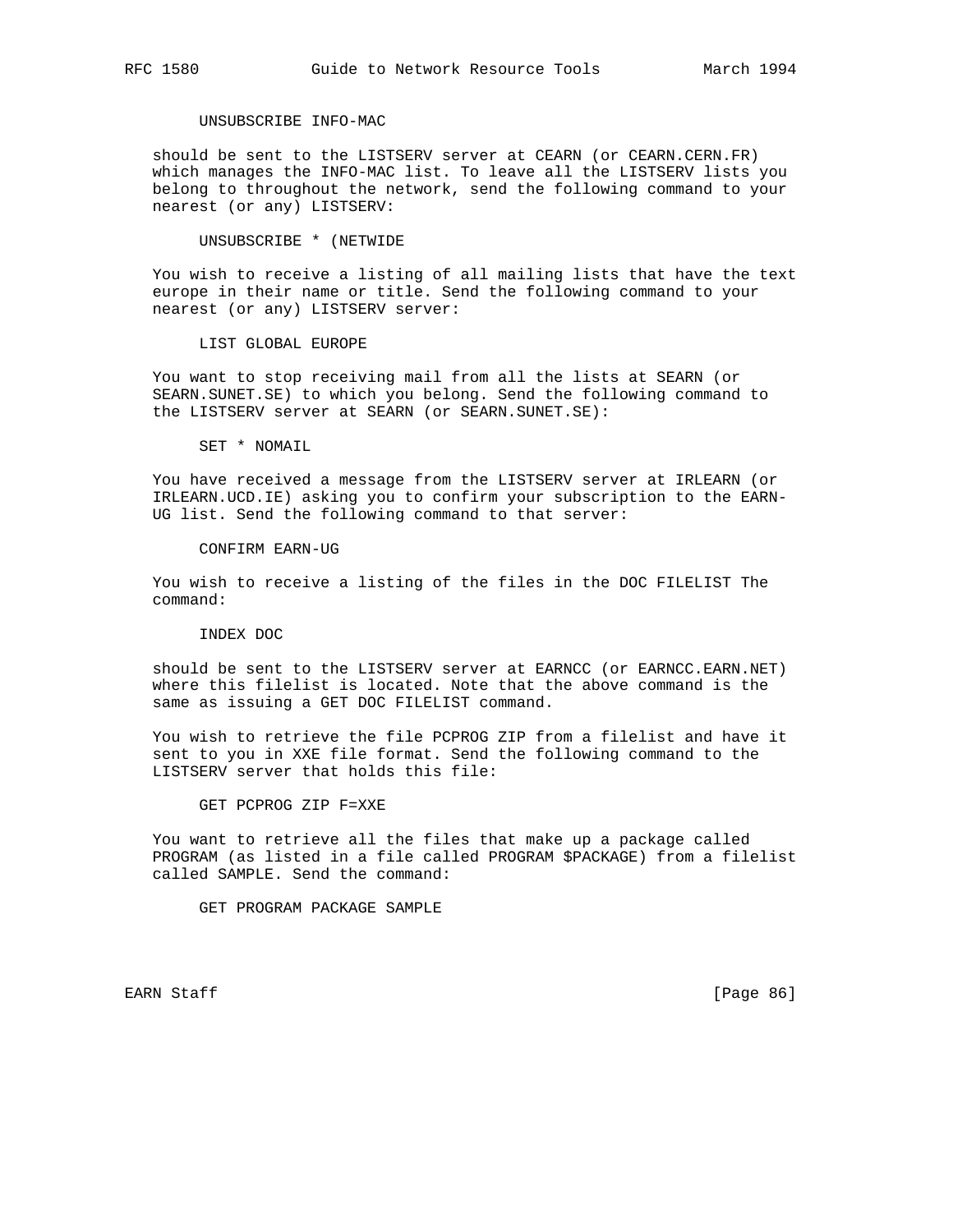```
UNSUBSCRIBE INFO-MAC
```

should be sent to the LISTSERV server at CEARN (or CEARN.CERN.FR) which manages the INFO-MAC list. To leave all the LISTSERV lists you belong to throughout the network, send the following command to your nearest (or any) LISTSERV:

```
UNSUBSCRIBE * (NETWIDE
```

You wish to receive a listing of all mailing lists that have the text europe in their name or title. Send the following command to your nearest (or any) LISTSERV server:

```
LIST GLOBAL EUROPE
```

You want to stop receiving mail from all the lists at SEARN (or SEARN.SUNET.SE) to which you belong. Send the following command to the LISTSERV server at SEARN (or SEARN.SUNET.SE):

```
SET * NOMAIL
```

You have received a message from the LISTSERV server at IRLEARN (or IRLEARN.UCD.IE) asking you to confirm your subscription to the EARN-UG list. Send the following command to that server:

```
CONFIRM EARN-UG
```

You wish to receive a listing of the files in the DOC FILELIST The command:

```
INDEX DOC
```

should be sent to the LISTSERV server at EARNCC (or EARNCC.EARN.NET) where this filelist is located. Note that the above command is the same as issuing a GET DOC FILELIST command.

You wish to retrieve the file PCPROG ZIP from a filelist and have it sent to you in XXE file format. Send the following command to the LISTSERV server that holds this file:

```
GET PCPROG ZIP F=XXE
```

You want to retrieve all the files that make up a package called PROGRAM (as listed in a file called PROGRAM $PACKAGE) from a filelist called SAMPLE. Send the command:

```
GET PROGRAM PACKAGE SAMPLE
```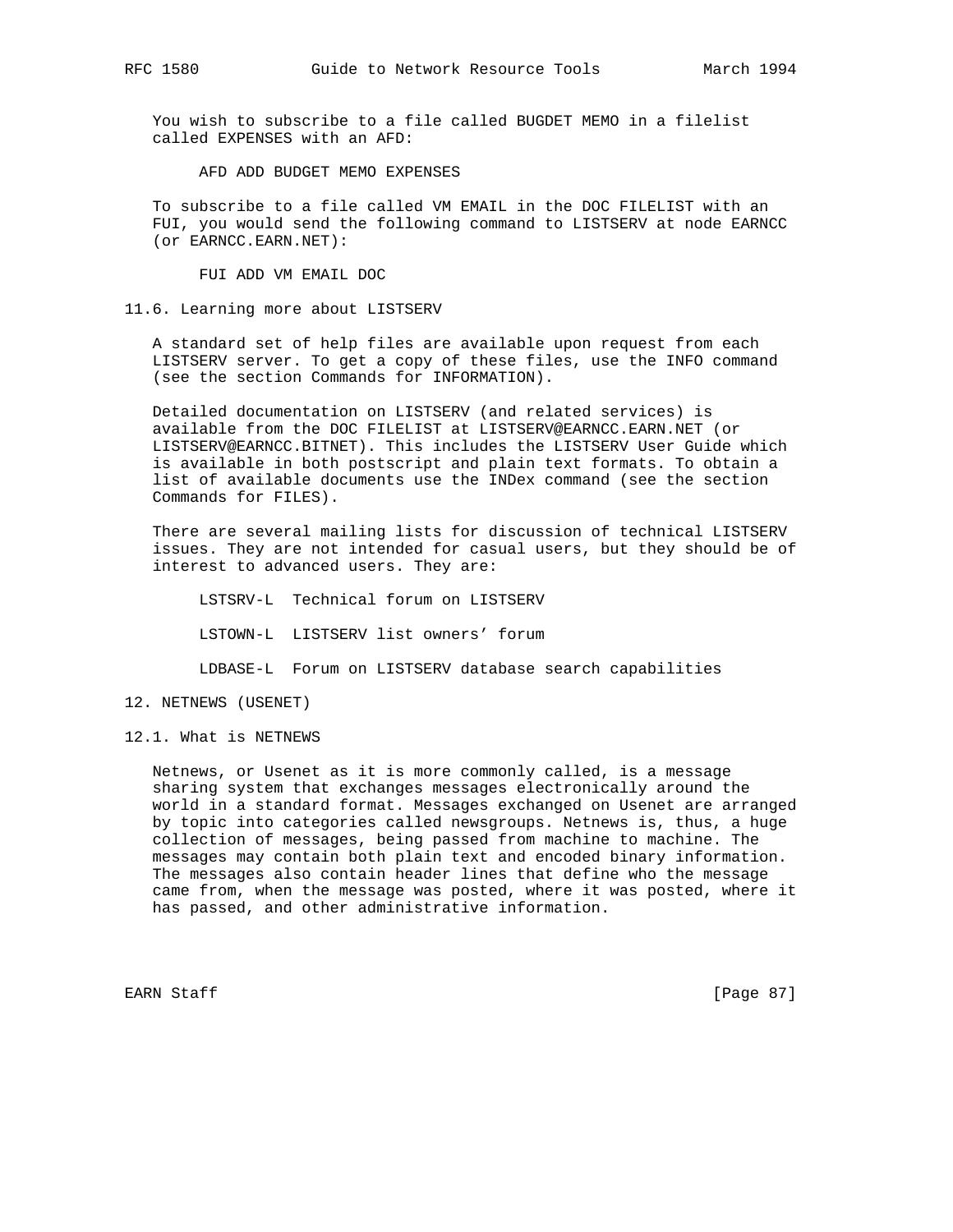You wish to subscribe to a file called BUGDET MEMO in a filelist called EXPENSES with an AFD:

```
AFD ADD BUDGET MEMO EXPENSES
```

To subscribe to a file called VM EMAIL in the DOC FILELIST with an FUI, you would send the following command to LISTSERV at node EARNCC (or EARNCC.EARN.NET):

```
FUI ADD VM EMAIL DOC
```

### 11.6. Learning more about LISTSERV

A standard set of help files are available upon request from each LISTSERV server. To get a copy of these files, use the INFO command (see the section Commands for INFORMATION).

Detailed documentation on LISTSERV (and related services) is available from the DOC FILELIST at LISTSERV@EARNCC.EARN.NET (or LISTSERV@EARNCC.BITNET). This includes the LISTSERV User Guide which is available in both postscript and plain text formats. To obtain a list of available documents use the INDex command (see the section Commands for FILES).

There are several mailing lists for discussion of technical LISTSERV issues. They are not intended for casual users, but they should be of interest to advanced users. They are:

- LSTSRV-L Technical forum on LISTSERV
- LSTOWN-L LISTSERV list owners' forum
- LDBASE-L Forum on LISTSERV database search capabilities

## 12. NETNEWS (USENET)

### 12.1. What is NETNEWS

Netnews, or Usenet as it is more commonly called, is a message sharing system that exchanges messages electronically around the world in a standard format. Messages exchanged on Usenet are arranged by topic into categories called newsgroups. Netnews is, thus, a huge collection of messages, being passed from machine to machine. The messages may contain both plain text and encoded binary information. The messages also contain header lines that define who the message came from, when the message was posted, where it was posted, where it has passed, and other administrative information.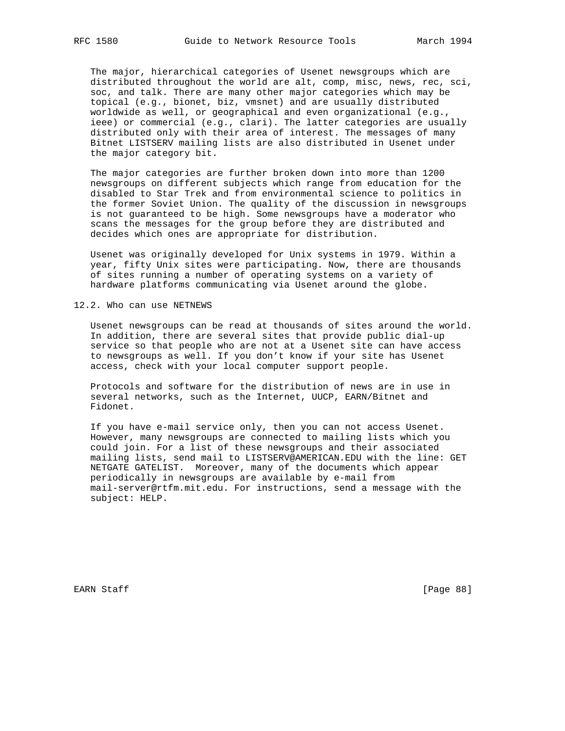The major, hierarchical categories of Usenet newsgroups which are distributed throughout the world are alt, comp, misc, news, rec, sci, soc, and talk. There are many other major categories which may be topical (e.g., bionet, biz, vmsnet) and are usually distributed worldwide as well, or geographical and even organizational (e.g., ieee) or commercial (e.g., clari). The latter categories are usually distributed only with their area of interest. The messages of many Bitnet LISTSERV mailing lists are also distributed in Usenet under the major category bit.

The major categories are further broken down into more than 1200 newsgroups on different subjects which range from education for the disabled to Star Trek and from environmental science to politics in the former Soviet Union. The quality of the discussion in newsgroups is not guaranteed to be high. Some newsgroups have a moderator who scans the messages for the group before they are distributed and decides which ones are appropriate for distribution.

Usenet was originally developed for Unix systems in 1979. Within a year, fifty Unix sites were participating. Now, there are thousands of sites running a number of operating systems on a variety of hardware platforms communicating via Usenet around the globe.

## 12.2. Who can use NETNEWS

Usenet newsgroups can be read at thousands of sites around the world. In addition, there are several sites that provide public dial-up service so that people who are not at a Usenet site can have access to newsgroups as well. If you don't know if your site has Usenet access, check with your local computer support people.

Protocols and software for the distribution of news are in use in several networks, such as the Internet, UUCP, EARN/Bitnet and Fidonet.

If you have e-mail service only, then you can not access Usenet. However, many newsgroups are connected to mailing lists which you could join. For a list of these newsgroups and their associated mailing lists, send mail to LISTSERV@AMERICAN.EDU with the line: GET NETGATE GATELIST. Moreover, many of the documents which appear periodically in newsgroups are available by e-mail from mail-server@rtfm.mit.edu. For instructions, send a message with the subject: HELP.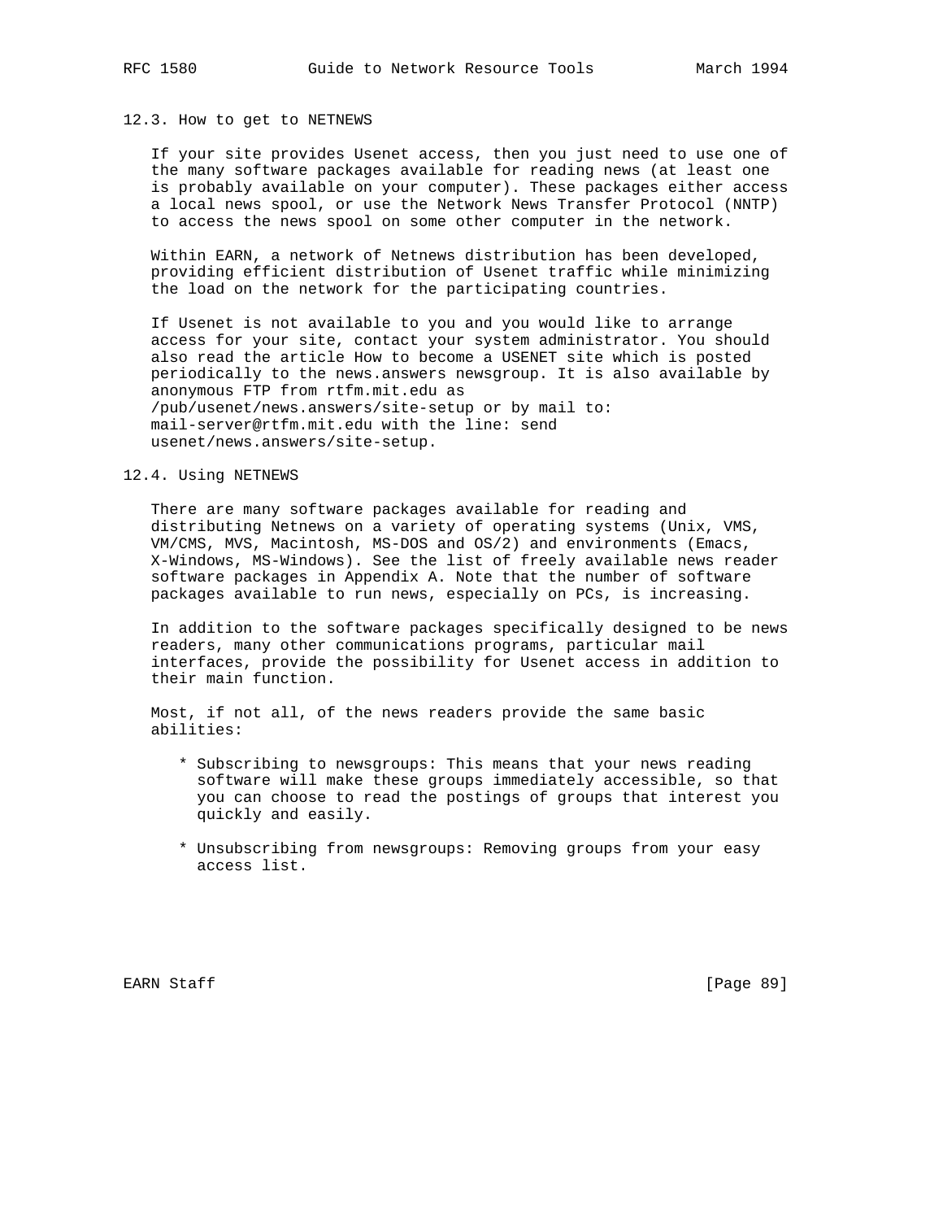### 12.3. How to get to NETNEWS

If your site provides Usenet access, then you just need to use one of the many software packages available for reading news (at least one is probably available on your computer). These packages either access a local news spool, or use the Network News Transfer Protocol (NNTP) to access the news spool on some other computer in the network.

Within EARN, a network of Netnews distribution has been developed, providing efficient distribution of Usenet traffic while minimizing the load on the network for the participating countries.

If Usenet is not available to you and you would like to arrange access for your site, contact your system administrator. You should also read the article How to become a USENET site which is posted periodically to the news.answers newsgroup. It is also available by anonymous FTP from rtfm.mit.edu as /pub/usenet/news.answers/site-setup or by mail to: mail-server@rtfm.mit.edu with the line: send usenet/news.answers/site-setup.

### 12.4. Using NETNEWS

There are many software packages available for reading and distributing Netnews on a variety of operating systems (Unix, VMS, VM/CMS, MVS, Macintosh, MS-DOS and OS/2) and environments (Emacs, X-Windows, MS-Windows). See the list of freely available news reader software packages in Appendix A. Note that the number of software packages available to run news, especially on PCs, is increasing.

In addition to the software packages specifically designed to be news readers, many other communications programs, particular mail interfaces, provide the possibility for Usenet access in addition to their main function.

Most, if not all, of the news readers provide the same basic abilities:

* Subscribing to newsgroups: This means that your news reading software will make these groups immediately accessible, so that you can choose to read the postings of groups that interest you quickly and easily.

* Unsubscribing from newsgroups: Removing groups from your easy access list.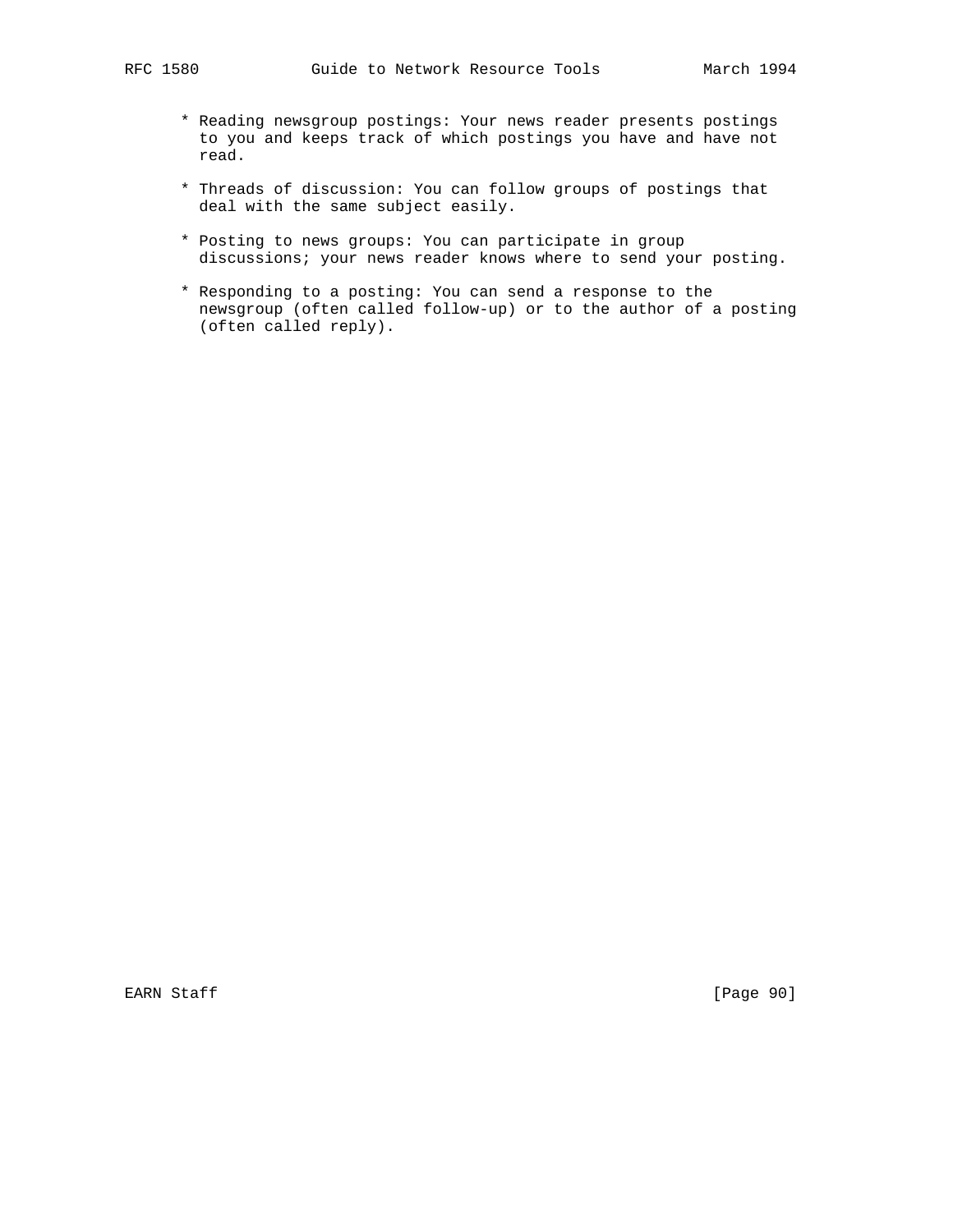* Reading newsgroup postings: Your news reader presents postings to you and keeps track of which postings you have and have not read.

* Threads of discussion: You can follow groups of postings that deal with the same subject easily.

* Posting to news groups: You can participate in group discussions; your news reader knows where to send your posting.

* Responding to a posting: You can send a response to the newsgroup (often called follow-up) or to the author of a posting (often called reply).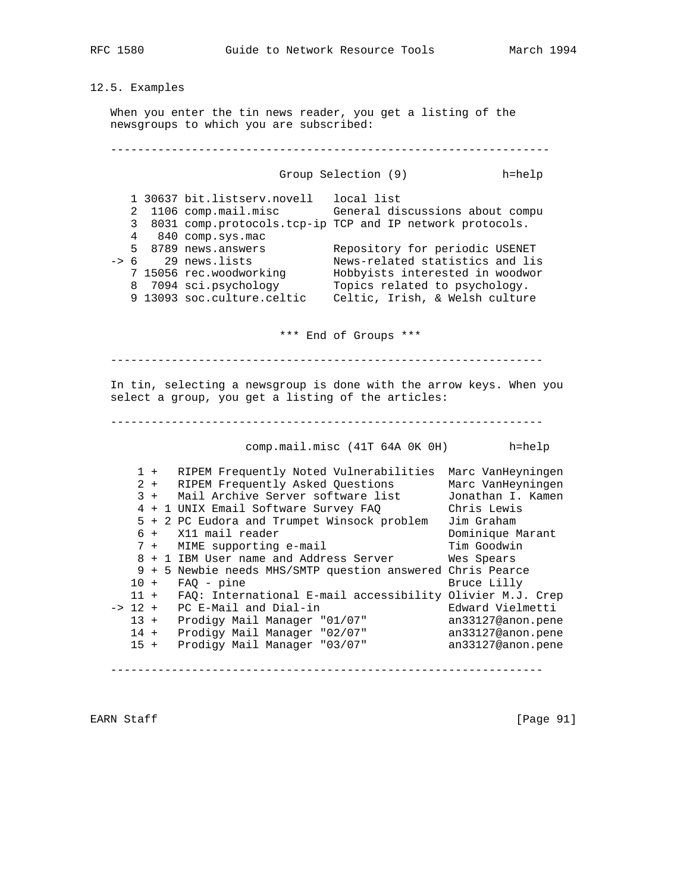## 12.5. Examples

When you enter the tin news reader, you get a listing of the newsgroups to which you are subscribed:

```
----------------------------------------------------------------

                        Group Selection (9)             h=help

   1 30637 bit.listserv.novell   local list
   2  1106 comp.mail.misc        General discussions about compu
   3  8031 comp.protocols.tcp-ip TCP and IP network protocols.
   4   840 comp.sys.mac
   5  8789 news.answers          Repository for periodic USENET
-> 6    29 news.lists            News-related statistics and lis
   7 15056 rec.woodworking       Hobbyists interested in woodwor
   8  7094 sci.psychology        Topics related to psychology.
   9 13093 soc.culture.celtic    Celtic, Irish, & Welsh culture


                        *** End of Groups ***

----------------------------------------------------------------
```

In tin, selecting a newsgroup is done with the arrow keys. When you select a group, you get a listing of the articles:

```
----------------------------------------------------------------

                   comp.mail.misc (41T 64A 0K 0H)        h=help

    1 +   RIPEM Frequently Noted Vulnerabilities  Marc VanHeyningen
    2 +   RIPEM Frequently Asked Questions        Marc VanHeyningen
    3 +   Mail Archive Server software list       Jonathan I. Kamen
    4 + 1 UNIX Email Software Survey FAQ          Chris Lewis
    5 + 2 PC Eudora and Trumpet Winsock problem   Jim Graham
    6 +   X11 mail reader                         Dominique Marant
    7 +   MIME supporting e-mail                  Tim Goodwin
    8 + 1 IBM User name and Address Server        Wes Spears
    9 + 5 Newbie needs MHS/SMTP question answered Chris Pearce
   10 +   FAQ - pine                              Bruce Lilly
   11 +   FAQ: International E-mail accessibility Olivier M.J. Crep
-> 12 +   PC E-Mail and Dial-in                   Edward Vielmetti
   13 +   Prodigy Mail Manager "01/07"            an33127@anon.pene
   14 +   Prodigy Mail Manager "02/07"            an33127@anon.pene
   15 +   Prodigy Mail Manager "03/07"            an33127@anon.pene

----------------------------------------------------------------
```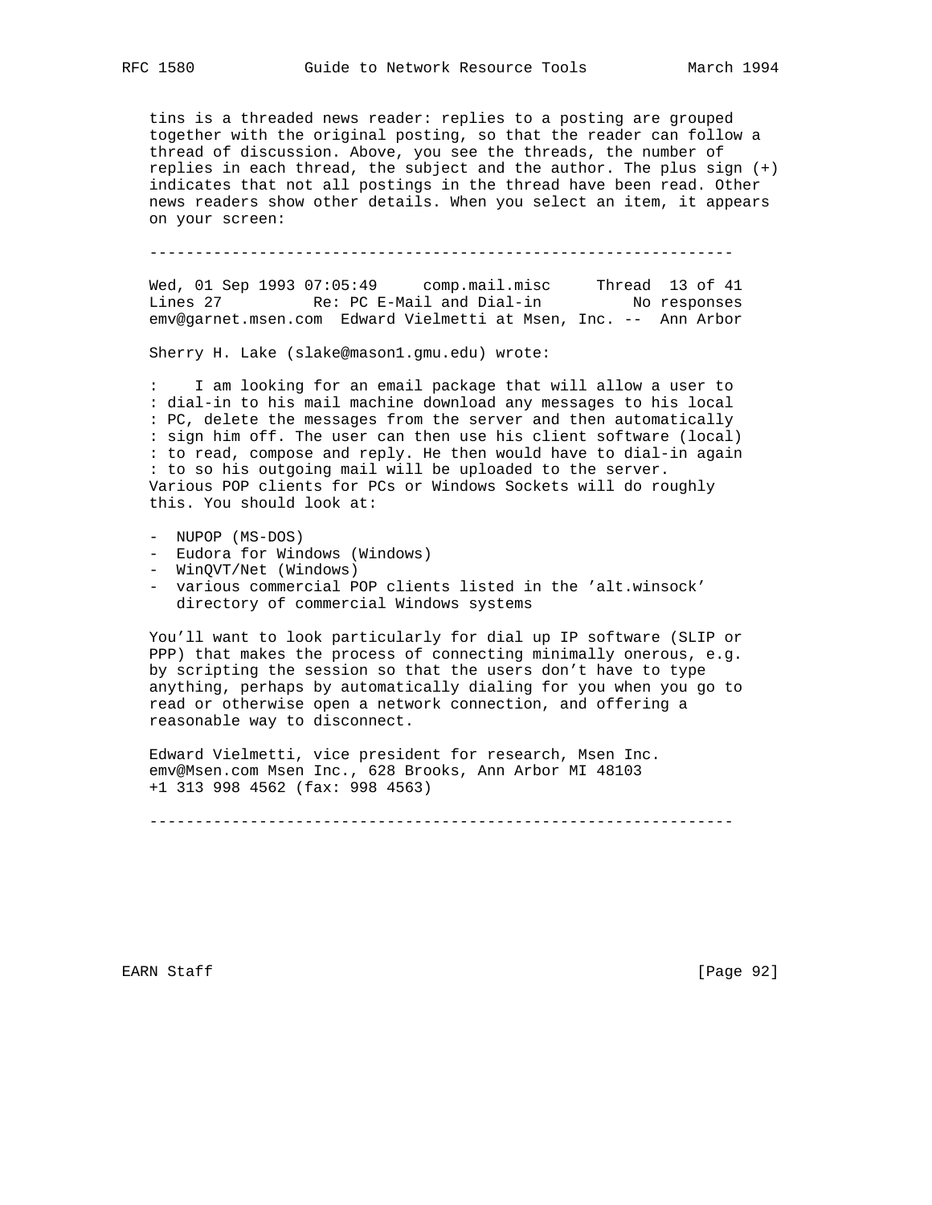tins is a threaded news reader: replies to a posting are grouped together with the original posting, so that the reader can follow a thread of discussion. Above, you see the threads, the number of replies in each thread, the subject and the author. The plus sign (+) indicates that not all postings in the thread have been read. Other news readers show other details. When you select an item, it appears on your screen:

```
---------------------------------------------------------------

Wed, 01 Sep 1993 07:05:49     comp.mail.misc     Thread  13 of 41
Lines 27          Re: PC E-Mail and Dial-in          No responses
emv@garnet.msen.com  Edward Vielmetti at Msen, Inc. --  Ann Arbor

Sherry H. Lake (slake@mason1.gmu.edu) wrote:

:    I am looking for an email package that will allow a user to
: dial-in to his mail machine download any messages to his local
: PC, delete the messages from the server and then automatically
: sign him off. The user can then use his client software (local)
: to read, compose and reply. He then would have to dial-in again
: to so his outgoing mail will be uploaded to the server.
Various POP clients for PCs or Windows Sockets will do roughly
this. You should look at:

-  NUPOP (MS-DOS)
-  Eudora for Windows (Windows)
-  WinQVT/Net (Windows)
-  various commercial POP clients listed in the 'alt.winsock'
   directory of commercial Windows systems

You'll want to look particularly for dial up IP software (SLIP or
PPP) that makes the process of connecting minimally onerous, e.g.
by scripting the session so that the users don't have to type
anything, perhaps by automatically dialing for you when you go to
read or otherwise open a network connection, and offering a
reasonable way to disconnect.

Edward Vielmetti, vice president for research, Msen Inc.
emv@Msen.com Msen Inc., 628 Brooks, Ann Arbor MI 48103
+1 313 998 4562 (fax: 998 4563)

---------------------------------------------------------------
```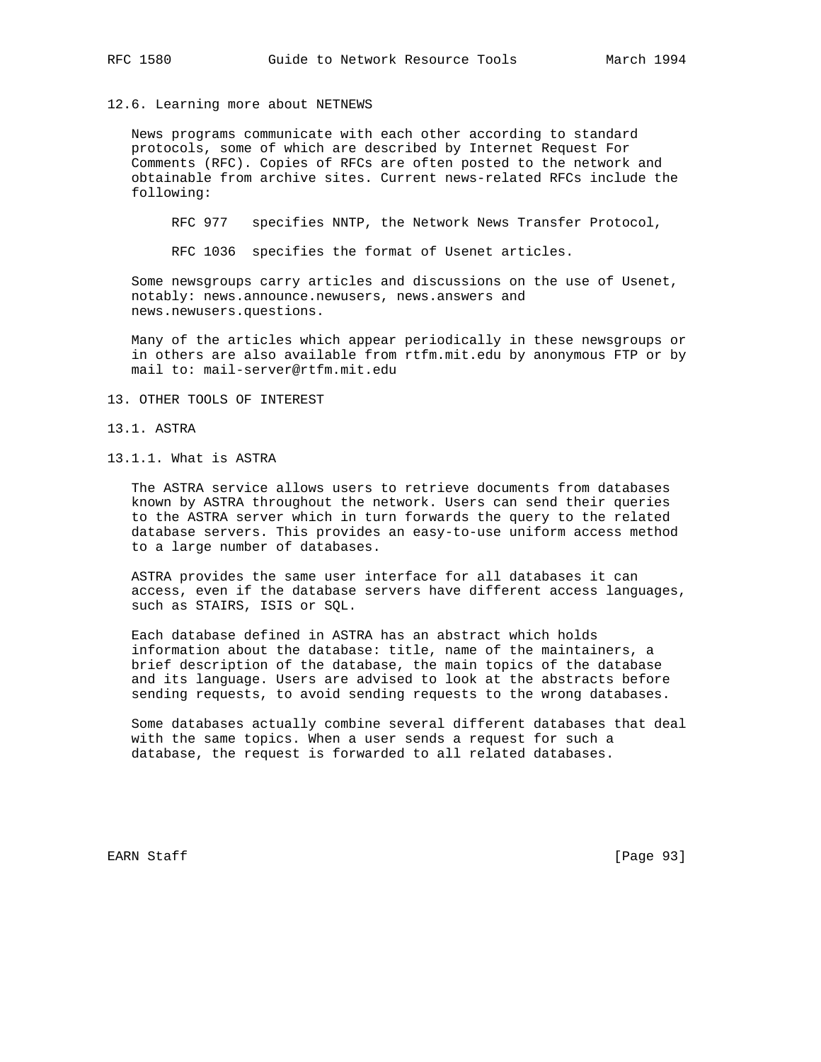### 12.6. Learning more about NETNEWS

News programs communicate with each other according to standard protocols, some of which are described by Internet Request For Comments (RFC). Copies of RFCs are often posted to the network and obtainable from archive sites. Current news-related RFCs include the following:

- RFC 977 specifies NNTP, the Network News Transfer Protocol,
- RFC 1036 specifies the format of Usenet articles.

Some newsgroups carry articles and discussions on the use of Usenet, notably: news.announce.newusers, news.answers and news.newusers.questions.

Many of the articles which appear periodically in these newsgroups or in others are also available from rtfm.mit.edu by anonymous FTP or by mail to: mail-server@rtfm.mit.edu

## 13. OTHER TOOLS OF INTEREST

### 13.1. ASTRA

#### 13.1.1. What is ASTRA

The ASTRA service allows users to retrieve documents from databases known by ASTRA throughout the network. Users can send their queries to the ASTRA server which in turn forwards the query to the related database servers. This provides an easy-to-use uniform access method to a large number of databases.

ASTRA provides the same user interface for all databases it can access, even if the database servers have different access languages, such as STAIRS, ISIS or SQL.

Each database defined in ASTRA has an abstract which holds information about the database: title, name of the maintainers, a brief description of the database, the main topics of the database and its language. Users are advised to look at the abstracts before sending requests, to avoid sending requests to the wrong databases.

Some databases actually combine several different databases that deal with the same topics. When a user sends a request for such a database, the request is forwarded to all related databases.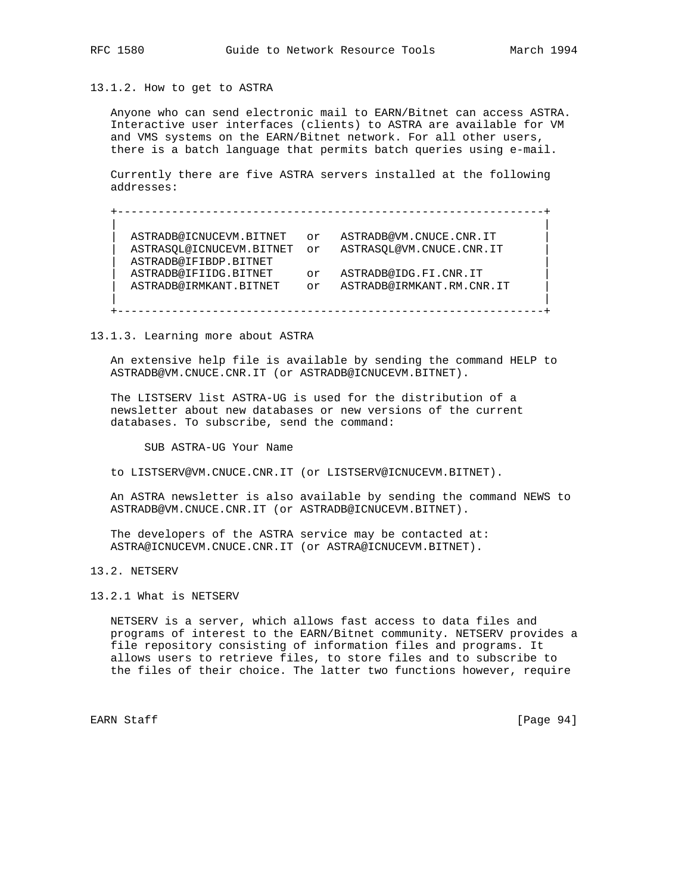### 13.1.2. How to get to ASTRA

Anyone who can send electronic mail to EARN/Bitnet can access ASTRA. Interactive user interfaces (clients) to ASTRA are available for VM and VMS systems on the EARN/Bitnet network. For all other users, there is a batch language that permits batch queries using e-mail.

Currently there are five ASTRA servers installed at the following addresses:

```
+--------------------------------------------------------------+
|                                                              |
|  ASTRADB@ICNUCEVM.BITNET   or   ASTRADB@VM.CNUCE.CNR.IT       |
|  ASTRASQL@ICNUCEVM.BITNET  or   ASTRASQL@VM.CNUCE.CNR.IT      |
|  ASTRADB@IFIBDP.BITNET                                        |
|  ASTRADB@IFIIDG.BITNET     or   ASTRADB@IDG.FI.CNR.IT         |
|  ASTRADB@IRMKANT.BITNET    or   ASTRADB@IRMKANT.RM.CNR.IT     |
|                                                              |
+--------------------------------------------------------------+
```

### 13.1.3. Learning more about ASTRA

An extensive help file is available by sending the command HELP to ASTRADB@VM.CNUCE.CNR.IT (or ASTRADB@ICNUCEVM.BITNET).

The LISTSERV list ASTRA-UG is used for the distribution of a newsletter about new databases or new versions of the current databases. To subscribe, send the command:

```
SUB ASTRA-UG Your Name
```

to LISTSERV@VM.CNUCE.CNR.IT (or LISTSERV@ICNUCEVM.BITNET).

An ASTRA newsletter is also available by sending the command NEWS to ASTRADB@VM.CNUCE.CNR.IT (or ASTRADB@ICNUCEVM.BITNET).

The developers of the ASTRA service may be contacted at: ASTRA@ICNUCEVM.CNUCE.CNR.IT (or ASTRA@ICNUCEVM.BITNET).

## 13.2. NETSERV

### 13.2.1 What is NETSERV

NETSERV is a server, which allows fast access to data files and programs of interest to the EARN/Bitnet community. NETSERV provides a file repository consisting of information files and programs. It allows users to retrieve files, to store files and to subscribe to the files of their choice. The latter two functions however, require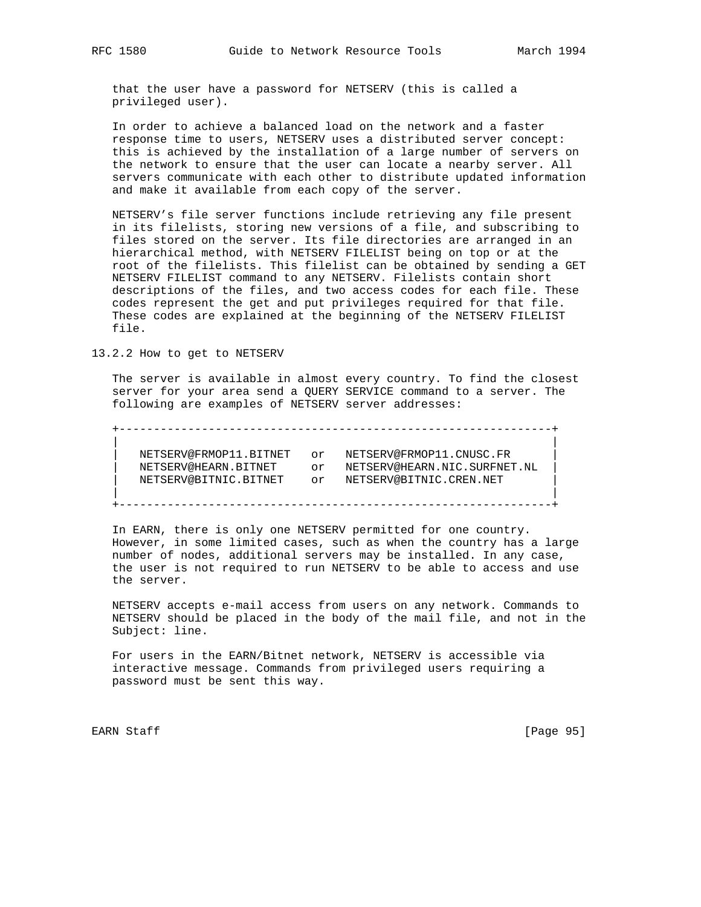that the user have a password for NETSERV (this is called a privileged user).

In order to achieve a balanced load on the network and a faster response time to users, NETSERV uses a distributed server concept: this is achieved by the installation of a large number of servers on the network to ensure that the user can locate a nearby server. All servers communicate with each other to distribute updated information and make it available from each copy of the server.

NETSERV's file server functions include retrieving any file present in its filelists, storing new versions of a file, and subscribing to files stored on the server. Its file directories are arranged in an hierarchical method, with NETSERV FILELIST being on top or at the root of the filelists. This filelist can be obtained by sending a GET NETSERV FILELIST command to any NETSERV. Filelists contain short descriptions of the files, and two access codes for each file. These codes represent the get and put privileges required for that file. These codes are explained at the beginning of the NETSERV FILELIST file.

### 13.2.2 How to get to NETSERV

The server is available in almost every country. To find the closest server for your area send a QUERY SERVICE command to a server. The following are examples of NETSERV server addresses:

```
+---------------------------------------------------------------+
|                                                               |
|   NETSERV@FRMOP11.BITNET   or   NETSERV@FRMOP11.CNUSC.FR      |
|   NETSERV@HEARN.BITNET     or   NETSERV@HEARN.NIC.SURFNET.NL  |
|   NETSERV@BITNIC.BITNET    or   NETSERV@BITNIC.CREN.NET       |
|                                                               |
+---------------------------------------------------------------+
```

In EARN, there is only one NETSERV permitted for one country. However, in some limited cases, such as when the country has a large number of nodes, additional servers may be installed. In any case, the user is not required to run NETSERV to be able to access and use the server.

NETSERV accepts e-mail access from users on any network. Commands to NETSERV should be placed in the body of the mail file, and not in the Subject: line.

For users in the EARN/Bitnet network, NETSERV is accessible via interactive message. Commands from privileged users requiring a password must be sent this way.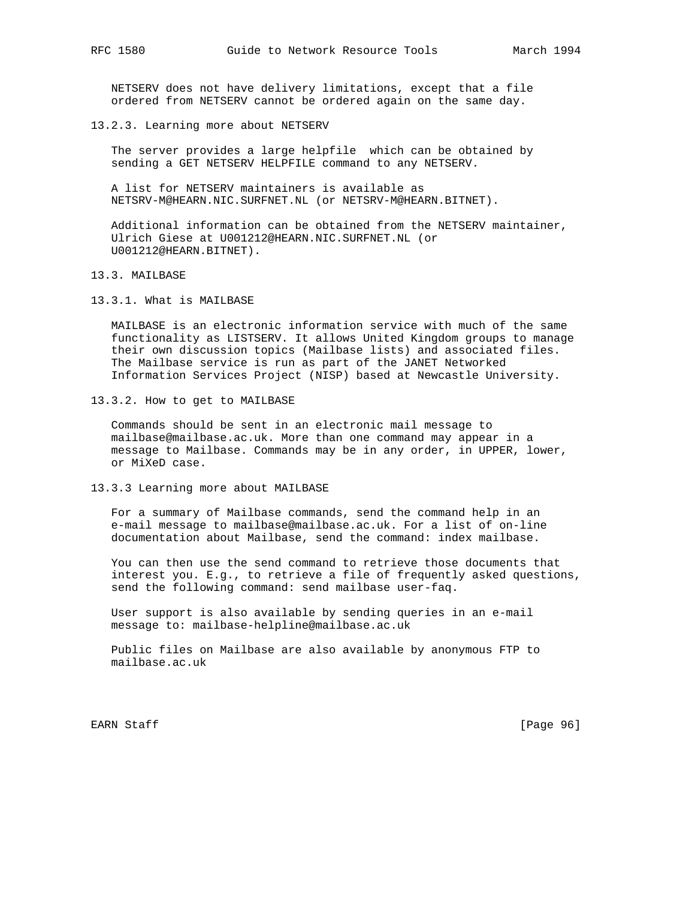NETSERV does not have delivery limitations, except that a file ordered from NETSERV cannot be ordered again on the same day.

### 13.2.3. Learning more about NETSERV

The server provides a large helpfile which can be obtained by sending a GET NETSERV HELPFILE command to any NETSERV.

A list for NETSERV maintainers is available as NETSRV-M@HEARN.NIC.SURFNET.NL (or NETSRV-M@HEARN.BITNET).

Additional information can be obtained from the NETSERV maintainer, Ulrich Giese at U001212@HEARN.NIC.SURFNET.NL (or U001212@HEARN.BITNET).

## 13.3. MAILBASE

### 13.3.1. What is MAILBASE

MAILBASE is an electronic information service with much of the same functionality as LISTSERV. It allows United Kingdom groups to manage their own discussion topics (Mailbase lists) and associated files. The Mailbase service is run as part of the JANET Networked Information Services Project (NISP) based at Newcastle University.

### 13.3.2. How to get to MAILBASE

Commands should be sent in an electronic mail message to mailbase@mailbase.ac.uk. More than one command may appear in a message to Mailbase. Commands may be in any order, in UPPER, lower, or MiXeD case.

### 13.3.3 Learning more about MAILBASE

For a summary of Mailbase commands, send the command help in an e-mail message to mailbase@mailbase.ac.uk. For a list of on-line documentation about Mailbase, send the command: index mailbase.

You can then use the send command to retrieve those documents that interest you. E.g., to retrieve a file of frequently asked questions, send the following command: send mailbase user-faq.

User support is also available by sending queries in an e-mail message to: mailbase-helpline@mailbase.ac.uk

Public files on Mailbase are also available by anonymous FTP to mailbase.ac.uk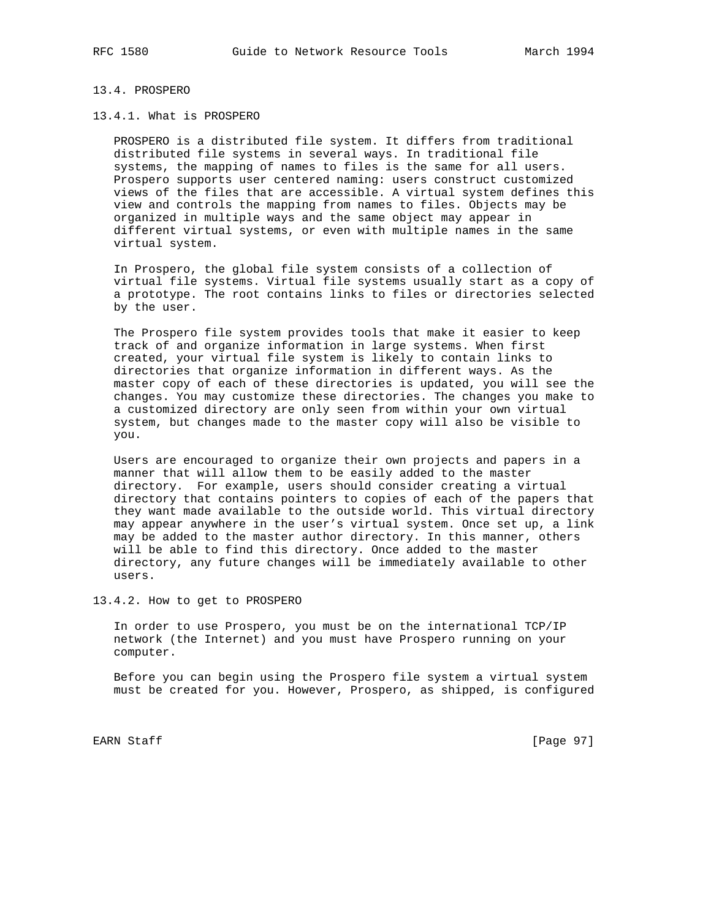## 13.4. PROSPERO

### 13.4.1. What is PROSPERO

PROSPERO is a distributed file system. It differs from traditional distributed file systems in several ways. In traditional file systems, the mapping of names to files is the same for all users. Prospero supports user centered naming: users construct customized views of the files that are accessible. A virtual system defines this view and controls the mapping from names to files. Objects may be organized in multiple ways and the same object may appear in different virtual systems, or even with multiple names in the same virtual system.

In Prospero, the global file system consists of a collection of virtual file systems. Virtual file systems usually start as a copy of a prototype. The root contains links to files or directories selected by the user.

The Prospero file system provides tools that make it easier to keep track of and organize information in large systems. When first created, your virtual file system is likely to contain links to directories that organize information in different ways. As the master copy of each of these directories is updated, you will see the changes. You may customize these directories. The changes you make to a customized directory are only seen from within your own virtual system, but changes made to the master copy will also be visible to you.

Users are encouraged to organize their own projects and papers in a manner that will allow them to be easily added to the master directory. For example, users should consider creating a virtual directory that contains pointers to copies of each of the papers that they want made available to the outside world. This virtual directory may appear anywhere in the user's virtual system. Once set up, a link may be added to the master author directory. In this manner, others will be able to find this directory. Once added to the master directory, any future changes will be immediately available to other users.

### 13.4.2. How to get to PROSPERO

In order to use Prospero, you must be on the international TCP/IP network (the Internet) and you must have Prospero running on your computer.

Before you can begin using the Prospero file system a virtual system must be created for you. However, Prospero, as shipped, is configured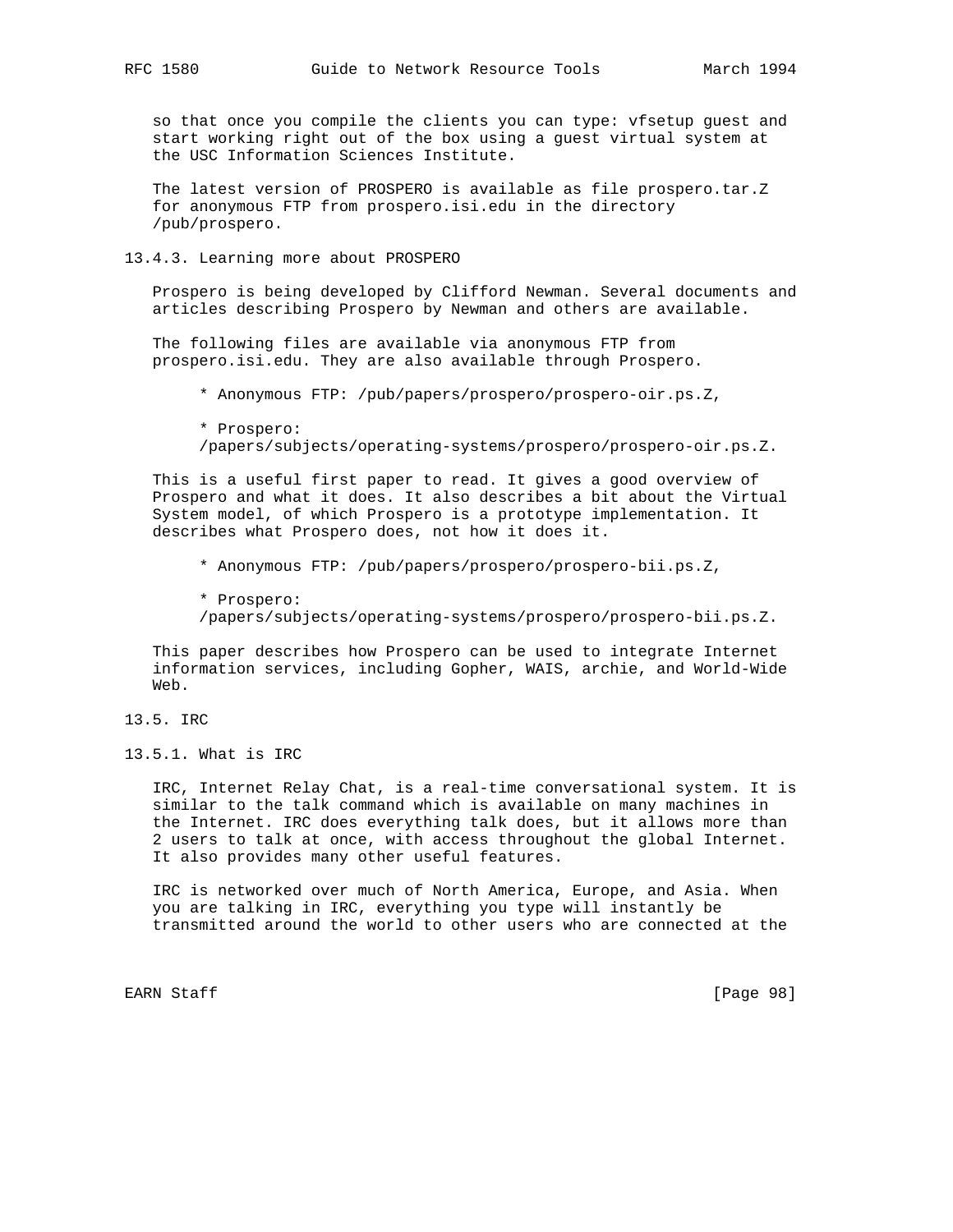so that once you compile the clients you can type: vfsetup guest and start working right out of the box using a guest virtual system at the USC Information Sciences Institute.

The latest version of PROSPERO is available as file prospero.tar.Z for anonymous FTP from prospero.isi.edu in the directory /pub/prospero.

### 13.4.3. Learning more about PROSPERO

Prospero is being developed by Clifford Newman. Several documents and articles describing Prospero by Newman and others are available.

The following files are available via anonymous FTP from prospero.isi.edu. They are also available through Prospero.

* Anonymous FTP: /pub/papers/prospero/prospero-oir.ps.Z,

* Prospero:
  /papers/subjects/operating-systems/prospero/prospero-oir.ps.Z.

This is a useful first paper to read. It gives a good overview of Prospero and what it does. It also describes a bit about the Virtual System model, of which Prospero is a prototype implementation. It describes what Prospero does, not how it does it.

* Anonymous FTP: /pub/papers/prospero/prospero-bii.ps.Z,

* Prospero:
  /papers/subjects/operating-systems/prospero/prospero-bii.ps.Z.

This paper describes how Prospero can be used to integrate Internet information services, including Gopher, WAIS, archie, and World-Wide Web.

## 13.5. IRC

### 13.5.1. What is IRC

IRC, Internet Relay Chat, is a real-time conversational system. It is similar to the talk command which is available on many machines in the Internet. IRC does everything talk does, but it allows more than 2 users to talk at once, with access throughout the global Internet. It also provides many other useful features.

IRC is networked over much of North America, Europe, and Asia. When you are talking in IRC, everything you type will instantly be transmitted around the world to other users who are connected at the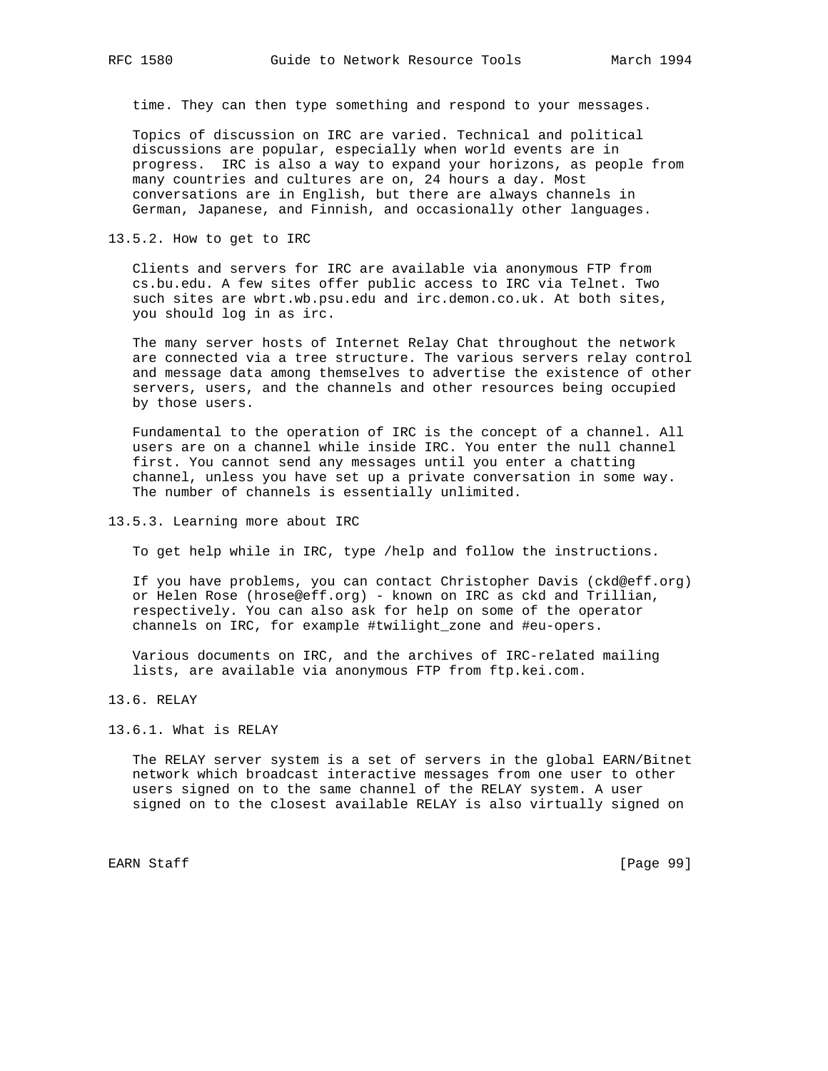time. They can then type something and respond to your messages.

Topics of discussion on IRC are varied. Technical and political discussions are popular, especially when world events are in progress. IRC is also a way to expand your horizons, as people from many countries and cultures are on, 24 hours a day. Most conversations are in English, but there are always channels in German, Japanese, and Finnish, and occasionally other languages.

### 13.5.2. How to get to IRC

Clients and servers for IRC are available via anonymous FTP from cs.bu.edu. A few sites offer public access to IRC via Telnet. Two such sites are wbrt.wb.psu.edu and irc.demon.co.uk. At both sites, you should log in as irc.

The many server hosts of Internet Relay Chat throughout the network are connected via a tree structure. The various servers relay control and message data among themselves to advertise the existence of other servers, users, and the channels and other resources being occupied by those users.

Fundamental to the operation of IRC is the concept of a channel. All users are on a channel while inside IRC. You enter the null channel first. You cannot send any messages until you enter a chatting channel, unless you have set up a private conversation in some way. The number of channels is essentially unlimited.

### 13.5.3. Learning more about IRC

To get help while in IRC, type /help and follow the instructions.

If you have problems, you can contact Christopher Davis (ckd@eff.org) or Helen Rose (hrose@eff.org) - known on IRC as ckd and Trillian, respectively. You can also ask for help on some of the operator channels on IRC, for example #twilight_zone and #eu-opers.

Various documents on IRC, and the archives of IRC-related mailing lists, are available via anonymous FTP from ftp.kei.com.

## 13.6. RELAY

### 13.6.1. What is RELAY

The RELAY server system is a set of servers in the global EARN/Bitnet network which broadcast interactive messages from one user to other users signed on to the same channel of the RELAY system. A user signed on to the closest available RELAY is also virtually signed on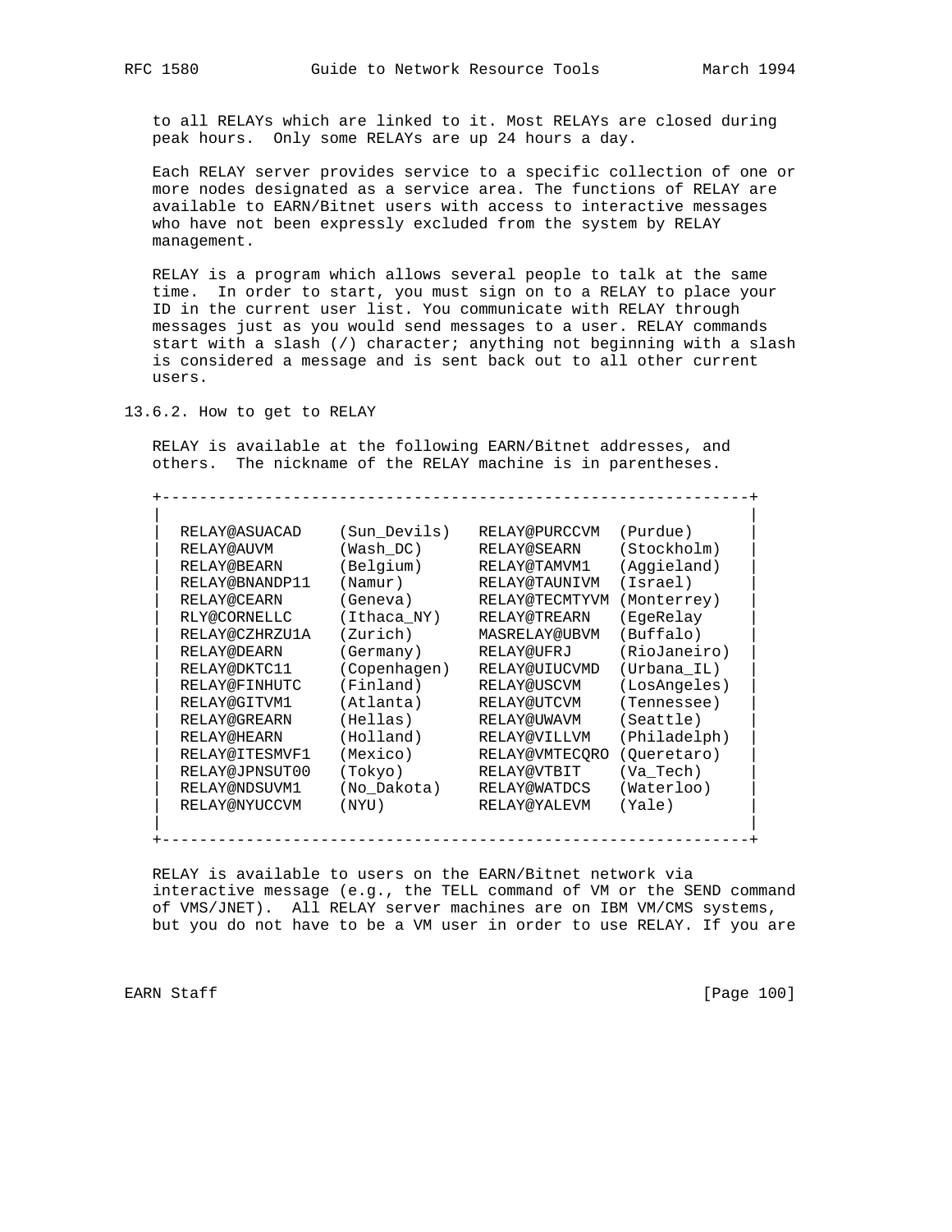to all RELAYs which are linked to it. Most RELAYs are closed during peak hours. Only some RELAYs are up 24 hours a day.

Each RELAY server provides service to a specific collection of one or more nodes designated as a service area. The functions of RELAY are available to EARN/Bitnet users with access to interactive messages who have not been expressly excluded from the system by RELAY management.

RELAY is a program which allows several people to talk at the same time. In order to start, you must sign on to a RELAY to place your ID in the current user list. You communicate with RELAY through messages just as you would send messages to a user. RELAY commands start with a slash (/) character; anything not beginning with a slash is considered a message and is sent back out to all other current users.

### 13.6.2. How to get to RELAY

RELAY is available at the following EARN/Bitnet addresses, and others. The nickname of the RELAY machine is in parentheses.

| Address | Nickname | Address | Nickname |
|---|---|---|---|
| RELAY@ASUACAD | (Sun_Devils) | RELAY@PURCCVM | (Purdue) |
| RELAY@AUVM | (Wash_DC) | RELAY@SEARN | (Stockholm) |
| RELAY@BEARN | (Belgium) | RELAY@TAMVM1 | (Aggieland) |
| RELAY@BNANDP11 | (Namur) | RELAY@TAUNIVM | (Israel) |
| RELAY@CEARN | (Geneva) | RELAY@TECMTYVM | (Monterrey) |
| RLY@CORNELLC | (Ithaca_NY) | RELAY@TREARN | (EgeRelay |
| RELAY@CZHRZU1A | (Zurich) | MASRELAY@UBVM | (Buffalo) |
| RELAY@DEARN | (Germany) | RELAY@UFRJ | (RioJaneiro) |
| RELAY@DKTC11 | (Copenhagen) | RELAY@UIUCVMD | (Urbana_IL) |
| RELAY@FINHUTC | (Finland) | RELAY@USCVM | (LosAngeles) |
| RELAY@GITVM1 | (Atlanta) | RELAY@UTCVM | (Tennessee) |
| RELAY@GREARN | (Hellas) | RELAY@UWAVM | (Seattle) |
| RELAY@HEARN | (Holland) | RELAY@VILLVM | (Philadelph) |
| RELAY@ITESMVF1 | (Mexico) | RELAY@VMTECQRO | (Queretaro) |
| RELAY@JPNSUT00 | (Tokyo) | RELAY@VTBIT | (Va_Tech) |
| RELAY@NDSUVM1 | (No_Dakota) | RELAY@WATDCS | (Waterloo) |
| RELAY@NYUCCVM | (NYU) | RELAY@YALEVM | (Yale) |

RELAY is available to users on the EARN/Bitnet network via interactive message (e.g., the TELL command of VM or the SEND command of VMS/JNET). All RELAY server machines are on IBM VM/CMS systems, but you do not have to be a VM user in order to use RELAY. If you are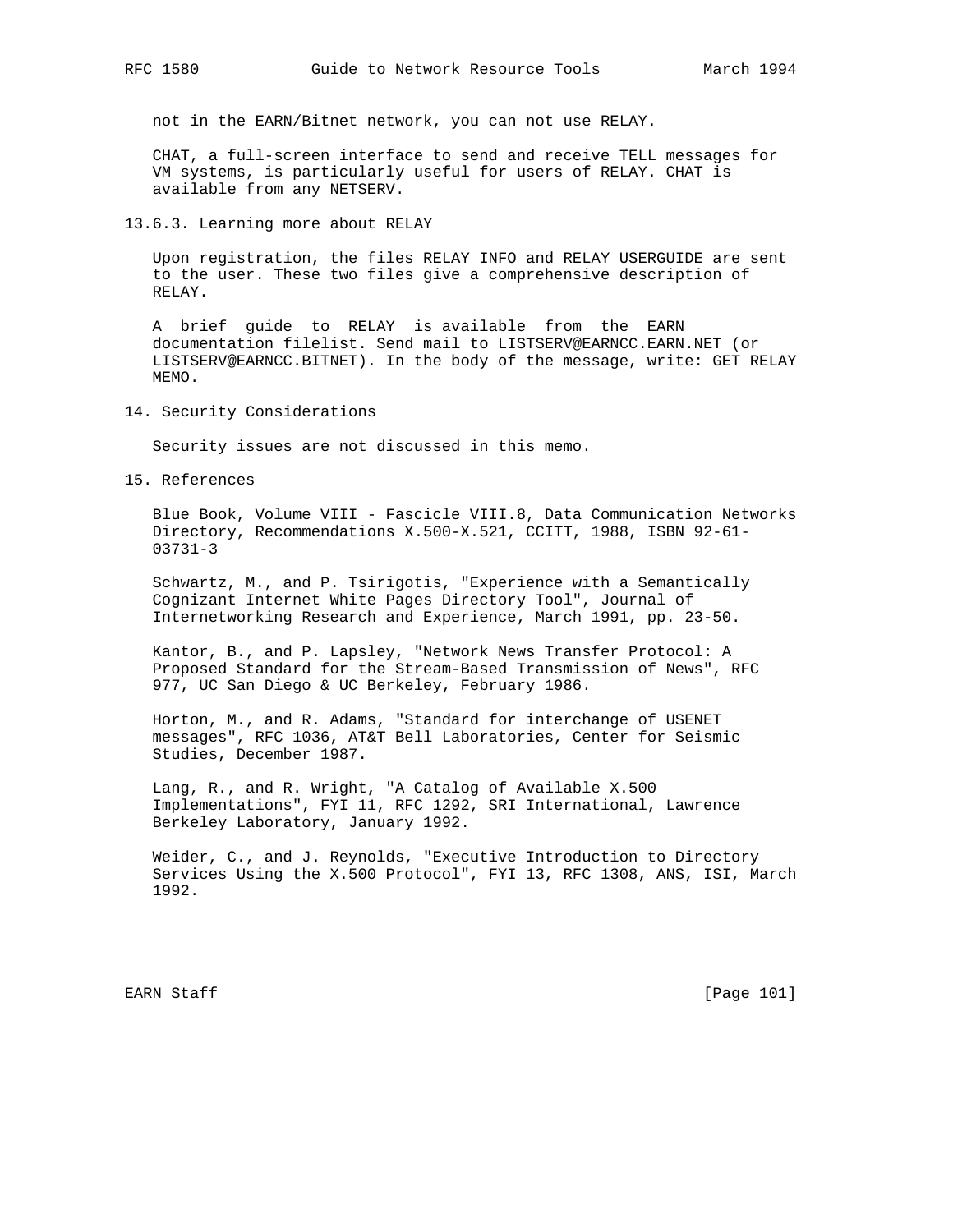not in the EARN/Bitnet network, you can not use RELAY.

CHAT, a full-screen interface to send and receive TELL messages for VM systems, is particularly useful for users of RELAY. CHAT is available from any NETSERV.

### 13.6.3. Learning more about RELAY

Upon registration, the files RELAY INFO and RELAY USERGUIDE are sent to the user. These two files give a comprehensive description of RELAY.

A brief guide to RELAY is available from the EARN documentation filelist. Send mail to LISTSERV@EARNCC.EARN.NET (or LISTSERV@EARNCC.BITNET). In the body of the message, write: GET RELAY MEMO.

## 14. Security Considerations

Security issues are not discussed in this memo.

## 15. References

Blue Book, Volume VIII - Fascicle VIII.8, Data Communication Networks Directory, Recommendations X.500-X.521, CCITT, 1988, ISBN 92-61-03731-3

Schwartz, M., and P. Tsirigotis, "Experience with a Semantically Cognizant Internet White Pages Directory Tool", Journal of Internetworking Research and Experience, March 1991, pp. 23-50.

Kantor, B., and P. Lapsley, "Network News Transfer Protocol: A Proposed Standard for the Stream-Based Transmission of News", RFC 977, UC San Diego & UC Berkeley, February 1986.

Horton, M., and R. Adams, "Standard for interchange of USENET messages", RFC 1036, AT&T Bell Laboratories, Center for Seismic Studies, December 1987.

Lang, R., and R. Wright, "A Catalog of Available X.500 Implementations", FYI 11, RFC 1292, SRI International, Lawrence Berkeley Laboratory, January 1992.

Weider, C., and J. Reynolds, "Executive Introduction to Directory Services Using the X.500 Protocol", FYI 13, RFC 1308, ANS, ISI, March 1992.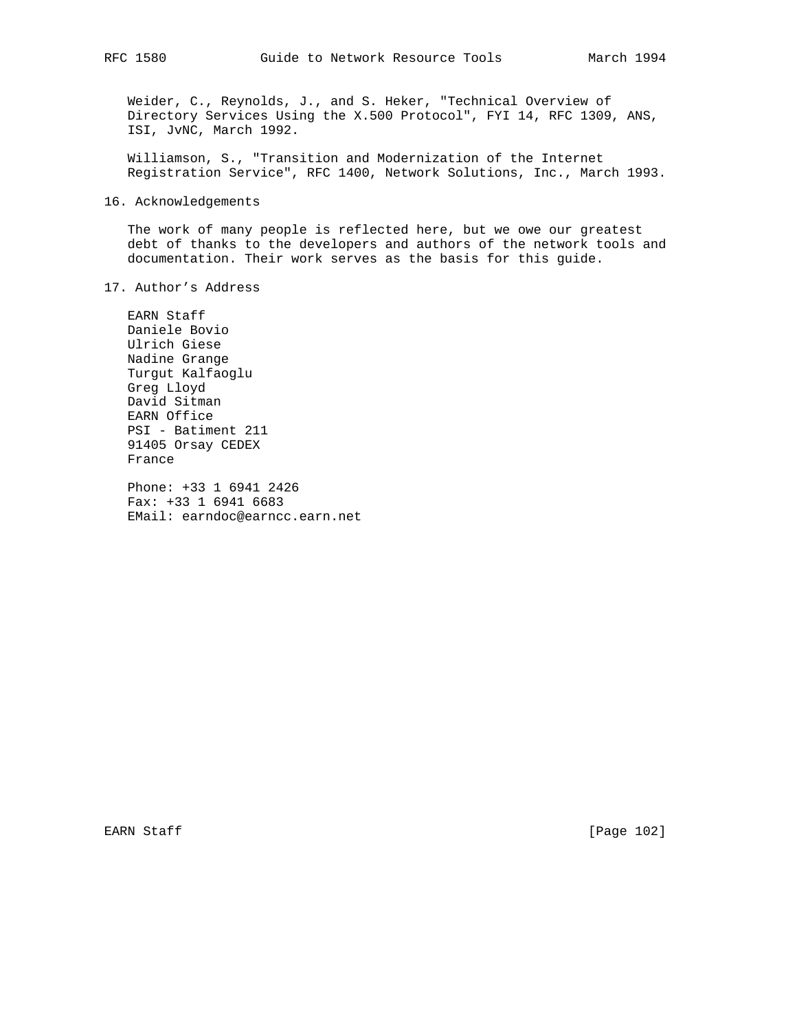Weider, C., Reynolds, J., and S. Heker, "Technical Overview of Directory Services Using the X.500 Protocol", FYI 14, RFC 1309, ANS, ISI, JvNC, March 1992.

Williamson, S., "Transition and Modernization of the Internet Registration Service", RFC 1400, Network Solutions, Inc., March 1993.

## 16. Acknowledgements

The work of many people is reflected here, but we owe our greatest debt of thanks to the developers and authors of the network tools and documentation. Their work serves as the basis for this guide.

## 17. Author's Address

EARN Staff  
Daniele Bovio  
Ulrich Giese  
Nadine Grange  
Turgut Kalfaoglu  
Greg Lloyd  
David Sitman  
EARN Office  
PSI - Batiment 211  
91405 Orsay CEDEX  
France

Phone: +33 1 6941 2426  
Fax: +33 1 6941 6683  
EMail: earndoc@earncc.earn.net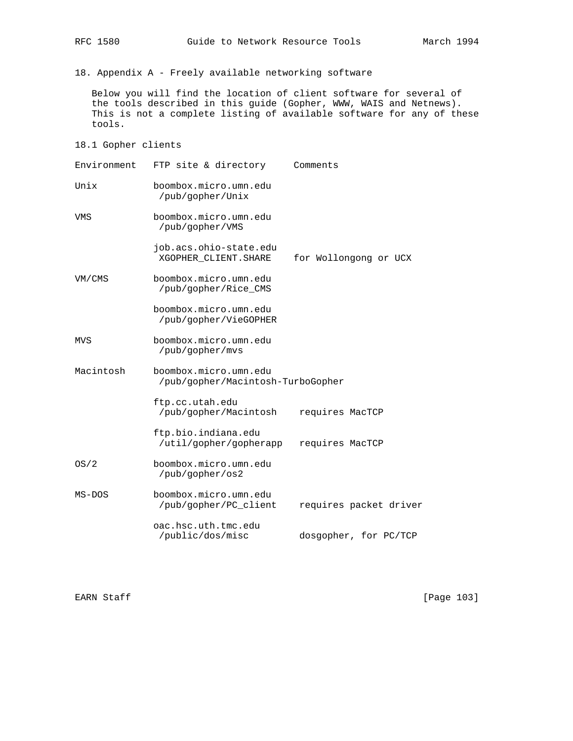## 18. Appendix A - Freely available networking software

Below you will find the location of client software for several of the tools described in this guide (Gopher, WWW, WAIS and Netnews). This is not a complete listing of available software for any of these tools.

### 18.1 Gopher clients

| Environment | FTP site & directory | Comments |
|---|---|---|
| Unix | boombox.micro.umn.edu /pub/gopher/Unix | |
| VMS | boombox.micro.umn.edu /pub/gopher/VMS | |
| | job.acs.ohio-state.edu XGOPHER_CLIENT.SHARE | for Wollongong or UCX |
| VM/CMS | boombox.micro.umn.edu /pub/gopher/Rice_CMS | |
| | boombox.micro.umn.edu /pub/gopher/VieGOPHER | |
| MVS | boombox.micro.umn.edu /pub/gopher/mvs | |
| Macintosh | boombox.micro.umn.edu /pub/gopher/Macintosh-TurboGopher | |
| | ftp.cc.utah.edu /pub/gopher/Macintosh | requires MacTCP |
| | ftp.bio.indiana.edu /util/gopher/gopherapp | requires MacTCP |
| OS/2 | boombox.micro.umn.edu /pub/gopher/os2 | |
| MS-DOS | boombox.micro.umn.edu /pub/gopher/PC_client | requires packet driver |
| | oac.hsc.uth.tmc.edu /public/dos/misc | dosgopher, for PC/TCP |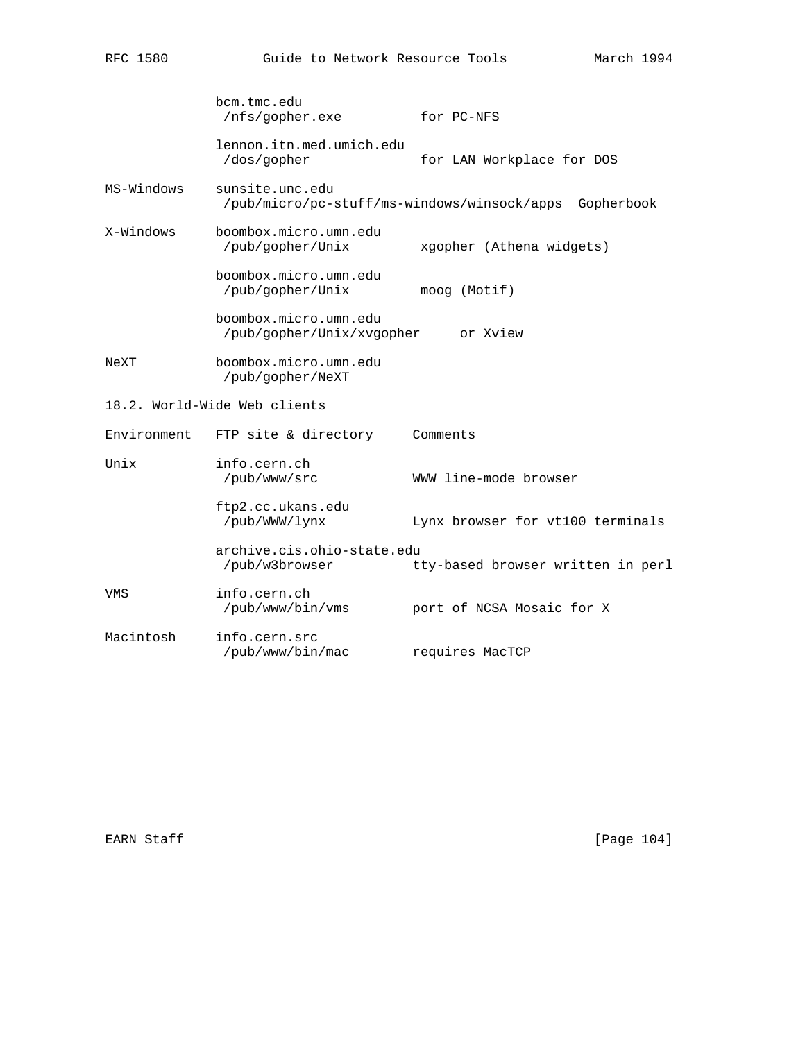| | | |
|---|---|---|
| | bcm.tmc.edu /nfs/gopher.exe | for PC-NFS |
| | lennon.itn.med.umich.edu /dos/gopher | for LAN Workplace for DOS |
| MS-Windows | sunsite.unc.edu /pub/micro/pc-stuff/ms-windows/winsock/apps | Gopherbook |
| X-Windows | boombox.micro.umn.edu /pub/gopher/Unix | xgopher (Athena widgets) |
| | boombox.micro.umn.edu /pub/gopher/Unix | moog (Motif) |
| | boombox.micro.umn.edu /pub/gopher/Unix/xvgopher | or Xview |
| NeXT | boombox.micro.umn.edu /pub/gopher/NeXT | |

18.2. World-Wide Web clients

| Environment | FTP site & directory | Comments |
|---|---|---|
| Unix | info.cern.ch /pub/www/src | WWW line-mode browser |
| | ftp2.cc.ukans.edu /pub/WWW/lynx | Lynx browser for vt100 terminals |
| | archive.cis.ohio-state.edu /pub/w3browser | tty-based browser written in perl |
| VMS | info.cern.ch /pub/www/bin/vms | port of NCSA Mosaic for X |
| Macintosh | info.cern.src /pub/www/bin/mac | requires MacTCP |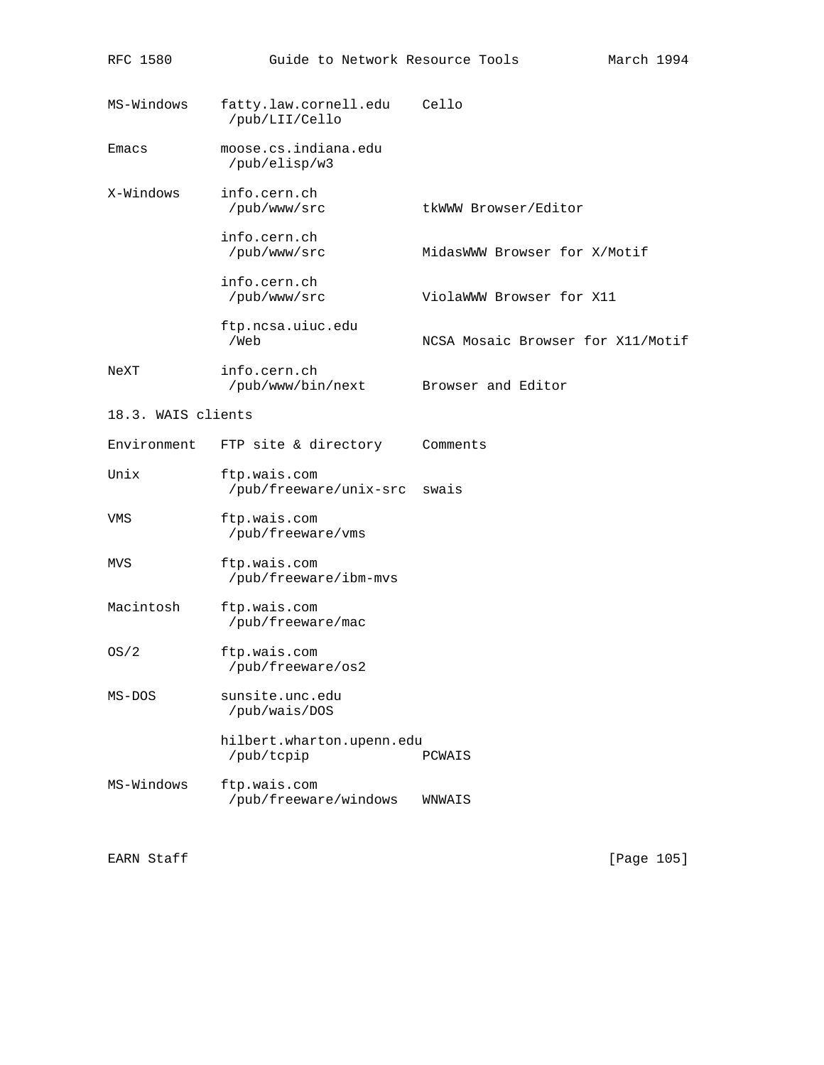| | | |
|---|---|---|
| MS-Windows | fatty.law.cornell.edu /pub/LII/Cello | Cello |
| Emacs | moose.cs.indiana.edu /pub/elisp/w3 | |
| X-Windows | info.cern.ch /pub/www/src | tkWWW Browser/Editor |
| | info.cern.ch /pub/www/src | MidasWWW Browser for X/Motif |
| | info.cern.ch /pub/www/src | ViolaWWW Browser for X11 |
| | ftp.ncsa.uiuc.edu /Web | NCSA Mosaic Browser for X11/Motif |
| NeXT | info.cern.ch /pub/www/bin/next | Browser and Editor |

### 18.3. WAIS clients

| Environment | FTP site & directory | Comments |
|---|---|---|
| Unix | ftp.wais.com /pub/freeware/unix-src | swais |
| VMS | ftp.wais.com /pub/freeware/vms | |
| MVS | ftp.wais.com /pub/freeware/ibm-mvs | |
| Macintosh | ftp.wais.com /pub/freeware/mac | |
| OS/2 | ftp.wais.com /pub/freeware/os2 | |
| MS-DOS | sunsite.unc.edu /pub/wais/DOS | |
| | hilbert.wharton.upenn.edu /pub/tcpip | PCWAIS |
| MS-Windows | ftp.wais.com /pub/freeware/windows | WNWAIS |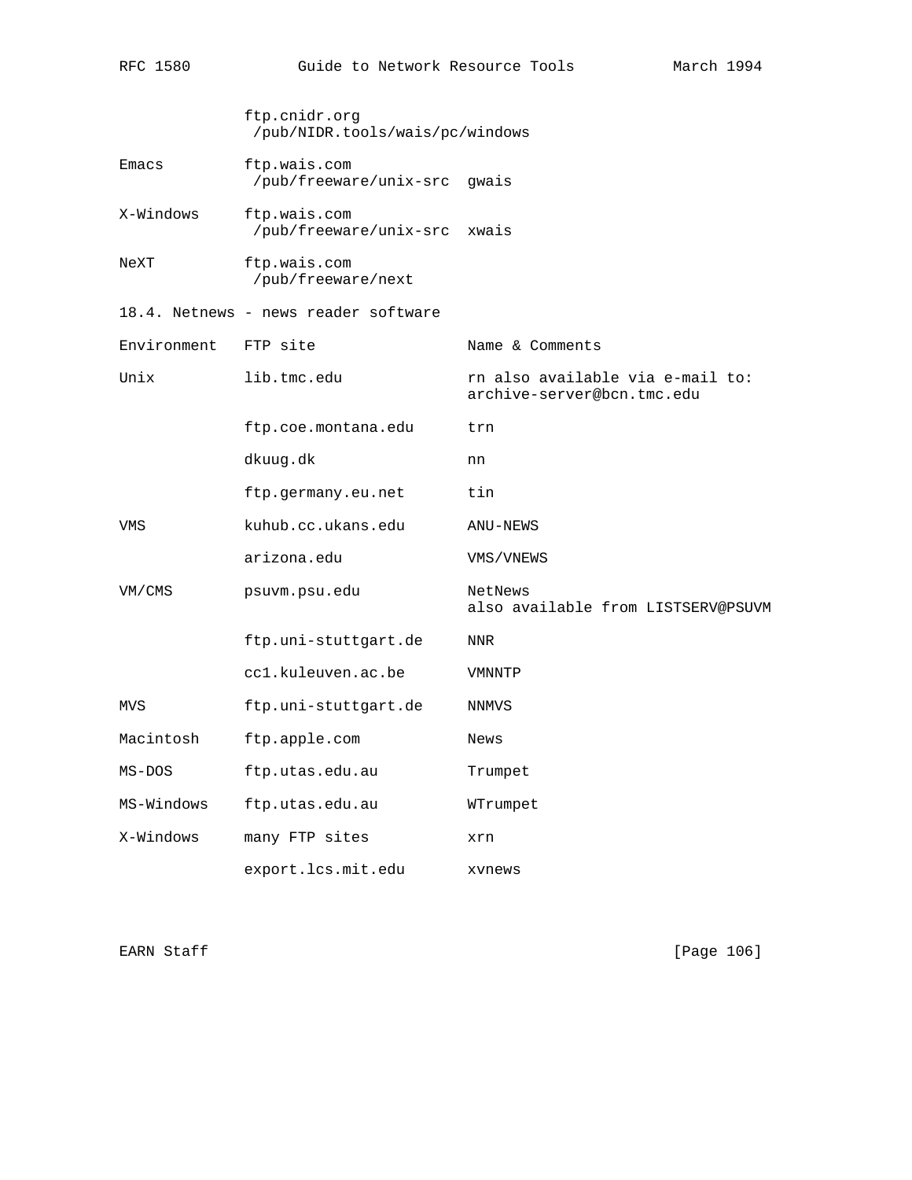| | | |
|---|---|---|
| | ftp.cnidr.org /pub/NIDR.tools/wais/pc/windows | |
| Emacs | ftp.wais.com /pub/freeware/unix-src | gwais |
| X-Windows | ftp.wais.com /pub/freeware/unix-src | xwais |
| NeXT | ftp.wais.com /pub/freeware/next | |

18.4. Netnews - news reader software

| Environment | FTP site | Name & Comments |
|---|---|---|
| Unix | lib.tmc.edu | rn also available via e-mail to: archive-server@bcn.tmc.edu |
| | ftp.coe.montana.edu | trn |
| | dkuug.dk | nn |
| | ftp.germany.eu.net | tin |
| VMS | kuhub.cc.ukans.edu | ANU-NEWS |
| | arizona.edu | VMS/VNEWS |
| VM/CMS | psuvm.psu.edu | NetNews also available from LISTSERV@PSUVM |
| | ftp.uni-stuttgart.de | NNR |
| | cc1.kuleuven.ac.be | VMNNTP |
| MVS | ftp.uni-stuttgart.de | NNMVS |
| Macintosh | ftp.apple.com | News |
| MS-DOS | ftp.utas.edu.au | Trumpet |
| MS-Windows | ftp.utas.edu.au | WTrumpet |
| X-Windows | many FTP sites | xrn |
| | export.lcs.mit.edu | xvnews |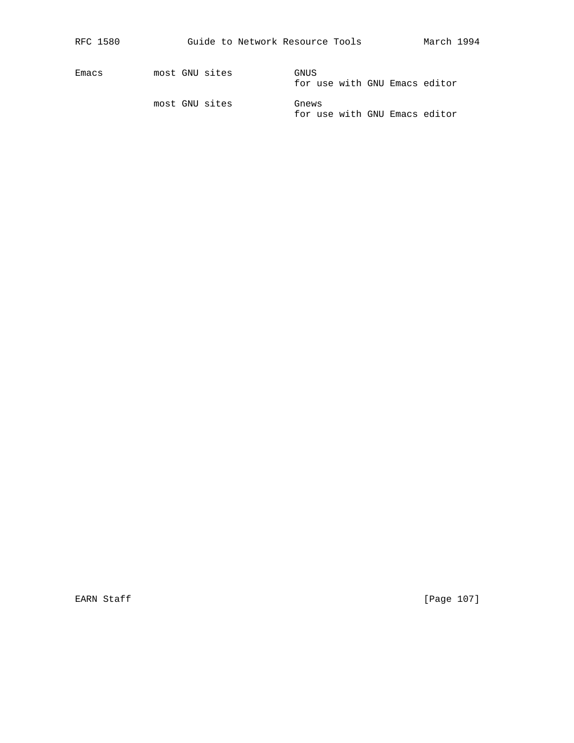| | | |
|---|---|---|
| Emacs | most GNU sites | GNUS<br>for use with GNU Emacs editor |
| | most GNU sites | Gnews<br>for use with GNU Emacs editor |